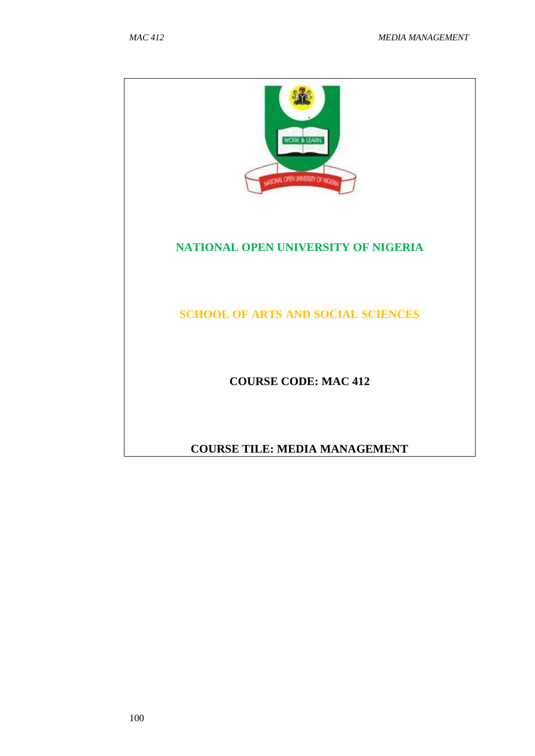# NATIONAL OPEN UNIVERSITY OF NIGERIA

## SCHOOL OF ARTS AND SOCIAL SCIENCES

**COURSE CODE: MAC 412**

**COURSE TILE: MEDIA MANAGEMENT**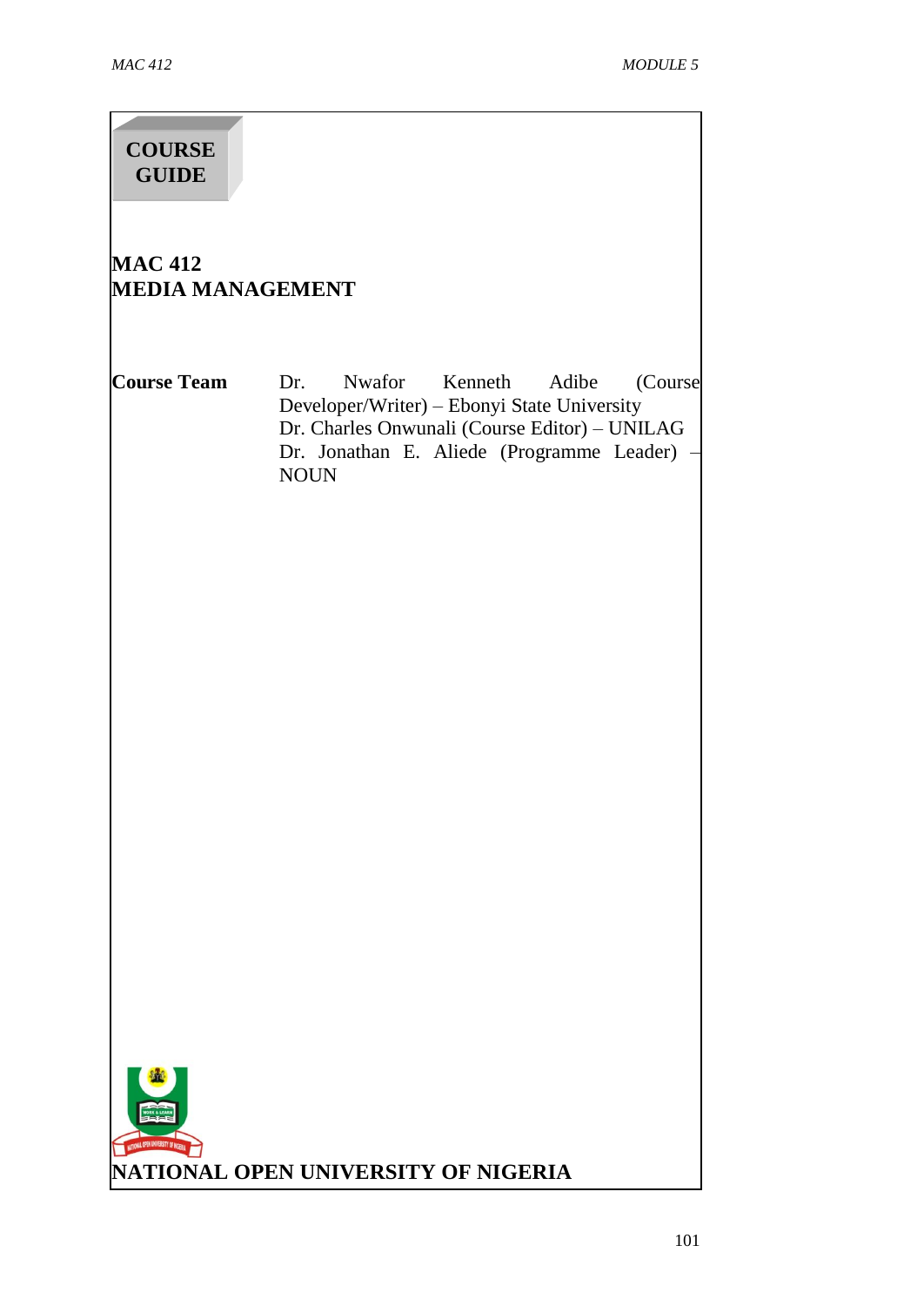**COURSE GUIDE**

# MAC 412
# MEDIA MANAGEMENT

**Course Team**

Dr. Nwafor Kenneth Adibe (Course Developer/Writer) – Ebonyi State University
Dr. Charles Onwunali (Course Editor) – UNILAG
Dr. Jonathan E. Aliede (Programme Leader) – NOUN

**NATIONAL OPEN UNIVERSITY OF NIGERIA**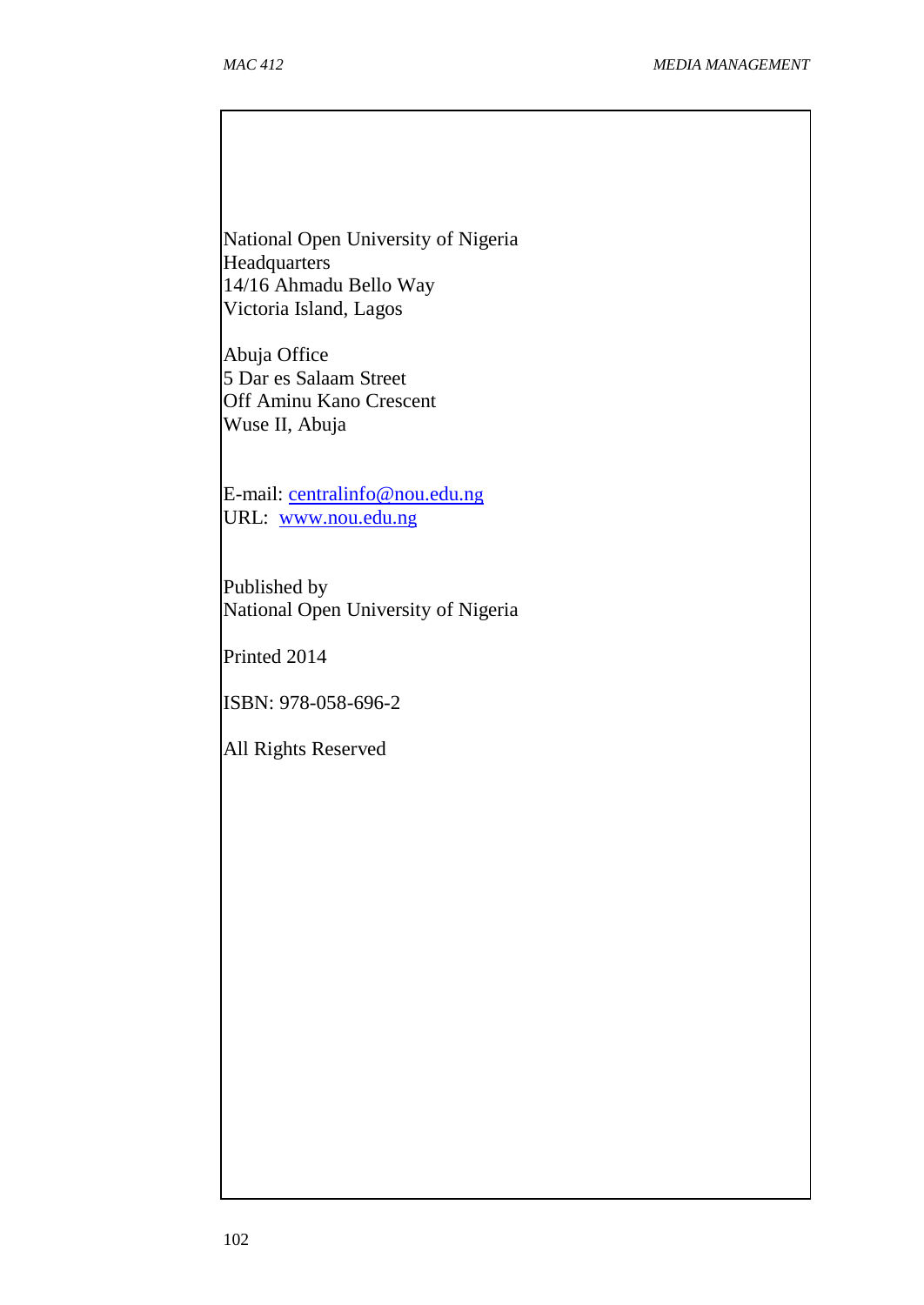National Open University of Nigeria
Headquarters
14/16 Ahmadu Bello Way
Victoria Island, Lagos

Abuja Office
5 Dar es Salaam Street
Off Aminu Kano Crescent
Wuse II, Abuja

E-mail: centralinfo@nou.edu.ng
URL: www.nou.edu.ng

Published by
National Open University of Nigeria

Printed 2014

ISBN: 978-058-696-2

All Rights Reserved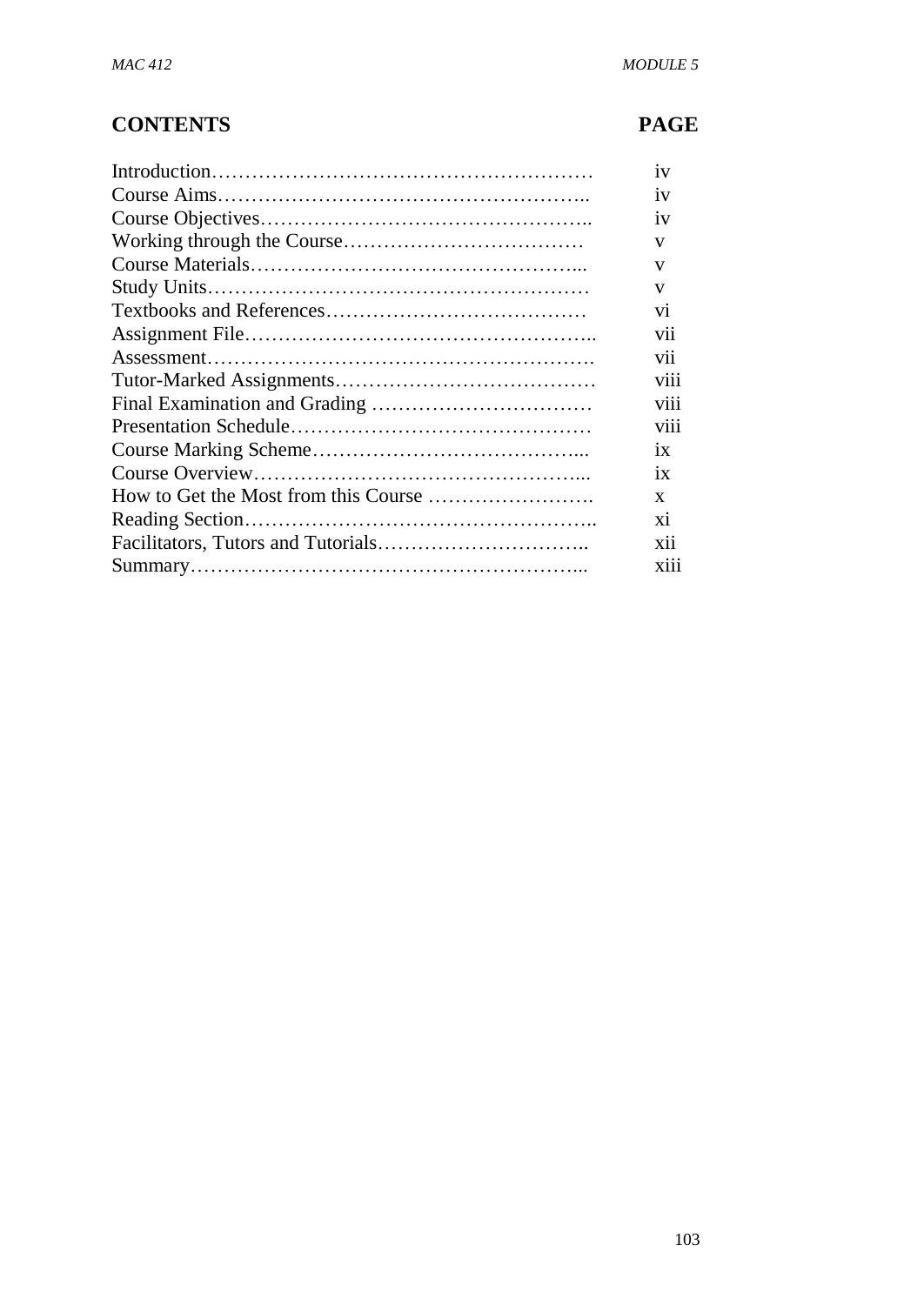| CONTENTS | PAGE |
| --- | --- |
| Introduction | iv |
| Course Aims | iv |
| Course Objectives | iv |
| Working through the Course | v |
| Course Materials | v |
| Study Units | v |
| Textbooks and References | vi |
| Assignment File | vii |
| Assessment | vii |
| Tutor-Marked Assignments | viii |
| Final Examination and Grading | viii |
| Presentation Schedule | viii |
| Course Marking Scheme | ix |
| Course Overview | ix |
| How to Get the Most from this Course | x |
| Reading Section | xi |
| Facilitators, Tutors and Tutorials | xii |
| Summary | xiii |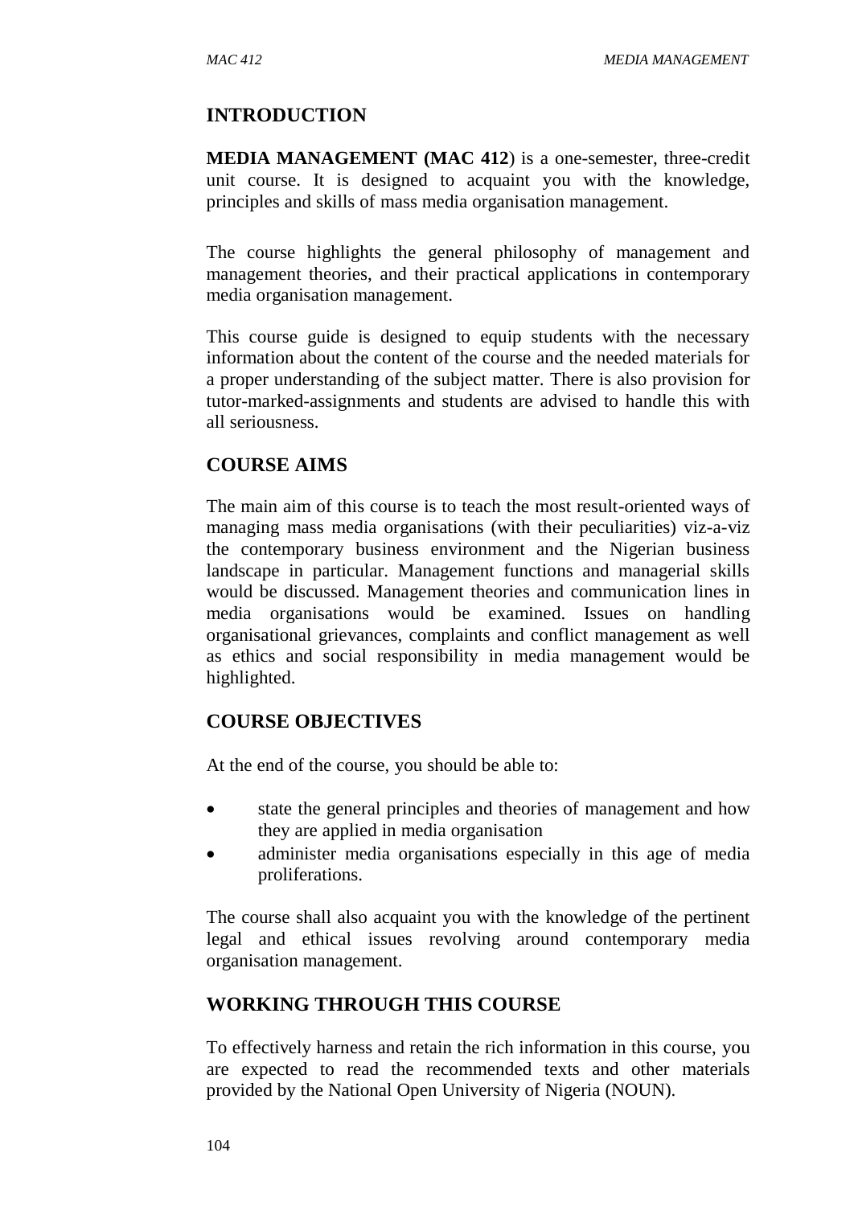## INTRODUCTION

**MEDIA MANAGEMENT (MAC 412**) is a one-semester, three-credit unit course. It is designed to acquaint you with the knowledge, principles and skills of mass media organisation management.

The course highlights the general philosophy of management and management theories, and their practical applications in contemporary media organisation management.

This course guide is designed to equip students with the necessary information about the content of the course and the needed materials for a proper understanding of the subject matter. There is also provision for tutor-marked-assignments and students are advised to handle this with all seriousness.

## COURSE AIMS

The main aim of this course is to teach the most result-oriented ways of managing mass media organisations (with their peculiarities) viz-a-viz the contemporary business environment and the Nigerian business landscape in particular. Management functions and managerial skills would be discussed. Management theories and communication lines in media organisations would be examined. Issues on handling organisational grievances, complaints and conflict management as well as ethics and social responsibility in media management would be highlighted.

## COURSE OBJECTIVES

At the end of the course, you should be able to:

- state the general principles and theories of management and how they are applied in media organisation
- administer media organisations especially in this age of media proliferations.

The course shall also acquaint you with the knowledge of the pertinent legal and ethical issues revolving around contemporary media organisation management.

## WORKING THROUGH THIS COURSE

To effectively harness and retain the rich information in this course, you are expected to read the recommended texts and other materials provided by the National Open University of Nigeria (NOUN).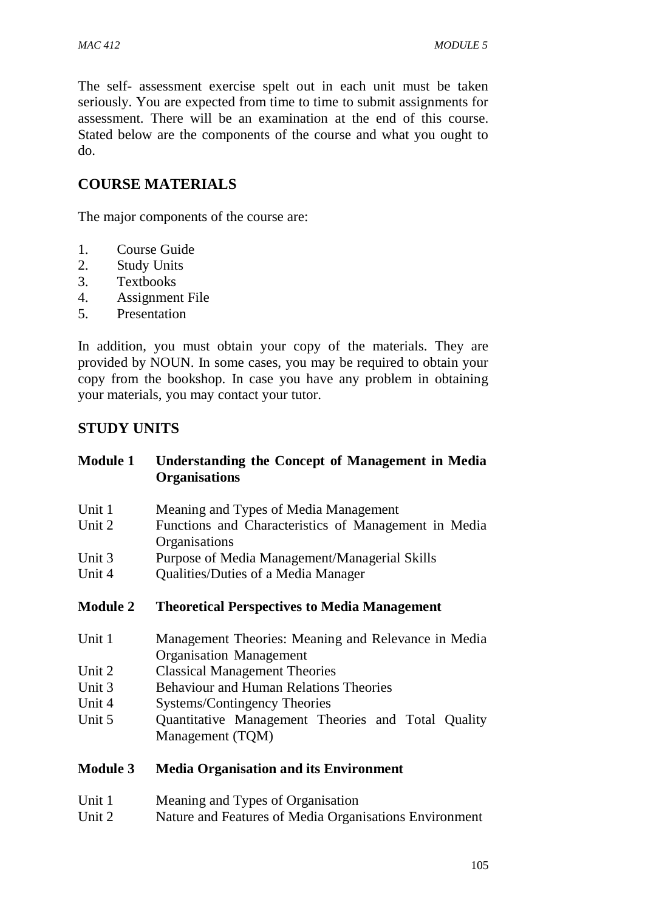The self- assessment exercise spelt out in each unit must be taken seriously. You are expected from time to time to submit assignments for assessment. There will be an examination at the end of this course. Stated below are the components of the course and what you ought to do.

## COURSE MATERIALS

The major components of the course are:

1. Course Guide
2. Study Units
3. Textbooks
4. Assignment File
5. Presentation

In addition, you must obtain your copy of the materials. They are provided by NOUN. In some cases, you may be required to obtain your copy from the bookshop. In case you have any problem in obtaining your materials, you may contact your tutor.

## STUDY UNITS

**Module 1 Understanding the Concept of Management in Media Organisations**

Unit 1 Meaning and Types of Media Management
Unit 2 Functions and Characteristics of Management in Media Organisations
Unit 3 Purpose of Media Management/Managerial Skills
Unit 4 Qualities/Duties of a Media Manager

**Module 2 Theoretical Perspectives to Media Management**

Unit 1 Management Theories: Meaning and Relevance in Media Organisation Management
Unit 2 Classical Management Theories
Unit 3 Behaviour and Human Relations Theories
Unit 4 Systems/Contingency Theories
Unit 5 Quantitative Management Theories and Total Quality Management (TQM)

**Module 3 Media Organisation and its Environment**

Unit 1 Meaning and Types of Organisation
Unit 2 Nature and Features of Media Organisations Environment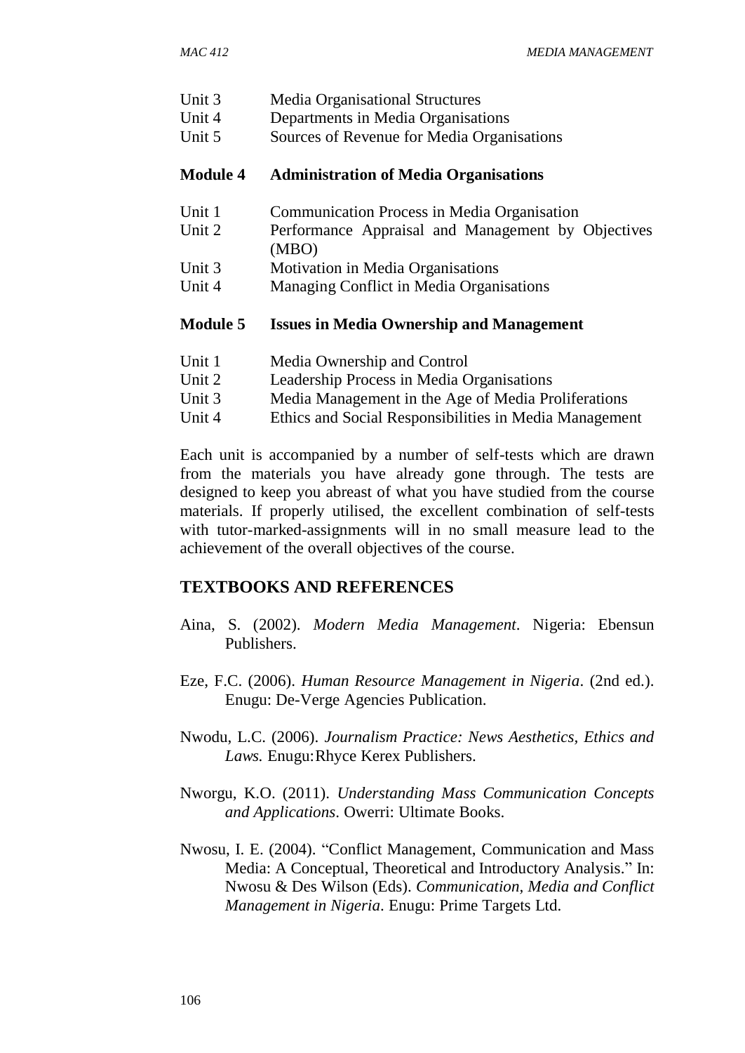Unit 3 Media Organisational Structures
Unit 4 Departments in Media Organisations
Unit 5 Sources of Revenue for Media Organisations

**Module 4 Administration of Media Organisations**

Unit 1 Communication Process in Media Organisation
Unit 2 Performance Appraisal and Management by Objectives (MBO)
Unit 3 Motivation in Media Organisations
Unit 4 Managing Conflict in Media Organisations

**Module 5 Issues in Media Ownership and Management**

Unit 1 Media Ownership and Control
Unit 2 Leadership Process in Media Organisations
Unit 3 Media Management in the Age of Media Proliferations
Unit 4 Ethics and Social Responsibilities in Media Management

Each unit is accompanied by a number of self-tests which are drawn from the materials you have already gone through. The tests are designed to keep you abreast of what you have studied from the course materials. If properly utilised, the excellent combination of self-tests with tutor-marked-assignments will in no small measure lead to the achievement of the overall objectives of the course.

## TEXTBOOKS AND REFERENCES

Aina, S. (2002). *Modern Media Management*. Nigeria: Ebensun Publishers.

Eze, F.C. (2006). *Human Resource Management in Nigeria*. (2nd ed.). Enugu: De-Verge Agencies Publication.

Nwodu, L.C. (2006). *Journalism Practice: News Aesthetics, Ethics and Laws.* Enugu: Rhyce Kerex Publishers.

Nworgu, K.O. (2011). *Understanding Mass Communication Concepts and Applications*. Owerri: Ultimate Books.

Nwosu, I. E. (2004). "Conflict Management, Communication and Mass Media: A Conceptual, Theoretical and Introductory Analysis." In: Nwosu & Des Wilson (Eds). *Communication, Media and Conflict Management in Nigeria*. Enugu: Prime Targets Ltd.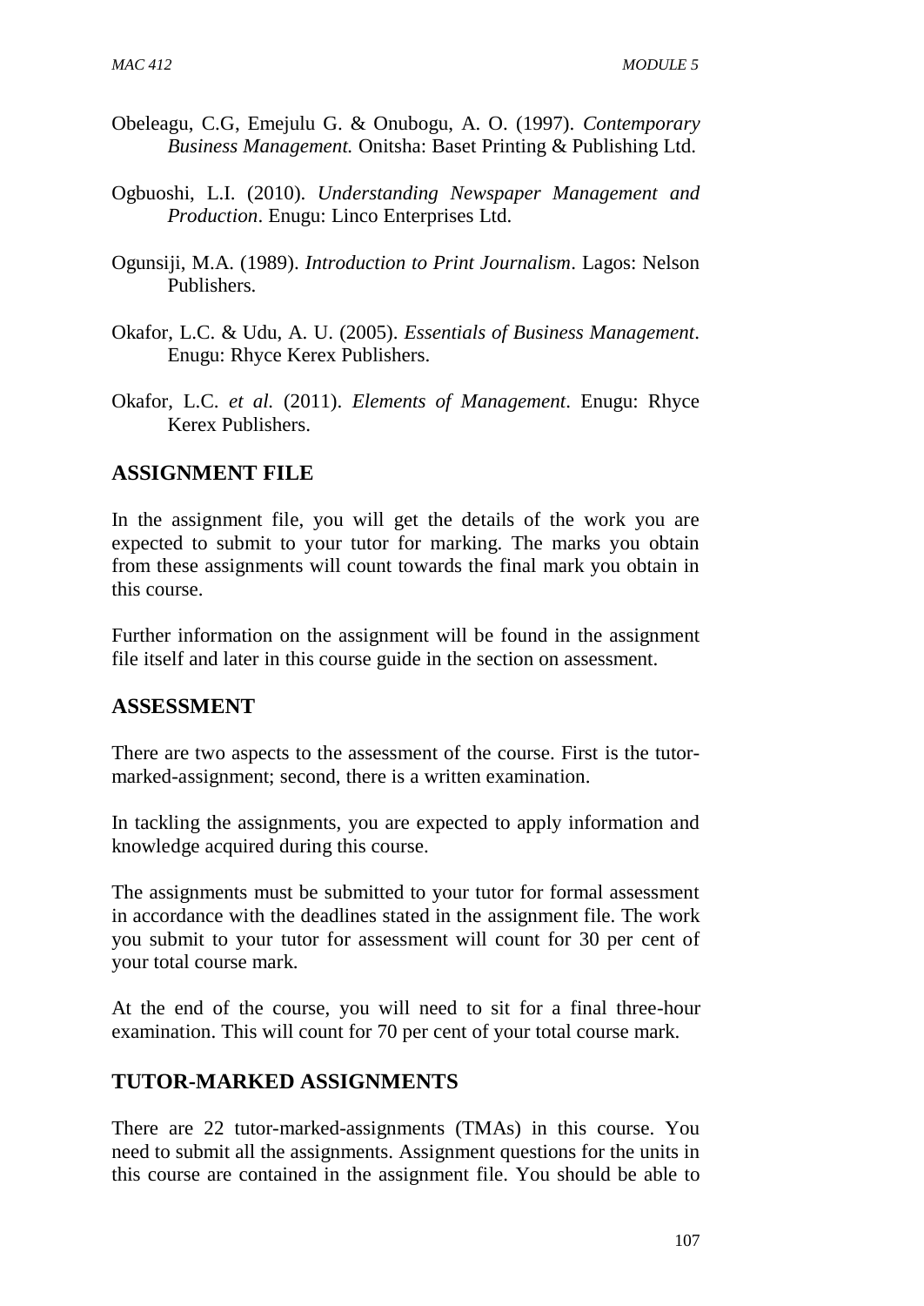Obeleagu, C.G, Emejulu G. & Onubogu, A. O. (1997). *Contemporary Business Management.* Onitsha: Baset Printing & Publishing Ltd.

Ogbuoshi, L.I. (2010). *Understanding Newspaper Management and Production*. Enugu: Linco Enterprises Ltd.

Ogunsiji, M.A. (1989). *Introduction to Print Journalism*. Lagos: Nelson Publishers.

Okafor, L.C. & Udu, A. U. (2005). *Essentials of Business Management*. Enugu: Rhyce Kerex Publishers.

Okafor, L.C. *et al.* (2011). *Elements of Management*. Enugu: Rhyce Kerex Publishers.

## ASSIGNMENT FILE

In the assignment file, you will get the details of the work you are expected to submit to your tutor for marking. The marks you obtain from these assignments will count towards the final mark you obtain in this course.

Further information on the assignment will be found in the assignment file itself and later in this course guide in the section on assessment.

## ASSESSMENT

There are two aspects to the assessment of the course. First is the tutor-marked-assignment; second, there is a written examination.

In tackling the assignments, you are expected to apply information and knowledge acquired during this course.

The assignments must be submitted to your tutor for formal assessment in accordance with the deadlines stated in the assignment file. The work you submit to your tutor for assessment will count for 30 per cent of your total course mark.

At the end of the course, you will need to sit for a final three-hour examination. This will count for 70 per cent of your total course mark.

## TUTOR-MARKED ASSIGNMENTS

There are 22 tutor-marked-assignments (TMAs) in this course. You need to submit all the assignments. Assignment questions for the units in this course are contained in the assignment file. You should be able to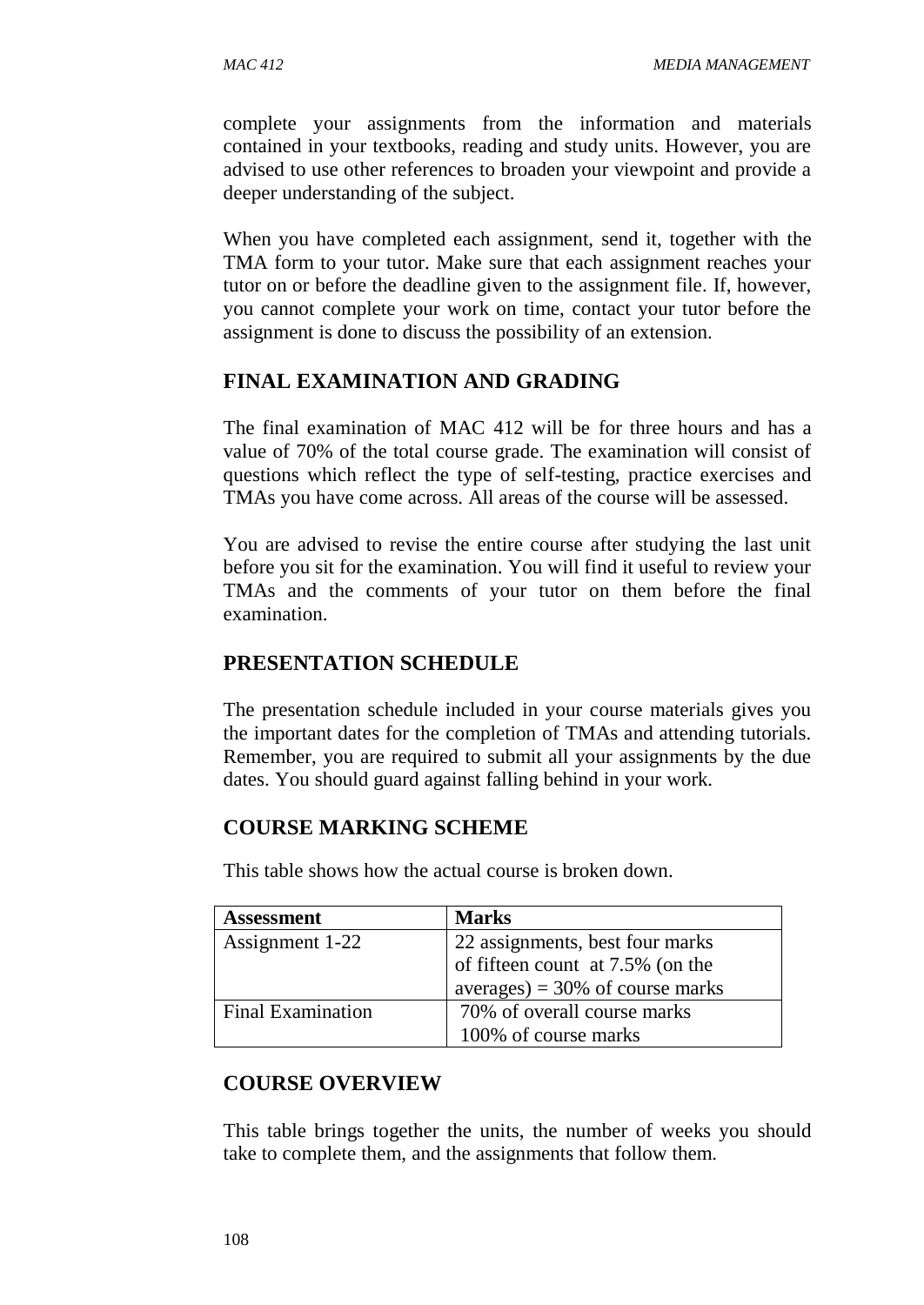complete your assignments from the information and materials contained in your textbooks, reading and study units. However, you are advised to use other references to broaden your viewpoint and provide a deeper understanding of the subject.

When you have completed each assignment, send it, together with the TMA form to your tutor. Make sure that each assignment reaches your tutor on or before the deadline given to the assignment file. If, however, you cannot complete your work on time, contact your tutor before the assignment is done to discuss the possibility of an extension.

## FINAL EXAMINATION AND GRADING

The final examination of MAC 412 will be for three hours and has a value of 70% of the total course grade. The examination will consist of questions which reflect the type of self-testing, practice exercises and TMAs you have come across. All areas of the course will be assessed.

You are advised to revise the entire course after studying the last unit before you sit for the examination. You will find it useful to review your TMAs and the comments of your tutor on them before the final examination.

## PRESENTATION SCHEDULE

The presentation schedule included in your course materials gives you the important dates for the completion of TMAs and attending tutorials. Remember, you are required to submit all your assignments by the due dates. You should guard against falling behind in your work.

## COURSE MARKING SCHEME

This table shows how the actual course is broken down.

| Assessment | Marks |
|---|---|
| Assignment 1-22 | 22 assignments, best four marks of fifteen count at 7.5% (on the averages) = 30% of course marks |
| Final Examination | 70% of overall course marks<br>100% of course marks |

## COURSE OVERVIEW

This table brings together the units, the number of weeks you should take to complete them, and the assignments that follow them.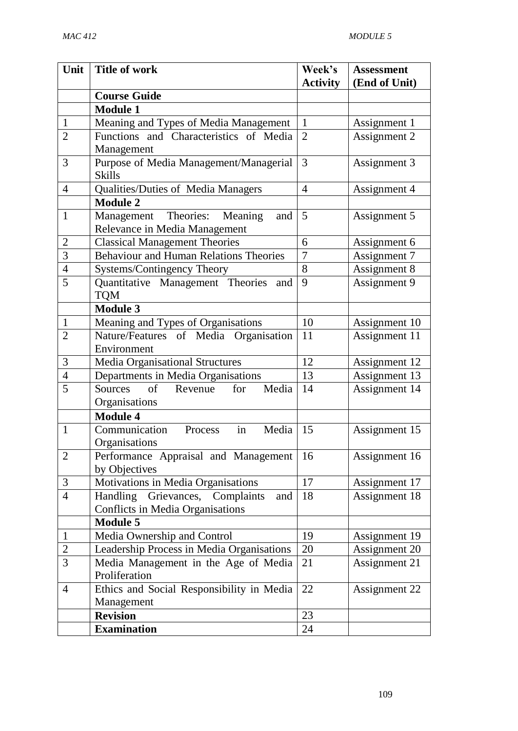| Unit | Title of work | Week's Activity | Assessment (End of Unit) |
|---|---|---|---|
| | **Course Guide** | | |
| | **Module 1** | | |
| 1 | Meaning and Types of Media Management | 1 | Assignment 1 |
| 2 | Functions and Characteristics of Media Management | 2 | Assignment 2 |
| 3 | Purpose of Media Management/Managerial Skills | 3 | Assignment 3 |
| 4 | Qualities/Duties of Media Managers | 4 | Assignment 4 |
| | **Module 2** | | |
| 1 | Management Theories: Meaning and Relevance in Media Management | 5 | Assignment 5 |
| 2 | Classical Management Theories | 6 | Assignment 6 |
| 3 | Behaviour and Human Relations Theories | 7 | Assignment 7 |
| 4 | Systems/Contingency Theory | 8 | Assignment 8 |
| 5 | Quantitative Management Theories and TQM | 9 | Assignment 9 |
| | **Module 3** | | |
| 1 | Meaning and Types of Organisations | 10 | Assignment 10 |
| 2 | Nature/Features of Media Organisation Environment | 11 | Assignment 11 |
| 3 | Media Organisational Structures | 12 | Assignment 12 |
| 4 | Departments in Media Organisations | 13 | Assignment 13 |
| 5 | Sources of Revenue for Media Organisations | 14 | Assignment 14 |
| | **Module 4** | | |
| 1 | Communication Process in Media Organisations | 15 | Assignment 15 |
| 2 | Performance Appraisal and Management by Objectives | 16 | Assignment 16 |
| 3 | Motivations in Media Organisations | 17 | Assignment 17 |
| 4 | Handling Grievances, Complaints and Conflicts in Media Organisations | 18 | Assignment 18 |
| | **Module 5** | | |
| 1 | Media Ownership and Control | 19 | Assignment 19 |
| 2 | Leadership Process in Media Organisations | 20 | Assignment 20 |
| 3 | Media Management in the Age of Media Proliferation | 21 | Assignment 21 |
| 4 | Ethics and Social Responsibility in Media Management | 22 | Assignment 22 |
| | **Revision** | 23 | |
| | **Examination** | 24 | |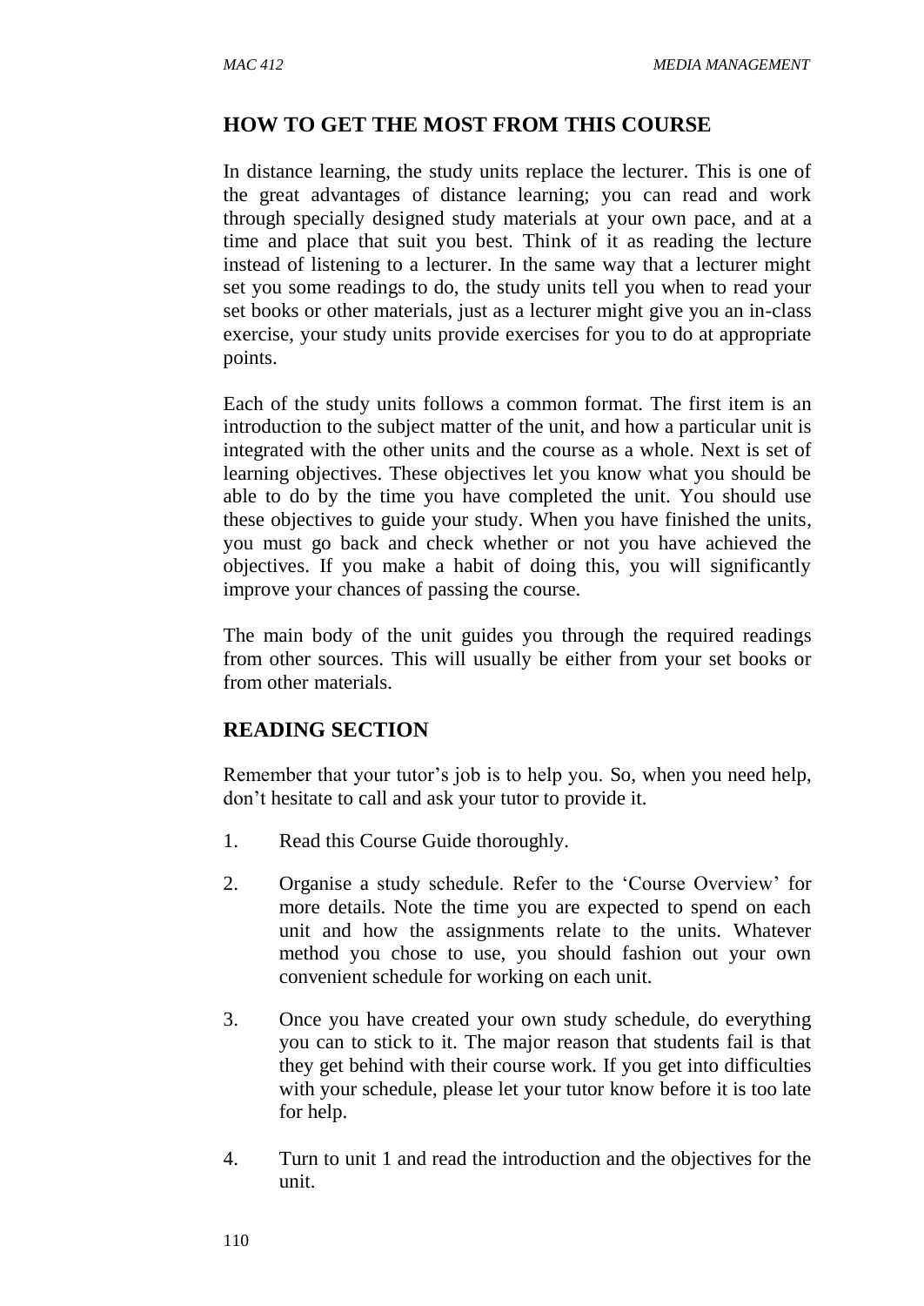## HOW TO GET THE MOST FROM THIS COURSE

In distance learning, the study units replace the lecturer. This is one of the great advantages of distance learning; you can read and work through specially designed study materials at your own pace, and at a time and place that suit you best. Think of it as reading the lecture instead of listening to a lecturer. In the same way that a lecturer might set you some readings to do, the study units tell you when to read your set books or other materials, just as a lecturer might give you an in-class exercise, your study units provide exercises for you to do at appropriate points.

Each of the study units follows a common format. The first item is an introduction to the subject matter of the unit, and how a particular unit is integrated with the other units and the course as a whole. Next is set of learning objectives. These objectives let you know what you should be able to do by the time you have completed the unit. You should use these objectives to guide your study. When you have finished the units, you must go back and check whether or not you have achieved the objectives. If you make a habit of doing this, you will significantly improve your chances of passing the course.

The main body of the unit guides you through the required readings from other sources. This will usually be either from your set books or from other materials.

## READING SECTION

Remember that your tutor's job is to help you. So, when you need help, don't hesitate to call and ask your tutor to provide it.

1. Read this Course Guide thoroughly.

2. Organise a study schedule. Refer to the 'Course Overview' for more details. Note the time you are expected to spend on each unit and how the assignments relate to the units. Whatever method you chose to use, you should fashion out your own convenient schedule for working on each unit.

3. Once you have created your own study schedule, do everything you can to stick to it. The major reason that students fail is that they get behind with their course work. If you get into difficulties with your schedule, please let your tutor know before it is too late for help.

4. Turn to unit 1 and read the introduction and the objectives for the unit.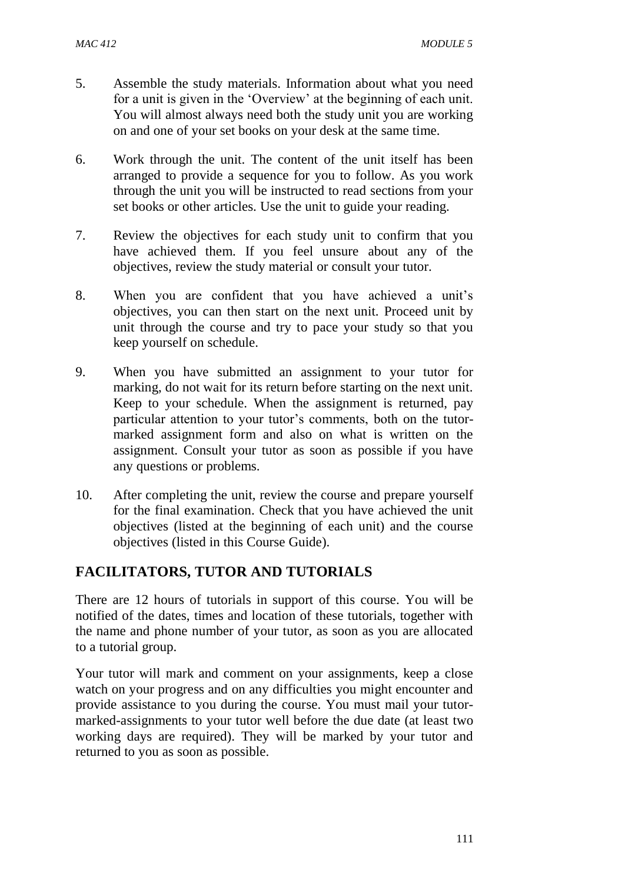5. Assemble the study materials. Information about what you need for a unit is given in the 'Overview' at the beginning of each unit. You will almost always need both the study unit you are working on and one of your set books on your desk at the same time.

6. Work through the unit. The content of the unit itself has been arranged to provide a sequence for you to follow. As you work through the unit you will be instructed to read sections from your set books or other articles. Use the unit to guide your reading.

7. Review the objectives for each study unit to confirm that you have achieved them. If you feel unsure about any of the objectives, review the study material or consult your tutor.

8. When you are confident that you have achieved a unit's objectives, you can then start on the next unit. Proceed unit by unit through the course and try to pace your study so that you keep yourself on schedule.

9. When you have submitted an assignment to your tutor for marking, do not wait for its return before starting on the next unit. Keep to your schedule. When the assignment is returned, pay particular attention to your tutor's comments, both on the tutor-marked assignment form and also on what is written on the assignment. Consult your tutor as soon as possible if you have any questions or problems.

10. After completing the unit, review the course and prepare yourself for the final examination. Check that you have achieved the unit objectives (listed at the beginning of each unit) and the course objectives (listed in this Course Guide).

## FACILITATORS, TUTOR AND TUTORIALS

There are 12 hours of tutorials in support of this course. You will be notified of the dates, times and location of these tutorials, together with the name and phone number of your tutor, as soon as you are allocated to a tutorial group.

Your tutor will mark and comment on your assignments, keep a close watch on your progress and on any difficulties you might encounter and provide assistance to you during the course. You must mail your tutor-marked-assignments to your tutor well before the due date (at least two working days are required). They will be marked by your tutor and returned to you as soon as possible.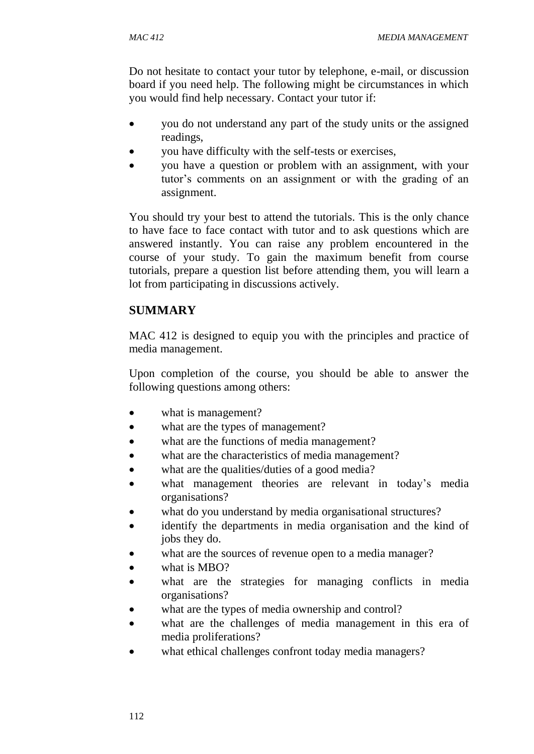Do not hesitate to contact your tutor by telephone, e-mail, or discussion board if you need help. The following might be circumstances in which you would find help necessary. Contact your tutor if:

- you do not understand any part of the study units or the assigned readings,
- you have difficulty with the self-tests or exercises,
- you have a question or problem with an assignment, with your tutor's comments on an assignment or with the grading of an assignment.

You should try your best to attend the tutorials. This is the only chance to have face to face contact with tutor and to ask questions which are answered instantly. You can raise any problem encountered in the course of your study. To gain the maximum benefit from course tutorials, prepare a question list before attending them, you will learn a lot from participating in discussions actively.

## SUMMARY

MAC 412 is designed to equip you with the principles and practice of media management.

Upon completion of the course, you should be able to answer the following questions among others:

- what is management?
- what are the types of management?
- what are the functions of media management?
- what are the characteristics of media management?
- what are the qualities/duties of a good media?
- what management theories are relevant in today's media organisations?
- what do you understand by media organisational structures?
- identify the departments in media organisation and the kind of jobs they do.
- what are the sources of revenue open to a media manager?
- what is MBO?
- what are the strategies for managing conflicts in media organisations?
- what are the types of media ownership and control?
- what are the challenges of media management in this era of media proliferations?
- what ethical challenges confront today media managers?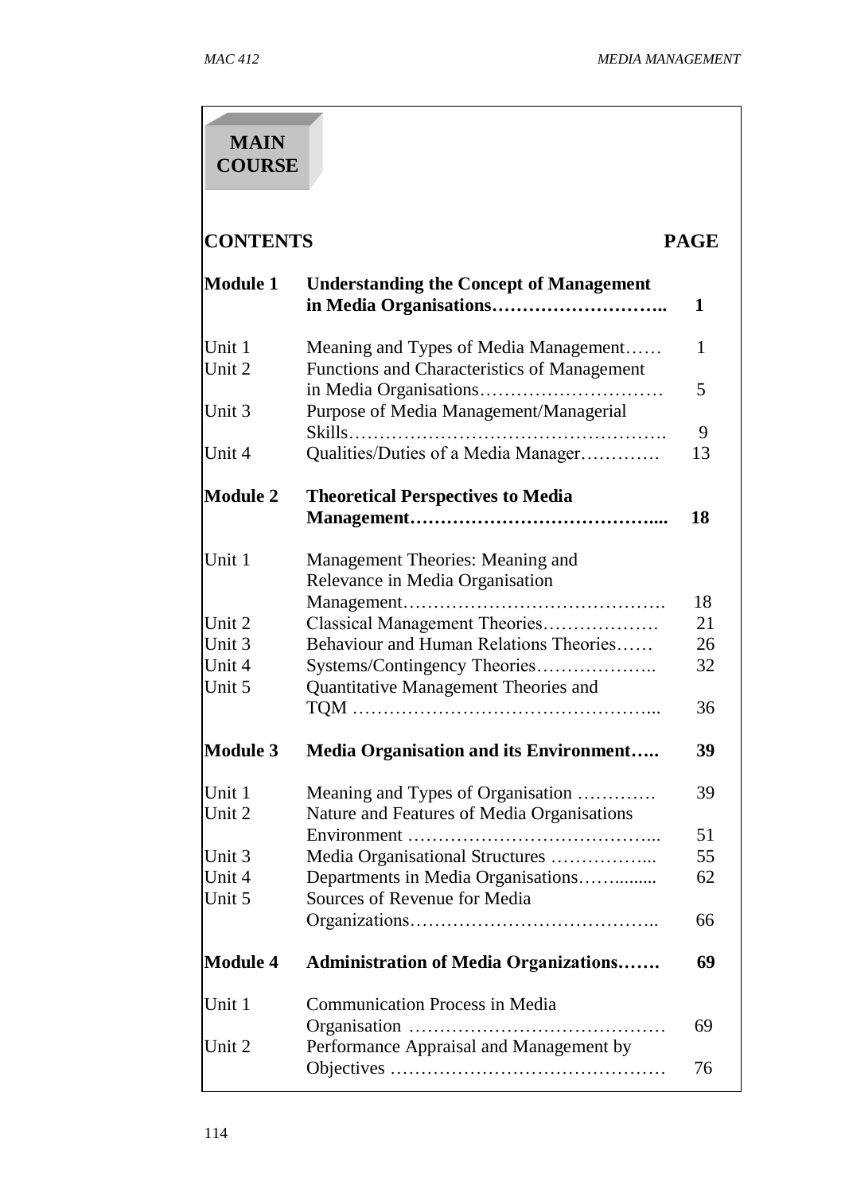# MAIN COURSE

| CONTENTS | | PAGE |
|---|---|---|
| **Module 1** | **Understanding the Concept of Management in Media Organisations………………………..** | **1** |
| Unit 1 | Meaning and Types of Media Management…… | 1 |
| Unit 2 | Functions and Characteristics of Management in Media Organisations………………………… | 5 |
| Unit 3 | Purpose of Media Management/Managerial Skills……………………………………………. | 9 |
| Unit 4 | Qualities/Duties of a Media Manager…………. | 13 |
| **Module 2** | **Theoretical Perspectives to Media Management…………………………………....** | **18** |
| Unit 1 | Management Theories: Meaning and Relevance in Media Organisation Management……………………………………. | 18 |
| Unit 2 | Classical Management Theories………………. | 21 |
| Unit 3 | Behaviour and Human Relations Theories…… | 26 |
| Unit 4 | Systems/Contingency Theories……………….. | 32 |
| Unit 5 | Quantitative Management Theories and TQM …………………………………………... | 36 |
| **Module 3** | **Media Organisation and its Environment…..** | **39** |
| Unit 1 | Meaning and Types of Organisation ………… | 39 |
| Unit 2 | Nature and Features of Media Organisations Environment …………………………………... | 51 |
| Unit 3 | Media Organisational Structures ……………... | 55 |
| Unit 4 | Departments in Media Organisations……......... | 62 |
| Unit 5 | Sources of Revenue for Media Organizations………………………………….. | 66 |
| **Module 4** | **Administration of Media Organizations…….** | **69** |
| Unit 1 | Communication Process in Media Organisation …………………………………… | 69 |
| Unit 2 | Performance Appraisal and Management by Objectives ……………………………………… | 76 |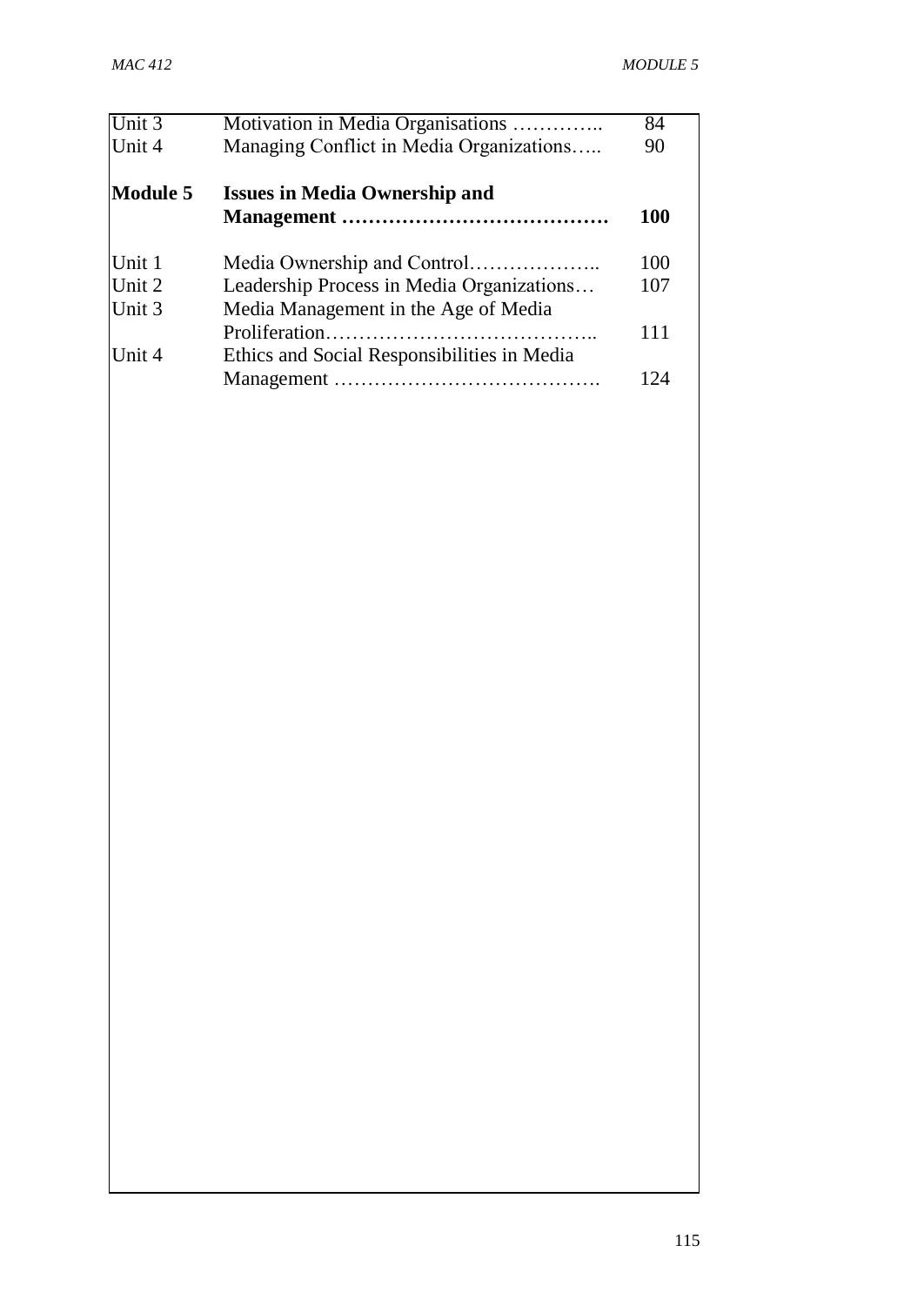| | | |
|---|---|---|
| Unit 3 | Motivation in Media Organisations ………….. | 84 |
| Unit 4 | Managing Conflict in Media Organizations….. | 90 |
| **Module 5** | **Issues in Media Ownership and Management ………………………………….** | **100** |
| Unit 1 | Media Ownership and Control……………….. | 100 |
| Unit 2 | Leadership Process in Media Organizations… | 107 |
| Unit 3 | Media Management in the Age of Media Proliferation………………………………….. | 111 |
| Unit 4 | Ethics and Social Responsibilities in Media Management …………………………………. | 124 |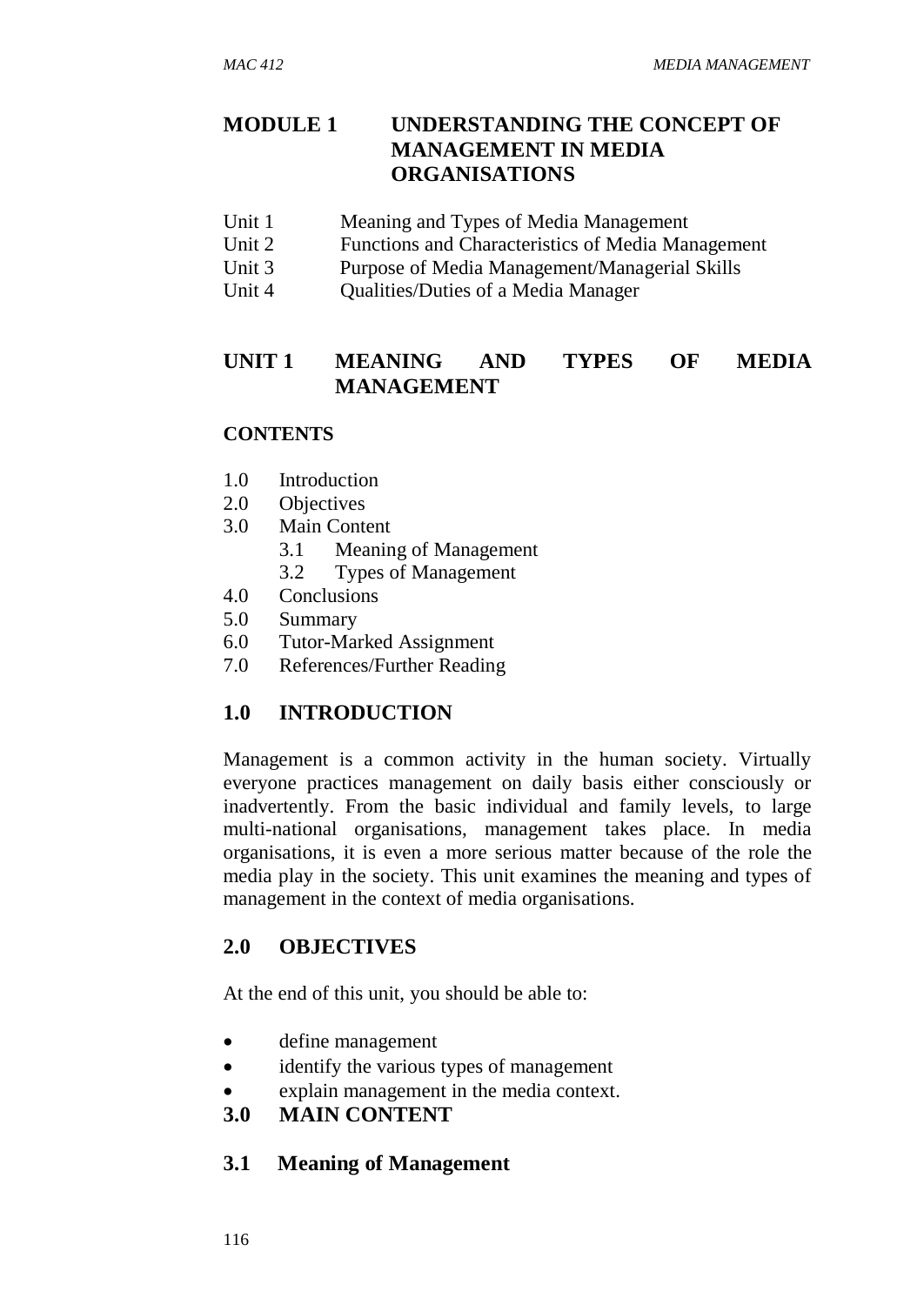# MODULE 1 UNDERSTANDING THE CONCEPT OF MANAGEMENT IN MEDIA ORGANISATIONS

Unit 1 Meaning and Types of Media Management
Unit 2 Functions and Characteristics of Media Management
Unit 3 Purpose of Media Management/Managerial Skills
Unit 4 Qualities/Duties of a Media Manager

## UNIT 1 MEANING AND TYPES OF MEDIA MANAGEMENT

**CONTENTS**

1.0 Introduction
2.0 Objectives
3.0 Main Content
    3.1 Meaning of Management
    3.2 Types of Management
4.0 Conclusions
5.0 Summary
6.0 Tutor-Marked Assignment
7.0 References/Further Reading

## 1.0 INTRODUCTION

Management is a common activity in the human society. Virtually everyone practices management on daily basis either consciously or inadvertently. From the basic individual and family levels, to large multi-national organisations, management takes place. In media organisations, it is even a more serious matter because of the role the media play in the society. This unit examines the meaning and types of management in the context of media organisations.

## 2.0 OBJECTIVES

At the end of this unit, you should be able to:

- define management
- identify the various types of management
- explain management in the media context.

## 3.0 MAIN CONTENT

### 3.1 Meaning of Management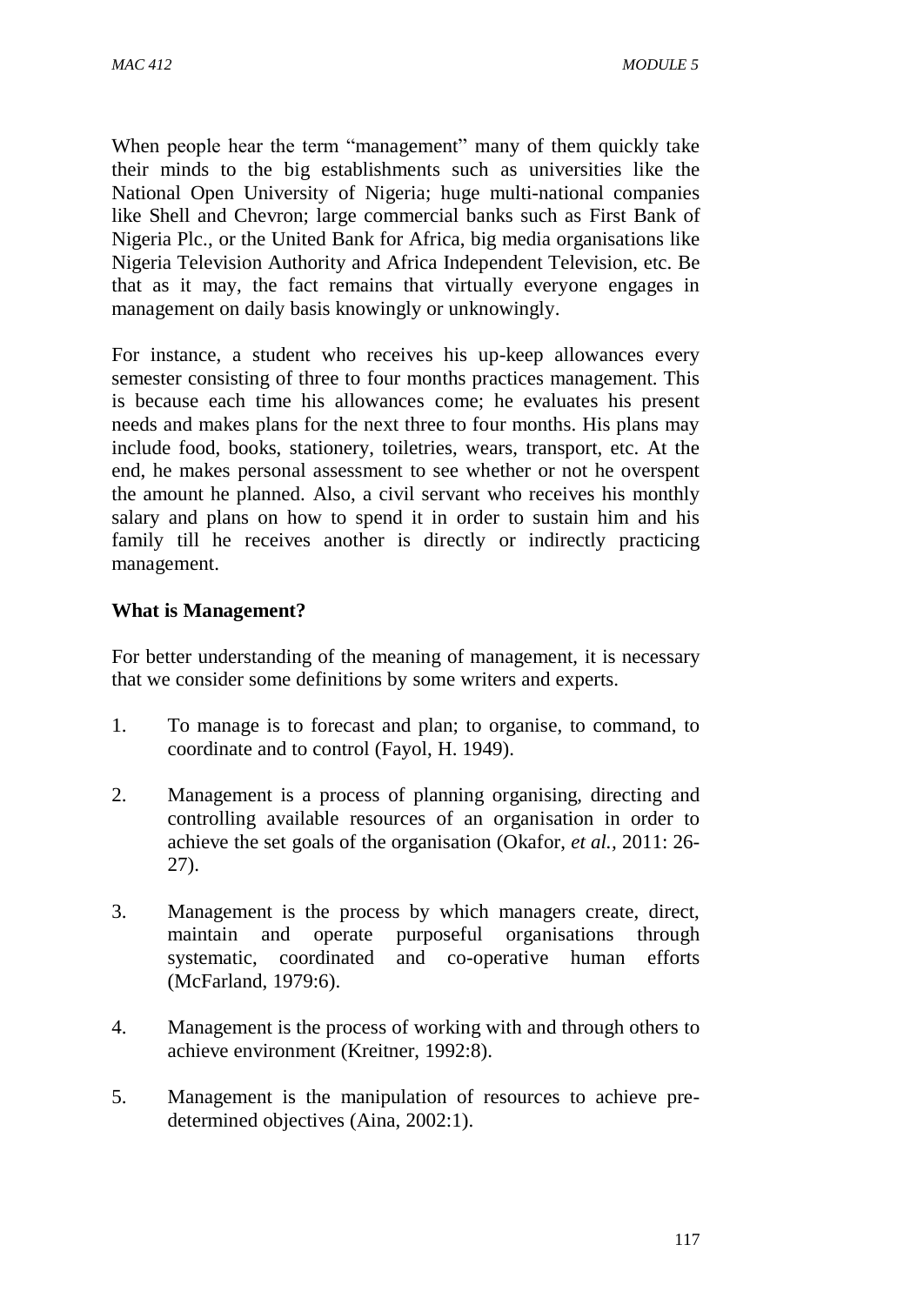When people hear the term "management" many of them quickly take their minds to the big establishments such as universities like the National Open University of Nigeria; huge multi-national companies like Shell and Chevron; large commercial banks such as First Bank of Nigeria Plc., or the United Bank for Africa, big media organisations like Nigeria Television Authority and Africa Independent Television, etc. Be that as it may, the fact remains that virtually everyone engages in management on daily basis knowingly or unknowingly.

For instance, a student who receives his up-keep allowances every semester consisting of three to four months practices management. This is because each time his allowances come; he evaluates his present needs and makes plans for the next three to four months. His plans may include food, books, stationery, toiletries, wears, transport, etc. At the end, he makes personal assessment to see whether or not he overspent the amount he planned. Also, a civil servant who receives his monthly salary and plans on how to spend it in order to sustain him and his family till he receives another is directly or indirectly practicing management.

**What is Management?**

For better understanding of the meaning of management, it is necessary that we consider some definitions by some writers and experts.

1. To manage is to forecast and plan; to organise, to command, to coordinate and to control (Fayol, H. 1949).

2. Management is a process of planning organising, directing and controlling available resources of an organisation in order to achieve the set goals of the organisation (Okafor, *et al.*, 2011: 26-27).

3. Management is the process by which managers create, direct, maintain and operate purposeful organisations through systematic, coordinated and co-operative human efforts (McFarland, 1979:6).

4. Management is the process of working with and through others to achieve environment (Kreitner, 1992:8).

5. Management is the manipulation of resources to achieve pre-determined objectives (Aina, 2002:1).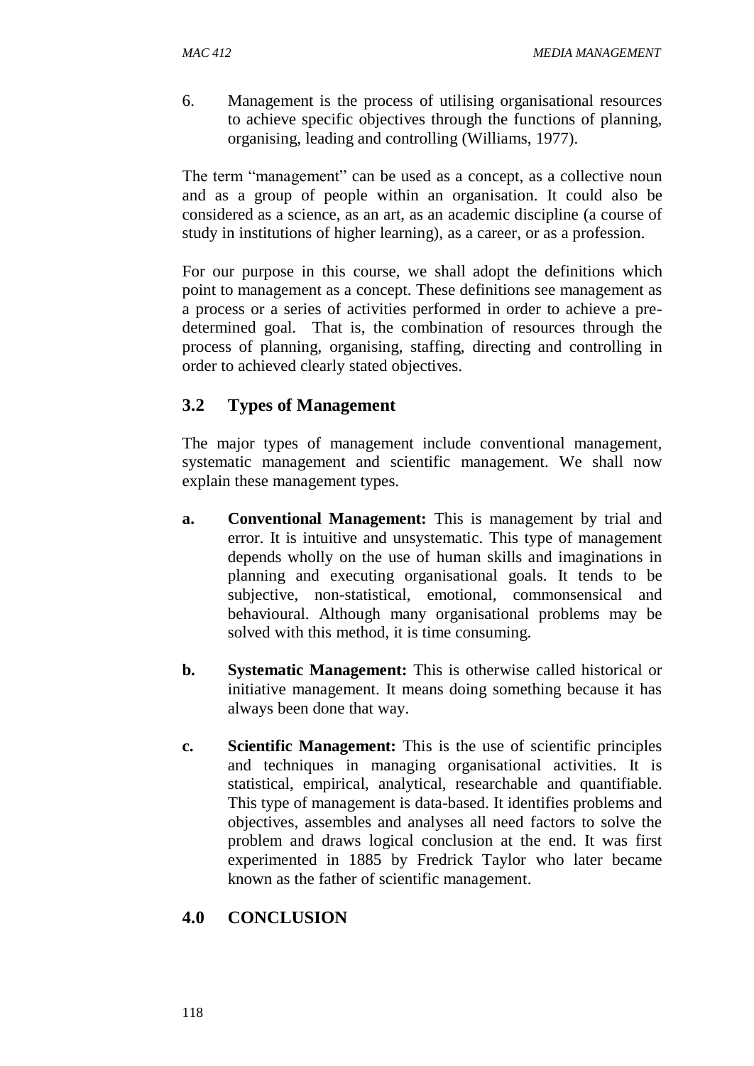6. Management is the process of utilising organisational resources to achieve specific objectives through the functions of planning, organising, leading and controlling (Williams, 1977).

The term "management" can be used as a concept, as a collective noun and as a group of people within an organisation. It could also be considered as a science, as an art, as an academic discipline (a course of study in institutions of higher learning), as a career, or as a profession.

For our purpose in this course, we shall adopt the definitions which point to management as a concept. These definitions see management as a process or a series of activities performed in order to achieve a pre-determined goal. That is, the combination of resources through the process of planning, organising, staffing, directing and controlling in order to achieved clearly stated objectives.

## 3.2 Types of Management

The major types of management include conventional management, systematic management and scientific management. We shall now explain these management types.

a. **Conventional Management:** This is management by trial and error. It is intuitive and unsystematic. This type of management depends wholly on the use of human skills and imaginations in planning and executing organisational goals. It tends to be subjective, non-statistical, emotional, commonsensical and behavioural. Although many organisational problems may be solved with this method, it is time consuming.

b. **Systematic Management:** This is otherwise called historical or initiative management. It means doing something because it has always been done that way.

c. **Scientific Management:** This is the use of scientific principles and techniques in managing organisational activities. It is statistical, empirical, analytical, researchable and quantifiable. This type of management is data-based. It identifies problems and objectives, assembles and analyses all need factors to solve the problem and draws logical conclusion at the end. It was first experimented in 1885 by Fredrick Taylor who later became known as the father of scientific management.

## 4.0 CONCLUSION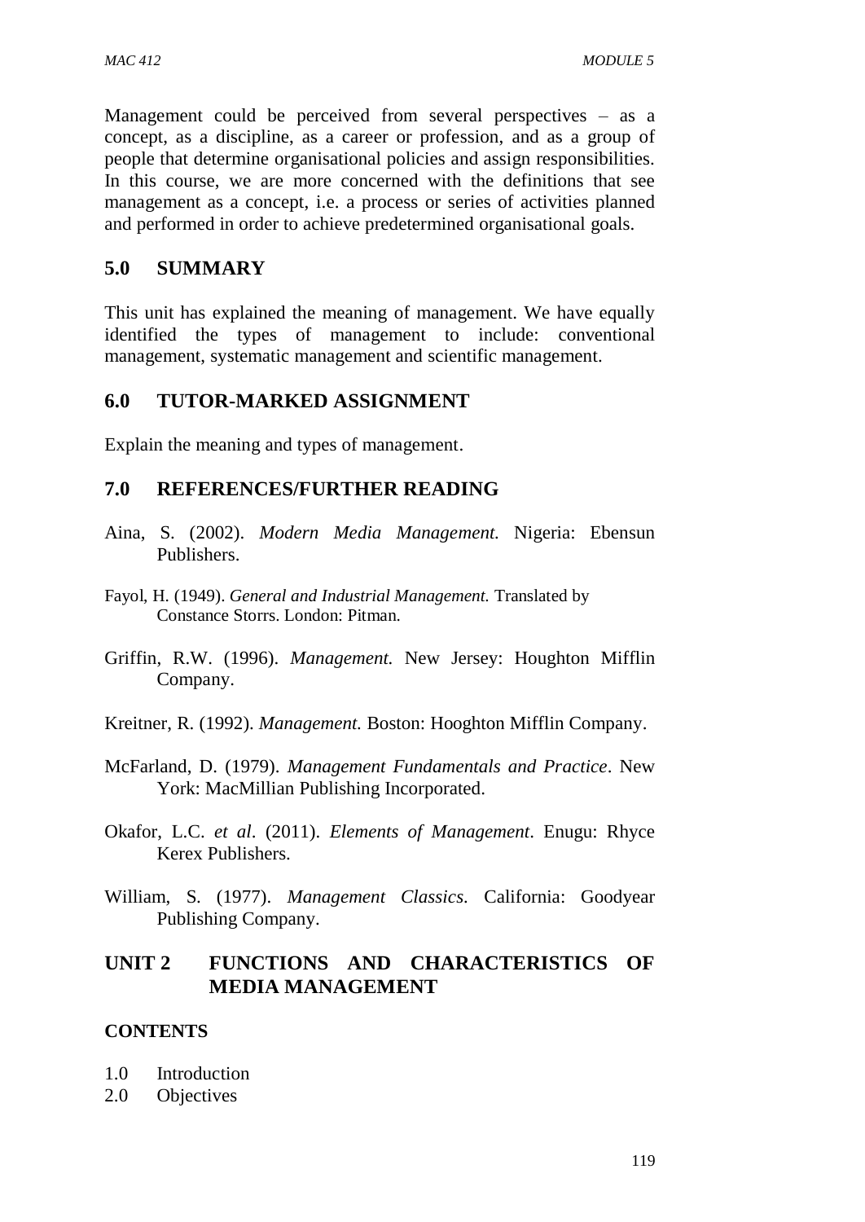Management could be perceived from several perspectives – as a concept, as a discipline, as a career or profession, and as a group of people that determine organisational policies and assign responsibilities. In this course, we are more concerned with the definitions that see management as a concept, i.e. a process or series of activities planned and performed in order to achieve predetermined organisational goals.

## 5.0 SUMMARY

This unit has explained the meaning of management. We have equally identified the types of management to include: conventional management, systematic management and scientific management.

## 6.0 TUTOR-MARKED ASSIGNMENT

Explain the meaning and types of management.

## 7.0 REFERENCES/FURTHER READING

Aina, S. (2002). *Modern Media Management.* Nigeria: Ebensun Publishers.

Fayol, H. (1949). *General and Industrial Management.* Translated by Constance Storrs. London: Pitman.

Griffin, R.W. (1996). *Management.* New Jersey: Houghton Mifflin Company.

Kreitner, R. (1992). *Management.* Boston: Hooghton Mifflin Company.

McFarland, D. (1979). *Management Fundamentals and Practice*. New York: MacMillian Publishing Incorporated.

Okafor, L.C. *et al*. (2011). *Elements of Management*. Enugu: Rhyce Kerex Publishers.

William, S. (1977). *Management Classics*. California: Goodyear Publishing Company.

# UNIT 2 FUNCTIONS AND CHARACTERISTICS OF MEDIA MANAGEMENT

**CONTENTS**

1.0 Introduction
2.0 Objectives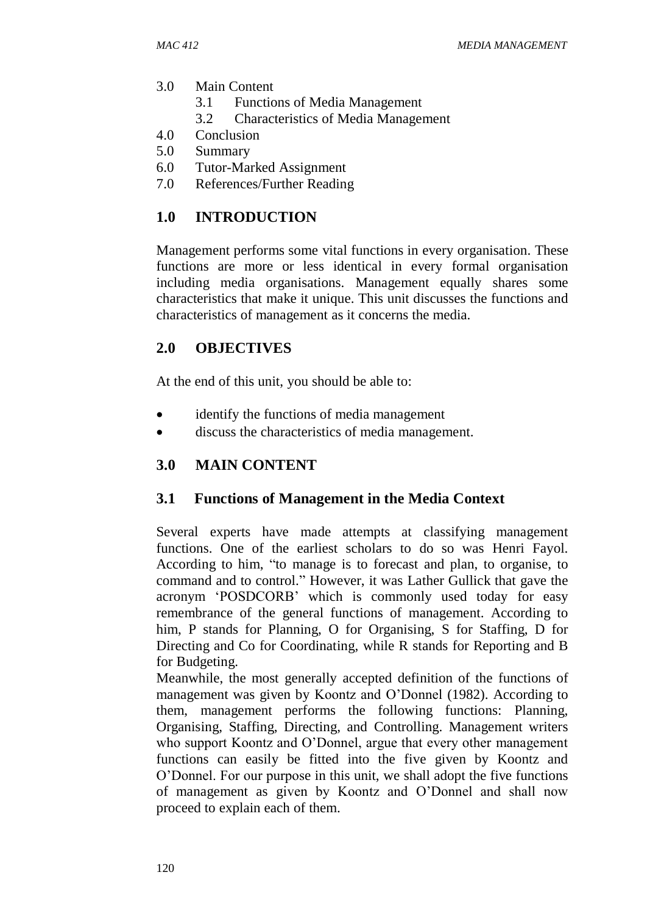3.0 Main Content
   3.1 Functions of Media Management
   3.2 Characteristics of Media Management
4.0 Conclusion
5.0 Summary
6.0 Tutor-Marked Assignment
7.0 References/Further Reading

## 1.0 INTRODUCTION

Management performs some vital functions in every organisation. These functions are more or less identical in every formal organisation including media organisations. Management equally shares some characteristics that make it unique. This unit discusses the functions and characteristics of management as it concerns the media.

## 2.0 OBJECTIVES

At the end of this unit, you should be able to:

- identify the functions of media management
- discuss the characteristics of media management.

## 3.0 MAIN CONTENT

### 3.1 Functions of Management in the Media Context

Several experts have made attempts at classifying management functions. One of the earliest scholars to do so was Henri Fayol. According to him, "to manage is to forecast and plan, to organise, to command and to control." However, it was Lather Gullick that gave the acronym 'POSDCORB' which is commonly used today for easy remembrance of the general functions of management. According to him, P stands for Planning, O for Organising, S for Staffing, D for Directing and Co for Coordinating, while R stands for Reporting and B for Budgeting.

Meanwhile, the most generally accepted definition of the functions of management was given by Koontz and O'Donnel (1982). According to them, management performs the following functions: Planning, Organising, Staffing, Directing, and Controlling. Management writers who support Koontz and O'Donnel, argue that every other management functions can easily be fitted into the five given by Koontz and O'Donnel. For our purpose in this unit, we shall adopt the five functions of management as given by Koontz and O'Donnel and shall now proceed to explain each of them.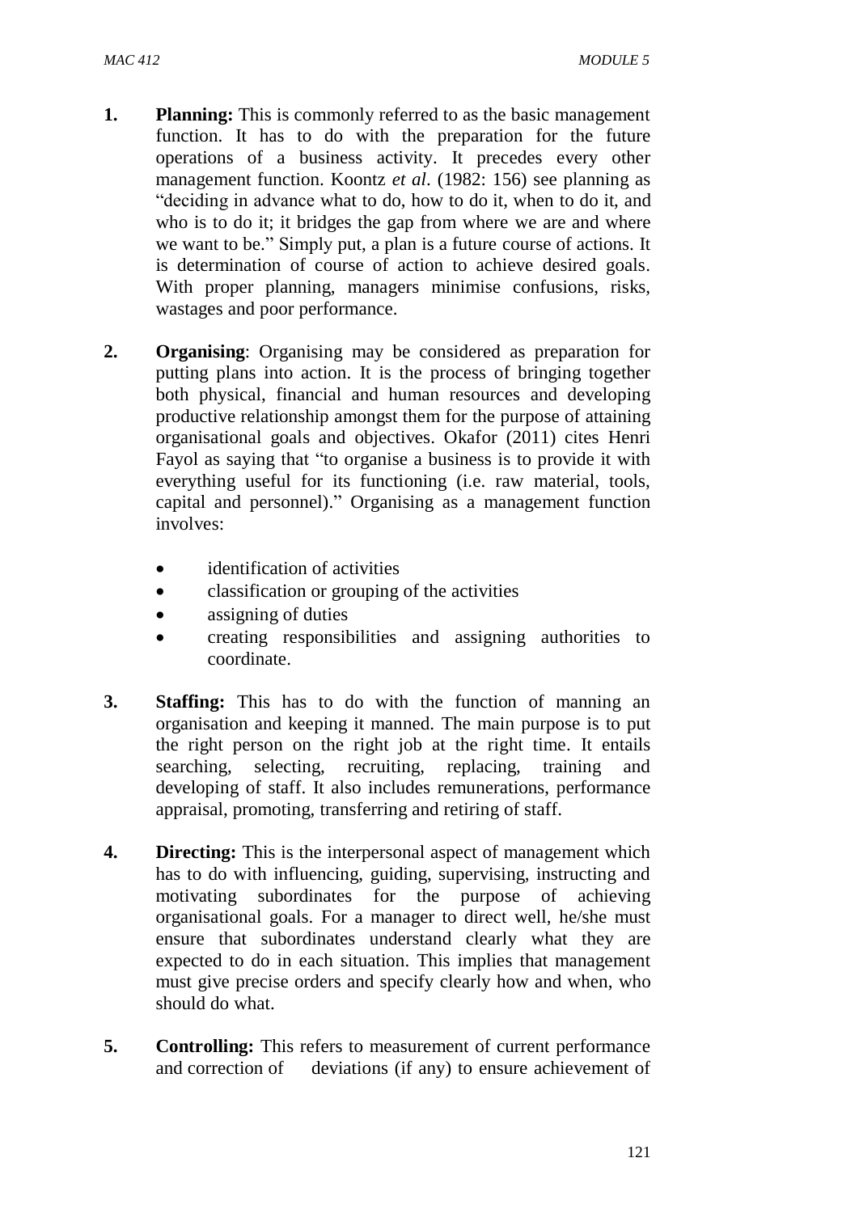1. **Planning:** This is commonly referred to as the basic management function. It has to do with the preparation for the future operations of a business activity. It precedes every other management function. Koontz *et al*. (1982: 156) see planning as "deciding in advance what to do, how to do it, when to do it, and who is to do it; it bridges the gap from where we are and where we want to be." Simply put, a plan is a future course of actions. It is determination of course of action to achieve desired goals. With proper planning, managers minimise confusions, risks, wastages and poor performance.

2. **Organising**: Organising may be considered as preparation for putting plans into action. It is the process of bringing together both physical, financial and human resources and developing productive relationship amongst them for the purpose of attaining organisational goals and objectives. Okafor (2011) cites Henri Fayol as saying that "to organise a business is to provide it with everything useful for its functioning (i.e. raw material, tools, capital and personnel)." Organising as a management function involves:

    - identification of activities
    - classification or grouping of the activities
    - assigning of duties
    - creating responsibilities and assigning authorities to coordinate.

3. **Staffing:** This has to do with the function of manning an organisation and keeping it manned. The main purpose is to put the right person on the right job at the right time. It entails searching, selecting, recruiting, replacing, training and developing of staff. It also includes remunerations, performance appraisal, promoting, transferring and retiring of staff.

4. **Directing:** This is the interpersonal aspect of management which has to do with influencing, guiding, supervising, instructing and motivating subordinates for the purpose of achieving organisational goals. For a manager to direct well, he/she must ensure that subordinates understand clearly what they are expected to do in each situation. This implies that management must give precise orders and specify clearly how and when, who should do what.

5. **Controlling:** This refers to measurement of current performance and correction of deviations (if any) to ensure achievement of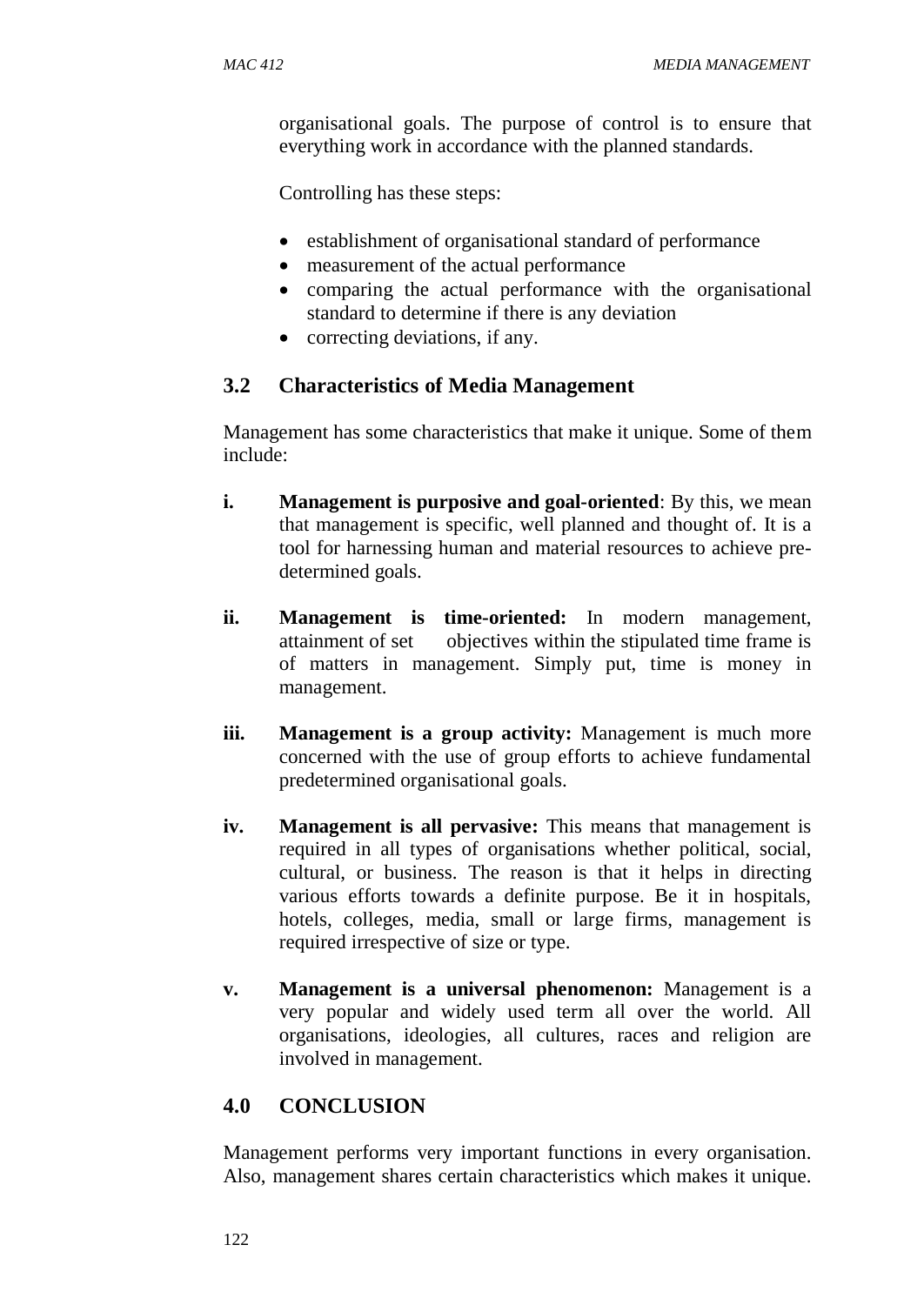organisational goals. The purpose of control is to ensure that everything work in accordance with the planned standards.

Controlling has these steps:

- establishment of organisational standard of performance
- measurement of the actual performance
- comparing the actual performance with the organisational standard to determine if there is any deviation
- correcting deviations, if any.

## 3.2 Characteristics of Media Management

Management has some characteristics that make it unique. Some of them include:

i. **Management is purposive and goal-oriented**: By this, we mean that management is specific, well planned and thought of. It is a tool for harnessing human and material resources to achieve pre-determined goals.

ii. **Management is time-oriented:** In modern management, attainment of set objectives within the stipulated time frame is of matters in management. Simply put, time is money in management.

iii. **Management is a group activity:** Management is much more concerned with the use of group efforts to achieve fundamental predetermined organisational goals.

iv. **Management is all pervasive:** This means that management is required in all types of organisations whether political, social, cultural, or business. The reason is that it helps in directing various efforts towards a definite purpose. Be it in hospitals, hotels, colleges, media, small or large firms, management is required irrespective of size or type.

v. **Management is a universal phenomenon:** Management is a very popular and widely used term all over the world. All organisations, ideologies, all cultures, races and religion are involved in management.

## 4.0 CONCLUSION

Management performs very important functions in every organisation. Also, management shares certain characteristics which makes it unique.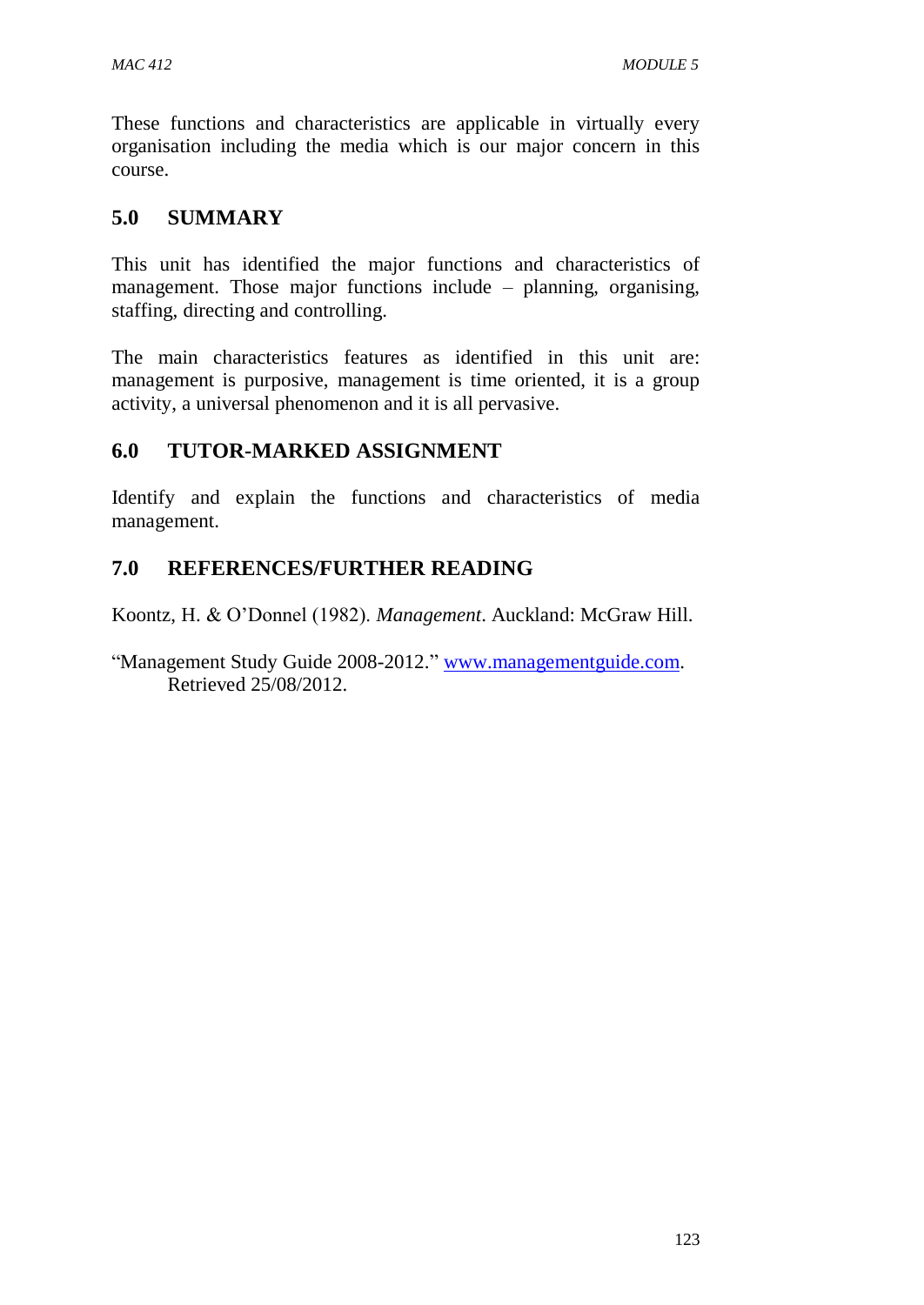These functions and characteristics are applicable in virtually every organisation including the media which is our major concern in this course.

## 5.0 SUMMARY

This unit has identified the major functions and characteristics of management. Those major functions include – planning, organising, staffing, directing and controlling.

The main characteristics features as identified in this unit are: management is purposive, management is time oriented, it is a group activity, a universal phenomenon and it is all pervasive.

## 6.0 TUTOR-MARKED ASSIGNMENT

Identify and explain the functions and characteristics of media management.

## 7.0 REFERENCES/FURTHER READING

Koontz, H. & O'Donnel (1982). *Management*. Auckland: McGraw Hill.

"Management Study Guide 2008-2012." www.managementguide.com. Retrieved 25/08/2012.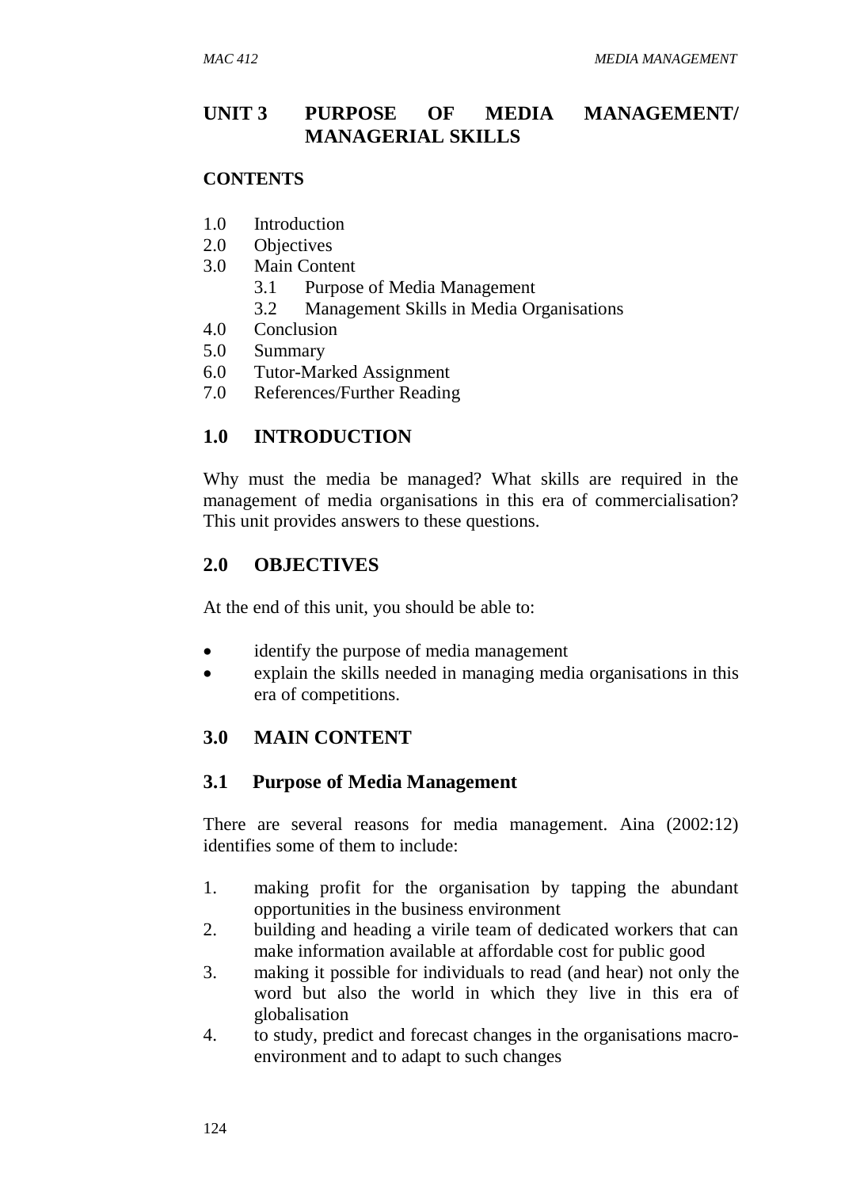# UNIT 3 PURPOSE OF MEDIA MANAGEMENT/ MANAGERIAL SKILLS

**CONTENTS**

1.0 Introduction
2.0 Objectives
3.0 Main Content
   3.1 Purpose of Media Management
   3.2 Management Skills in Media Organisations
4.0 Conclusion
5.0 Summary
6.0 Tutor-Marked Assignment
7.0 References/Further Reading

## 1.0 INTRODUCTION

Why must the media be managed? What skills are required in the management of media organisations in this era of commercialisation? This unit provides answers to these questions.

## 2.0 OBJECTIVES

At the end of this unit, you should be able to:

- identify the purpose of media management
- explain the skills needed in managing media organisations in this era of competitions.

## 3.0 MAIN CONTENT

### 3.1 Purpose of Media Management

There are several reasons for media management. Aina (2002:12) identifies some of them to include:

1. making profit for the organisation by tapping the abundant opportunities in the business environment
2. building and heading a virile team of dedicated workers that can make information available at affordable cost for public good
3. making it possible for individuals to read (and hear) not only the word but also the world in which they live in this era of globalisation
4. to study, predict and forecast changes in the organisations macro-environment and to adapt to such changes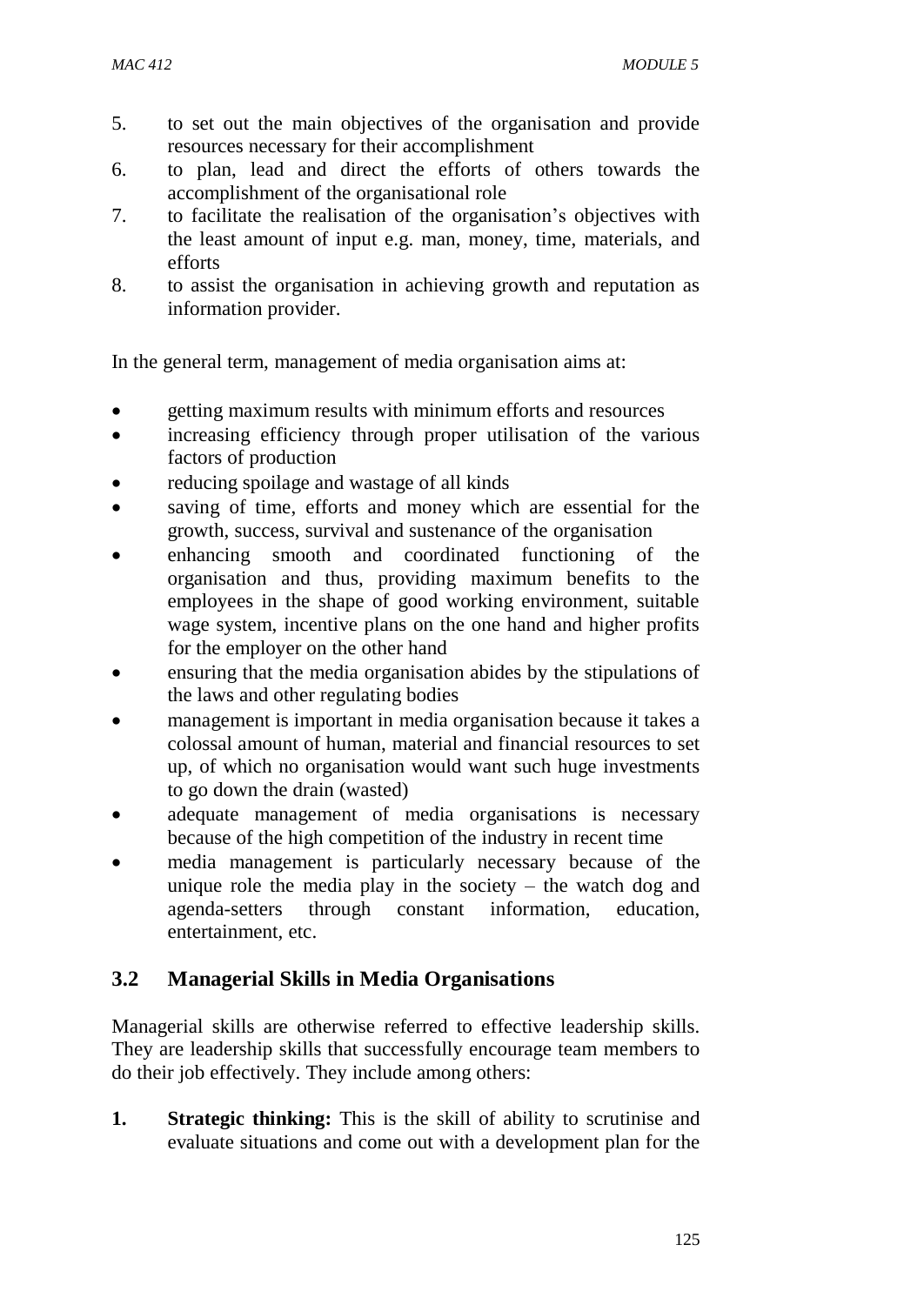5. to set out the main objectives of the organisation and provide resources necessary for their accomplishment
6. to plan, lead and direct the efforts of others towards the accomplishment of the organisational role
7. to facilitate the realisation of the organisation's objectives with the least amount of input e.g. man, money, time, materials, and efforts
8. to assist the organisation in achieving growth and reputation as information provider.

In the general term, management of media organisation aims at:

- getting maximum results with minimum efforts and resources
- increasing efficiency through proper utilisation of the various factors of production
- reducing spoilage and wastage of all kinds
- saving of time, efforts and money which are essential for the growth, success, survival and sustenance of the organisation
- enhancing smooth and coordinated functioning of the organisation and thus, providing maximum benefits to the employees in the shape of good working environment, suitable wage system, incentive plans on the one hand and higher profits for the employer on the other hand
- ensuring that the media organisation abides by the stipulations of the laws and other regulating bodies
- management is important in media organisation because it takes a colossal amount of human, material and financial resources to set up, of which no organisation would want such huge investments to go down the drain (wasted)
- adequate management of media organisations is necessary because of the high competition of the industry in recent time
- media management is particularly necessary because of the unique role the media play in the society – the watch dog and agenda-setters through constant information, education, entertainment, etc.

## 3.2 Managerial Skills in Media Organisations

Managerial skills are otherwise referred to effective leadership skills. They are leadership skills that successfully encourage team members to do their job effectively. They include among others:

1. **Strategic thinking:** This is the skill of ability to scrutinise and evaluate situations and come out with a development plan for the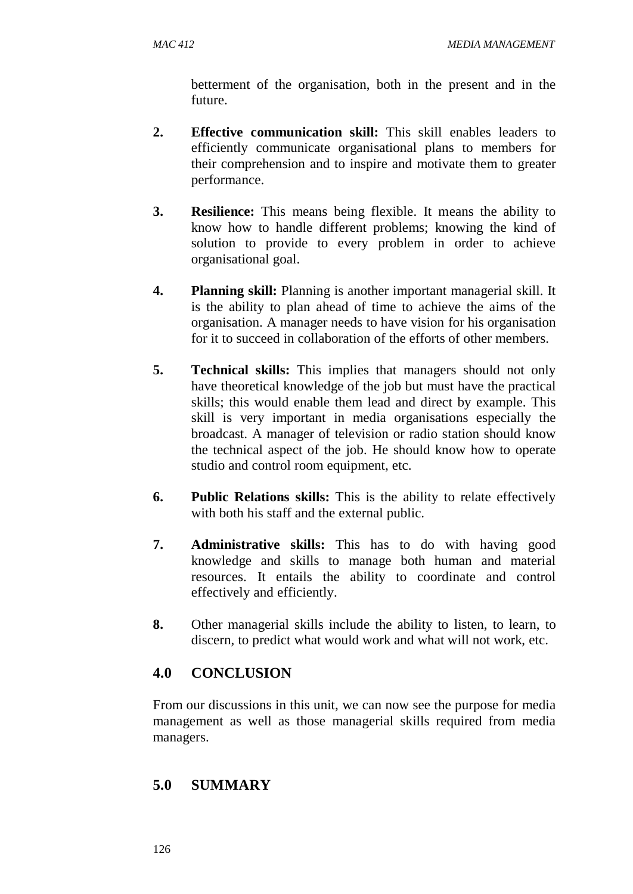betterment of the organisation, both in the present and in the future.

2. **Effective communication skill:** This skill enables leaders to efficiently communicate organisational plans to members for their comprehension and to inspire and motivate them to greater performance.

3. **Resilience:** This means being flexible. It means the ability to know how to handle different problems; knowing the kind of solution to provide to every problem in order to achieve organisational goal.

4. **Planning skill:** Planning is another important managerial skill. It is the ability to plan ahead of time to achieve the aims of the organisation. A manager needs to have vision for his organisation for it to succeed in collaboration of the efforts of other members.

5. **Technical skills:** This implies that managers should not only have theoretical knowledge of the job but must have the practical skills; this would enable them lead and direct by example. This skill is very important in media organisations especially the broadcast. A manager of television or radio station should know the technical aspect of the job. He should know how to operate studio and control room equipment, etc.

6. **Public Relations skills:** This is the ability to relate effectively with both his staff and the external public.

7. **Administrative skills:** This has to do with having good knowledge and skills to manage both human and material resources. It entails the ability to coordinate and control effectively and efficiently.

8. Other managerial skills include the ability to listen, to learn, to discern, to predict what would work and what will not work, etc.

## 4.0 CONCLUSION

From our discussions in this unit, we can now see the purpose for media management as well as those managerial skills required from media managers.

## 5.0 SUMMARY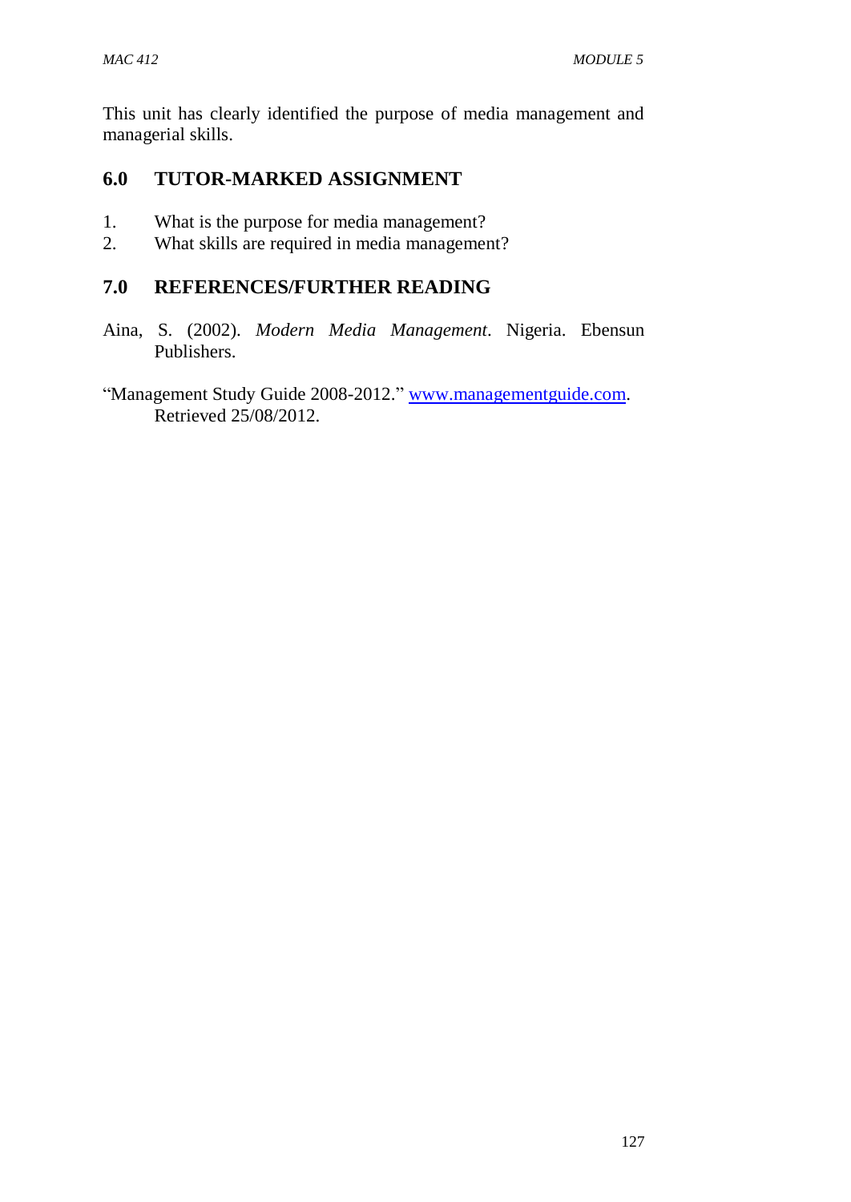This unit has clearly identified the purpose of media management and managerial skills.

## 6.0 TUTOR-MARKED ASSIGNMENT

1. What is the purpose for media management?
2. What skills are required in media management?

## 7.0 REFERENCES/FURTHER READING

Aina, S. (2002). *Modern Media Management*. Nigeria. Ebensun Publishers.

"Management Study Guide 2008-2012." www.managementguide.com. Retrieved 25/08/2012.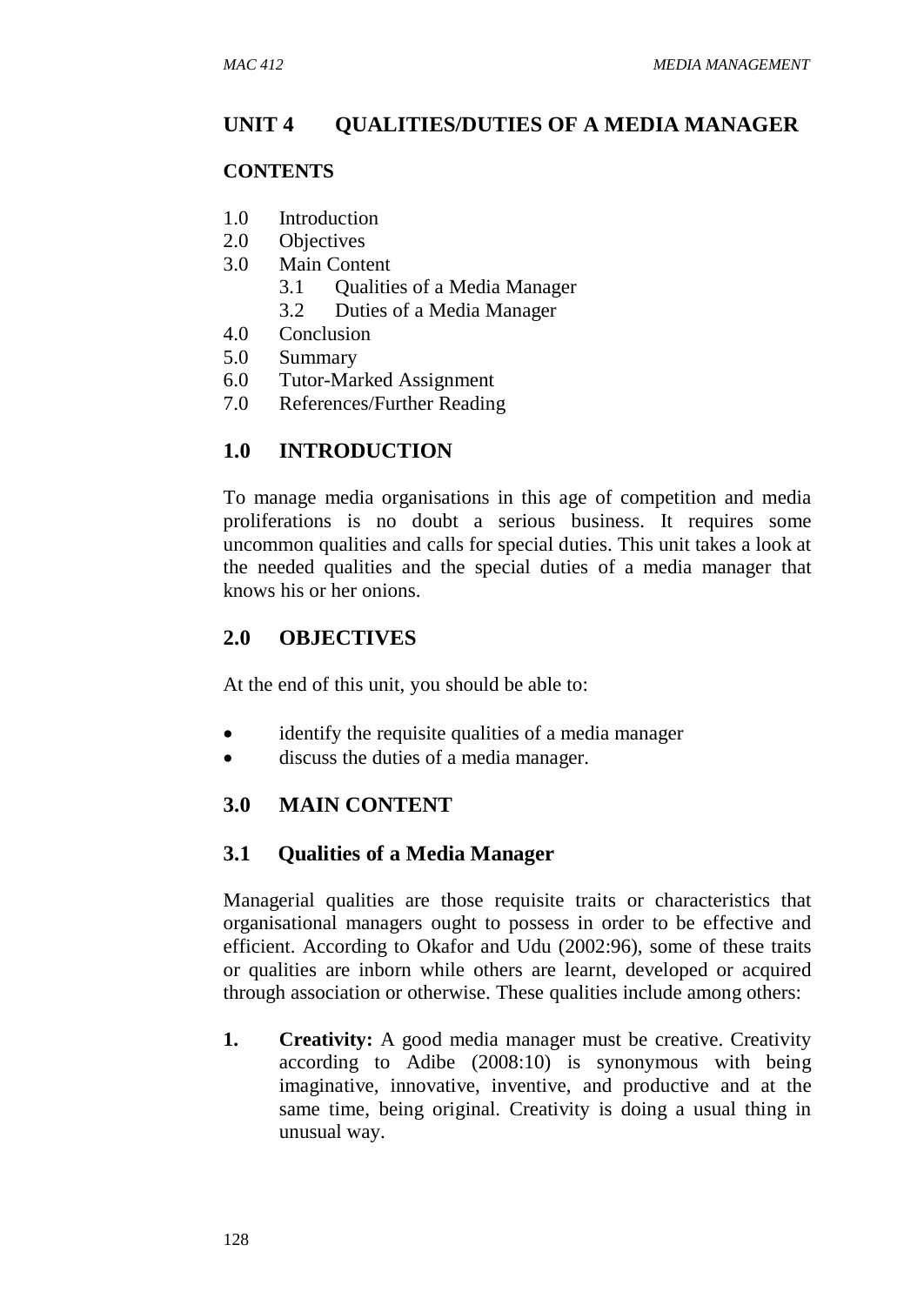## UNIT 4 QUALITIES/DUTIES OF A MEDIA MANAGER

### CONTENTS

1.0 Introduction
2.0 Objectives
3.0 Main Content
    3.1 Qualities of a Media Manager
    3.2 Duties of a Media Manager
4.0 Conclusion
5.0 Summary
6.0 Tutor-Marked Assignment
7.0 References/Further Reading

## 1.0 INTRODUCTION

To manage media organisations in this age of competition and media proliferations is no doubt a serious business. It requires some uncommon qualities and calls for special duties. This unit takes a look at the needed qualities and the special duties of a media manager that knows his or her onions.

## 2.0 OBJECTIVES

At the end of this unit, you should be able to:

- identify the requisite qualities of a media manager
- discuss the duties of a media manager.

## 3.0 MAIN CONTENT

### 3.1 Qualities of a Media Manager

Managerial qualities are those requisite traits or characteristics that organisational managers ought to possess in order to be effective and efficient. According to Okafor and Udu (2002:96), some of these traits or qualities are inborn while others are learnt, developed or acquired through association or otherwise. These qualities include among others:

1. **Creativity:** A good media manager must be creative. Creativity according to Adibe (2008:10) is synonymous with being imaginative, innovative, inventive, and productive and at the same time, being original. Creativity is doing a usual thing in unusual way.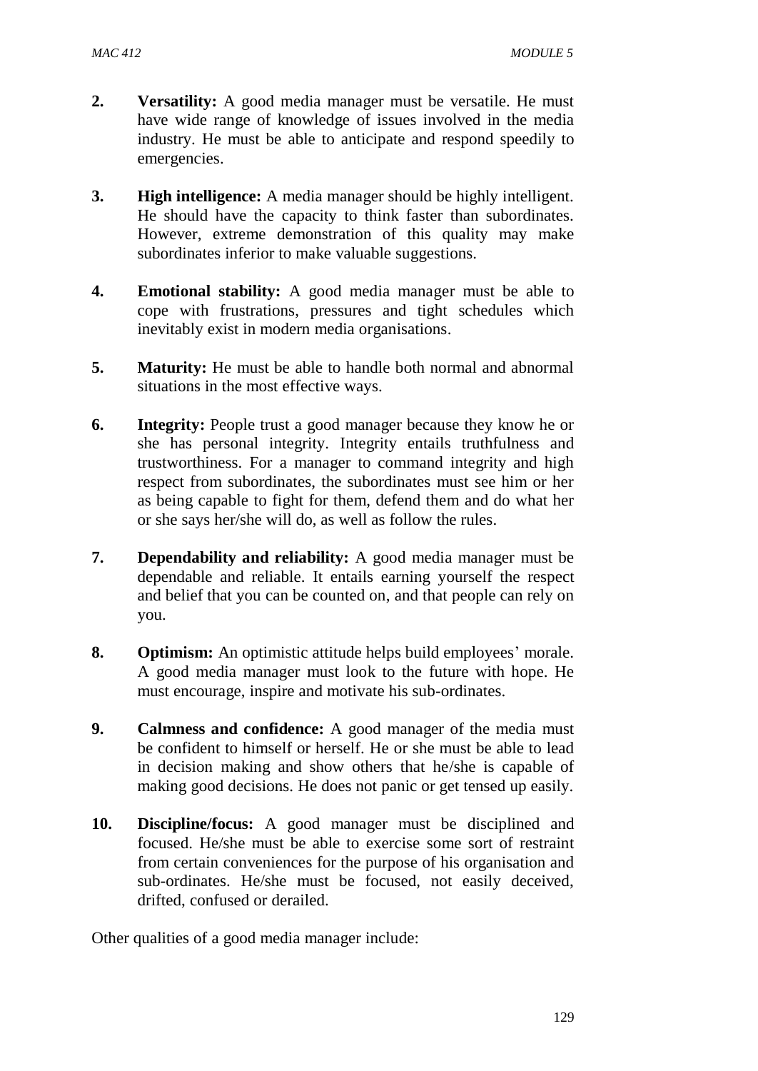2. **Versatility:** A good media manager must be versatile. He must have wide range of knowledge of issues involved in the media industry. He must be able to anticipate and respond speedily to emergencies.

3. **High intelligence:** A media manager should be highly intelligent. He should have the capacity to think faster than subordinates. However, extreme demonstration of this quality may make subordinates inferior to make valuable suggestions.

4. **Emotional stability:** A good media manager must be able to cope with frustrations, pressures and tight schedules which inevitably exist in modern media organisations.

5. **Maturity:** He must be able to handle both normal and abnormal situations in the most effective ways.

6. **Integrity:** People trust a good manager because they know he or she has personal integrity. Integrity entails truthfulness and trustworthiness. For a manager to command integrity and high respect from subordinates, the subordinates must see him or her as being capable to fight for them, defend them and do what her or she says her/she will do, as well as follow the rules.

7. **Dependability and reliability:** A good media manager must be dependable and reliable. It entails earning yourself the respect and belief that you can be counted on, and that people can rely on you.

8. **Optimism:** An optimistic attitude helps build employees' morale. A good media manager must look to the future with hope. He must encourage, inspire and motivate his sub-ordinates.

9. **Calmness and confidence:** A good manager of the media must be confident to himself or herself. He or she must be able to lead in decision making and show others that he/she is capable of making good decisions. He does not panic or get tensed up easily.

10. **Discipline/focus:** A good manager must be disciplined and focused. He/she must be able to exercise some sort of restraint from certain conveniences for the purpose of his organisation and sub-ordinates. He/she must be focused, not easily deceived, drifted, confused or derailed.

Other qualities of a good media manager include: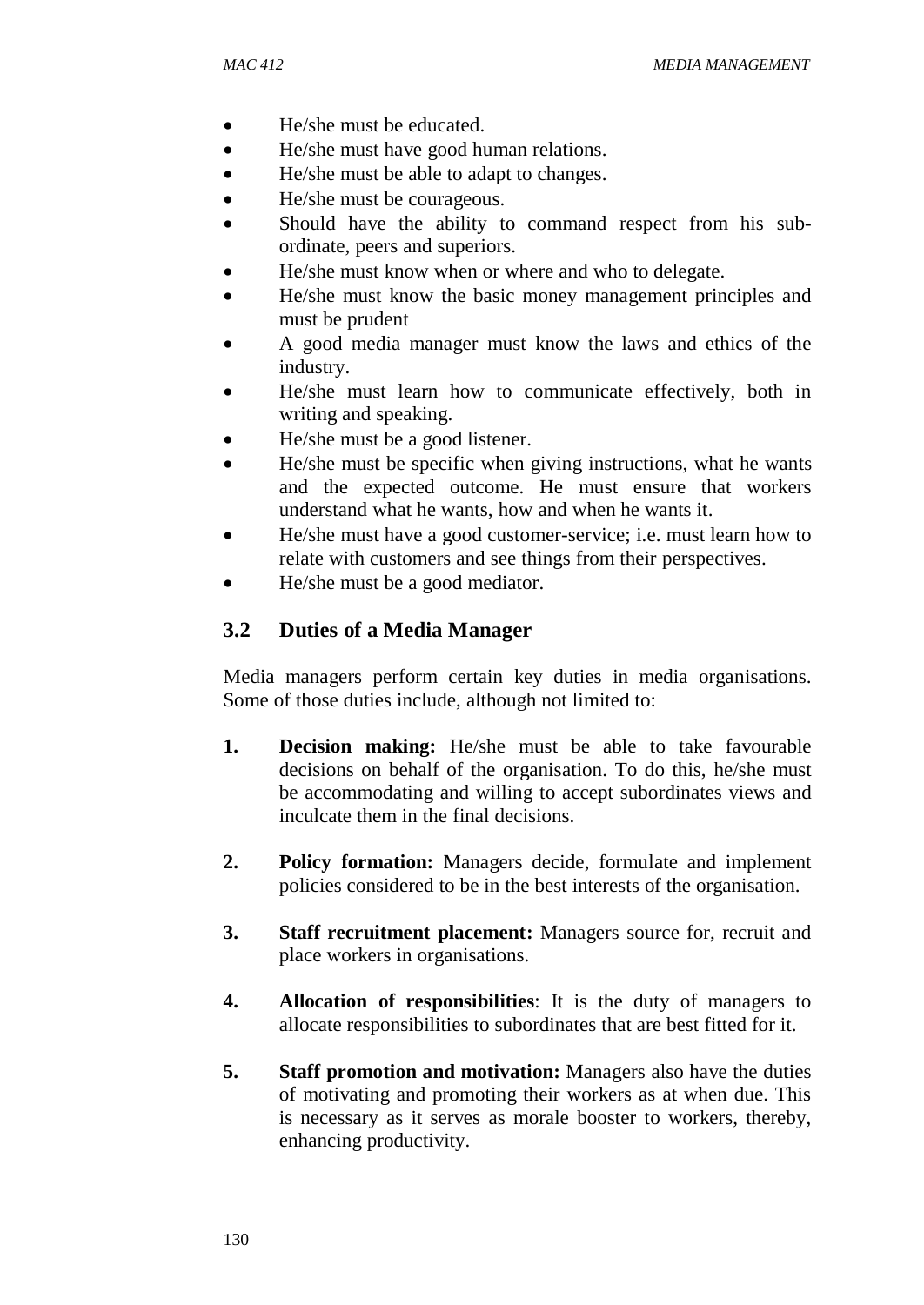- He/she must be educated.
- He/she must have good human relations.
- He/she must be able to adapt to changes.
- He/she must be courageous.
- Should have the ability to command respect from his sub-ordinate, peers and superiors.
- He/she must know when or where and who to delegate.
- He/she must know the basic money management principles and must be prudent
- A good media manager must know the laws and ethics of the industry.
- He/she must learn how to communicate effectively, both in writing and speaking.
- He/she must be a good listener.
- He/she must be specific when giving instructions, what he wants and the expected outcome. He must ensure that workers understand what he wants, how and when he wants it.
- He/she must have a good customer-service; i.e. must learn how to relate with customers and see things from their perspectives.
- He/she must be a good mediator.

## 3.2 Duties of a Media Manager

Media managers perform certain key duties in media organisations. Some of those duties include, although not limited to:

1. **Decision making:** He/she must be able to take favourable decisions on behalf of the organisation. To do this, he/she must be accommodating and willing to accept subordinates views and inculcate them in the final decisions.

2. **Policy formation:** Managers decide, formulate and implement policies considered to be in the best interests of the organisation.

3. **Staff recruitment placement:** Managers source for, recruit and place workers in organisations.

4. **Allocation of responsibilities**: It is the duty of managers to allocate responsibilities to subordinates that are best fitted for it.

5. **Staff promotion and motivation:** Managers also have the duties of motivating and promoting their workers as at when due. This is necessary as it serves as morale booster to workers, thereby, enhancing productivity.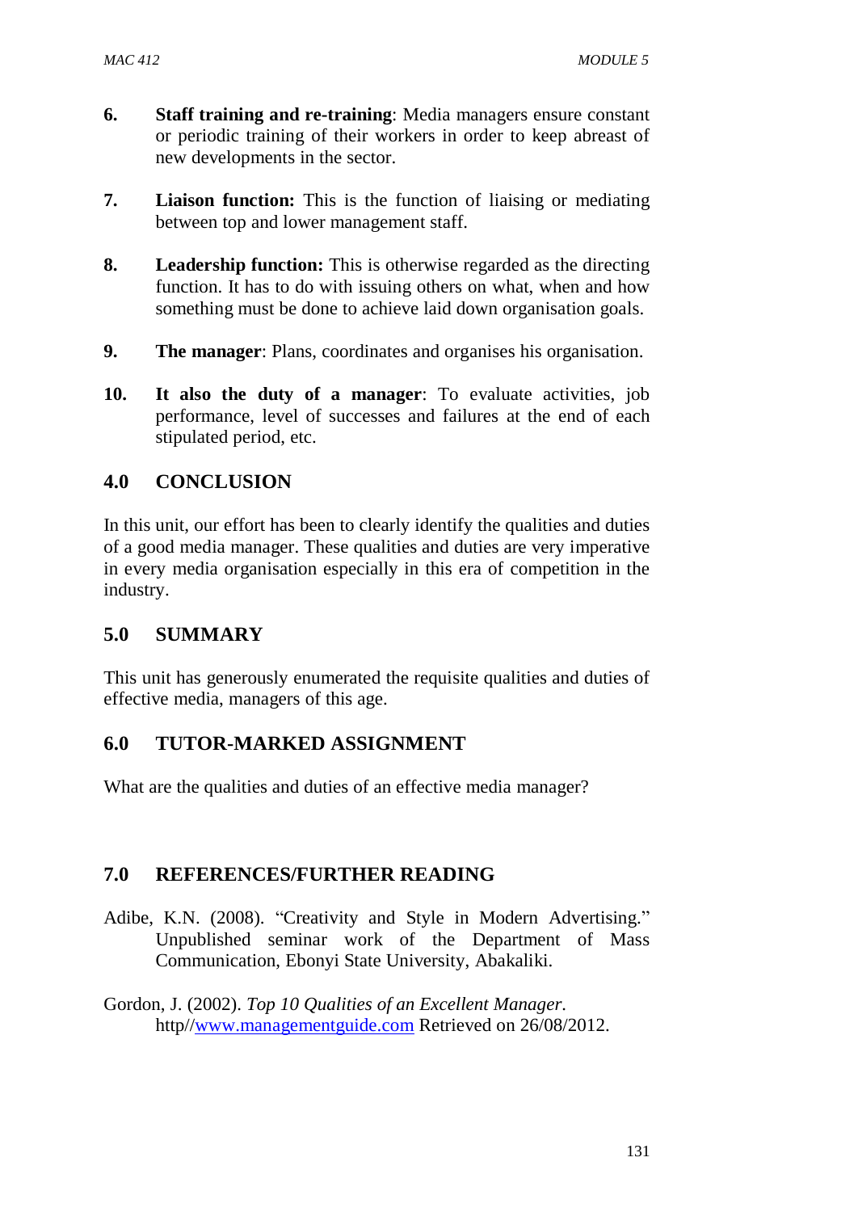6. **Staff training and re-training**: Media managers ensure constant or periodic training of their workers in order to keep abreast of new developments in the sector.

7. **Liaison function:** This is the function of liaising or mediating between top and lower management staff.

8. **Leadership function:** This is otherwise regarded as the directing function. It has to do with issuing others on what, when and how something must be done to achieve laid down organisation goals.

9. **The manager**: Plans, coordinates and organises his organisation.

10. **It also the duty of a manager**: To evaluate activities, job performance, level of successes and failures at the end of each stipulated period, etc.

## 4.0 CONCLUSION

In this unit, our effort has been to clearly identify the qualities and duties of a good media manager. These qualities and duties are very imperative in every media organisation especially in this era of competition in the industry.

## 5.0 SUMMARY

This unit has generously enumerated the requisite qualities and duties of effective media, managers of this age.

## 6.0 TUTOR-MARKED ASSIGNMENT

What are the qualities and duties of an effective media manager?

## 7.0 REFERENCES/FURTHER READING

Adibe, K.N. (2008). "Creativity and Style in Modern Advertising." Unpublished seminar work of the Department of Mass Communication, Ebonyi State University, Abakaliki.

Gordon, J. (2002). *Top 10 Qualities of an Excellent Manager.* http//www.managementguide.com Retrieved on 26/08/2012.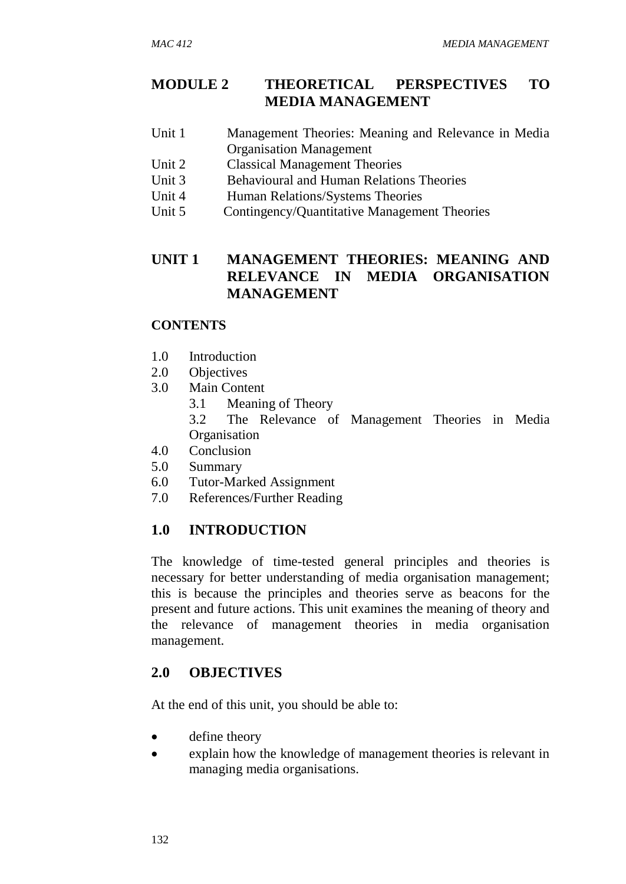# MODULE 2 THEORETICAL PERSPECTIVES TO MEDIA MANAGEMENT

Unit 1 Management Theories: Meaning and Relevance in Media Organisation Management
Unit 2 Classical Management Theories
Unit 3 Behavioural and Human Relations Theories
Unit 4 Human Relations/Systems Theories
Unit 5 Contingency/Quantitative Management Theories

## UNIT 1 MANAGEMENT THEORIES: MEANING AND RELEVANCE IN MEDIA ORGANISATION MANAGEMENT

### CONTENTS

1.0 Introduction
2.0 Objectives
3.0 Main Content
   3.1 Meaning of Theory
   3.2 The Relevance of Management Theories in Media Organisation
4.0 Conclusion
5.0 Summary
6.0 Tutor-Marked Assignment
7.0 References/Further Reading

### 1.0 INTRODUCTION

The knowledge of time-tested general principles and theories is necessary for better understanding of media organisation management; this is because the principles and theories serve as beacons for the present and future actions. This unit examines the meaning of theory and the relevance of management theories in media organisation management.

### 2.0 OBJECTIVES

At the end of this unit, you should be able to:

- define theory
- explain how the knowledge of management theories is relevant in managing media organisations.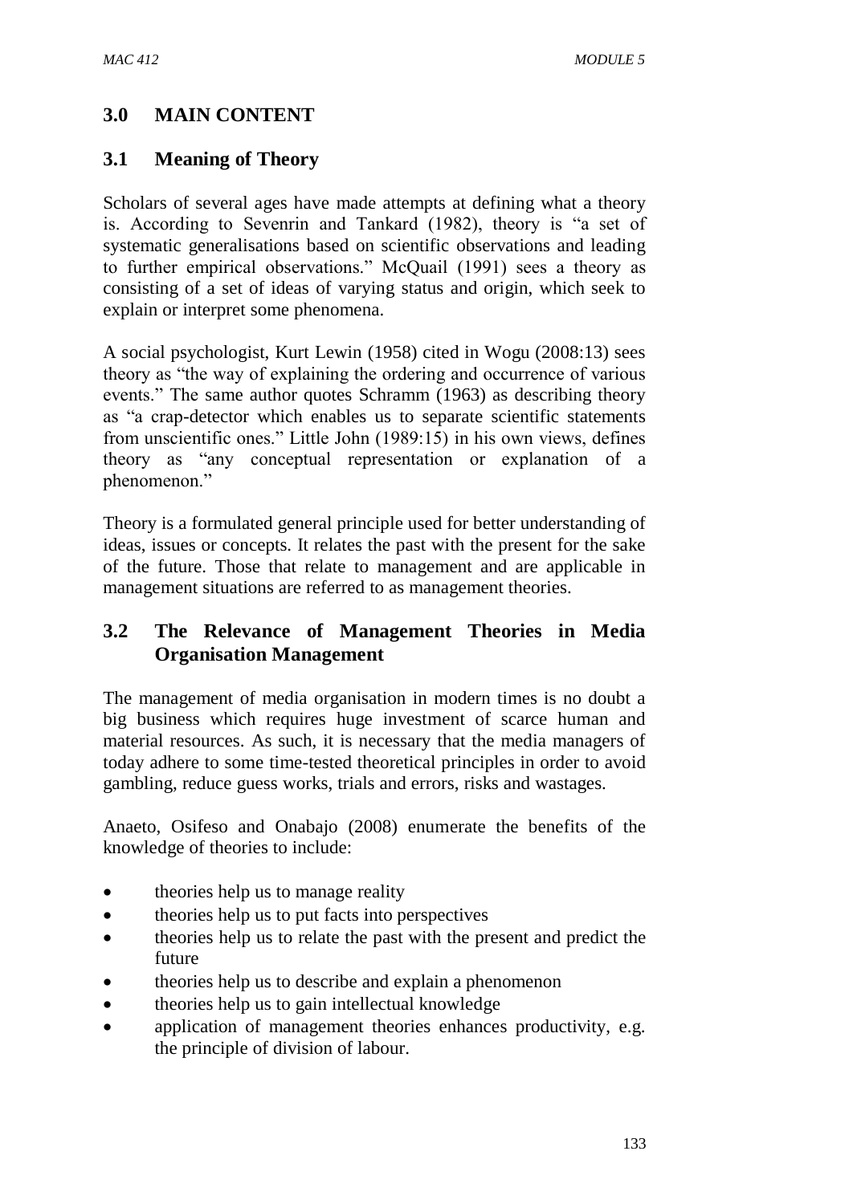## 3.0 MAIN CONTENT

### 3.1 Meaning of Theory

Scholars of several ages have made attempts at defining what a theory is. According to Sevenrin and Tankard (1982), theory is "a set of systematic generalisations based on scientific observations and leading to further empirical observations." McQuail (1991) sees a theory as consisting of a set of ideas of varying status and origin, which seek to explain or interpret some phenomena.

A social psychologist, Kurt Lewin (1958) cited in Wogu (2008:13) sees theory as "the way of explaining the ordering and occurrence of various events." The same author quotes Schramm (1963) as describing theory as "a crap-detector which enables us to separate scientific statements from unscientific ones." Little John (1989:15) in his own views, defines theory as "any conceptual representation or explanation of a phenomenon."

Theory is a formulated general principle used for better understanding of ideas, issues or concepts. It relates the past with the present for the sake of the future. Those that relate to management and are applicable in management situations are referred to as management theories.

### 3.2 The Relevance of Management Theories in Media Organisation Management

The management of media organisation in modern times is no doubt a big business which requires huge investment of scarce human and material resources. As such, it is necessary that the media managers of today adhere to some time-tested theoretical principles in order to avoid gambling, reduce guess works, trials and errors, risks and wastages.

Anaeto, Osifeso and Onabajo (2008) enumerate the benefits of the knowledge of theories to include:

- theories help us to manage reality
- theories help us to put facts into perspectives
- theories help us to relate the past with the present and predict the future
- theories help us to describe and explain a phenomenon
- theories help us to gain intellectual knowledge
- application of management theories enhances productivity, e.g. the principle of division of labour.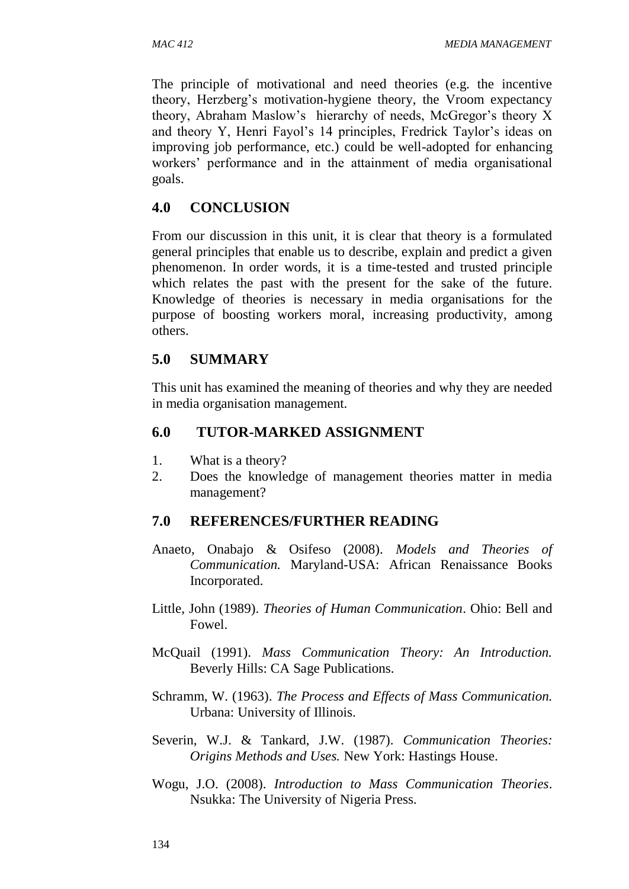The principle of motivational and need theories (e.g. the incentive theory, Herzberg's motivation-hygiene theory, the Vroom expectancy theory, Abraham Maslow's hierarchy of needs, McGregor's theory X and theory Y, Henri Fayol's 14 principles, Fredrick Taylor's ideas on improving job performance, etc.) could be well-adopted for enhancing workers' performance and in the attainment of media organisational goals.

## 4.0 CONCLUSION

From our discussion in this unit, it is clear that theory is a formulated general principles that enable us to describe, explain and predict a given phenomenon. In order words, it is a time-tested and trusted principle which relates the past with the present for the sake of the future. Knowledge of theories is necessary in media organisations for the purpose of boosting workers moral, increasing productivity, among others.

## 5.0 SUMMARY

This unit has examined the meaning of theories and why they are needed in media organisation management.

## 6.0 TUTOR-MARKED ASSIGNMENT

1. What is a theory?
2. Does the knowledge of management theories matter in media management?

## 7.0 REFERENCES/FURTHER READING

Anaeto, Onabajo & Osifeso (2008). *Models and Theories of Communication.* Maryland-USA: African Renaissance Books Incorporated.

Little, John (1989). *Theories of Human Communication*. Ohio: Bell and Fowel.

McQuail (1991). *Mass Communication Theory: An Introduction.* Beverly Hills: CA Sage Publications.

Schramm, W. (1963). *The Process and Effects of Mass Communication.* Urbana: University of Illinois.

Severin, W.J. & Tankard, J.W. (1987). *Communication Theories: Origins Methods and Uses.* New York: Hastings House.

Wogu, J.O. (2008). *Introduction to Mass Communication Theories*. Nsukka: The University of Nigeria Press.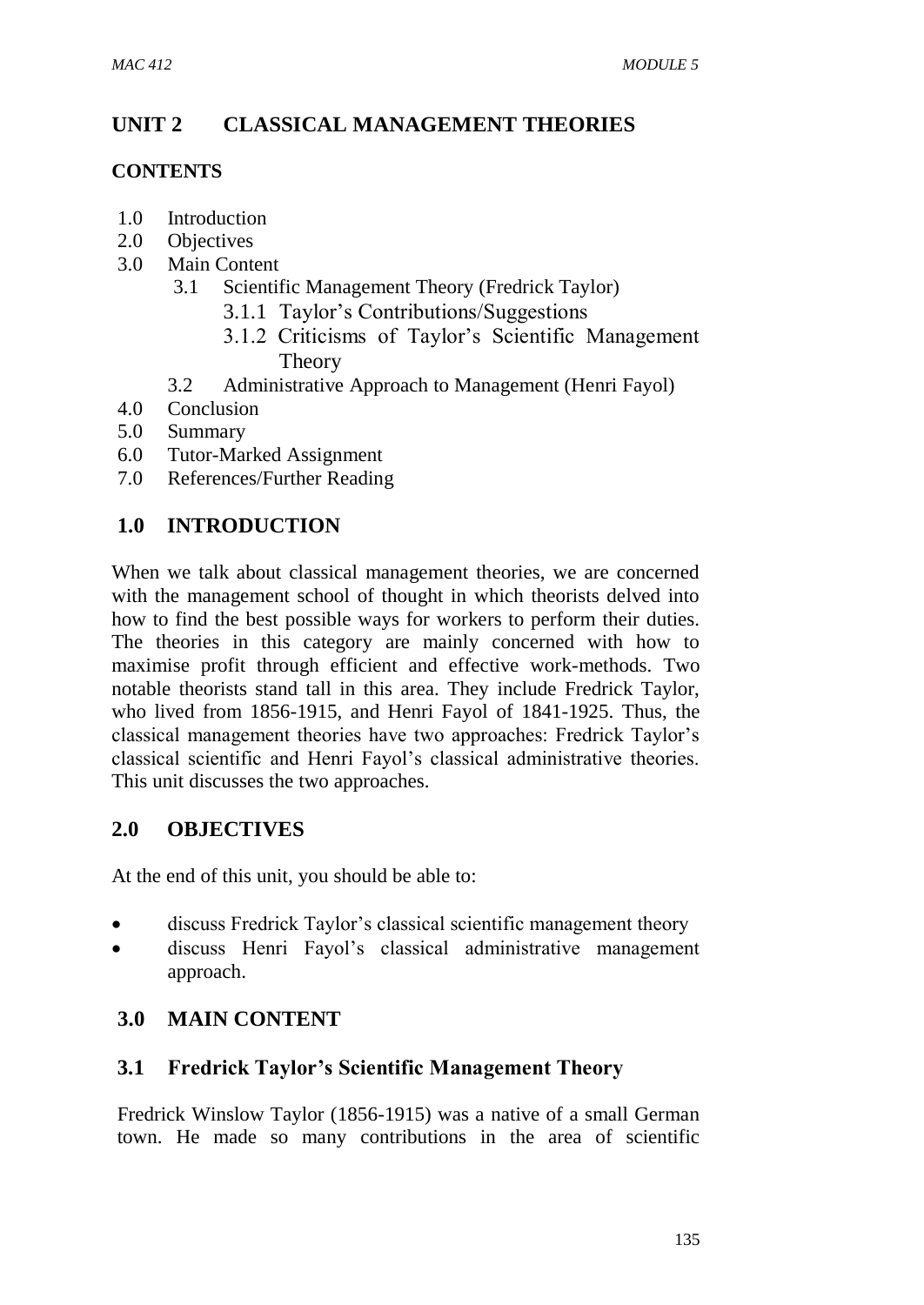## UNIT 2 CLASSICAL MANAGEMENT THEORIES

### CONTENTS

1.0 Introduction
2.0 Objectives
3.0 Main Content
  3.1 Scientific Management Theory (Fredrick Taylor)
    3.1.1 Taylor's Contributions/Suggestions
    3.1.2 Criticisms of Taylor's Scientific Management Theory
  3.2 Administrative Approach to Management (Henri Fayol)
4.0 Conclusion
5.0 Summary
6.0 Tutor-Marked Assignment
7.0 References/Further Reading

### 1.0 INTRODUCTION

When we talk about classical management theories, we are concerned with the management school of thought in which theorists delved into how to find the best possible ways for workers to perform their duties. The theories in this category are mainly concerned with how to maximise profit through efficient and effective work-methods. Two notable theorists stand tall in this area. They include Fredrick Taylor, who lived from 1856-1915, and Henri Fayol of 1841-1925. Thus, the classical management theories have two approaches: Fredrick Taylor's classical scientific and Henri Fayol's classical administrative theories. This unit discusses the two approaches.

### 2.0 OBJECTIVES

At the end of this unit, you should be able to:

- discuss Fredrick Taylor's classical scientific management theory
- discuss Henri Fayol's classical administrative management approach.

### 3.0 MAIN CONTENT

### 3.1 Fredrick Taylor's Scientific Management Theory

Fredrick Winslow Taylor (1856-1915) was a native of a small German town. He made so many contributions in the area of scientific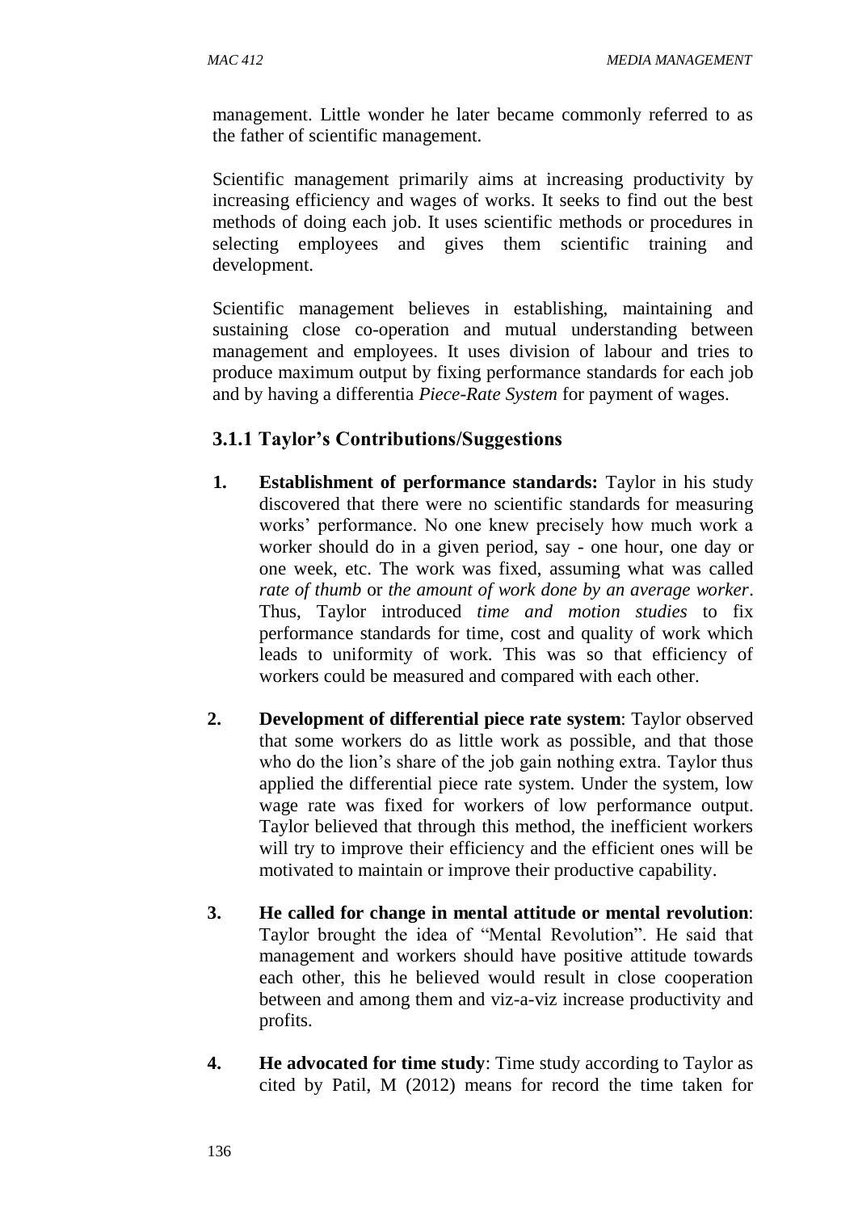management. Little wonder he later became commonly referred to as the father of scientific management.

Scientific management primarily aims at increasing productivity by increasing efficiency and wages of works. It seeks to find out the best methods of doing each job. It uses scientific methods or procedures in selecting employees and gives them scientific training and development.

Scientific management believes in establishing, maintaining and sustaining close co-operation and mutual understanding between management and employees. It uses division of labour and tries to produce maximum output by fixing performance standards for each job and by having a differentia *Piece-Rate System* for payment of wages.

### 3.1.1 Taylor's Contributions/Suggestions

1. **Establishment of performance standards:** Taylor in his study discovered that there were no scientific standards for measuring works' performance. No one knew precisely how much work a worker should do in a given period, say - one hour, one day or one week, etc. The work was fixed, assuming what was called *rate of thumb* or *the amount of work done by an average worker*. Thus, Taylor introduced *time and motion studies* to fix performance standards for time, cost and quality of work which leads to uniformity of work. This was so that efficiency of workers could be measured and compared with each other.

2. **Development of differential piece rate system**: Taylor observed that some workers do as little work as possible, and that those who do the lion's share of the job gain nothing extra. Taylor thus applied the differential piece rate system. Under the system, low wage rate was fixed for workers of low performance output. Taylor believed that through this method, the inefficient workers will try to improve their efficiency and the efficient ones will be motivated to maintain or improve their productive capability.

3. **He called for change in mental attitude or mental revolution**: Taylor brought the idea of "Mental Revolution". He said that management and workers should have positive attitude towards each other, this he believed would result in close cooperation between and among them and viz-a-viz increase productivity and profits.

4. **He advocated for time study**: Time study according to Taylor as cited by Patil, M (2012) means for record the time taken for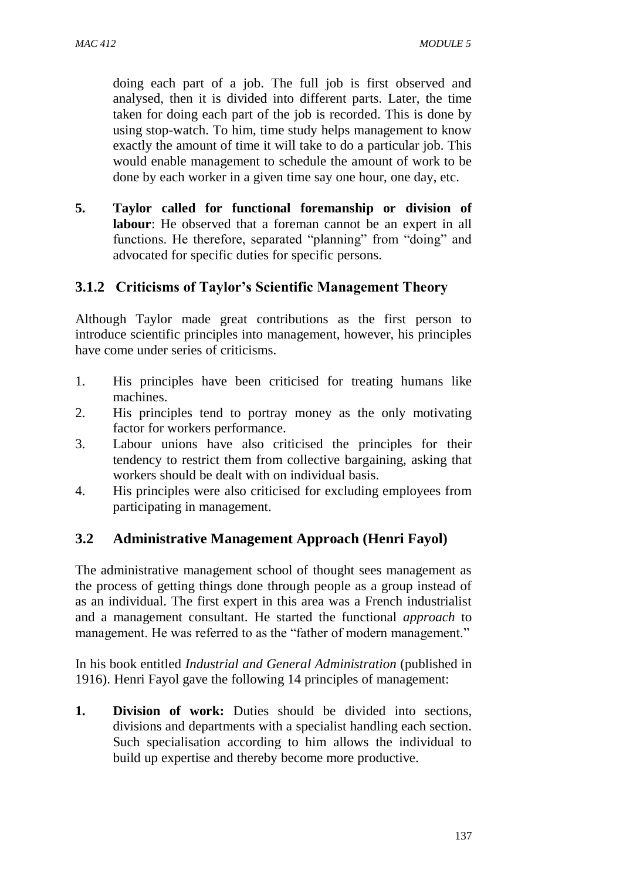doing each part of a job. The full job is first observed and analysed, then it is divided into different parts. Later, the time taken for doing each part of the job is recorded. This is done by using stop-watch. To him, time study helps management to know exactly the amount of time it will take to do a particular job. This would enable management to schedule the amount of work to be done by each worker in a given time say one hour, one day, etc.

5. **Taylor called for functional foremanship or division of labour**: He observed that a foreman cannot be an expert in all functions. He therefore, separated "planning" from "doing" and advocated for specific duties for specific persons.

### 3.1.2 Criticisms of Taylor's Scientific Management Theory

Although Taylor made great contributions as the first person to introduce scientific principles into management, however, his principles have come under series of criticisms.

1. His principles have been criticised for treating humans like machines.
2. His principles tend to portray money as the only motivating factor for workers performance.
3. Labour unions have also criticised the principles for their tendency to restrict them from collective bargaining, asking that workers should be dealt with on individual basis.
4. His principles were also criticised for excluding employees from participating in management.

## 3.2 Administrative Management Approach (Henri Fayol)

The administrative management school of thought sees management as the process of getting things done through people as a group instead of as an individual. The first expert in this area was a French industrialist and a management consultant. He started the functional *approach* to management. He was referred to as the "father of modern management."

In his book entitled *Industrial and General Administration* (published in 1916). Henri Fayol gave the following 14 principles of management:

1. **Division of work:** Duties should be divided into sections, divisions and departments with a specialist handling each section. Such specialisation according to him allows the individual to build up expertise and thereby become more productive.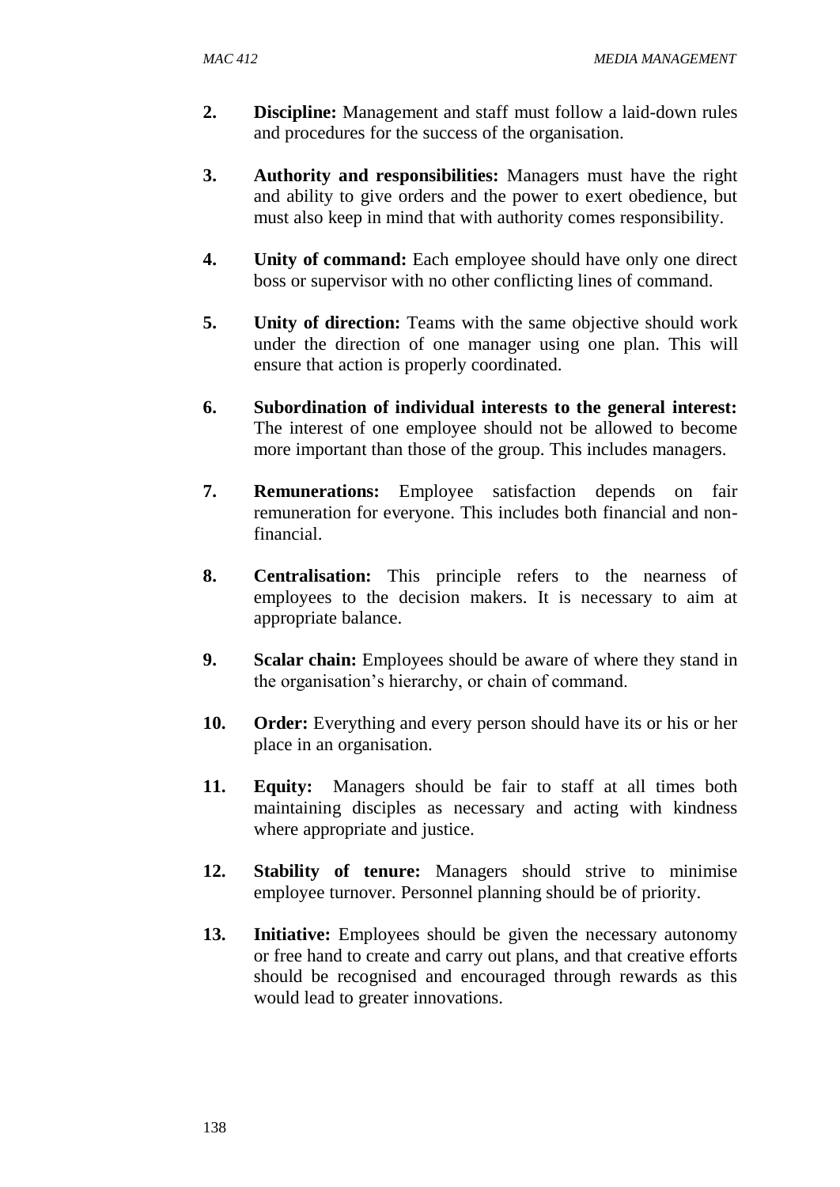2. **Discipline:** Management and staff must follow a laid-down rules and procedures for the success of the organisation.

3. **Authority and responsibilities:** Managers must have the right and ability to give orders and the power to exert obedience, but must also keep in mind that with authority comes responsibility.

4. **Unity of command:** Each employee should have only one direct boss or supervisor with no other conflicting lines of command.

5. **Unity of direction:** Teams with the same objective should work under the direction of one manager using one plan. This will ensure that action is properly coordinated.

6. **Subordination of individual interests to the general interest:** The interest of one employee should not be allowed to become more important than those of the group. This includes managers.

7. **Remunerations:** Employee satisfaction depends on fair remuneration for everyone. This includes both financial and non-financial.

8. **Centralisation:** This principle refers to the nearness of employees to the decision makers. It is necessary to aim at appropriate balance.

9. **Scalar chain:** Employees should be aware of where they stand in the organisation's hierarchy, or chain of command.

10. **Order:** Everything and every person should have its or his or her place in an organisation.

11. **Equity:** Managers should be fair to staff at all times both maintaining disciples as necessary and acting with kindness where appropriate and justice.

12. **Stability of tenure:** Managers should strive to minimise employee turnover. Personnel planning should be of priority.

13. **Initiative:** Employees should be given the necessary autonomy or free hand to create and carry out plans, and that creative efforts should be recognised and encouraged through rewards as this would lead to greater innovations.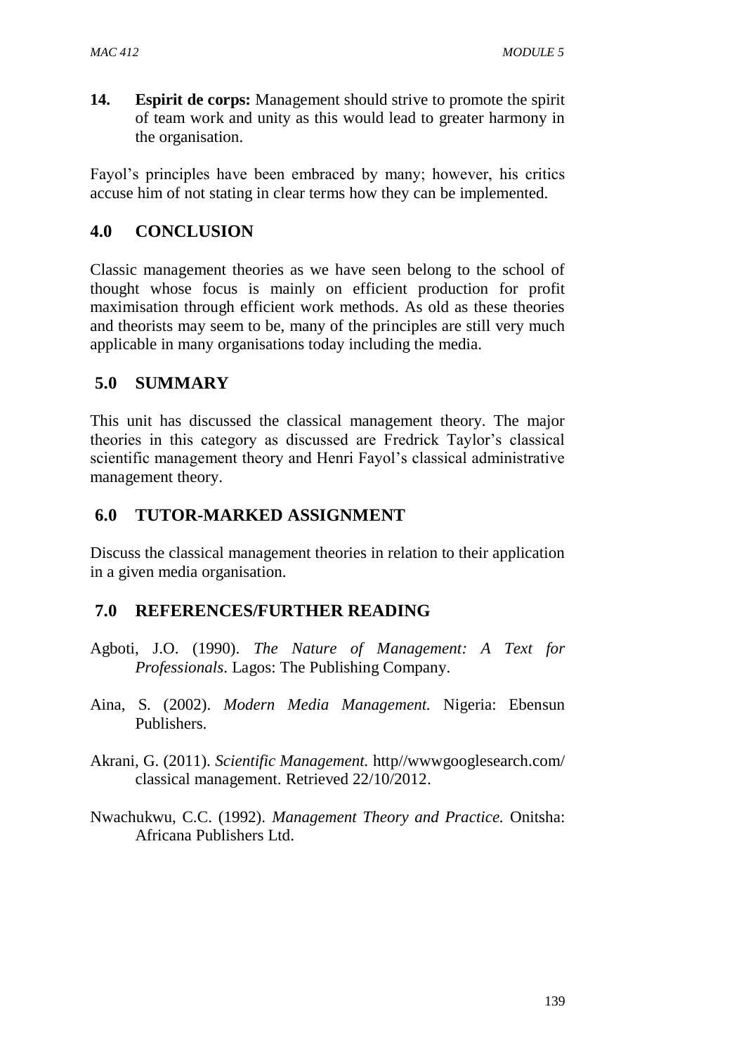14. **Espirit de corps:** Management should strive to promote the spirit of team work and unity as this would lead to greater harmony in the organisation.

Fayol's principles have been embraced by many; however, his critics accuse him of not stating in clear terms how they can be implemented.

## 4.0 CONCLUSION

Classic management theories as we have seen belong to the school of thought whose focus is mainly on efficient production for profit maximisation through efficient work methods. As old as these theories and theorists may seem to be, many of the principles are still very much applicable in many organisations today including the media.

## 5.0 SUMMARY

This unit has discussed the classical management theory. The major theories in this category as discussed are Fredrick Taylor's classical scientific management theory and Henri Fayol's classical administrative management theory.

## 6.0 TUTOR-MARKED ASSIGNMENT

Discuss the classical management theories in relation to their application in a given media organisation.

## 7.0 REFERENCES/FURTHER READING

Agboti, J.O. (1990). *The Nature of Management: A Text for Professionals*. Lagos: The Publishing Company.

Aina, S. (2002). *Modern Media Management.* Nigeria: Ebensun Publishers.

Akrani, G. (2011). *Scientific Management.* http//wwwgooglesearch.com/ classical management. Retrieved 22/10/2012.

Nwachukwu, C.C. (1992). *Management Theory and Practice.* Onitsha: Africana Publishers Ltd.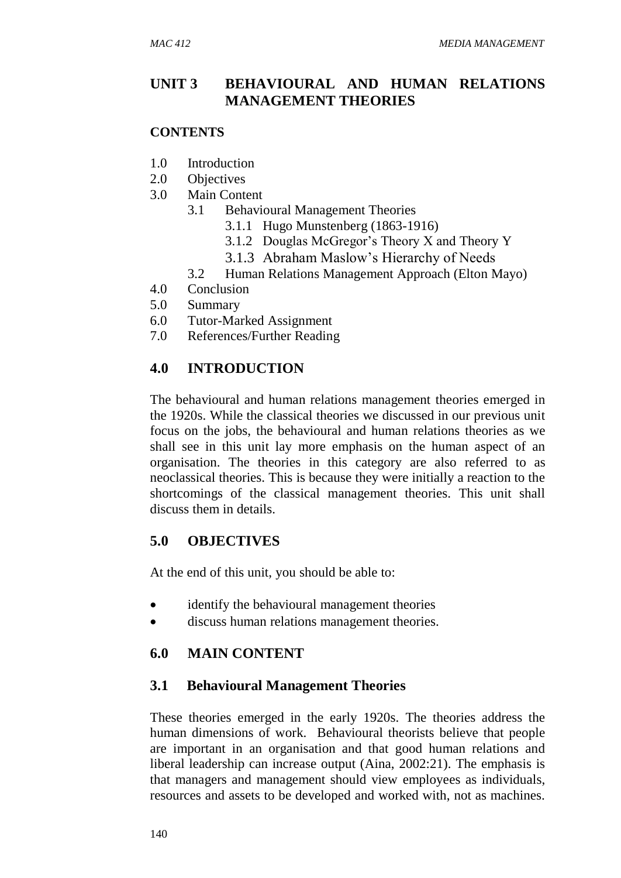## UNIT 3 BEHAVIOURAL AND HUMAN RELATIONS MANAGEMENT THEORIES

### CONTENTS

- 1.0 Introduction
- 2.0 Objectives
- 3.0 Main Content
  - 3.1 Behavioural Management Theories
    - 3.1.1 Hugo Munstenberg (1863-1916)
    - 3.1.2 Douglas McGregor's Theory X and Theory Y
    - 3.1.3 Abraham Maslow's Hierarchy of Needs
  - 3.2 Human Relations Management Approach (Elton Mayo)
- 4.0 Conclusion
- 5.0 Summary
- 6.0 Tutor-Marked Assignment
- 7.0 References/Further Reading

### 4.0 INTRODUCTION

The behavioural and human relations management theories emerged in the 1920s. While the classical theories we discussed in our previous unit focus on the jobs, the behavioural and human relations theories as we shall see in this unit lay more emphasis on the human aspect of an organisation. The theories in this category are also referred to as neoclassical theories. This is because they were initially a reaction to the shortcomings of the classical management theories. This unit shall discuss them in details.

### 5.0 OBJECTIVES

At the end of this unit, you should be able to:

- identify the behavioural management theories
- discuss human relations management theories.

### 6.0 MAIN CONTENT

### 3.1 Behavioural Management Theories

These theories emerged in the early 1920s. The theories address the human dimensions of work. Behavioural theorists believe that people are important in an organisation and that good human relations and liberal leadership can increase output (Aina, 2002:21). The emphasis is that managers and management should view employees as individuals, resources and assets to be developed and worked with, not as machines.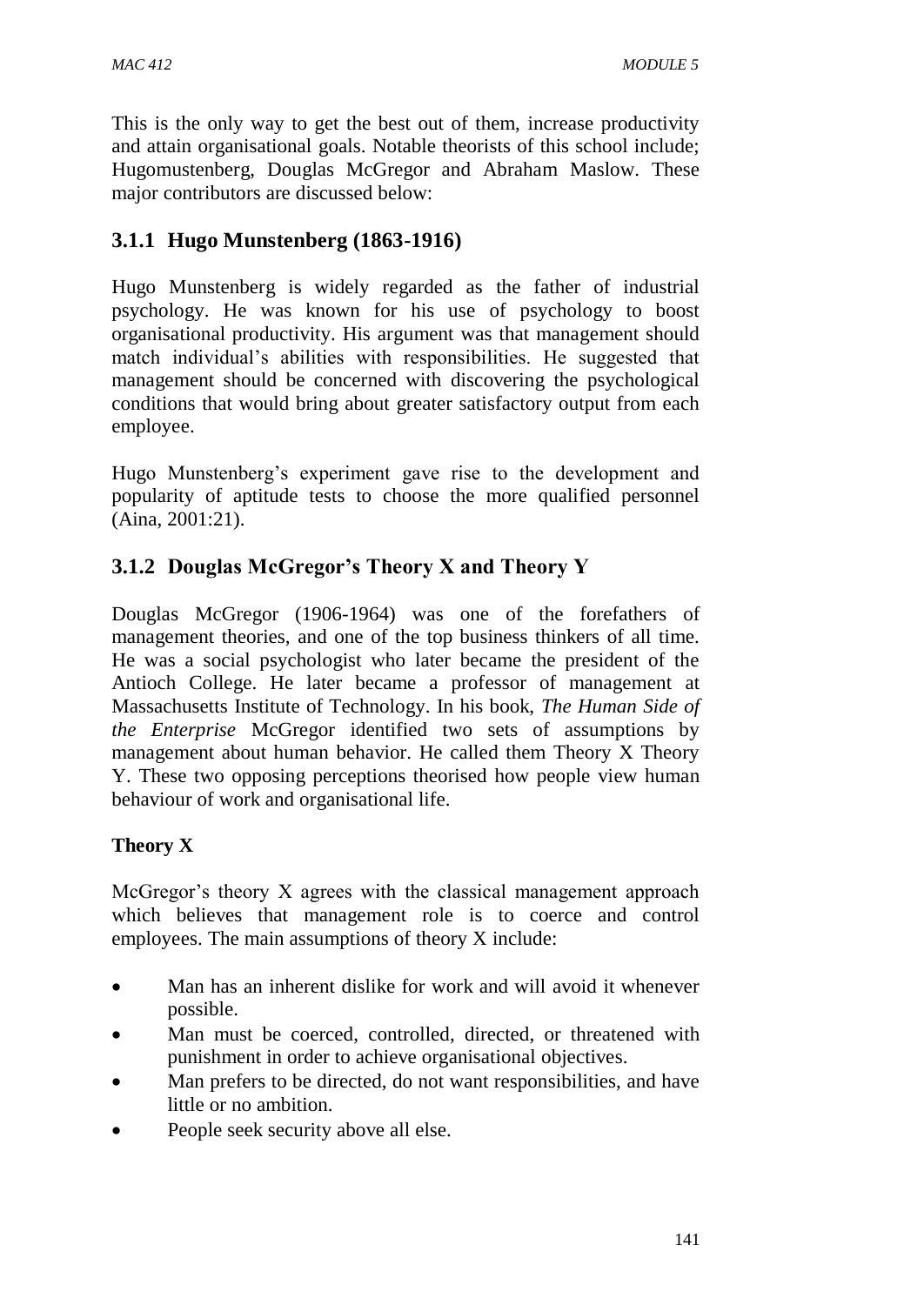This is the only way to get the best out of them, increase productivity and attain organisational goals. Notable theorists of this school include; Hugomustenberg, Douglas McGregor and Abraham Maslow. These major contributors are discussed below:

### 3.1.1 Hugo Munstenberg (1863-1916)

Hugo Munstenberg is widely regarded as the father of industrial psychology. He was known for his use of psychology to boost organisational productivity. His argument was that management should match individual's abilities with responsibilities. He suggested that management should be concerned with discovering the psychological conditions that would bring about greater satisfactory output from each employee.

Hugo Munstenberg's experiment gave rise to the development and popularity of aptitude tests to choose the more qualified personnel (Aina, 2001:21).

### 3.1.2 Douglas McGregor's Theory X and Theory Y

Douglas McGregor (1906-1964) was one of the forefathers of management theories, and one of the top business thinkers of all time. He was a social psychologist who later became the president of the Antioch College. He later became a professor of management at Massachusetts Institute of Technology. In his book, *The Human Side of the Enterprise* McGregor identified two sets of assumptions by management about human behavior. He called them Theory X Theory Y. These two opposing perceptions theorised how people view human behaviour of work and organisational life.

**Theory X**

McGregor's theory X agrees with the classical management approach which believes that management role is to coerce and control employees. The main assumptions of theory X include:

- Man has an inherent dislike for work and will avoid it whenever possible.
- Man must be coerced, controlled, directed, or threatened with punishment in order to achieve organisational objectives.
- Man prefers to be directed, do not want responsibilities, and have little or no ambition.
- People seek security above all else.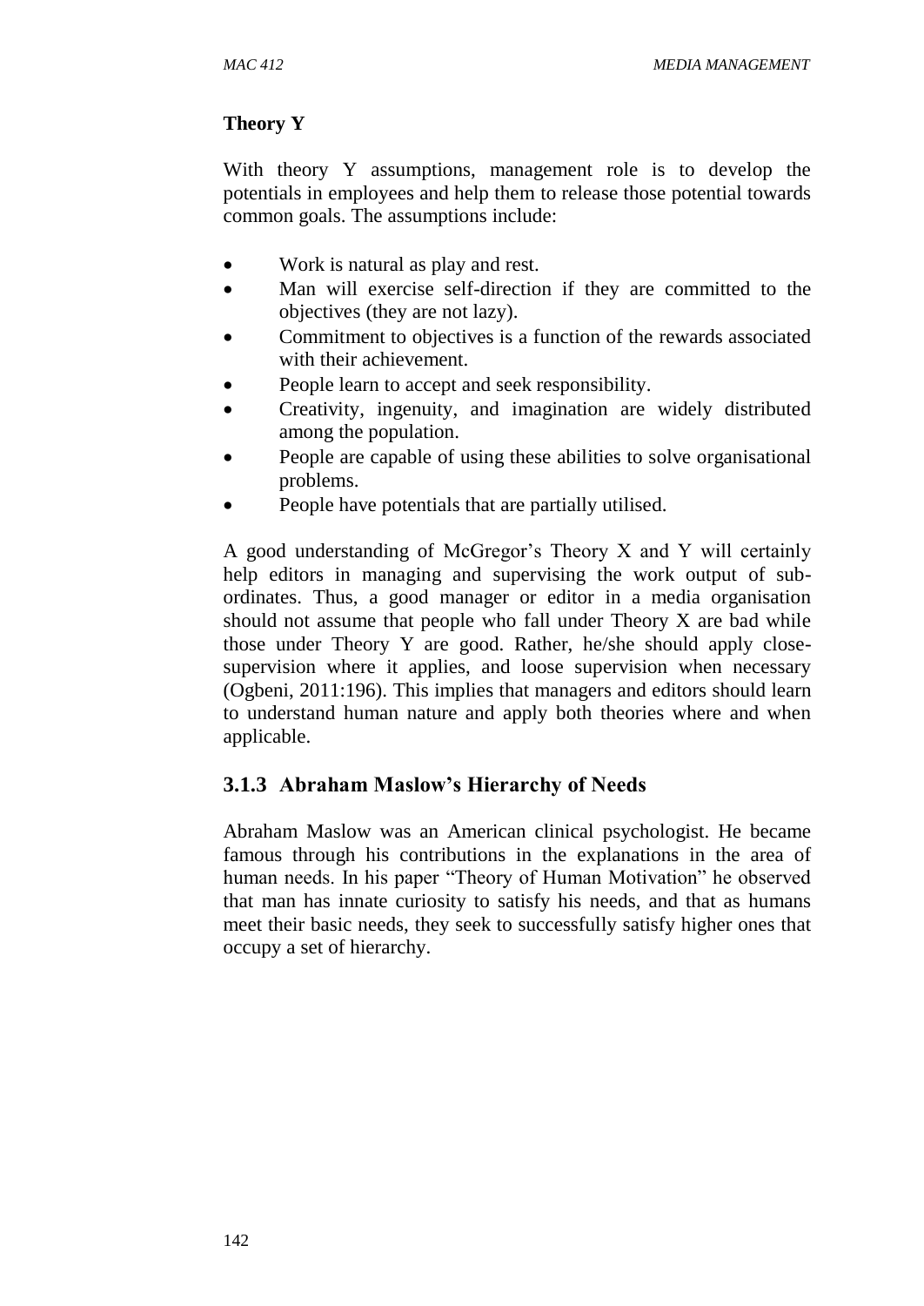**Theory Y**

With theory Y assumptions, management role is to develop the potentials in employees and help them to release those potential towards common goals. The assumptions include:

- Work is natural as play and rest.
- Man will exercise self-direction if they are committed to the objectives (they are not lazy).
- Commitment to objectives is a function of the rewards associated with their achievement.
- People learn to accept and seek responsibility.
- Creativity, ingenuity, and imagination are widely distributed among the population.
- People are capable of using these abilities to solve organisational problems.
- People have potentials that are partially utilised.

A good understanding of McGregor's Theory X and Y will certainly help editors in managing and supervising the work output of sub-ordinates. Thus, a good manager or editor in a media organisation should not assume that people who fall under Theory X are bad while those under Theory Y are good. Rather, he/she should apply close-supervision where it applies, and loose supervision when necessary (Ogbeni, 2011:196). This implies that managers and editors should learn to understand human nature and apply both theories where and when applicable.

### 3.1.3 Abraham Maslow's Hierarchy of Needs

Abraham Maslow was an American clinical psychologist. He became famous through his contributions in the explanations in the area of human needs. In his paper "Theory of Human Motivation" he observed that man has innate curiosity to satisfy his needs, and that as humans meet their basic needs, they seek to successfully satisfy higher ones that occupy a set of hierarchy.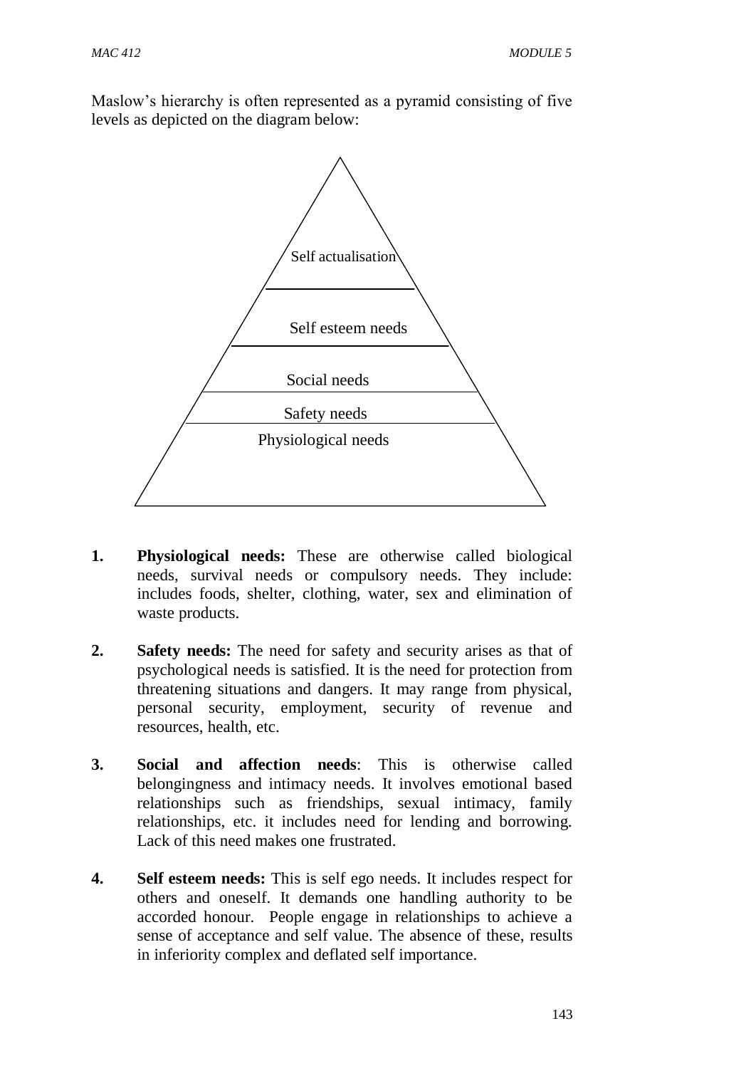Maslow's hierarchy is often represented as a pyramid consisting of five levels as depicted on the diagram below:

Self actualisation

Self esteem needs

Social needs

Safety needs

Physiological needs

1. **Physiological needs:** These are otherwise called biological needs, survival needs or compulsory needs. They include: includes foods, shelter, clothing, water, sex and elimination of waste products.

2. **Safety needs:** The need for safety and security arises as that of psychological needs is satisfied. It is the need for protection from threatening situations and dangers. It may range from physical, personal security, employment, security of revenue and resources, health, etc.

3. **Social and affection needs**: This is otherwise called belongingness and intimacy needs. It involves emotional based relationships such as friendships, sexual intimacy, family relationships, etc. it includes need for lending and borrowing. Lack of this need makes one frustrated.

4. **Self esteem needs:** This is self ego needs. It includes respect for others and oneself. It demands one handling authority to be accorded honour. People engage in relationships to achieve a sense of acceptance and self value. The absence of these, results in inferiority complex and deflated self importance.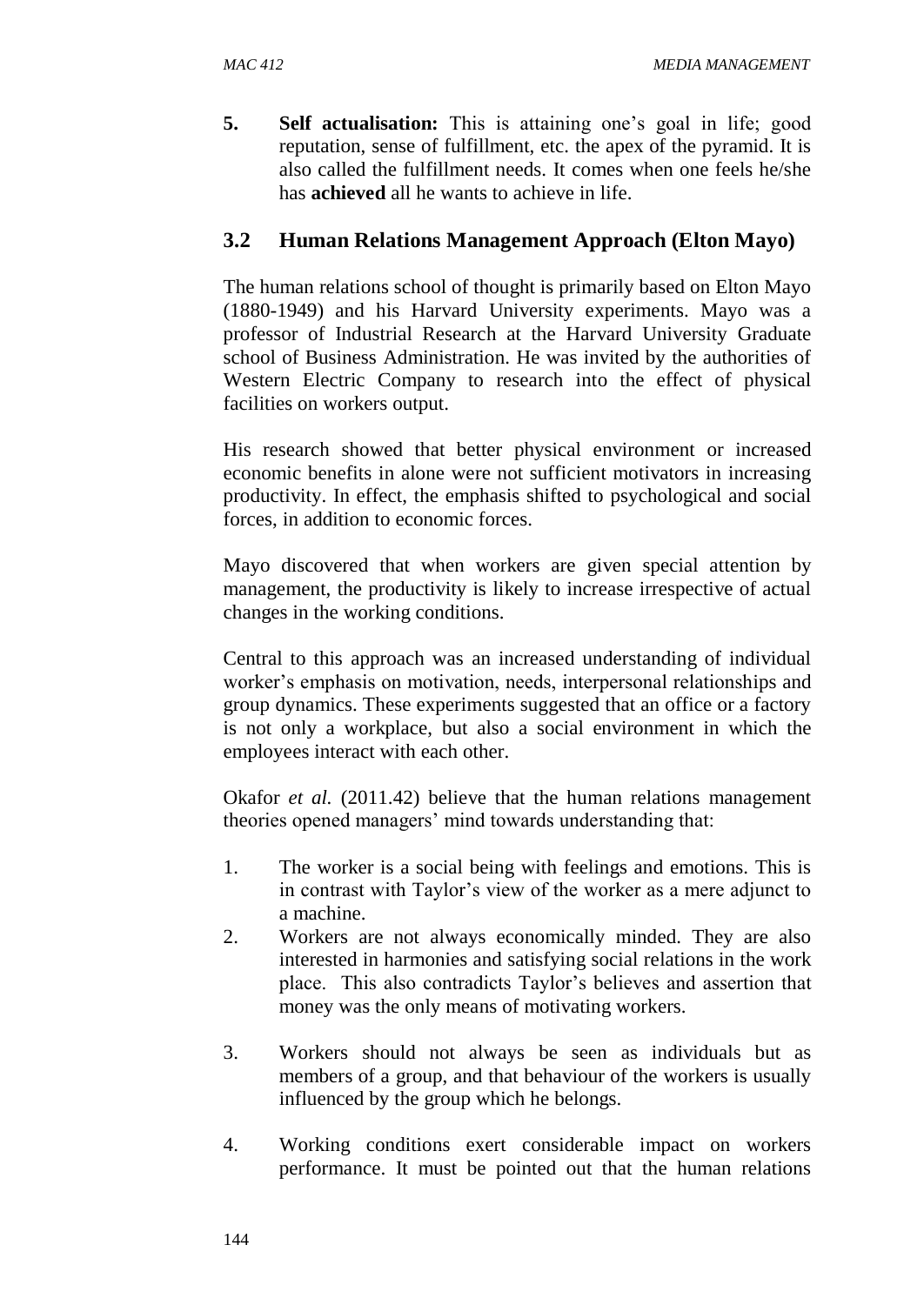5. **Self actualisation:** This is attaining one's goal in life; good reputation, sense of fulfillment, etc. the apex of the pyramid. It is also called the fulfillment needs. It comes when one feels he/she has **achieved** all he wants to achieve in life.

### 3.2 Human Relations Management Approach (Elton Mayo)

The human relations school of thought is primarily based on Elton Mayo (1880-1949) and his Harvard University experiments. Mayo was a professor of Industrial Research at the Harvard University Graduate school of Business Administration. He was invited by the authorities of Western Electric Company to research into the effect of physical facilities on workers output.

His research showed that better physical environment or increased economic benefits in alone were not sufficient motivators in increasing productivity. In effect, the emphasis shifted to psychological and social forces, in addition to economic forces.

Mayo discovered that when workers are given special attention by management, the productivity is likely to increase irrespective of actual changes in the working conditions.

Central to this approach was an increased understanding of individual worker's emphasis on motivation, needs, interpersonal relationships and group dynamics. These experiments suggested that an office or a factory is not only a workplace, but also a social environment in which the employees interact with each other.

Okafor *et al.* (2011.42) believe that the human relations management theories opened managers' mind towards understanding that:

1. The worker is a social being with feelings and emotions. This is in contrast with Taylor's view of the worker as a mere adjunct to a machine.
2. Workers are not always economically minded. They are also interested in harmonies and satisfying social relations in the work place. This also contradicts Taylor's believes and assertion that money was the only means of motivating workers.
3. Workers should not always be seen as individuals but as members of a group, and that behaviour of the workers is usually influenced by the group which he belongs.
4. Working conditions exert considerable impact on workers performance. It must be pointed out that the human relations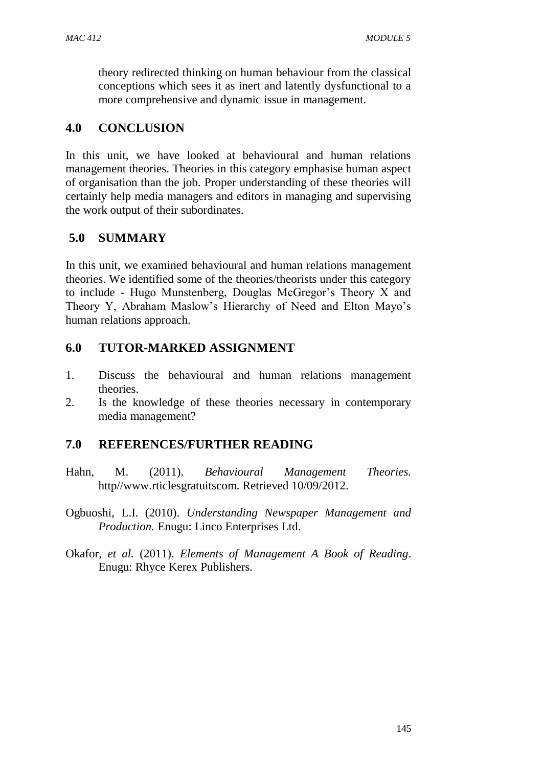theory redirected thinking on human behaviour from the classical conceptions which sees it as inert and latently dysfunctional to a more comprehensive and dynamic issue in management.

## 4.0 CONCLUSION

In this unit, we have looked at behavioural and human relations management theories. Theories in this category emphasise human aspect of organisation than the job. Proper understanding of these theories will certainly help media managers and editors in managing and supervising the work output of their subordinates.

## 5.0 SUMMARY

In this unit, we examined behavioural and human relations management theories. We identified some of the theories/theorists under this category to include - Hugo Munstenberg, Douglas McGregor's Theory X and Theory Y, Abraham Maslow's Hierarchy of Need and Elton Mayo's human relations approach.

## 6.0 TUTOR-MARKED ASSIGNMENT

1. Discuss the behavioural and human relations management theories.
2. Is the knowledge of these theories necessary in contemporary media management?

## 7.0 REFERENCES/FURTHER READING

Hahn, M. (2011). *Behavioural Management Theories.* http//www.rticlesgratuitscom. Retrieved 10/09/2012.

Ogbuoshi, L.I. (2010). *Understanding Newspaper Management and Production.* Enugu: Linco Enterprises Ltd.

Okafor, *et al.* (2011). *Elements of Management A Book of Reading*. Enugu: Rhyce Kerex Publishers.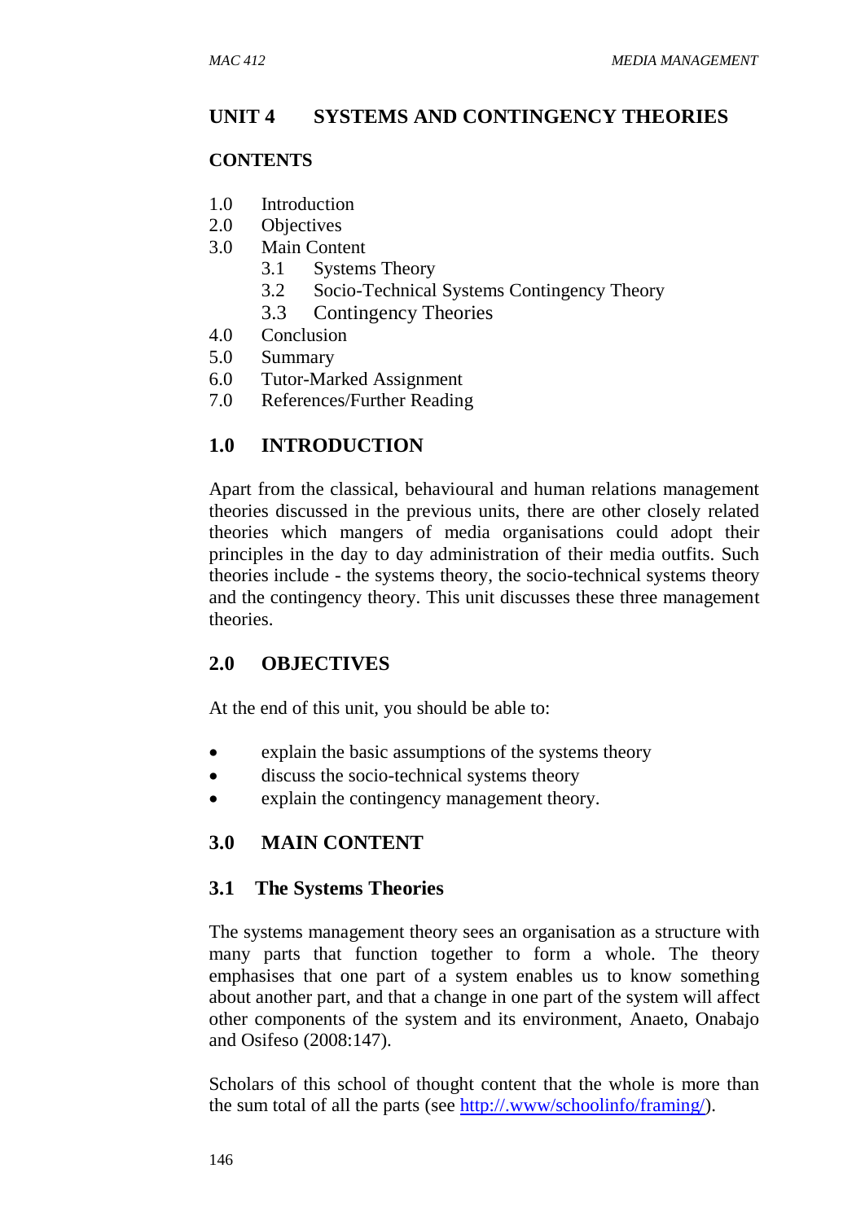## UNIT 4 SYSTEMS AND CONTINGENCY THEORIES

**CONTENTS**

1.0 Introduction
2.0 Objectives
3.0 Main Content
   3.1 Systems Theory
   3.2 Socio-Technical Systems Contingency Theory
   3.3 Contingency Theories
4.0 Conclusion
5.0 Summary
6.0 Tutor-Marked Assignment
7.0 References/Further Reading

## 1.0 INTRODUCTION

Apart from the classical, behavioural and human relations management theories discussed in the previous units, there are other closely related theories which mangers of media organisations could adopt their principles in the day to day administration of their media outfits. Such theories include - the systems theory, the socio-technical systems theory and the contingency theory. This unit discusses these three management theories.

## 2.0 OBJECTIVES

At the end of this unit, you should be able to:

- explain the basic assumptions of the systems theory
- discuss the socio-technical systems theory
- explain the contingency management theory.

## 3.0 MAIN CONTENT

### 3.1 The Systems Theories

The systems management theory sees an organisation as a structure with many parts that function together to form a whole. The theory emphasises that one part of a system enables us to know something about another part, and that a change in one part of the system will affect other components of the system and its environment, Anaeto, Onabajo and Osifeso (2008:147).

Scholars of this school of thought content that the whole is more than the sum total of all the parts (see http://.www/schoolinfo/framing/).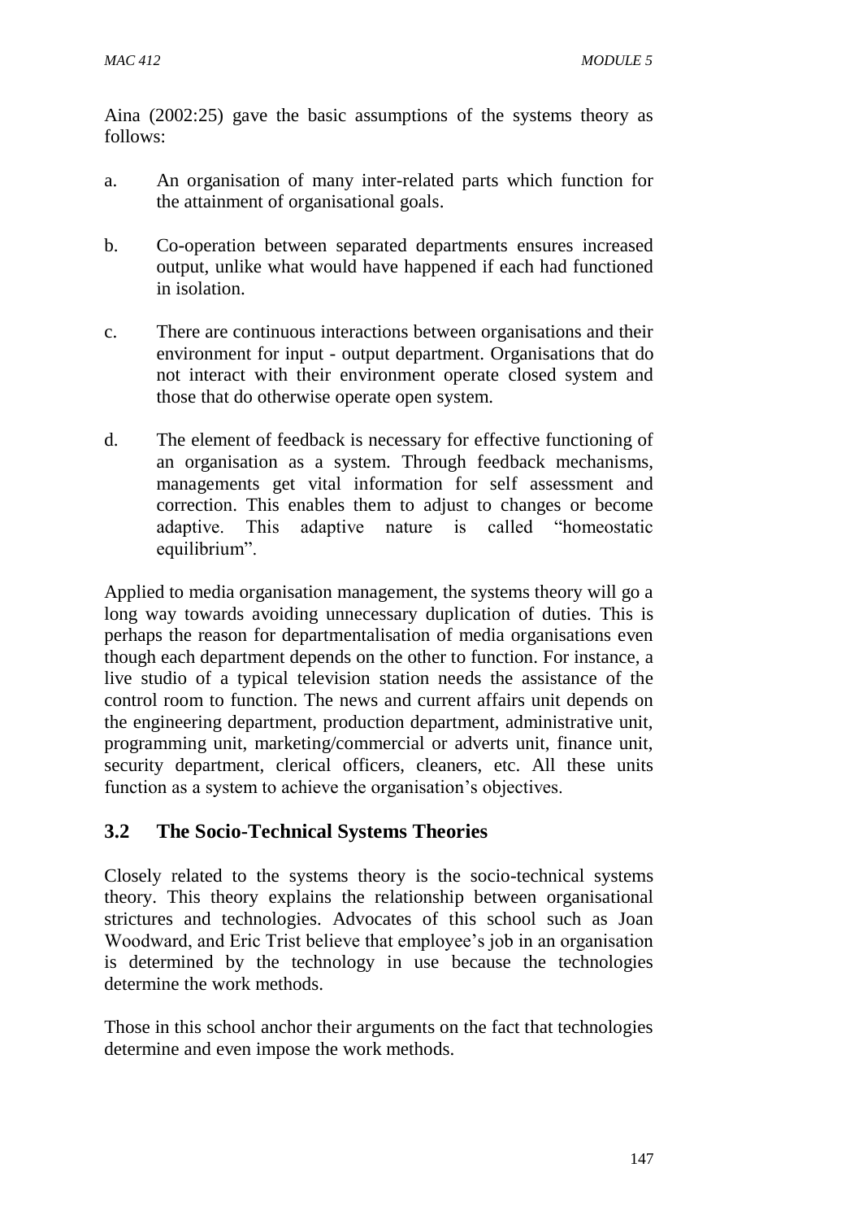Aina (2002:25) gave the basic assumptions of the systems theory as follows:

a. An organisation of many inter-related parts which function for the attainment of organisational goals.

b. Co-operation between separated departments ensures increased output, unlike what would have happened if each had functioned in isolation.

c. There are continuous interactions between organisations and their environment for input - output department. Organisations that do not interact with their environment operate closed system and those that do otherwise operate open system.

d. The element of feedback is necessary for effective functioning of an organisation as a system. Through feedback mechanisms, managements get vital information for self assessment and correction. This enables them to adjust to changes or become adaptive. This adaptive nature is called "homeostatic equilibrium".

Applied to media organisation management, the systems theory will go a long way towards avoiding unnecessary duplication of duties. This is perhaps the reason for departmentalisation of media organisations even though each department depends on the other to function. For instance, a live studio of a typical television station needs the assistance of the control room to function. The news and current affairs unit depends on the engineering department, production department, administrative unit, programming unit, marketing/commercial or adverts unit, finance unit, security department, clerical officers, cleaners, etc. All these units function as a system to achieve the organisation's objectives.

## 3.2 The Socio-Technical Systems Theories

Closely related to the systems theory is the socio-technical systems theory. This theory explains the relationship between organisational strictures and technologies. Advocates of this school such as Joan Woodward, and Eric Trist believe that employee's job in an organisation is determined by the technology in use because the technologies determine the work methods.

Those in this school anchor their arguments on the fact that technologies determine and even impose the work methods.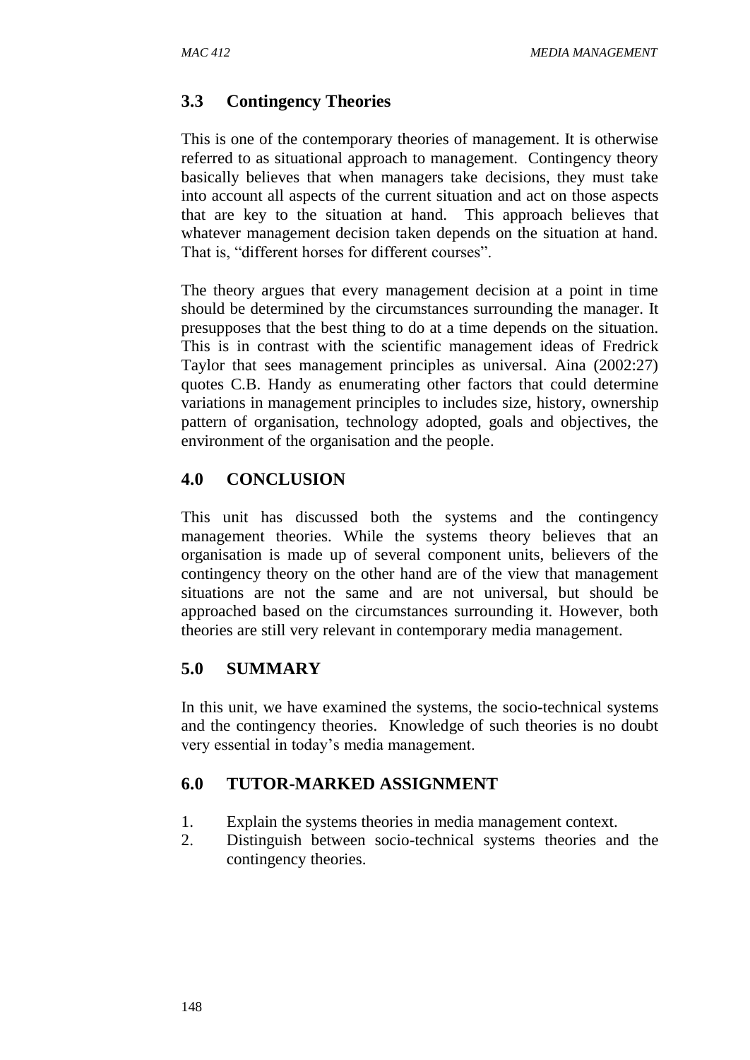## 3.3 Contingency Theories

This is one of the contemporary theories of management. It is otherwise referred to as situational approach to management. Contingency theory basically believes that when managers take decisions, they must take into account all aspects of the current situation and act on those aspects that are key to the situation at hand. This approach believes that whatever management decision taken depends on the situation at hand. That is, "different horses for different courses".

The theory argues that every management decision at a point in time should be determined by the circumstances surrounding the manager. It presupposes that the best thing to do at a time depends on the situation. This is in contrast with the scientific management ideas of Fredrick Taylor that sees management principles as universal. Aina (2002:27) quotes C.B. Handy as enumerating other factors that could determine variations in management principles to includes size, history, ownership pattern of organisation, technology adopted, goals and objectives, the environment of the organisation and the people.

## 4.0 CONCLUSION

This unit has discussed both the systems and the contingency management theories. While the systems theory believes that an organisation is made up of several component units, believers of the contingency theory on the other hand are of the view that management situations are not the same and are not universal, but should be approached based on the circumstances surrounding it. However, both theories are still very relevant in contemporary media management.

## 5.0 SUMMARY

In this unit, we have examined the systems, the socio-technical systems and the contingency theories. Knowledge of such theories is no doubt very essential in today's media management.

## 6.0 TUTOR-MARKED ASSIGNMENT

1. Explain the systems theories in media management context.
2. Distinguish between socio-technical systems theories and the contingency theories.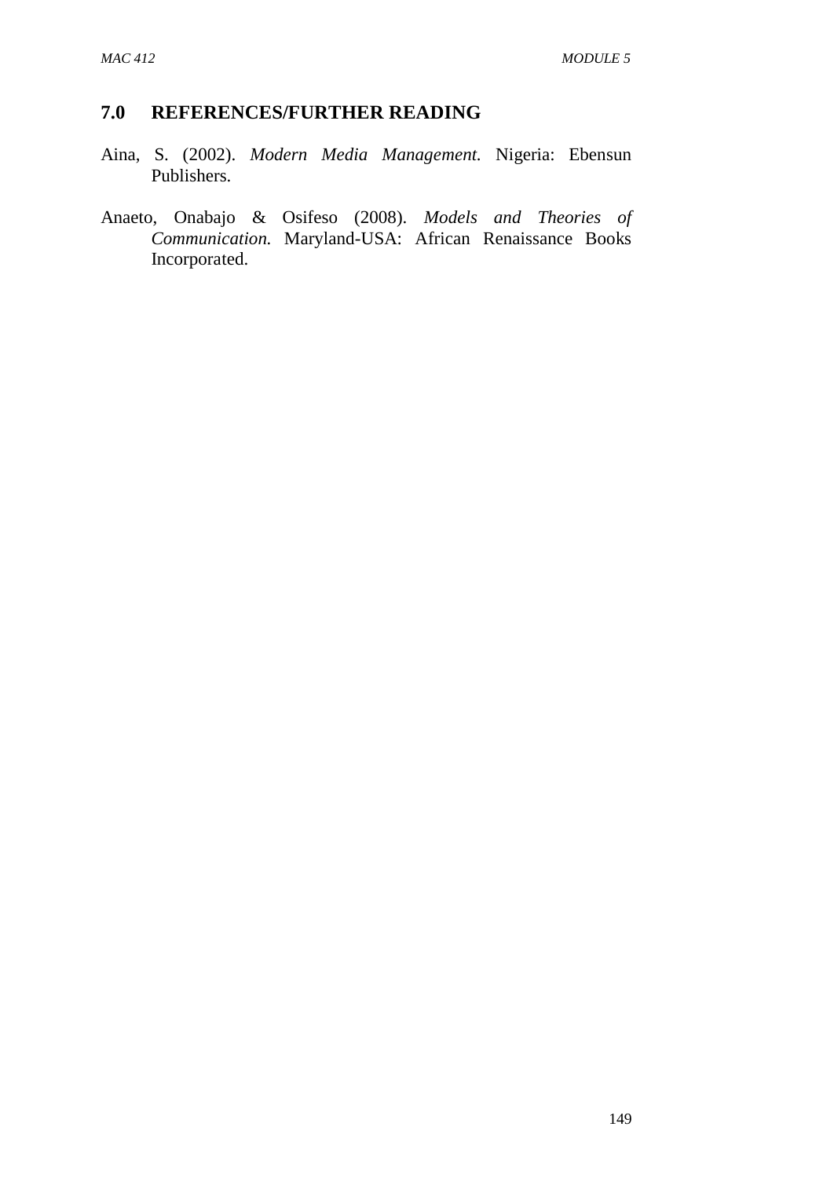## 7.0 REFERENCES/FURTHER READING

Aina, S. (2002). *Modern Media Management.* Nigeria: Ebensun Publishers.

Anaeto, Onabajo & Osifeso (2008). *Models and Theories of Communication.* Maryland-USA: African Renaissance Books Incorporated.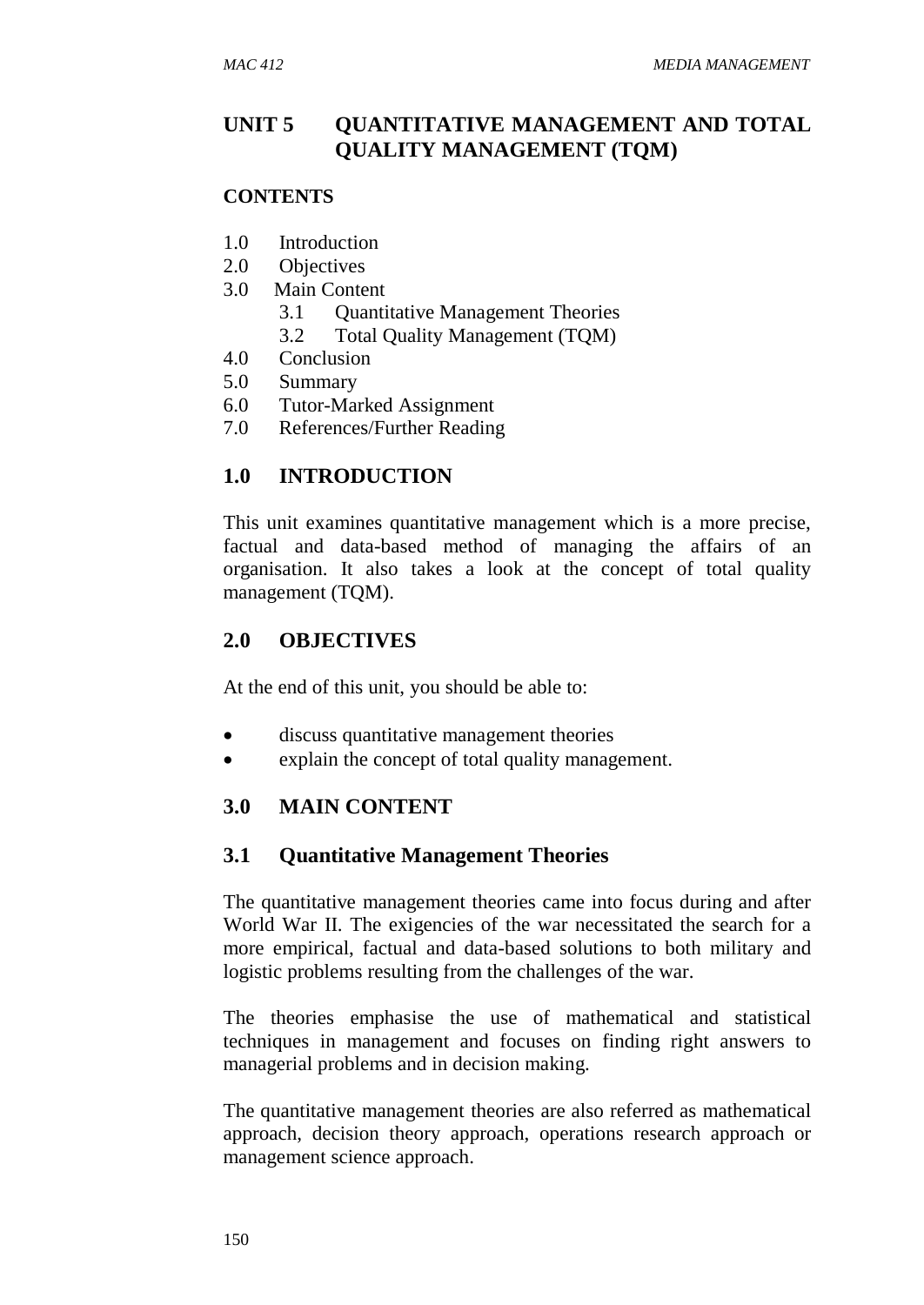# UNIT 5 QUANTITATIVE MANAGEMENT AND TOTAL QUALITY MANAGEMENT (TQM)

**CONTENTS**

1.0 Introduction
2.0 Objectives
3.0 Main Content
 3.1 Quantitative Management Theories
 3.2 Total Quality Management (TQM)
4.0 Conclusion
5.0 Summary
6.0 Tutor-Marked Assignment
7.0 References/Further Reading

## 1.0 INTRODUCTION

This unit examines quantitative management which is a more precise, factual and data-based method of managing the affairs of an organisation. It also takes a look at the concept of total quality management (TQM).

## 2.0 OBJECTIVES

At the end of this unit, you should be able to:

- discuss quantitative management theories
- explain the concept of total quality management.

## 3.0 MAIN CONTENT

### 3.1 Quantitative Management Theories

The quantitative management theories came into focus during and after World War II. The exigencies of the war necessitated the search for a more empirical, factual and data-based solutions to both military and logistic problems resulting from the challenges of the war.

The theories emphasise the use of mathematical and statistical techniques in management and focuses on finding right answers to managerial problems and in decision making.

The quantitative management theories are also referred as mathematical approach, decision theory approach, operations research approach or management science approach.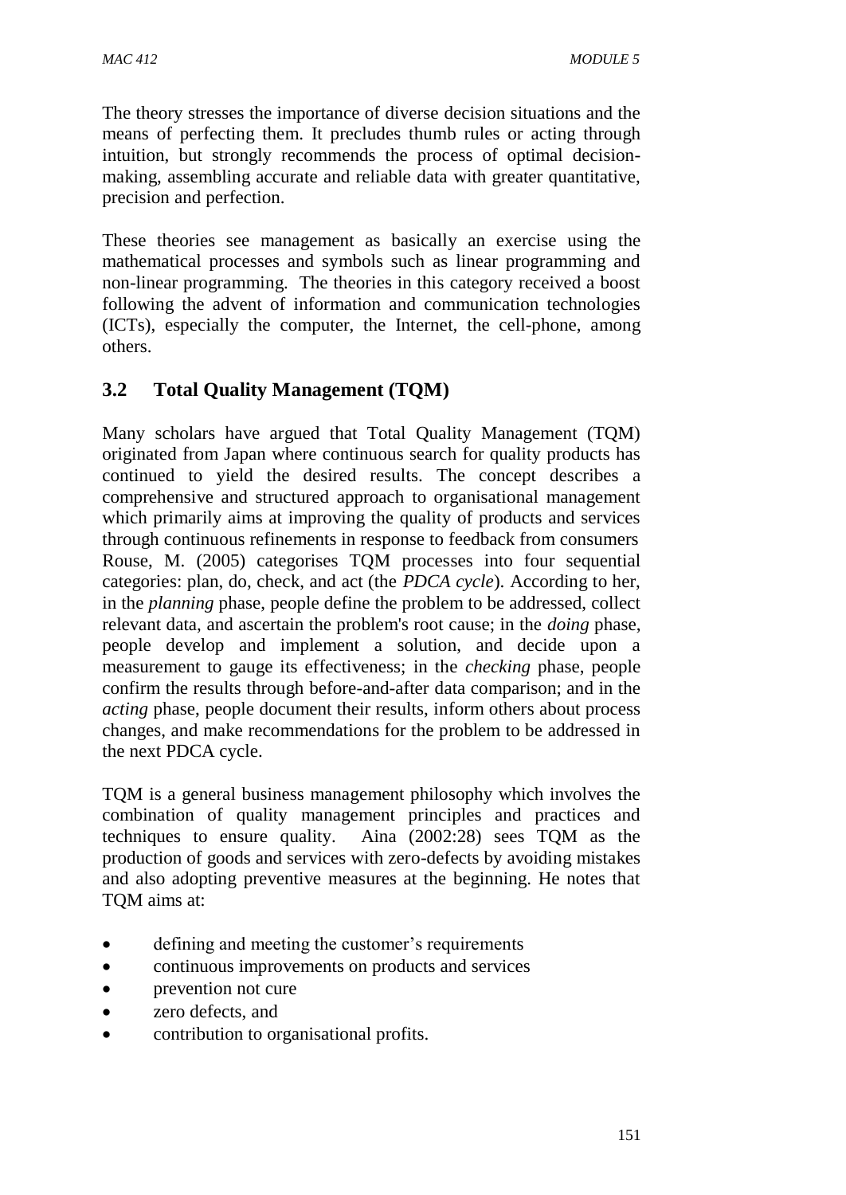The theory stresses the importance of diverse decision situations and the means of perfecting them. It precludes thumb rules or acting through intuition, but strongly recommends the process of optimal decision-making, assembling accurate and reliable data with greater quantitative, precision and perfection.

These theories see management as basically an exercise using the mathematical processes and symbols such as linear programming and non-linear programming. The theories in this category received a boost following the advent of information and communication technologies (ICTs), especially the computer, the Internet, the cell-phone, among others.

## 3.2 Total Quality Management (TQM)

Many scholars have argued that Total Quality Management (TQM) originated from Japan where continuous search for quality products has continued to yield the desired results. The concept describes a comprehensive and structured approach to organisational management which primarily aims at improving the quality of products and services through continuous refinements in response to feedback from consumers Rouse, M. (2005) categorises TQM processes into four sequential categories: plan, do, check, and act (the *PDCA cycle*). According to her, in the *planning* phase, people define the problem to be addressed, collect relevant data, and ascertain the problem's root cause; in the *doing* phase, people develop and implement a solution, and decide upon a measurement to gauge its effectiveness; in the *checking* phase, people confirm the results through before-and-after data comparison; and in the *acting* phase, people document their results, inform others about process changes, and make recommendations for the problem to be addressed in the next PDCA cycle.

TQM is a general business management philosophy which involves the combination of quality management principles and practices and techniques to ensure quality. Aina (2002:28) sees TQM as the production of goods and services with zero-defects by avoiding mistakes and also adopting preventive measures at the beginning. He notes that TQM aims at:

- defining and meeting the customer's requirements
- continuous improvements on products and services
- prevention not cure
- zero defects, and
- contribution to organisational profits.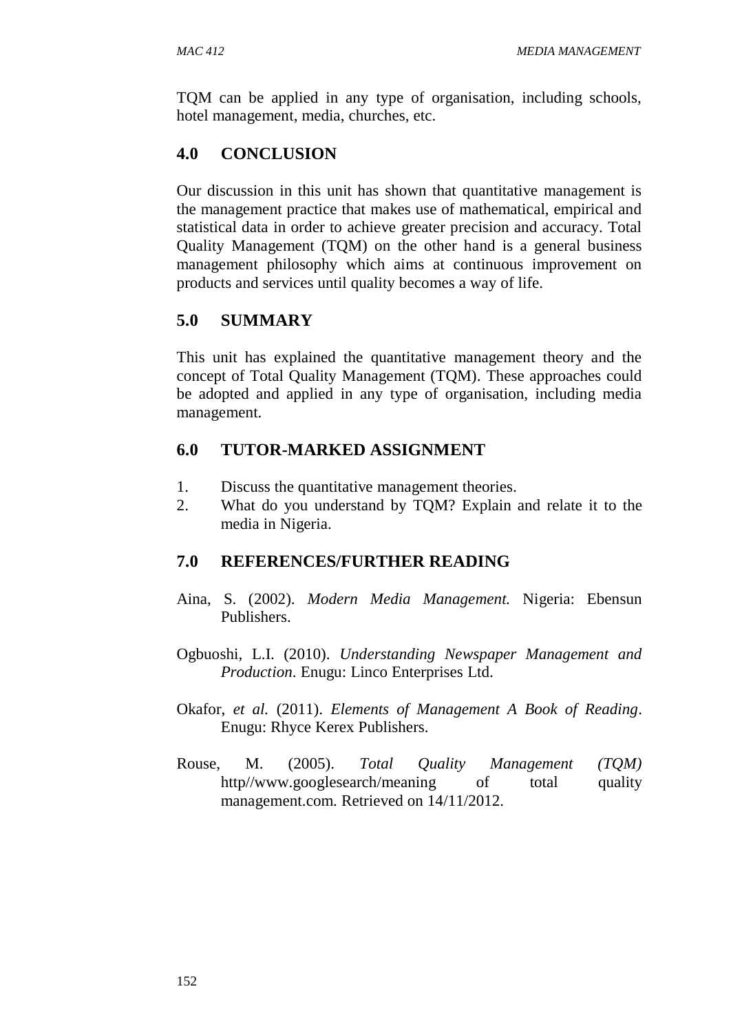TQM can be applied in any type of organisation, including schools, hotel management, media, churches, etc.

## 4.0 CONCLUSION

Our discussion in this unit has shown that quantitative management is the management practice that makes use of mathematical, empirical and statistical data in order to achieve greater precision and accuracy. Total Quality Management (TQM) on the other hand is a general business management philosophy which aims at continuous improvement on products and services until quality becomes a way of life.

## 5.0 SUMMARY

This unit has explained the quantitative management theory and the concept of Total Quality Management (TQM). These approaches could be adopted and applied in any type of organisation, including media management.

## 6.0 TUTOR-MARKED ASSIGNMENT

1. Discuss the quantitative management theories.
2. What do you understand by TQM? Explain and relate it to the media in Nigeria.

## 7.0 REFERENCES/FURTHER READING

Aina, S. (2002). *Modern Media Management.* Nigeria: Ebensun Publishers.

Ogbuoshi, L.I. (2010). *Understanding Newspaper Management and Production*. Enugu: Linco Enterprises Ltd.

Okafor, *et al.* (2011). *Elements of Management A Book of Reading*. Enugu: Rhyce Kerex Publishers.

Rouse, M. (2005). *Total Quality Management (TQM)* http//www.googlesearch/meaning of total quality management.com. Retrieved on 14/11/2012.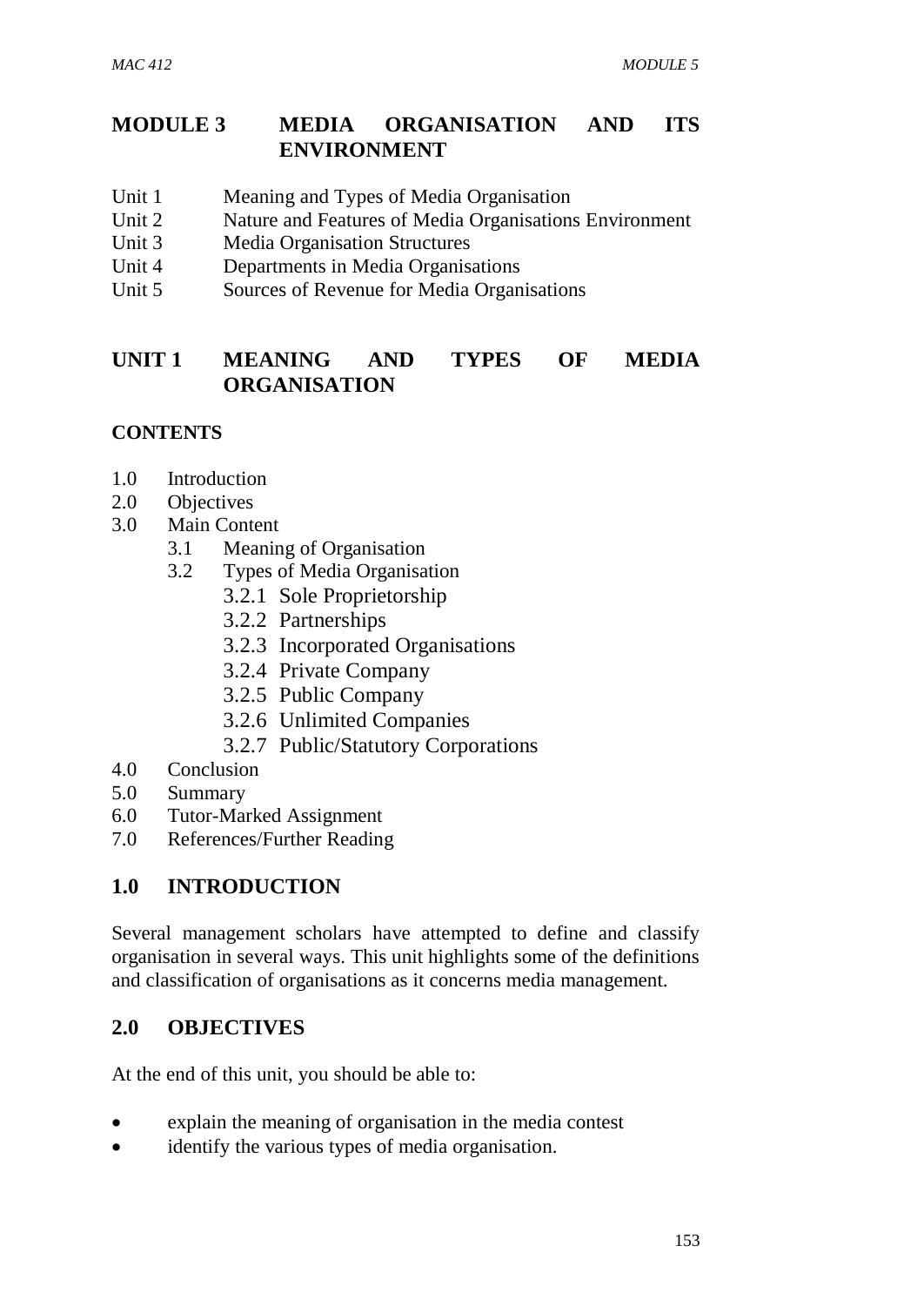# MODULE 3 MEDIA ORGANISATION AND ITS ENVIRONMENT

Unit 1 Meaning and Types of Media Organisation
Unit 2 Nature and Features of Media Organisations Environment
Unit 3 Media Organisation Structures
Unit 4 Departments in Media Organisations
Unit 5 Sources of Revenue for Media Organisations

## UNIT 1 MEANING AND TYPES OF MEDIA ORGANISATION

**CONTENTS**

- 1.0 Introduction
- 2.0 Objectives
- 3.0 Main Content
  - 3.1 Meaning of Organisation
  - 3.2 Types of Media Organisation
    - 3.2.1 Sole Proprietorship
    - 3.2.2 Partnerships
    - 3.2.3 Incorporated Organisations
    - 3.2.4 Private Company
    - 3.2.5 Public Company
    - 3.2.6 Unlimited Companies
    - 3.2.7 Public/Statutory Corporations
- 4.0 Conclusion
- 5.0 Summary
- 6.0 Tutor-Marked Assignment
- 7.0 References/Further Reading

## 1.0 INTRODUCTION

Several management scholars have attempted to define and classify organisation in several ways. This unit highlights some of the definitions and classification of organisations as it concerns media management.

## 2.0 OBJECTIVES

At the end of this unit, you should be able to:

- explain the meaning of organisation in the media contest
- identify the various types of media organisation.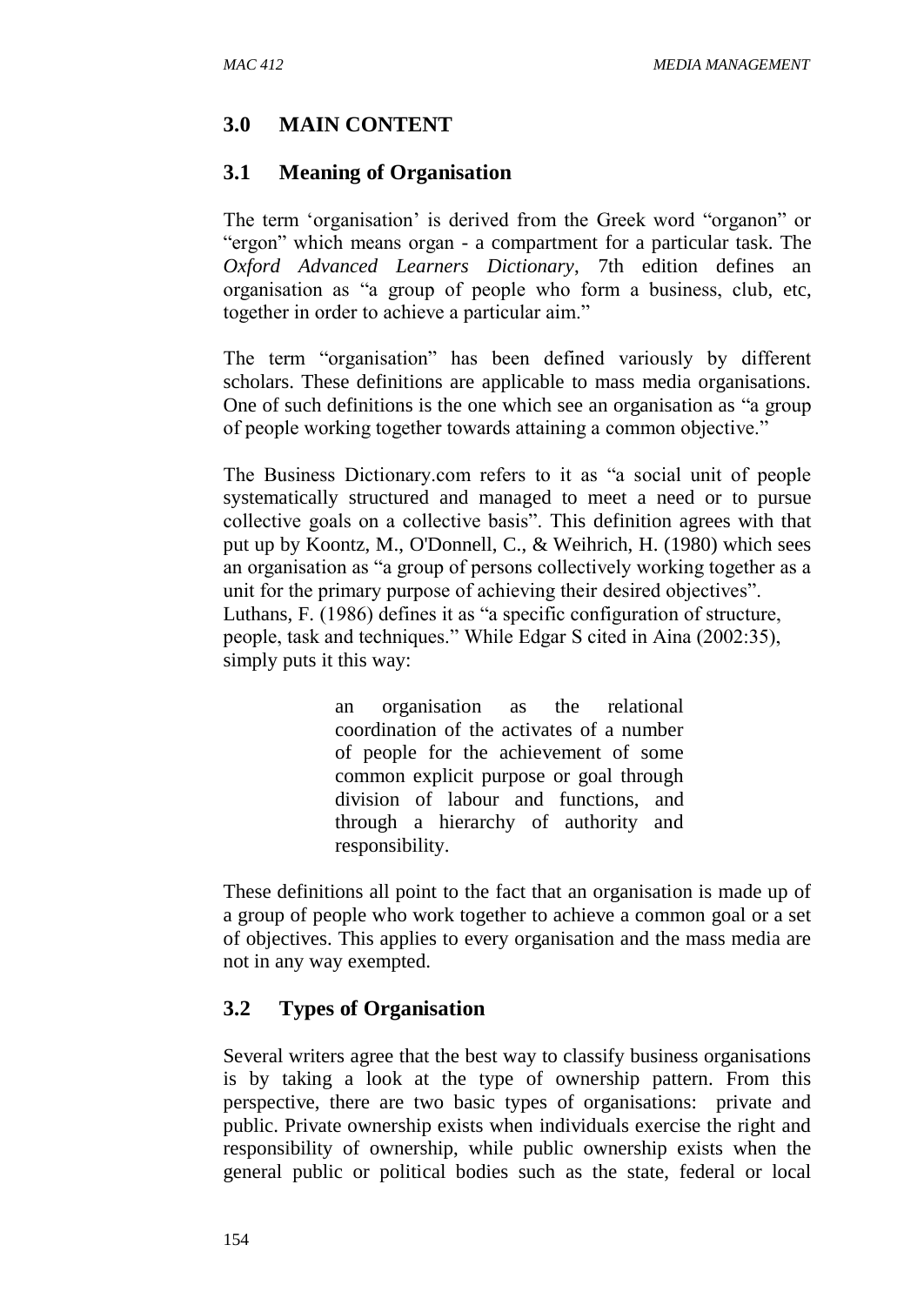## 3.0 MAIN CONTENT

### 3.1 Meaning of Organisation

The term 'organisation' is derived from the Greek word "organon" or "ergon" which means organ - a compartment for a particular task. The *Oxford Advanced Learners Dictionary*, 7th edition defines an organisation as "a group of people who form a business, club, etc, together in order to achieve a particular aim."

The term "organisation" has been defined variously by different scholars. These definitions are applicable to mass media organisations. One of such definitions is the one which see an organisation as "a group of people working together towards attaining a common objective."

The Business Dictionary.com refers to it as "a social unit of people systematically structured and managed to meet a need or to pursue collective goals on a collective basis". This definition agrees with that put up by Koontz, M., O'Donnell, C., & Weihrich, H. (1980) which sees an organisation as "a group of persons collectively working together as a unit for the primary purpose of achieving their desired objectives". Luthans, F. (1986) defines it as "a specific configuration of structure, people, task and techniques." While Edgar S cited in Aina (2002:35), simply puts it this way:

> an organisation as the relational coordination of the activates of a number of people for the achievement of some common explicit purpose or goal through division of labour and functions, and through a hierarchy of authority and responsibility.

These definitions all point to the fact that an organisation is made up of a group of people who work together to achieve a common goal or a set of objectives. This applies to every organisation and the mass media are not in any way exempted.

### 3.2 Types of Organisation

Several writers agree that the best way to classify business organisations is by taking a look at the type of ownership pattern. From this perspective, there are two basic types of organisations: private and public. Private ownership exists when individuals exercise the right and responsibility of ownership, while public ownership exists when the general public or political bodies such as the state, federal or local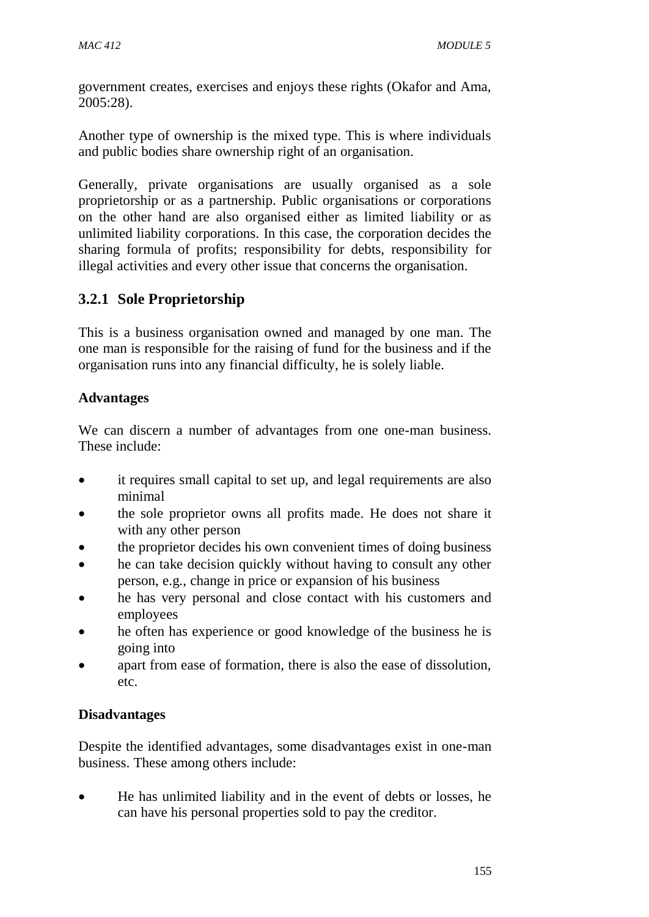government creates, exercises and enjoys these rights (Okafor and Ama, 2005:28).

Another type of ownership is the mixed type. This is where individuals and public bodies share ownership right of an organisation.

Generally, private organisations are usually organised as a sole proprietorship or as a partnership. Public organisations or corporations on the other hand are also organised either as limited liability or as unlimited liability corporations. In this case, the corporation decides the sharing formula of profits; responsibility for debts, responsibility for illegal activities and every other issue that concerns the organisation.

### 3.2.1 Sole Proprietorship

This is a business organisation owned and managed by one man. The one man is responsible for the raising of fund for the business and if the organisation runs into any financial difficulty, he is solely liable.

**Advantages**

We can discern a number of advantages from one one-man business. These include:

- it requires small capital to set up, and legal requirements are also minimal
- the sole proprietor owns all profits made. He does not share it with any other person
- the proprietor decides his own convenient times of doing business
- he can take decision quickly without having to consult any other person, e.g., change in price or expansion of his business
- he has very personal and close contact with his customers and employees
- he often has experience or good knowledge of the business he is going into
- apart from ease of formation, there is also the ease of dissolution, etc.

**Disadvantages**

Despite the identified advantages, some disadvantages exist in one-man business. These among others include:

- He has unlimited liability and in the event of debts or losses, he can have his personal properties sold to pay the creditor.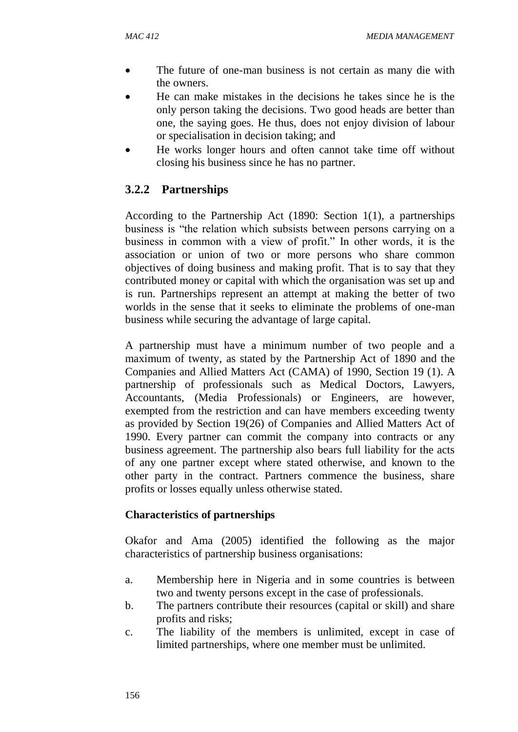- The future of one-man business is not certain as many die with the owners.
- He can make mistakes in the decisions he takes since he is the only person taking the decisions. Two good heads are better than one, the saying goes. He thus, does not enjoy division of labour or specialisation in decision taking; and
- He works longer hours and often cannot take time off without closing his business since he has no partner.

### 3.2.2 Partnerships

According to the Partnership Act (1890: Section 1(1), a partnerships business is "the relation which subsists between persons carrying on a business in common with a view of profit." In other words, it is the association or union of two or more persons who share common objectives of doing business and making profit. That is to say that they contributed money or capital with which the organisation was set up and is run. Partnerships represent an attempt at making the better of two worlds in the sense that it seeks to eliminate the problems of one-man business while securing the advantage of large capital.

A partnership must have a minimum number of two people and a maximum of twenty, as stated by the Partnership Act of 1890 and the Companies and Allied Matters Act (CAMA) of 1990, Section 19 (1). A partnership of professionals such as Medical Doctors, Lawyers, Accountants, (Media Professionals) or Engineers, are however, exempted from the restriction and can have members exceeding twenty as provided by Section 19(26) of Companies and Allied Matters Act of 1990. Every partner can commit the company into contracts or any business agreement. The partnership also bears full liability for the acts of any one partner except where stated otherwise, and known to the other party in the contract. Partners commence the business, share profits or losses equally unless otherwise stated.

**Characteristics of partnerships**

Okafor and Ama (2005) identified the following as the major characteristics of partnership business organisations:

a. Membership here in Nigeria and in some countries is between two and twenty persons except in the case of professionals.
b. The partners contribute their resources (capital or skill) and share profits and risks;
c. The liability of the members is unlimited, except in case of limited partnerships, where one member must be unlimited.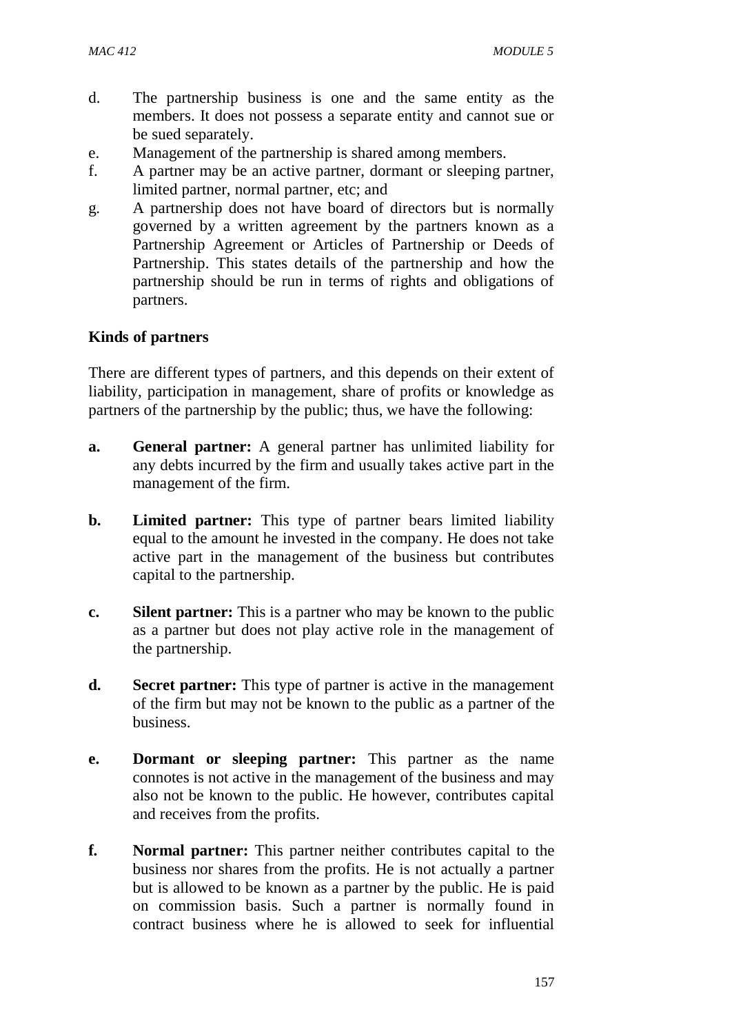d. The partnership business is one and the same entity as the members. It does not possess a separate entity and cannot sue or be sued separately.
e. Management of the partnership is shared among members.
f. A partner may be an active partner, dormant or sleeping partner, limited partner, normal partner, etc; and
g. A partnership does not have board of directors but is normally governed by a written agreement by the partners known as a Partnership Agreement or Articles of Partnership or Deeds of Partnership. This states details of the partnership and how the partnership should be run in terms of rights and obligations of partners.

**Kinds of partners**

There are different types of partners, and this depends on their extent of liability, participation in management, share of profits or knowledge as partners of the partnership by the public; thus, we have the following:

**a. General partner:** A general partner has unlimited liability for any debts incurred by the firm and usually takes active part in the management of the firm.

**b. Limited partner:** This type of partner bears limited liability equal to the amount he invested in the company. He does not take active part in the management of the business but contributes capital to the partnership.

**c. Silent partner:** This is a partner who may be known to the public as a partner but does not play active role in the management of the partnership.

**d. Secret partner:** This type of partner is active in the management of the firm but may not be known to the public as a partner of the business.

**e. Dormant or sleeping partner:** This partner as the name connotes is not active in the management of the business and may also not be known to the public. He however, contributes capital and receives from the profits.

**f. Normal partner:** This partner neither contributes capital to the business nor shares from the profits. He is not actually a partner but is allowed to be known as a partner by the public. He is paid on commission basis. Such a partner is normally found in contract business where he is allowed to seek for influential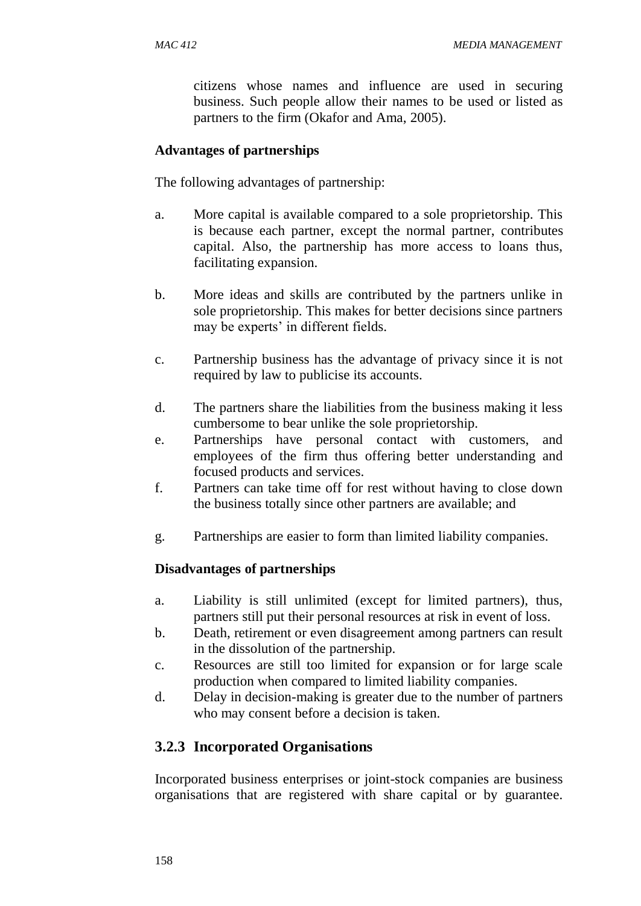citizens whose names and influence are used in securing business. Such people allow their names to be used or listed as partners to the firm (Okafor and Ama, 2005).

**Advantages of partnerships**

The following advantages of partnership:

a. More capital is available compared to a sole proprietorship. This is because each partner, except the normal partner, contributes capital. Also, the partnership has more access to loans thus, facilitating expansion.

b. More ideas and skills are contributed by the partners unlike in sole proprietorship. This makes for better decisions since partners may be experts' in different fields.

c. Partnership business has the advantage of privacy since it is not required by law to publicise its accounts.

d. The partners share the liabilities from the business making it less cumbersome to bear unlike the sole proprietorship.

e. Partnerships have personal contact with customers, and employees of the firm thus offering better understanding and focused products and services.

f. Partners can take time off for rest without having to close down the business totally since other partners are available; and

g. Partnerships are easier to form than limited liability companies.

**Disadvantages of partnerships**

a. Liability is still unlimited (except for limited partners), thus, partners still put their personal resources at risk in event of loss.

b. Death, retirement or even disagreement among partners can result in the dissolution of the partnership.

c. Resources are still too limited for expansion or for large scale production when compared to limited liability companies.

d. Delay in decision-making is greater due to the number of partners who may consent before a decision is taken.

### 3.2.3 Incorporated Organisations

Incorporated business enterprises or joint-stock companies are business organisations that are registered with share capital or by guarantee.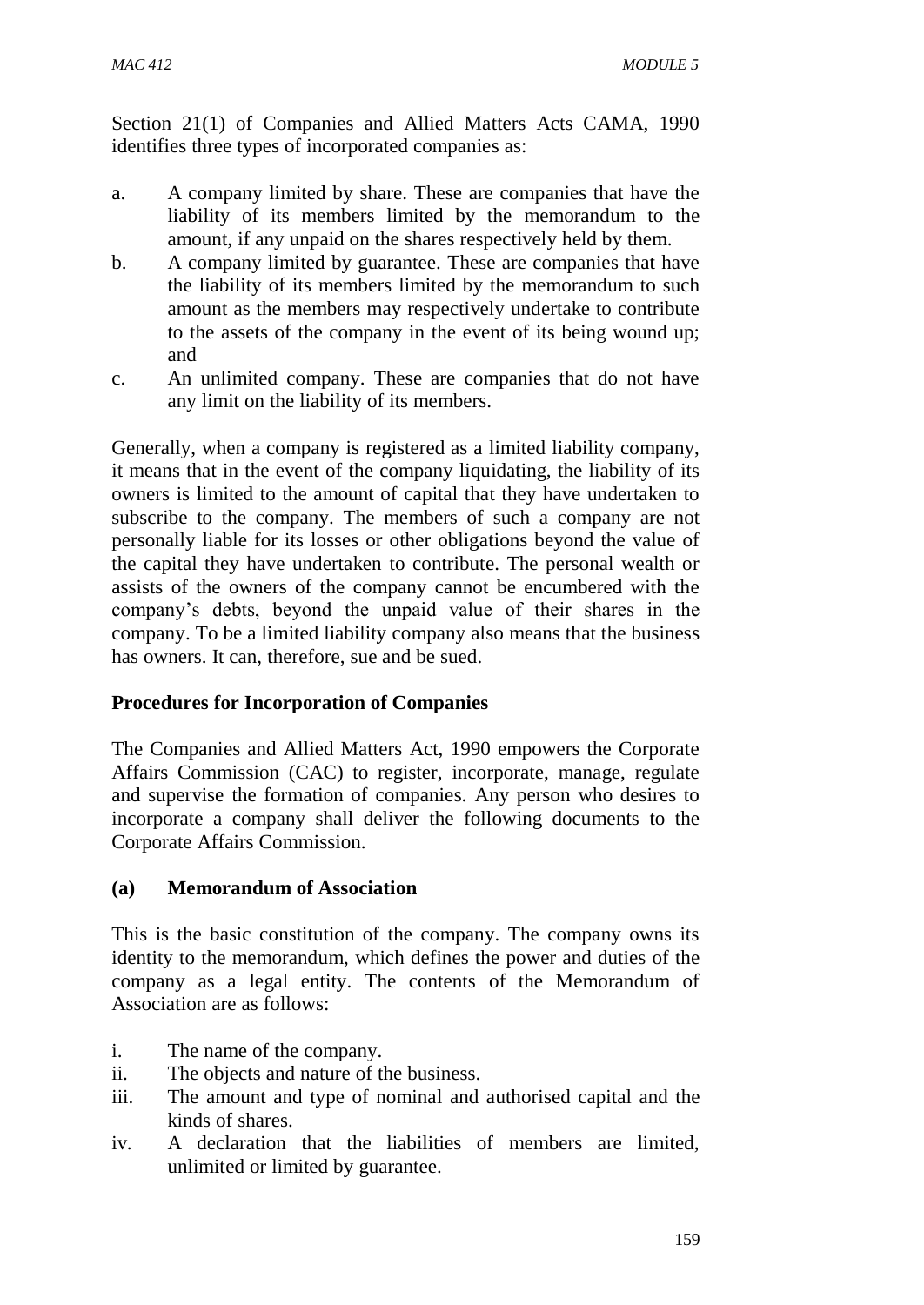Section 21(1) of Companies and Allied Matters Acts CAMA, 1990 identifies three types of incorporated companies as:

a. A company limited by share. These are companies that have the liability of its members limited by the memorandum to the amount, if any unpaid on the shares respectively held by them.
b. A company limited by guarantee. These are companies that have the liability of its members limited by the memorandum to such amount as the members may respectively undertake to contribute to the assets of the company in the event of its being wound up; and
c. An unlimited company. These are companies that do not have any limit on the liability of its members.

Generally, when a company is registered as a limited liability company, it means that in the event of the company liquidating, the liability of its owners is limited to the amount of capital that they have undertaken to subscribe to the company. The members of such a company are not personally liable for its losses or other obligations beyond the value of the capital they have undertaken to contribute. The personal wealth or assists of the owners of the company cannot be encumbered with the company's debts, beyond the unpaid value of their shares in the company. To be a limited liability company also means that the business has owners. It can, therefore, sue and be sued.

**Procedures for Incorporation of Companies**

The Companies and Allied Matters Act, 1990 empowers the Corporate Affairs Commission (CAC) to register, incorporate, manage, regulate and supervise the formation of companies. Any person who desires to incorporate a company shall deliver the following documents to the Corporate Affairs Commission.

**(a) Memorandum of Association**

This is the basic constitution of the company. The company owns its identity to the memorandum, which defines the power and duties of the company as a legal entity. The contents of the Memorandum of Association are as follows:

i. The name of the company.
ii. The objects and nature of the business.
iii. The amount and type of nominal and authorised capital and the kinds of shares.
iv. A declaration that the liabilities of members are limited, unlimited or limited by guarantee.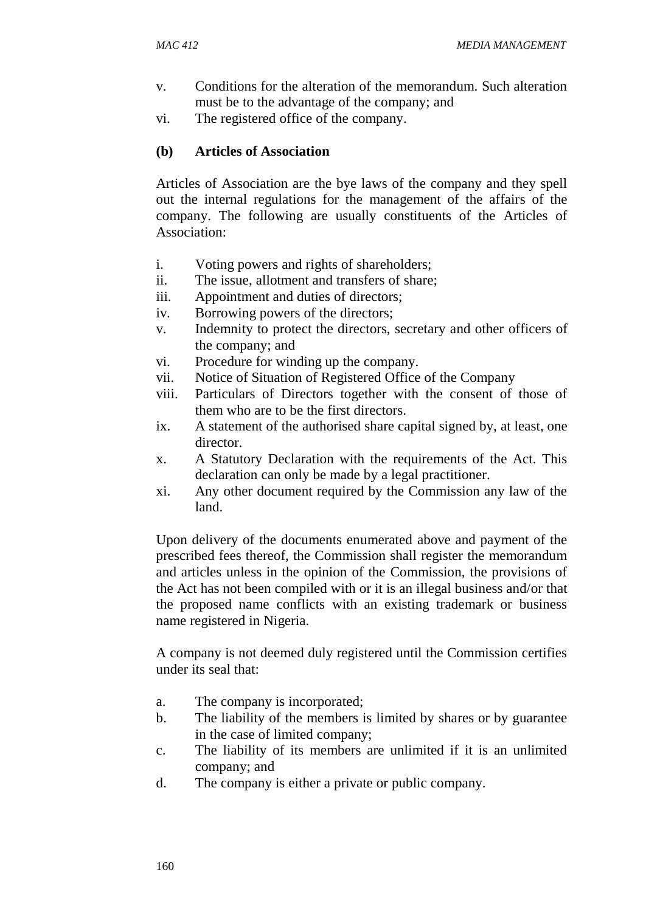v. Conditions for the alteration of the memorandum. Such alteration must be to the advantage of the company; and
vi. The registered office of the company.

**(b) Articles of Association**

Articles of Association are the bye laws of the company and they spell out the internal regulations for the management of the affairs of the company. The following are usually constituents of the Articles of Association:

i. Voting powers and rights of shareholders;
ii. The issue, allotment and transfers of share;
iii. Appointment and duties of directors;
iv. Borrowing powers of the directors;
v. Indemnity to protect the directors, secretary and other officers of the company; and
vi. Procedure for winding up the company.
vii. Notice of Situation of Registered Office of the Company
viii. Particulars of Directors together with the consent of those of them who are to be the first directors.
ix. A statement of the authorised share capital signed by, at least, one director.
x. A Statutory Declaration with the requirements of the Act. This declaration can only be made by a legal practitioner.
xi. Any other document required by the Commission any law of the land.

Upon delivery of the documents enumerated above and payment of the prescribed fees thereof, the Commission shall register the memorandum and articles unless in the opinion of the Commission, the provisions of the Act has not been compiled with or it is an illegal business and/or that the proposed name conflicts with an existing trademark or business name registered in Nigeria.

A company is not deemed duly registered until the Commission certifies under its seal that:

a. The company is incorporated;
b. The liability of the members is limited by shares or by guarantee in the case of limited company;
c. The liability of its members are unlimited if it is an unlimited company; and
d. The company is either a private or public company.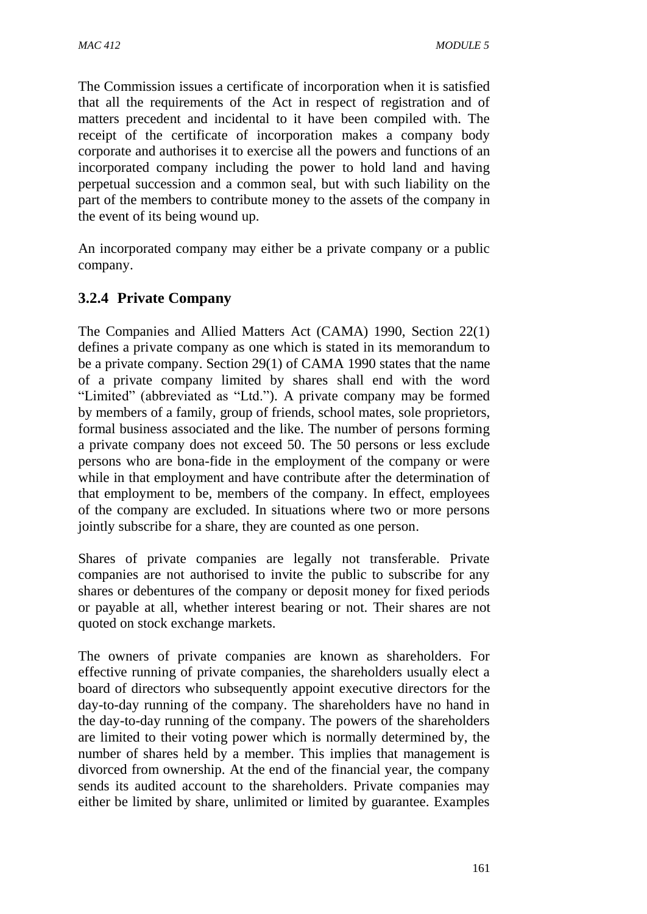The Commission issues a certificate of incorporation when it is satisfied that all the requirements of the Act in respect of registration and of matters precedent and incidental to it have been compiled with. The receipt of the certificate of incorporation makes a company body corporate and authorises it to exercise all the powers and functions of an incorporated company including the power to hold land and having perpetual succession and a common seal, but with such liability on the part of the members to contribute money to the assets of the company in the event of its being wound up.

An incorporated company may either be a private company or a public company.

### 3.2.4 Private Company

The Companies and Allied Matters Act (CAMA) 1990, Section 22(1) defines a private company as one which is stated in its memorandum to be a private company. Section 29(1) of CAMA 1990 states that the name of a private company limited by shares shall end with the word "Limited" (abbreviated as "Ltd."). A private company may be formed by members of a family, group of friends, school mates, sole proprietors, formal business associated and the like. The number of persons forming a private company does not exceed 50. The 50 persons or less exclude persons who are bona-fide in the employment of the company or were while in that employment and have contribute after the determination of that employment to be, members of the company. In effect, employees of the company are excluded. In situations where two or more persons jointly subscribe for a share, they are counted as one person.

Shares of private companies are legally not transferable. Private companies are not authorised to invite the public to subscribe for any shares or debentures of the company or deposit money for fixed periods or payable at all, whether interest bearing or not. Their shares are not quoted on stock exchange markets.

The owners of private companies are known as shareholders. For effective running of private companies, the shareholders usually elect a board of directors who subsequently appoint executive directors for the day-to-day running of the company. The shareholders have no hand in the day-to-day running of the company. The powers of the shareholders are limited to their voting power which is normally determined by, the number of shares held by a member. This implies that management is divorced from ownership. At the end of the financial year, the company sends its audited account to the shareholders. Private companies may either be limited by share, unlimited or limited by guarantee. Examples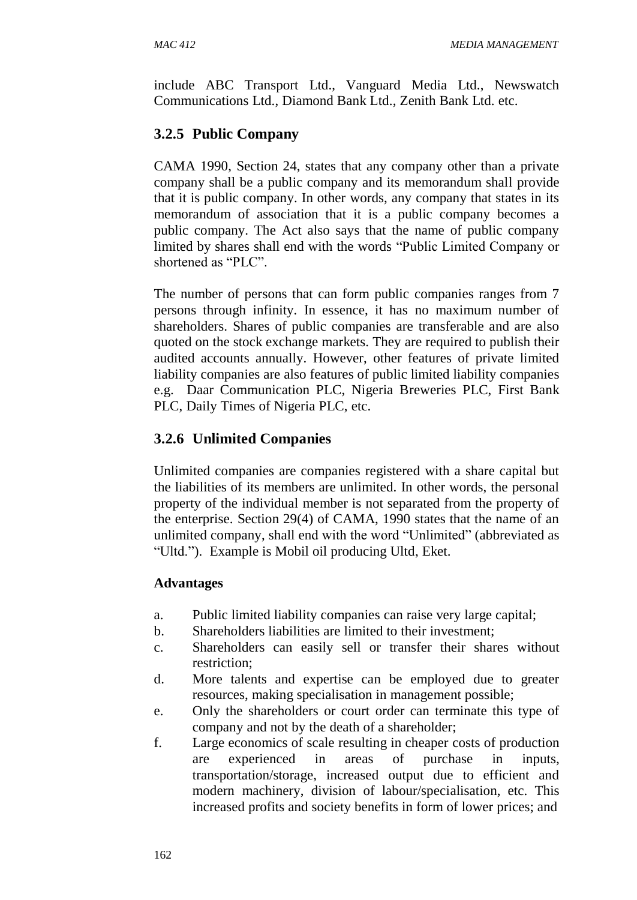include ABC Transport Ltd., Vanguard Media Ltd., Newswatch Communications Ltd., Diamond Bank Ltd., Zenith Bank Ltd. etc.

### 3.2.5 Public Company

CAMA 1990, Section 24, states that any company other than a private company shall be a public company and its memorandum shall provide that it is public company. In other words, any company that states in its memorandum of association that it is a public company becomes a public company. The Act also says that the name of public company limited by shares shall end with the words "Public Limited Company or shortened as "PLC".

The number of persons that can form public companies ranges from 7 persons through infinity. In essence, it has no maximum number of shareholders. Shares of public companies are transferable and are also quoted on the stock exchange markets. They are required to publish their audited accounts annually. However, other features of private limited liability companies are also features of public limited liability companies e.g. Daar Communication PLC, Nigeria Breweries PLC, First Bank PLC, Daily Times of Nigeria PLC, etc.

### 3.2.6 Unlimited Companies

Unlimited companies are companies registered with a share capital but the liabilities of its members are unlimited. In other words, the personal property of the individual member is not separated from the property of the enterprise. Section 29(4) of CAMA, 1990 states that the name of an unlimited company, shall end with the word "Unlimited" (abbreviated as "Ultd."). Example is Mobil oil producing Ultd, Eket.

**Advantages**

a. Public limited liability companies can raise very large capital;
b. Shareholders liabilities are limited to their investment;
c. Shareholders can easily sell or transfer their shares without restriction;
d. More talents and expertise can be employed due to greater resources, making specialisation in management possible;
e. Only the shareholders or court order can terminate this type of company and not by the death of a shareholder;
f. Large economics of scale resulting in cheaper costs of production are experienced in areas of purchase in inputs, transportation/storage, increased output due to efficient and modern machinery, division of labour/specialisation, etc. This increased profits and society benefits in form of lower prices; and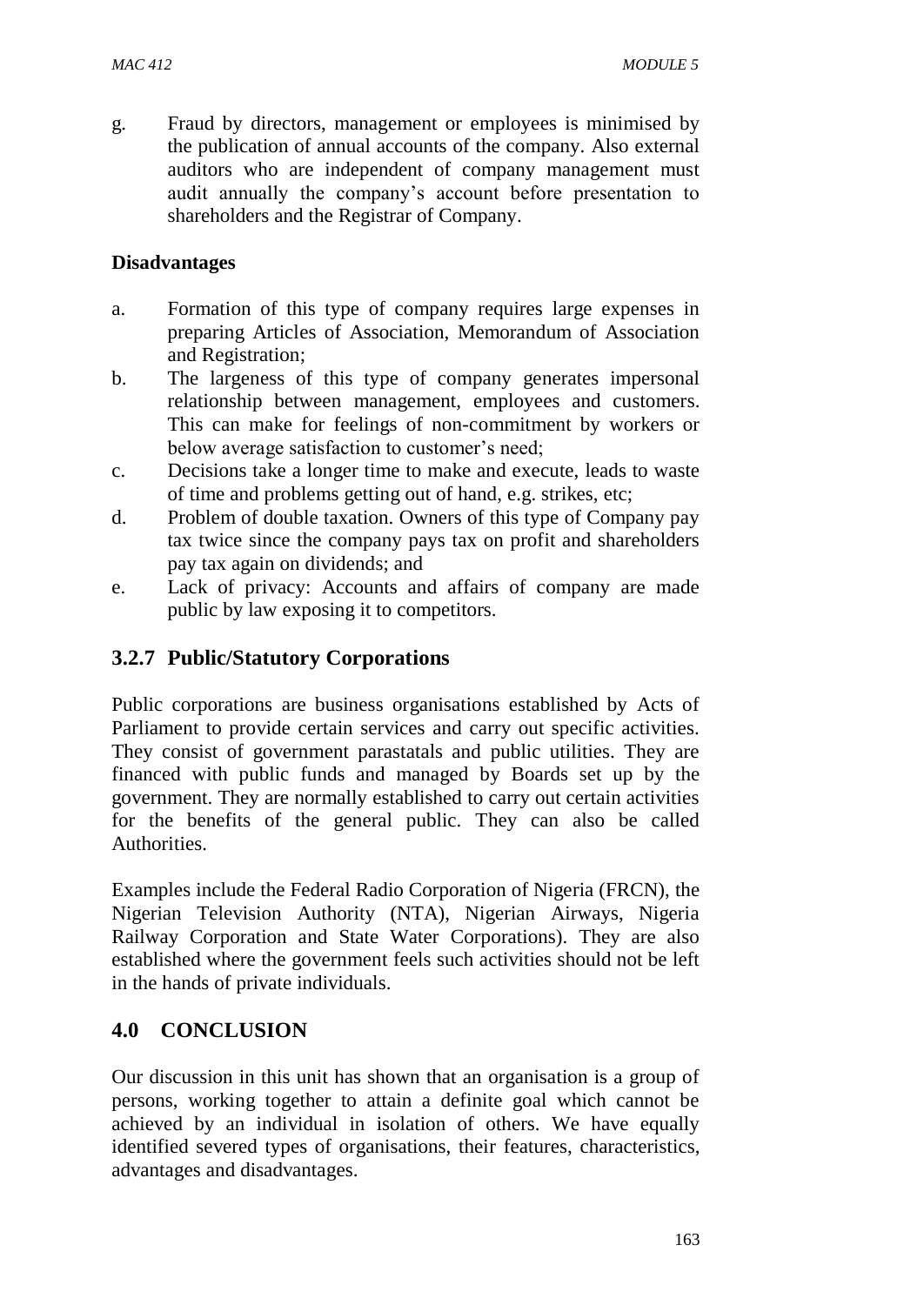g. Fraud by directors, management or employees is minimised by the publication of annual accounts of the company. Also external auditors who are independent of company management must audit annually the company's account before presentation to shareholders and the Registrar of Company.

**Disadvantages**

a. Formation of this type of company requires large expenses in preparing Articles of Association, Memorandum of Association and Registration;
b. The largeness of this type of company generates impersonal relationship between management, employees and customers. This can make for feelings of non-commitment by workers or below average satisfaction to customer's need;
c. Decisions take a longer time to make and execute, leads to waste of time and problems getting out of hand, e.g. strikes, etc;
d. Problem of double taxation. Owners of this type of Company pay tax twice since the company pays tax on profit and shareholders pay tax again on dividends; and
e. Lack of privacy: Accounts and affairs of company are made public by law exposing it to competitors.

### 3.2.7 Public/Statutory Corporations

Public corporations are business organisations established by Acts of Parliament to provide certain services and carry out specific activities. They consist of government parastatals and public utilities. They are financed with public funds and managed by Boards set up by the government. They are normally established to carry out certain activities for the benefits of the general public. They can also be called Authorities.

Examples include the Federal Radio Corporation of Nigeria (FRCN), the Nigerian Television Authority (NTA), Nigerian Airways, Nigeria Railway Corporation and State Water Corporations). They are also established where the government feels such activities should not be left in the hands of private individuals.

## 4.0 CONCLUSION

Our discussion in this unit has shown that an organisation is a group of persons, working together to attain a definite goal which cannot be achieved by an individual in isolation of others. We have equally identified severed types of organisations, their features, characteristics, advantages and disadvantages.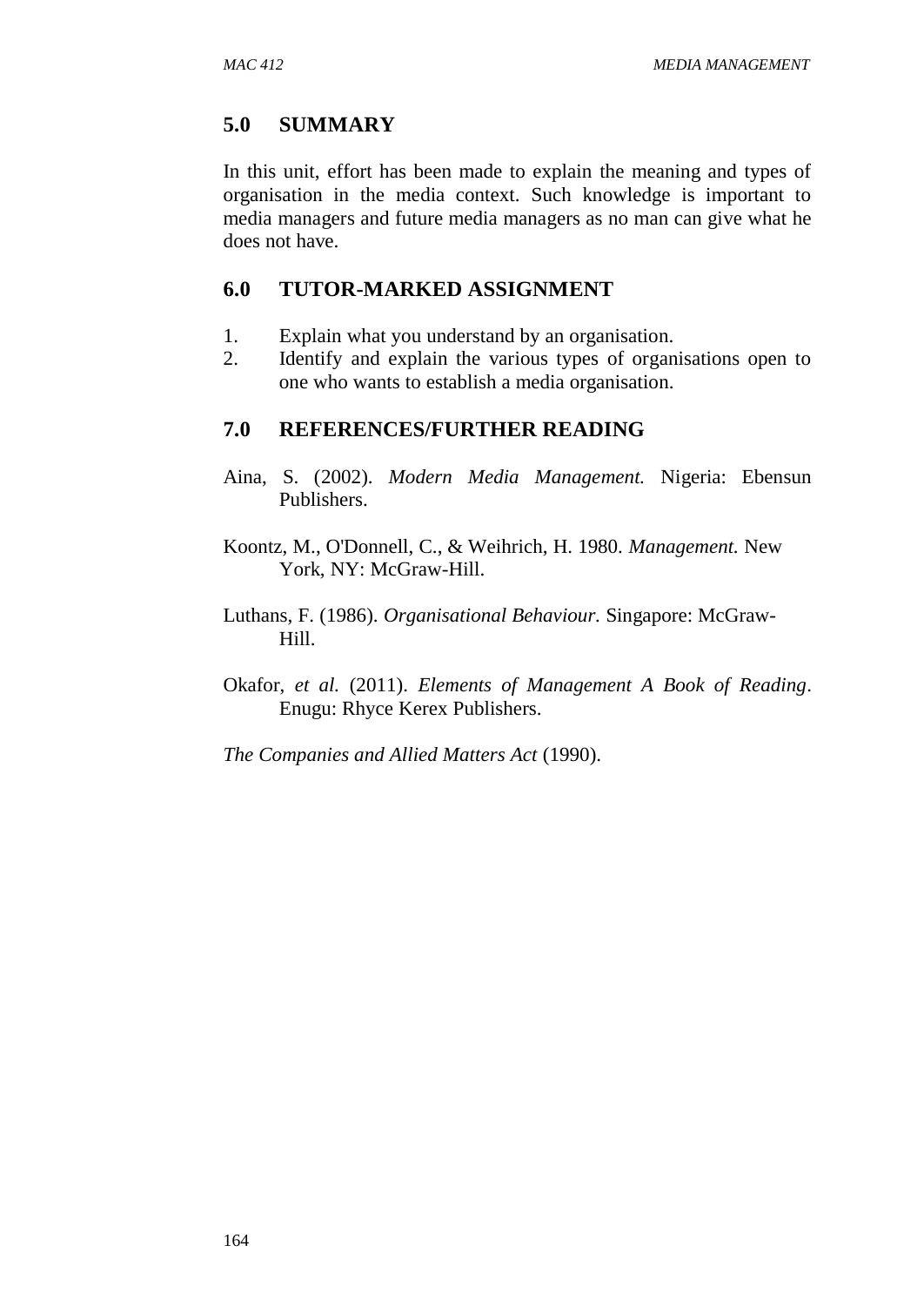## 5.0 SUMMARY

In this unit, effort has been made to explain the meaning and types of organisation in the media context. Such knowledge is important to media managers and future media managers as no man can give what he does not have.

## 6.0 TUTOR-MARKED ASSIGNMENT

1. Explain what you understand by an organisation.
2. Identify and explain the various types of organisations open to one who wants to establish a media organisation.

## 7.0 REFERENCES/FURTHER READING

Aina, S. (2002). *Modern Media Management.* Nigeria: Ebensun Publishers.

Koontz, M., O'Donnell, C., & Weihrich, H. 1980. *Management.* New York, NY: McGraw-Hill.

Luthans, F. (1986). *Organisational Behaviour.* Singapore: McGraw-Hill.

Okafor, *et al.* (2011). *Elements of Management A Book of Reading*. Enugu: Rhyce Kerex Publishers.

*The Companies and Allied Matters Act* (1990).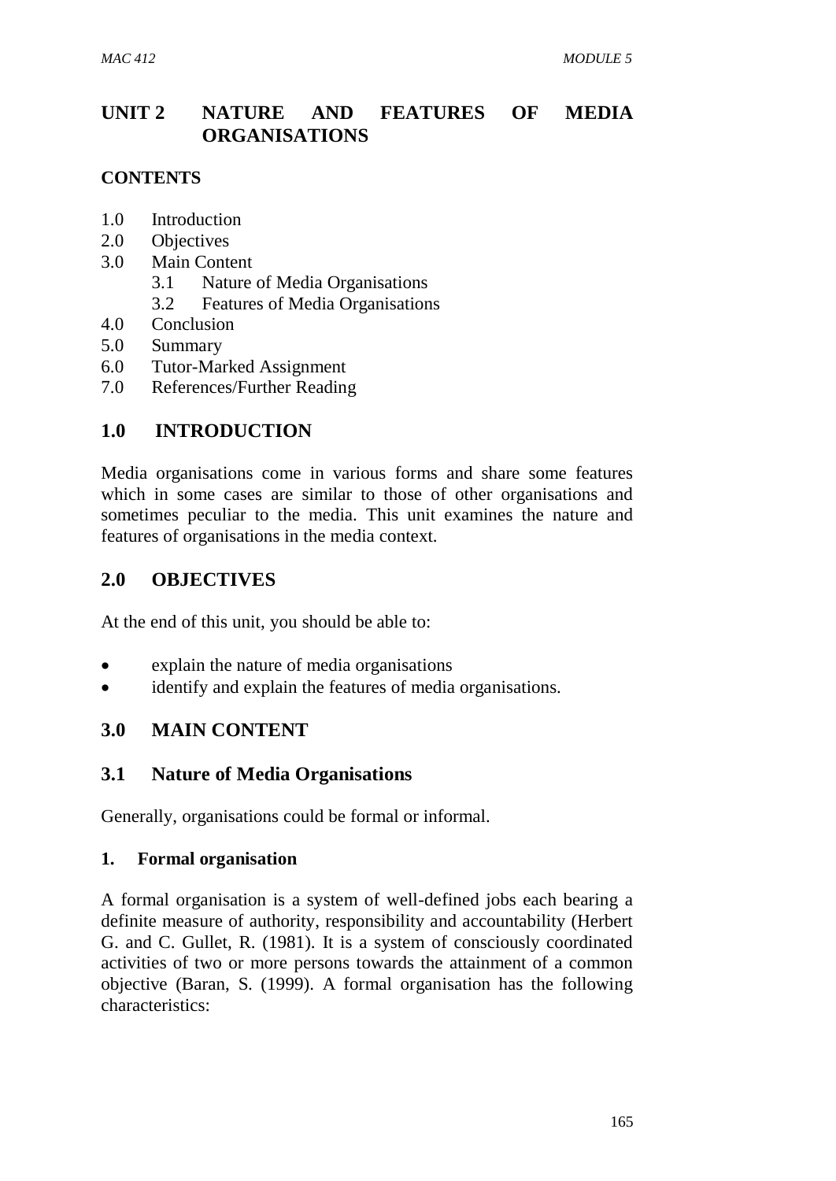# UNIT 2 NATURE AND FEATURES OF MEDIA ORGANISATIONS

## CONTENTS

1.0 Introduction
2.0 Objectives
3.0 Main Content
  3.1 Nature of Media Organisations
  3.2 Features of Media Organisations
4.0 Conclusion
5.0 Summary
6.0 Tutor-Marked Assignment
7.0 References/Further Reading

## 1.0 INTRODUCTION

Media organisations come in various forms and share some features which in some cases are similar to those of other organisations and sometimes peculiar to the media. This unit examines the nature and features of organisations in the media context.

## 2.0 OBJECTIVES

At the end of this unit, you should be able to:

- explain the nature of media organisations
- identify and explain the features of media organisations.

## 3.0 MAIN CONTENT

### 3.1 Nature of Media Organisations

Generally, organisations could be formal or informal.

#### 1. Formal organisation

A formal organisation is a system of well-defined jobs each bearing a definite measure of authority, responsibility and accountability (Herbert G. and C. Gullet, R. (1981). It is a system of consciously coordinated activities of two or more persons towards the attainment of a common objective (Baran, S. (1999). A formal organisation has the following characteristics: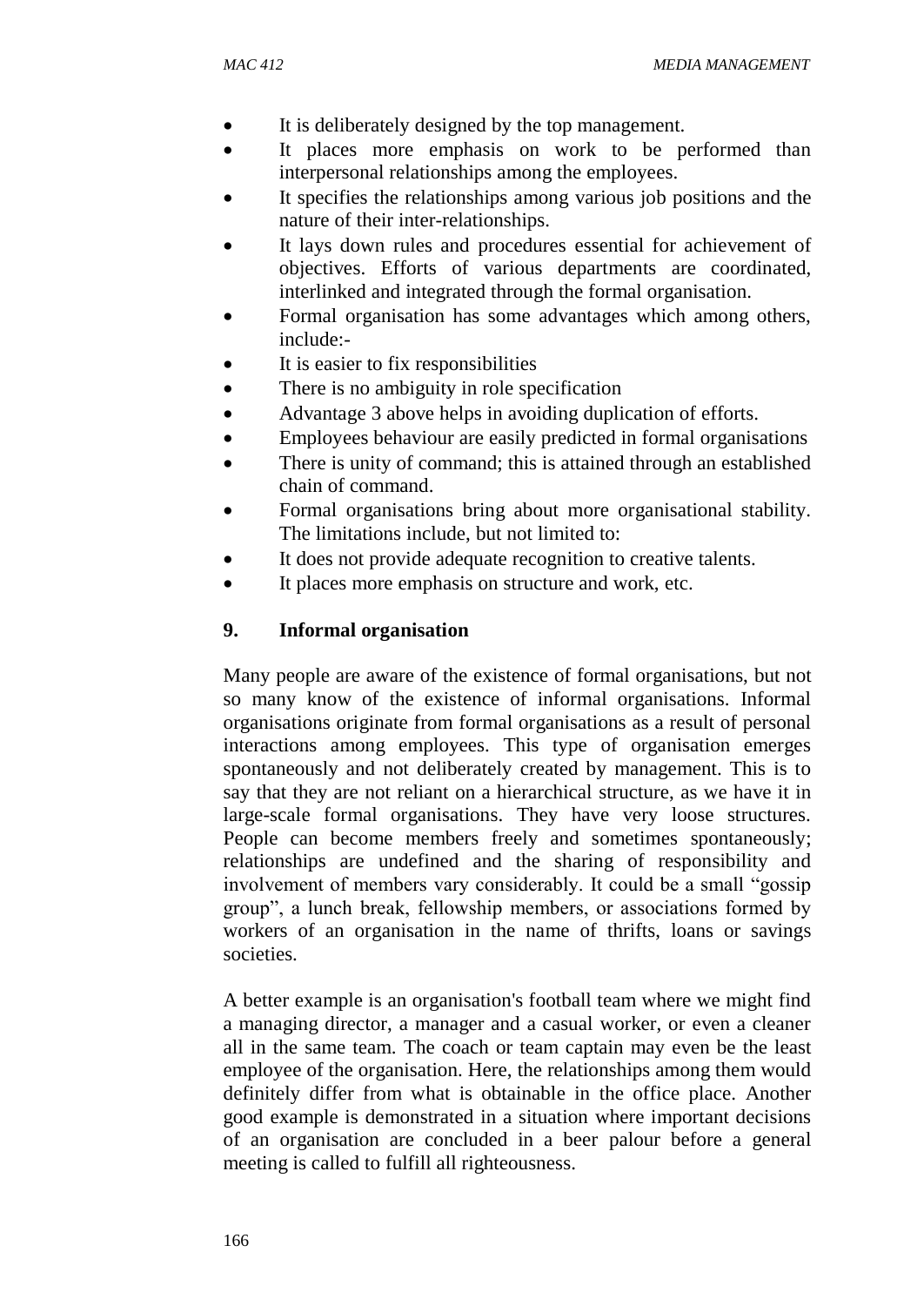- It is deliberately designed by the top management.
- It places more emphasis on work to be performed than interpersonal relationships among the employees.
- It specifies the relationships among various job positions and the nature of their inter-relationships.
- It lays down rules and procedures essential for achievement of objectives. Efforts of various departments are coordinated, interlinked and integrated through the formal organisation.
- Formal organisation has some advantages which among others, include:-
- It is easier to fix responsibilities
- There is no ambiguity in role specification
- Advantage 3 above helps in avoiding duplication of efforts.
- Employees behaviour are easily predicted in formal organisations
- There is unity of command; this is attained through an established chain of command.
- Formal organisations bring about more organisational stability. The limitations include, but not limited to:
- It does not provide adequate recognition to creative talents.
- It places more emphasis on structure and work, etc.

### 9. Informal organisation

Many people are aware of the existence of formal organisations, but not so many know of the existence of informal organisations. Informal organisations originate from formal organisations as a result of personal interactions among employees. This type of organisation emerges spontaneously and not deliberately created by management. This is to say that they are not reliant on a hierarchical structure, as we have it in large-scale formal organisations. They have very loose structures. People can become members freely and sometimes spontaneously; relationships are undefined and the sharing of responsibility and involvement of members vary considerably. It could be a small "gossip group", a lunch break, fellowship members, or associations formed by workers of an organisation in the name of thrifts, loans or savings societies.

A better example is an organisation's football team where we might find a managing director, a manager and a casual worker, or even a cleaner all in the same team. The coach or team captain may even be the least employee of the organisation. Here, the relationships among them would definitely differ from what is obtainable in the office place. Another good example is demonstrated in a situation where important decisions of an organisation are concluded in a beer palour before a general meeting is called to fulfill all righteousness.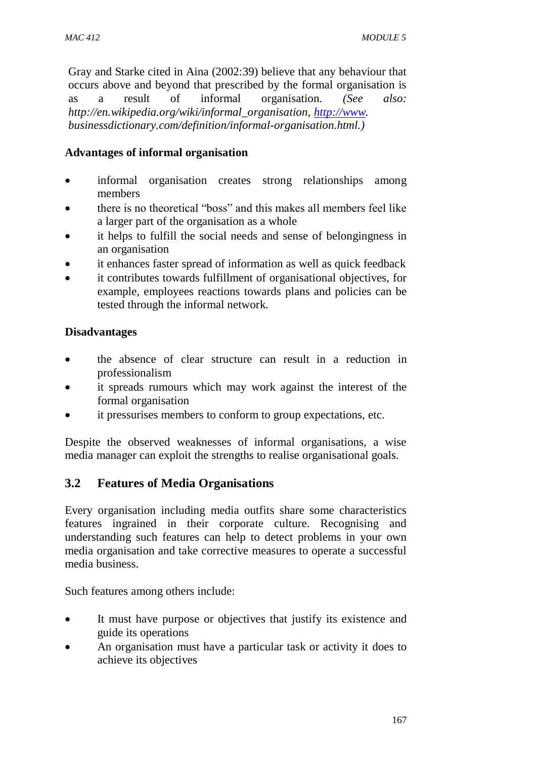Gray and Starke cited in Aina (2002:39) believe that any behaviour that occurs above and beyond that prescribed by the formal organisation is as a result of informal organisation. *(See also: http://en.wikipedia.org/wiki/informal_organisation, http://www. businessdictionary.com/definition/informal-organisation.html.)*

**Advantages of informal organisation**

- informal organisation creates strong relationships among members
- there is no theoretical "boss" and this makes all members feel like a larger part of the organisation as a whole
- it helps to fulfill the social needs and sense of belongingness in an organisation
- it enhances faster spread of information as well as quick feedback
- it contributes towards fulfillment of organisational objectives, for example, employees reactions towards plans and policies can be tested through the informal network.

**Disadvantages**

- the absence of clear structure can result in a reduction in professionalism
- it spreads rumours which may work against the interest of the formal organisation
- it pressurises members to conform to group expectations, etc.

Despite the observed weaknesses of informal organisations, a wise media manager can exploit the strengths to realise organisational goals.

## 3.2 Features of Media Organisations

Every organisation including media outfits share some characteristics features ingrained in their corporate culture. Recognising and understanding such features can help to detect problems in your own media organisation and take corrective measures to operate a successful media business.

Such features among others include:

- It must have purpose or objectives that justify its existence and guide its operations
- An organisation must have a particular task or activity it does to achieve its objectives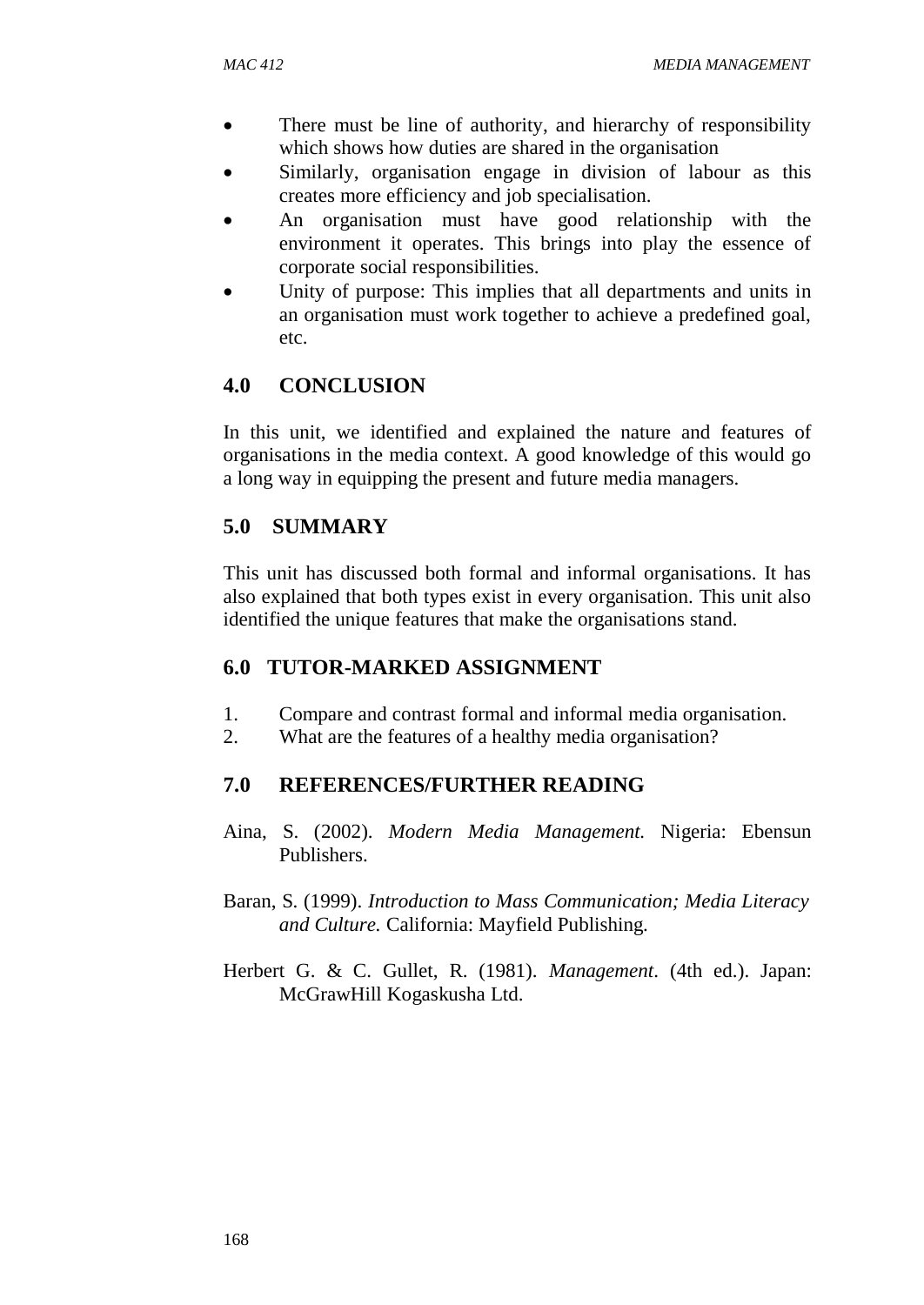- There must be line of authority, and hierarchy of responsibility which shows how duties are shared in the organisation
- Similarly, organisation engage in division of labour as this creates more efficiency and job specialisation.
- An organisation must have good relationship with the environment it operates. This brings into play the essence of corporate social responsibilities.
- Unity of purpose: This implies that all departments and units in an organisation must work together to achieve a predefined goal, etc.

## 4.0 CONCLUSION

In this unit, we identified and explained the nature and features of organisations in the media context. A good knowledge of this would go a long way in equipping the present and future media managers.

## 5.0 SUMMARY

This unit has discussed both formal and informal organisations. It has also explained that both types exist in every organisation. This unit also identified the unique features that make the organisations stand.

## 6.0 TUTOR-MARKED ASSIGNMENT

1. Compare and contrast formal and informal media organisation.
2. What are the features of a healthy media organisation?

## 7.0 REFERENCES/FURTHER READING

Aina, S. (2002). *Modern Media Management.* Nigeria: Ebensun Publishers.

Baran, S. (1999). *Introduction to Mass Communication; Media Literacy and Culture.* California: Mayfield Publishing.

Herbert G. & C. Gullet, R. (1981). *Management*. (4th ed.). Japan: McGrawHill Kogaskusha Ltd.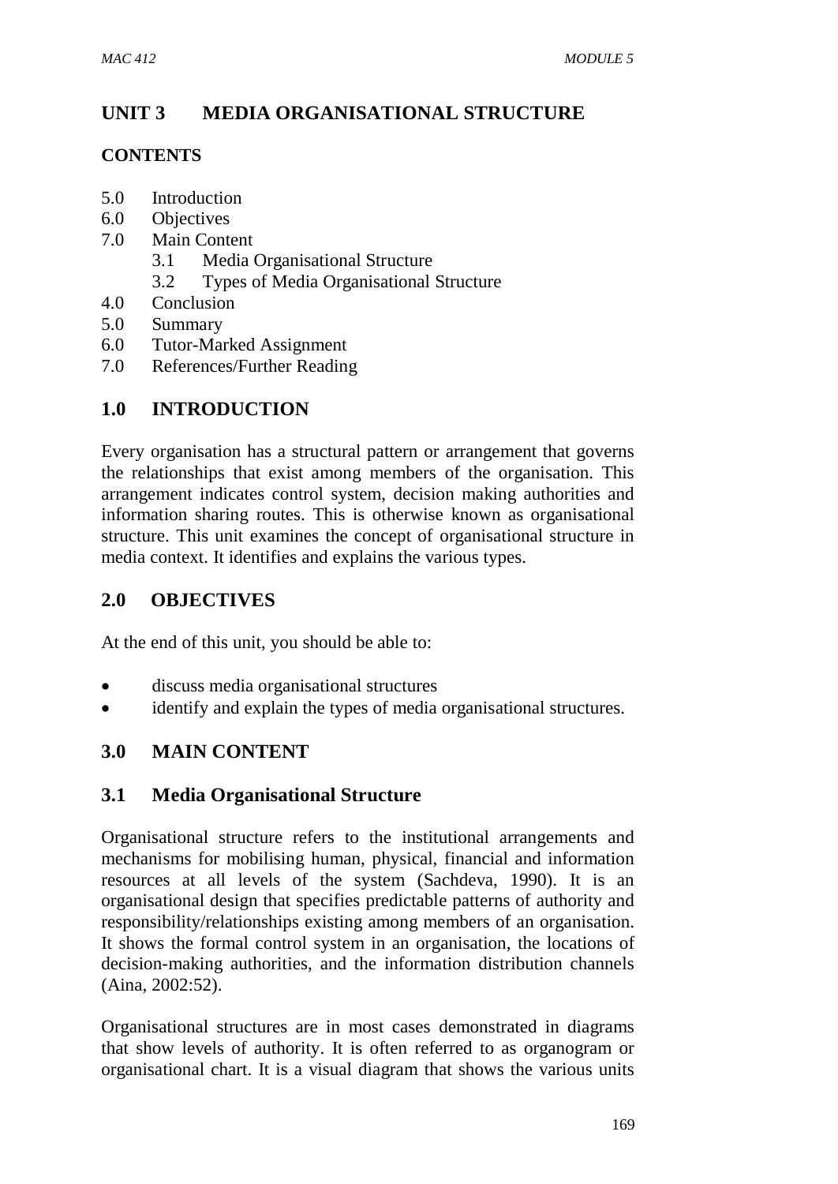# UNIT 3 MEDIA ORGANISATIONAL STRUCTURE

## CONTENTS

5.0 Introduction
6.0 Objectives
7.0 Main Content
 3.1 Media Organisational Structure
 3.2 Types of Media Organisational Structure
4.0 Conclusion
5.0 Summary
6.0 Tutor-Marked Assignment
7.0 References/Further Reading

## 1.0 INTRODUCTION

Every organisation has a structural pattern or arrangement that governs the relationships that exist among members of the organisation. This arrangement indicates control system, decision making authorities and information sharing routes. This is otherwise known as organisational structure. This unit examines the concept of organisational structure in media context. It identifies and explains the various types.

## 2.0 OBJECTIVES

At the end of this unit, you should be able to:

- discuss media organisational structures
- identify and explain the types of media organisational structures.

## 3.0 MAIN CONTENT

### 3.1 Media Organisational Structure

Organisational structure refers to the institutional arrangements and mechanisms for mobilising human, physical, financial and information resources at all levels of the system (Sachdeva, 1990). It is an organisational design that specifies predictable patterns of authority and responsibility/relationships existing among members of an organisation. It shows the formal control system in an organisation, the locations of decision-making authorities, and the information distribution channels (Aina, 2002:52).

Organisational structures are in most cases demonstrated in diagrams that show levels of authority. It is often referred to as organogram or organisational chart. It is a visual diagram that shows the various units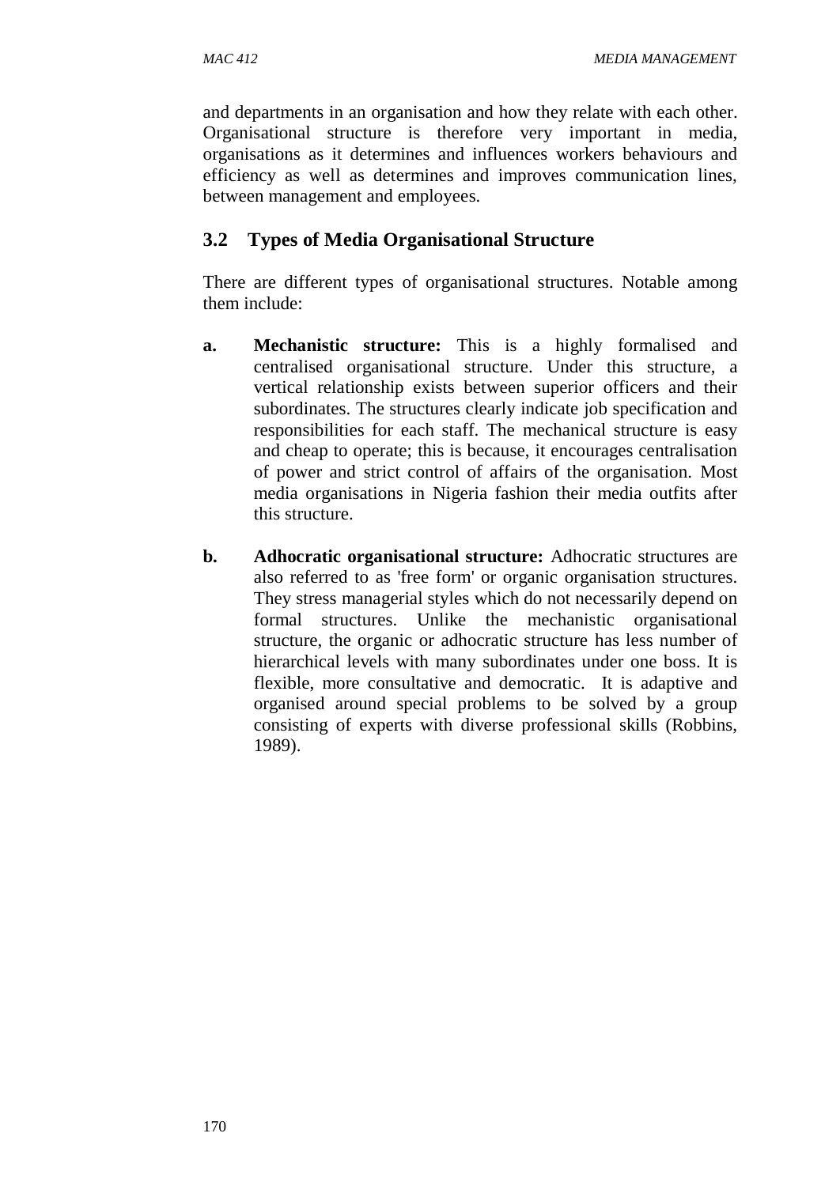and departments in an organisation and how they relate with each other. Organisational structure is therefore very important in media, organisations as it determines and influences workers behaviours and efficiency as well as determines and improves communication lines, between management and employees.

## 3.2 Types of Media Organisational Structure

There are different types of organisational structures. Notable among them include:

**a.** **Mechanistic structure:** This is a highly formalised and centralised organisational structure. Under this structure, a vertical relationship exists between superior officers and their subordinates. The structures clearly indicate job specification and responsibilities for each staff. The mechanical structure is easy and cheap to operate; this is because, it encourages centralisation of power and strict control of affairs of the organisation. Most media organisations in Nigeria fashion their media outfits after this structure.

**b.** **Adhocratic organisational structure:** Adhocratic structures are also referred to as 'free form' or organic organisation structures. They stress managerial styles which do not necessarily depend on formal structures. Unlike the mechanistic organisational structure, the organic or adhocratic structure has less number of hierarchical levels with many subordinates under one boss. It is flexible, more consultative and democratic. It is adaptive and organised around special problems to be solved by a group consisting of experts with diverse professional skills (Robbins, 1989).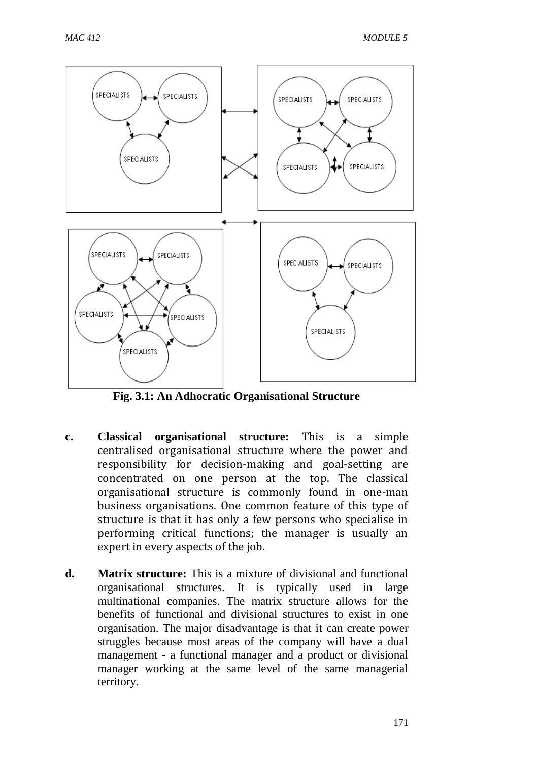**Fig. 3.1: An Adhocratic Organisational Structure**

c. **Classical organisational structure:** This is a simple centralised organisational structure where the power and responsibility for decision-making and goal-setting are concentrated on one person at the top. The classical organisational structure is commonly found in one-man business organisations. One common feature of this type of structure is that it has only a few persons who specialise in performing critical functions; the manager is usually an expert in every aspects of the job.

d. **Matrix structure:** This is a mixture of divisional and functional organisational structures. It is typically used in large multinational companies. The matrix structure allows for the benefits of functional and divisional structures to exist in one organisation. The major disadvantage is that it can create power struggles because most areas of the company will have a dual management - a functional manager and a product or divisional manager working at the same level of the same managerial territory.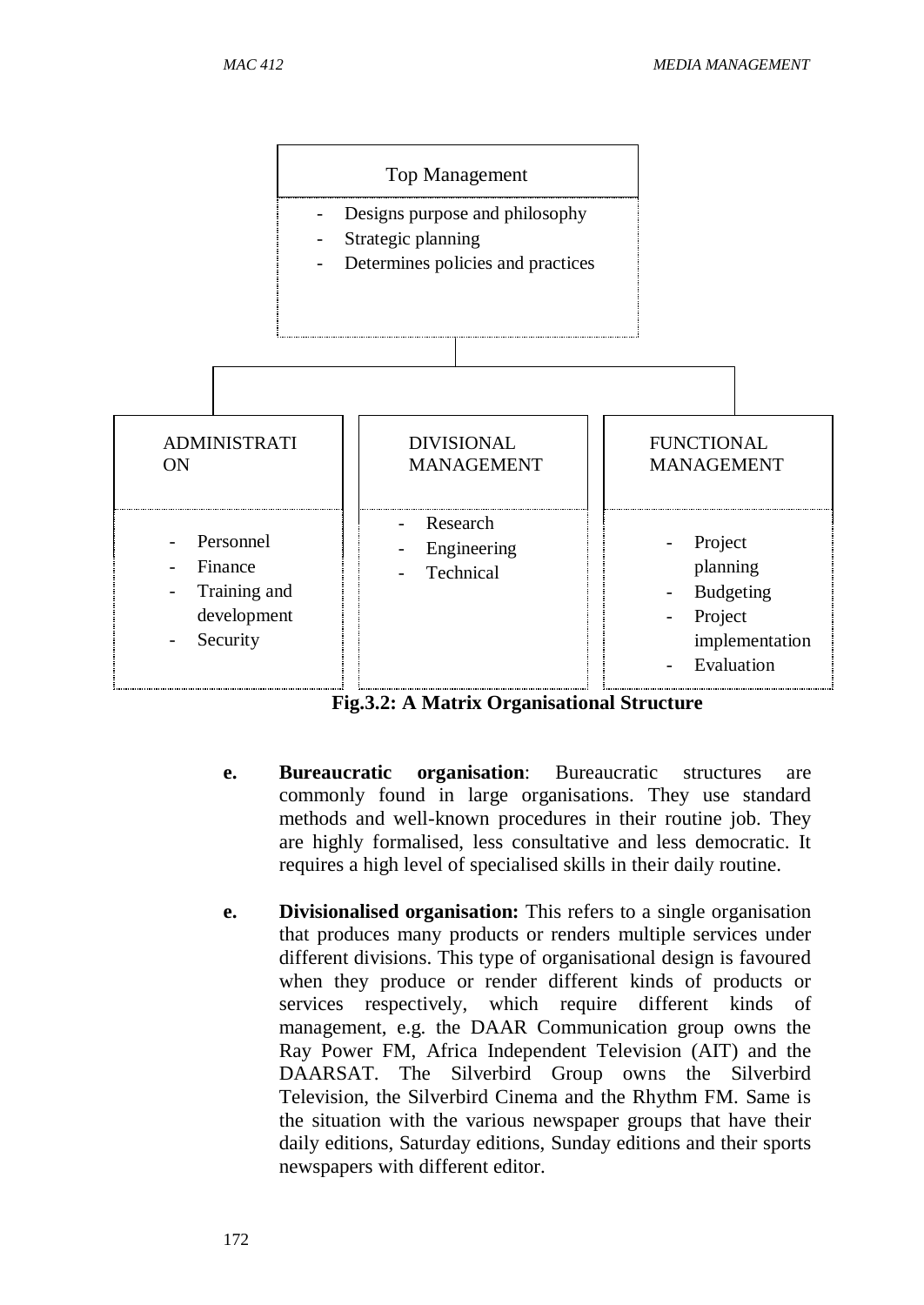Top Management

- Designs purpose and philosophy
- Strategic planning
- Determines policies and practices

| ADMINISTRATION | DIVISIONAL MANAGEMENT | FUNCTIONAL MANAGEMENT |
|---|---|---|
| - Personnel<br>- Finance<br>- Training and development<br>- Security | - Research<br>- Engineering<br>- Technical | - Project planning<br>- Budgeting<br>- Project implementation<br>- Evaluation |

**Fig.3.2: A Matrix Organisational Structure**

e. **Bureaucratic organisation**: Bureaucratic structures are commonly found in large organisations. They use standard methods and well-known procedures in their routine job. They are highly formalised, less consultative and less democratic. It requires a high level of specialised skills in their daily routine.

e. **Divisionalised organisation:** This refers to a single organisation that produces many products or renders multiple services under different divisions. This type of organisational design is favoured when they produce or render different kinds of products or services respectively, which require different kinds of management, e.g. the DAAR Communication group owns the Ray Power FM, Africa Independent Television (AIT) and the DAARSAT. The Silverbird Group owns the Silverbird Television, the Silverbird Cinema and the Rhythm FM. Same is the situation with the various newspaper groups that have their daily editions, Saturday editions, Sunday editions and their sports newspapers with different editor.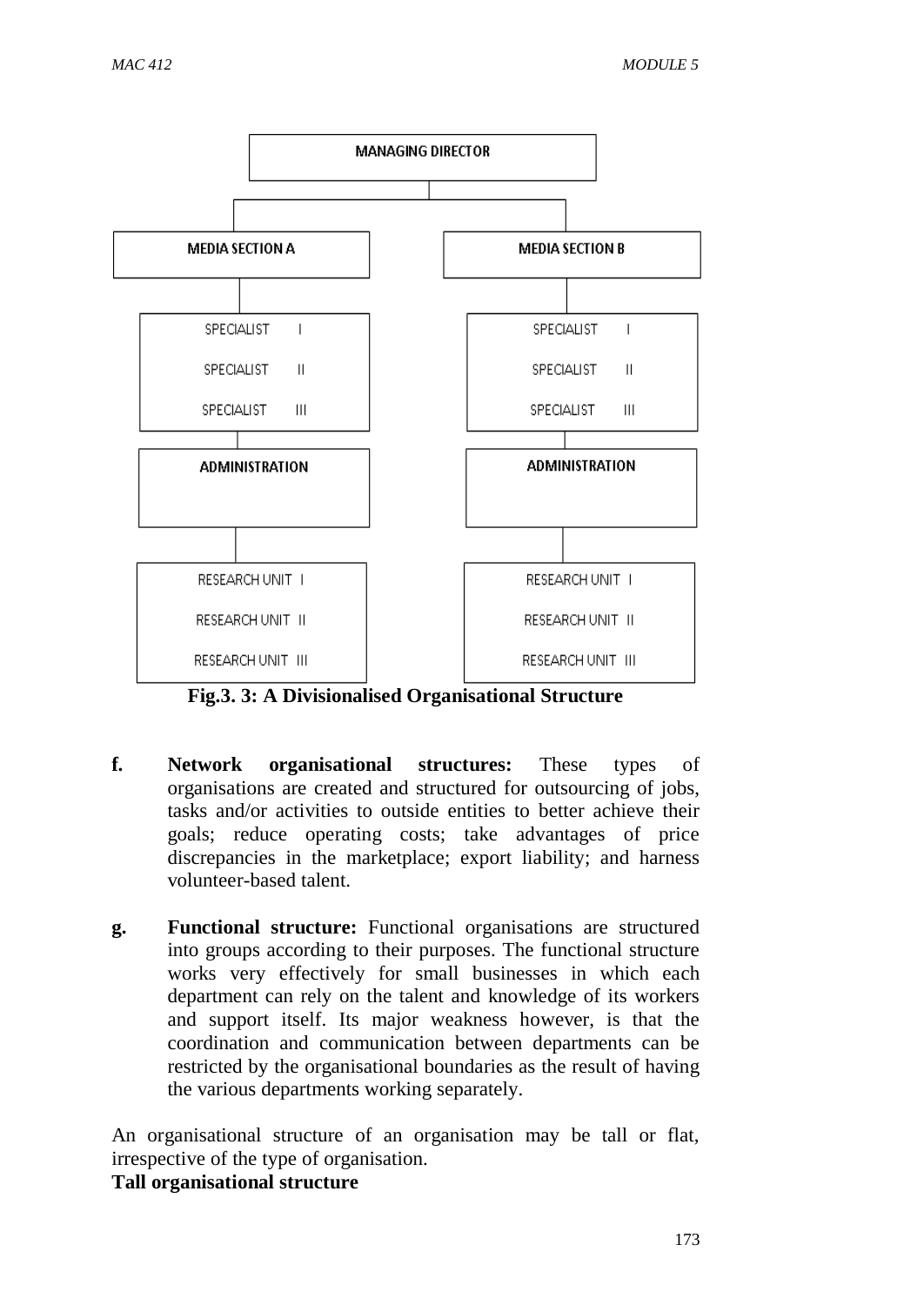MANAGING DIRECTOR

| MEDIA SECTION A | MEDIA SECTION B |
|---|---|
| SPECIALIST I<br>SPECIALIST II<br>SPECIALIST III | SPECIALIST I<br>SPECIALIST II<br>SPECIALIST III |
| ADMINISTRATION | ADMINISTRATION |
| RESEARCH UNIT I<br>RESEARCH UNIT II<br>RESEARCH UNIT III | RESEARCH UNIT I<br>RESEARCH UNIT II<br>RESEARCH UNIT III |

**Fig.3. 3: A Divisionalised Organisational Structure**

f. **Network organisational structures:** These types of organisations are created and structured for outsourcing of jobs, tasks and/or activities to outside entities to better achieve their goals; reduce operating costs; take advantages of price discrepancies in the marketplace; export liability; and harness volunteer-based talent.

g. **Functional structure:** Functional organisations are structured into groups according to their purposes. The functional structure works very effectively for small businesses in which each department can rely on the talent and knowledge of its workers and support itself. Its major weakness however, is that the coordination and communication between departments can be restricted by the organisational boundaries as the result of having the various departments working separately.

An organisational structure of an organisation may be tall or flat, irrespective of the type of organisation.

**Tall organisational structure**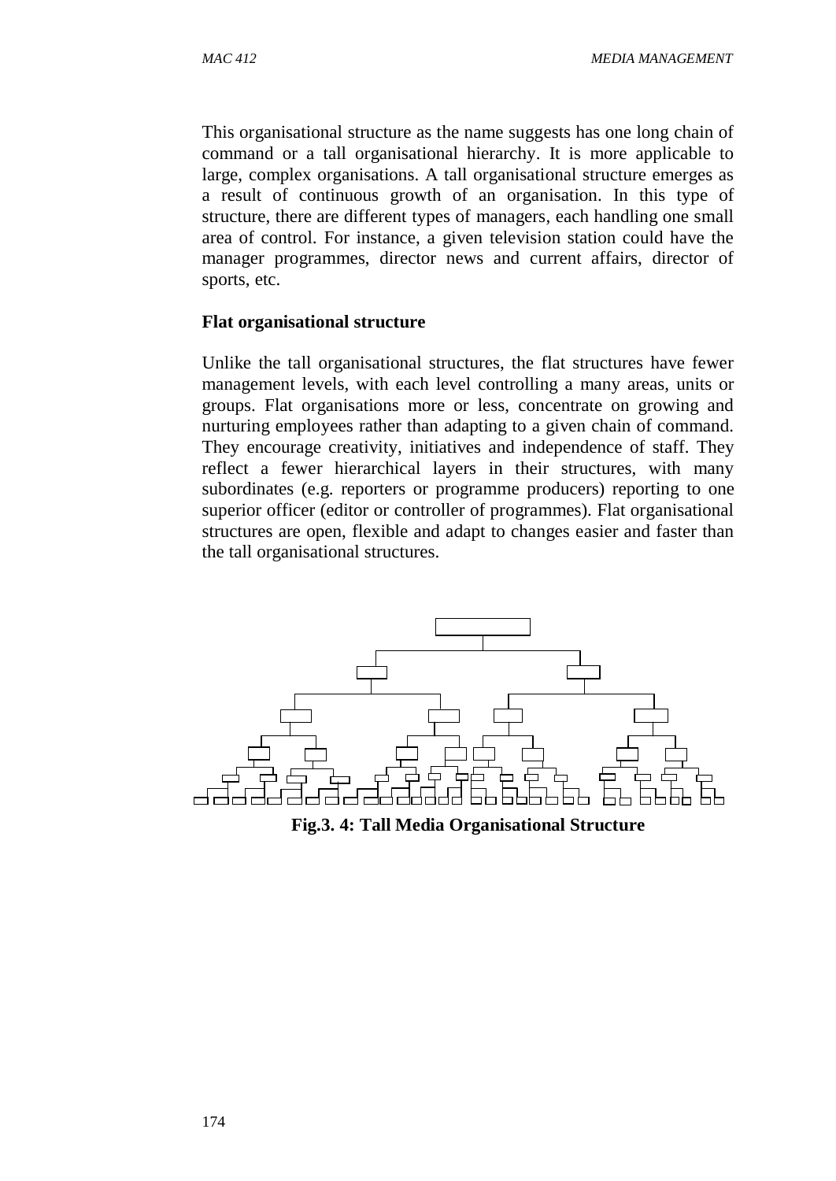This organisational structure as the name suggests has one long chain of command or a tall organisational hierarchy. It is more applicable to large, complex organisations. A tall organisational structure emerges as a result of continuous growth of an organisation. In this type of structure, there are different types of managers, each handling one small area of control. For instance, a given television station could have the manager programmes, director news and current affairs, director of sports, etc.

**Flat organisational structure**

Unlike the tall organisational structures, the flat structures have fewer management levels, with each level controlling a many areas, units or groups. Flat organisations more or less, concentrate on growing and nurturing employees rather than adapting to a given chain of command. They encourage creativity, initiatives and independence of staff. They reflect a fewer hierarchical layers in their structures, with many subordinates (e.g. reporters or programme producers) reporting to one superior officer (editor or controller of programmes). Flat organisational structures are open, flexible and adapt to changes easier and faster than the tall organisational structures.

**Fig.3. 4: Tall Media Organisational Structure**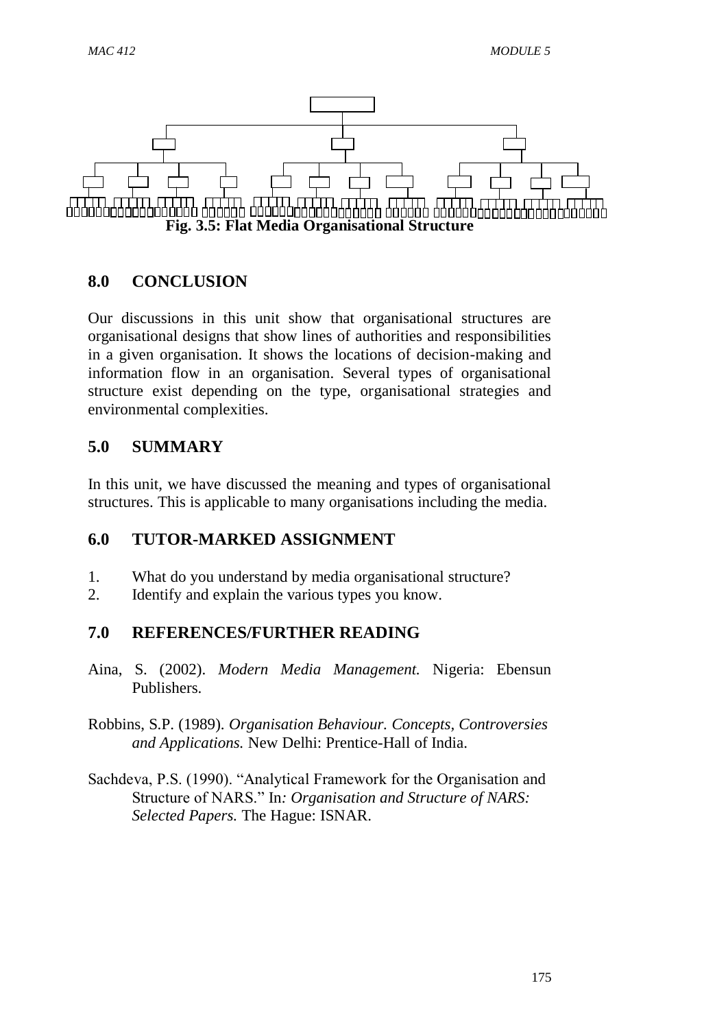**Fig. 3.5: Flat Media Organisational Structure**

## 8.0 CONCLUSION

Our discussions in this unit show that organisational structures are organisational designs that show lines of authorities and responsibilities in a given organisation. It shows the locations of decision-making and information flow in an organisation. Several types of organisational structure exist depending on the type, organisational strategies and environmental complexities.

## 5.0 SUMMARY

In this unit, we have discussed the meaning and types of organisational structures. This is applicable to many organisations including the media.

## 6.0 TUTOR-MARKED ASSIGNMENT

1. What do you understand by media organisational structure?
2. Identify and explain the various types you know.

## 7.0 REFERENCES/FURTHER READING

Aina, S. (2002). *Modern Media Management.* Nigeria: Ebensun Publishers.

Robbins, S.P. (1989). *Organisation Behaviour. Concepts, Controversies and Applications.* New Delhi: Prentice-Hall of India.

Sachdeva, P.S. (1990). "Analytical Framework for the Organisation and Structure of NARS." In*: Organisation and Structure of NARS: Selected Papers.* The Hague: ISNAR.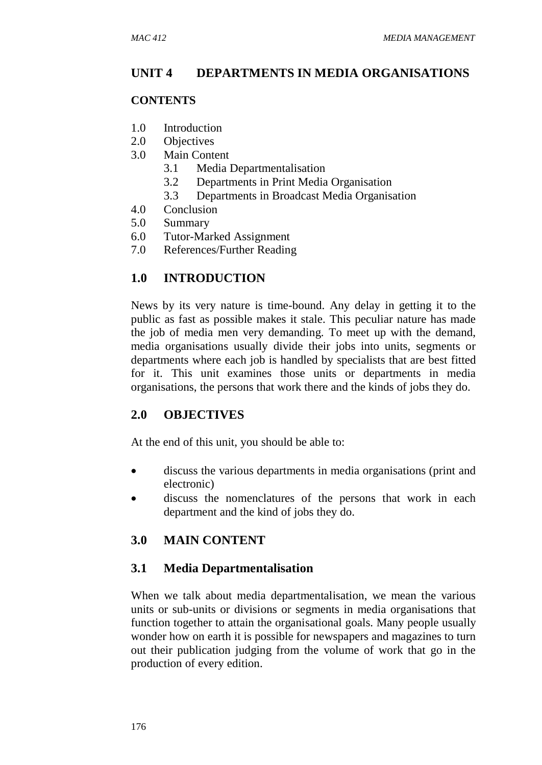# UNIT 4 DEPARTMENTS IN MEDIA ORGANISATIONS

## CONTENTS

- 1.0 Introduction
- 2.0 Objectives
- 3.0 Main Content
  - 3.1 Media Departmentalisation
  - 3.2 Departments in Print Media Organisation
  - 3.3 Departments in Broadcast Media Organisation
- 4.0 Conclusion
- 5.0 Summary
- 6.0 Tutor-Marked Assignment
- 7.0 References/Further Reading

## 1.0 INTRODUCTION

News by its very nature is time-bound. Any delay in getting it to the public as fast as possible makes it stale. This peculiar nature has made the job of media men very demanding. To meet up with the demand, media organisations usually divide their jobs into units, segments or departments where each job is handled by specialists that are best fitted for it. This unit examines those units or departments in media organisations, the persons that work there and the kinds of jobs they do.

## 2.0 OBJECTIVES

At the end of this unit, you should be able to:

- discuss the various departments in media organisations (print and electronic)
- discuss the nomenclatures of the persons that work in each department and the kind of jobs they do.

## 3.0 MAIN CONTENT

### 3.1 Media Departmentalisation

When we talk about media departmentalisation, we mean the various units or sub-units or divisions or segments in media organisations that function together to attain the organisational goals. Many people usually wonder how on earth it is possible for newspapers and magazines to turn out their publication judging from the volume of work that go in the production of every edition.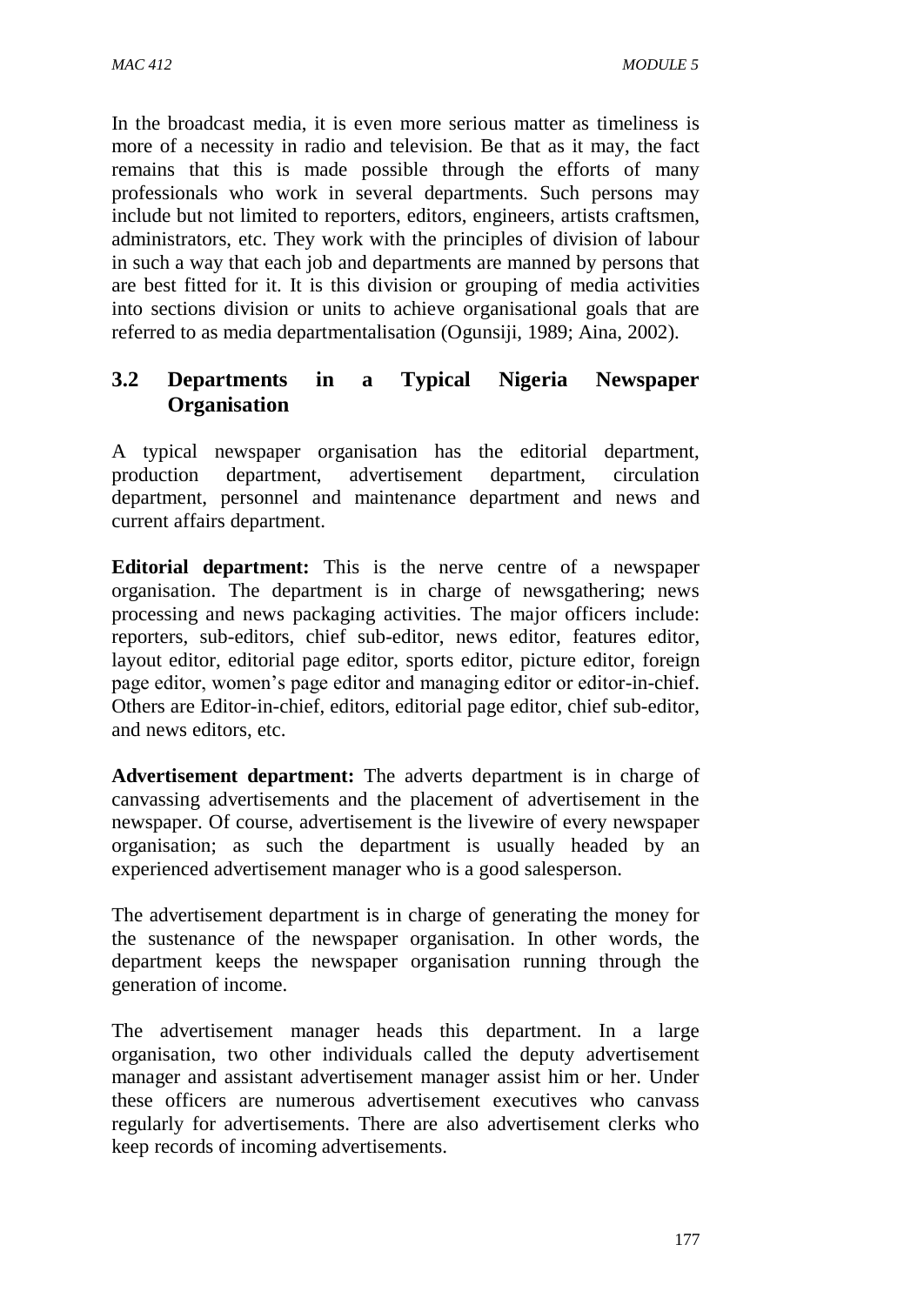In the broadcast media, it is even more serious matter as timeliness is more of a necessity in radio and television. Be that as it may, the fact remains that this is made possible through the efforts of many professionals who work in several departments. Such persons may include but not limited to reporters, editors, engineers, artists craftsmen, administrators, etc. They work with the principles of division of labour in such a way that each job and departments are manned by persons that are best fitted for it. It is this division or grouping of media activities into sections division or units to achieve organisational goals that are referred to as media departmentalisation (Ogunsiji, 1989; Aina, 2002).

## 3.2 Departments in a Typical Nigeria Newspaper Organisation

A typical newspaper organisation has the editorial department, production department, advertisement department, circulation department, personnel and maintenance department and news and current affairs department.

**Editorial department:** This is the nerve centre of a newspaper organisation. The department is in charge of newsgathering; news processing and news packaging activities. The major officers include: reporters, sub-editors, chief sub-editor, news editor, features editor, layout editor, editorial page editor, sports editor, picture editor, foreign page editor, women's page editor and managing editor or editor-in-chief. Others are Editor-in-chief, editors, editorial page editor, chief sub-editor, and news editors, etc.

**Advertisement department:** The adverts department is in charge of canvassing advertisements and the placement of advertisement in the newspaper. Of course, advertisement is the livewire of every newspaper organisation; as such the department is usually headed by an experienced advertisement manager who is a good salesperson.

The advertisement department is in charge of generating the money for the sustenance of the newspaper organisation. In other words, the department keeps the newspaper organisation running through the generation of income.

The advertisement manager heads this department. In a large organisation, two other individuals called the deputy advertisement manager and assistant advertisement manager assist him or her. Under these officers are numerous advertisement executives who canvass regularly for advertisements. There are also advertisement clerks who keep records of incoming advertisements.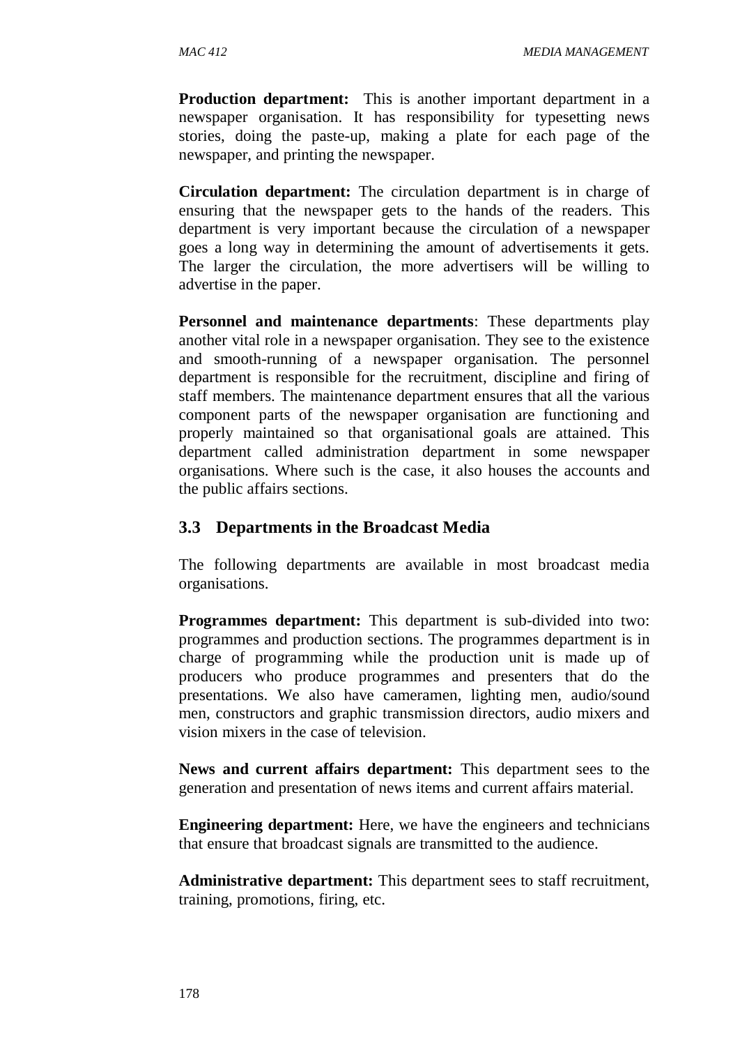**Production department:** This is another important department in a newspaper organisation. It has responsibility for typesetting news stories, doing the paste-up, making a plate for each page of the newspaper, and printing the newspaper.

**Circulation department:** The circulation department is in charge of ensuring that the newspaper gets to the hands of the readers. This department is very important because the circulation of a newspaper goes a long way in determining the amount of advertisements it gets. The larger the circulation, the more advertisers will be willing to advertise in the paper.

**Personnel and maintenance departments**: These departments play another vital role in a newspaper organisation. They see to the existence and smooth-running of a newspaper organisation. The personnel department is responsible for the recruitment, discipline and firing of staff members. The maintenance department ensures that all the various component parts of the newspaper organisation are functioning and properly maintained so that organisational goals are attained. This department called administration department in some newspaper organisations. Where such is the case, it also houses the accounts and the public affairs sections.

## 3.3 Departments in the Broadcast Media

The following departments are available in most broadcast media organisations.

**Programmes department:** This department is sub-divided into two: programmes and production sections. The programmes department is in charge of programming while the production unit is made up of producers who produce programmes and presenters that do the presentations. We also have cameramen, lighting men, audio/sound men, constructors and graphic transmission directors, audio mixers and vision mixers in the case of television.

**News and current affairs department:** This department sees to the generation and presentation of news items and current affairs material.

**Engineering department:** Here, we have the engineers and technicians that ensure that broadcast signals are transmitted to the audience.

**Administrative department:** This department sees to staff recruitment, training, promotions, firing, etc.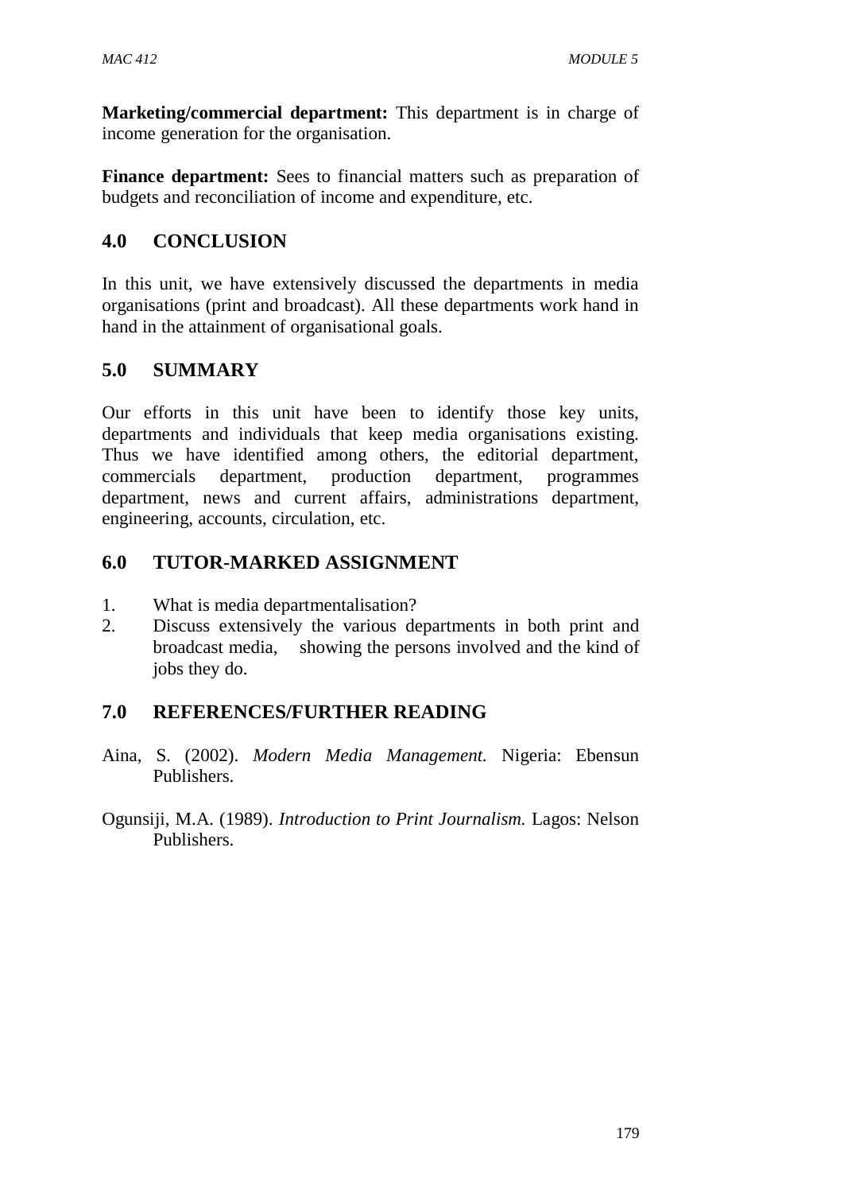**Marketing/commercial department:** This department is in charge of income generation for the organisation.

**Finance department:** Sees to financial matters such as preparation of budgets and reconciliation of income and expenditure, etc.

## 4.0 CONCLUSION

In this unit, we have extensively discussed the departments in media organisations (print and broadcast). All these departments work hand in hand in the attainment of organisational goals.

## 5.0 SUMMARY

Our efforts in this unit have been to identify those key units, departments and individuals that keep media organisations existing. Thus we have identified among others, the editorial department, commercials department, production department, programmes department, news and current affairs, administrations department, engineering, accounts, circulation, etc.

## 6.0 TUTOR-MARKED ASSIGNMENT

1. What is media departmentalisation?
2. Discuss extensively the various departments in both print and broadcast media, showing the persons involved and the kind of jobs they do.

## 7.0 REFERENCES/FURTHER READING

Aina, S. (2002). *Modern Media Management.* Nigeria: Ebensun Publishers.

Ogunsiji, M.A. (1989). *Introduction to Print Journalism.* Lagos: Nelson Publishers.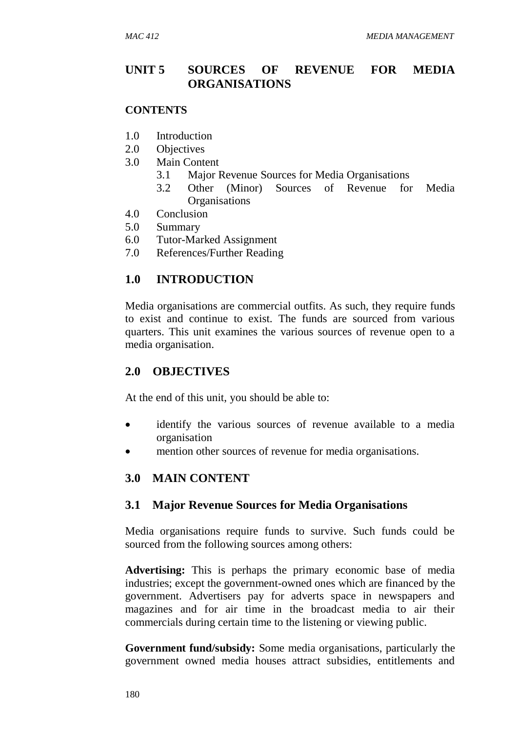## UNIT 5 SOURCES OF REVENUE FOR MEDIA ORGANISATIONS

**CONTENTS**

1.0 Introduction
2.0 Objectives
3.0 Main Content
   3.1 Major Revenue Sources for Media Organisations
   3.2 Other (Minor) Sources of Revenue for Media Organisations
4.0 Conclusion
5.0 Summary
6.0 Tutor-Marked Assignment
7.0 References/Further Reading

## 1.0 INTRODUCTION

Media organisations are commercial outfits. As such, they require funds to exist and continue to exist. The funds are sourced from various quarters. This unit examines the various sources of revenue open to a media organisation.

## 2.0 OBJECTIVES

At the end of this unit, you should be able to:

- identify the various sources of revenue available to a media organisation
- mention other sources of revenue for media organisations.

## 3.0 MAIN CONTENT

### 3.1 Major Revenue Sources for Media Organisations

Media organisations require funds to survive. Such funds could be sourced from the following sources among others:

**Advertising:** This is perhaps the primary economic base of media industries; except the government-owned ones which are financed by the government. Advertisers pay for adverts space in newspapers and magazines and for air time in the broadcast media to air their commercials during certain time to the listening or viewing public.

**Government fund/subsidy:** Some media organisations, particularly the government owned media houses attract subsidies, entitlements and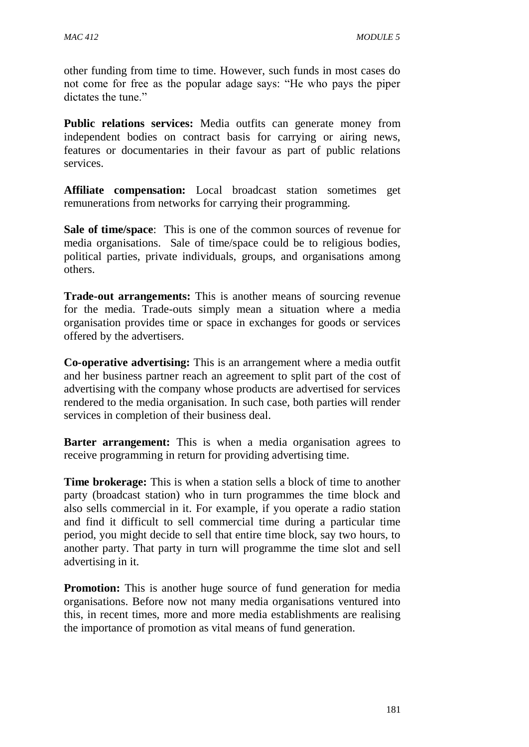other funding from time to time. However, such funds in most cases do not come for free as the popular adage says: "He who pays the piper dictates the tune."

**Public relations services:** Media outfits can generate money from independent bodies on contract basis for carrying or airing news, features or documentaries in their favour as part of public relations services.

**Affiliate compensation:** Local broadcast station sometimes get remunerations from networks for carrying their programming.

**Sale of time/space**: This is one of the common sources of revenue for media organisations. Sale of time/space could be to religious bodies, political parties, private individuals, groups, and organisations among others.

**Trade-out arrangements:** This is another means of sourcing revenue for the media. Trade-outs simply mean a situation where a media organisation provides time or space in exchanges for goods or services offered by the advertisers.

**Co-operative advertising:** This is an arrangement where a media outfit and her business partner reach an agreement to split part of the cost of advertising with the company whose products are advertised for services rendered to the media organisation. In such case, both parties will render services in completion of their business deal.

**Barter arrangement:** This is when a media organisation agrees to receive programming in return for providing advertising time.

**Time brokerage:** This is when a station sells a block of time to another party (broadcast station) who in turn programmes the time block and also sells commercial in it. For example, if you operate a radio station and find it difficult to sell commercial time during a particular time period, you might decide to sell that entire time block, say two hours, to another party. That party in turn will programme the time slot and sell advertising in it.

**Promotion:** This is another huge source of fund generation for media organisations. Before now not many media organisations ventured into this, in recent times, more and more media establishments are realising the importance of promotion as vital means of fund generation.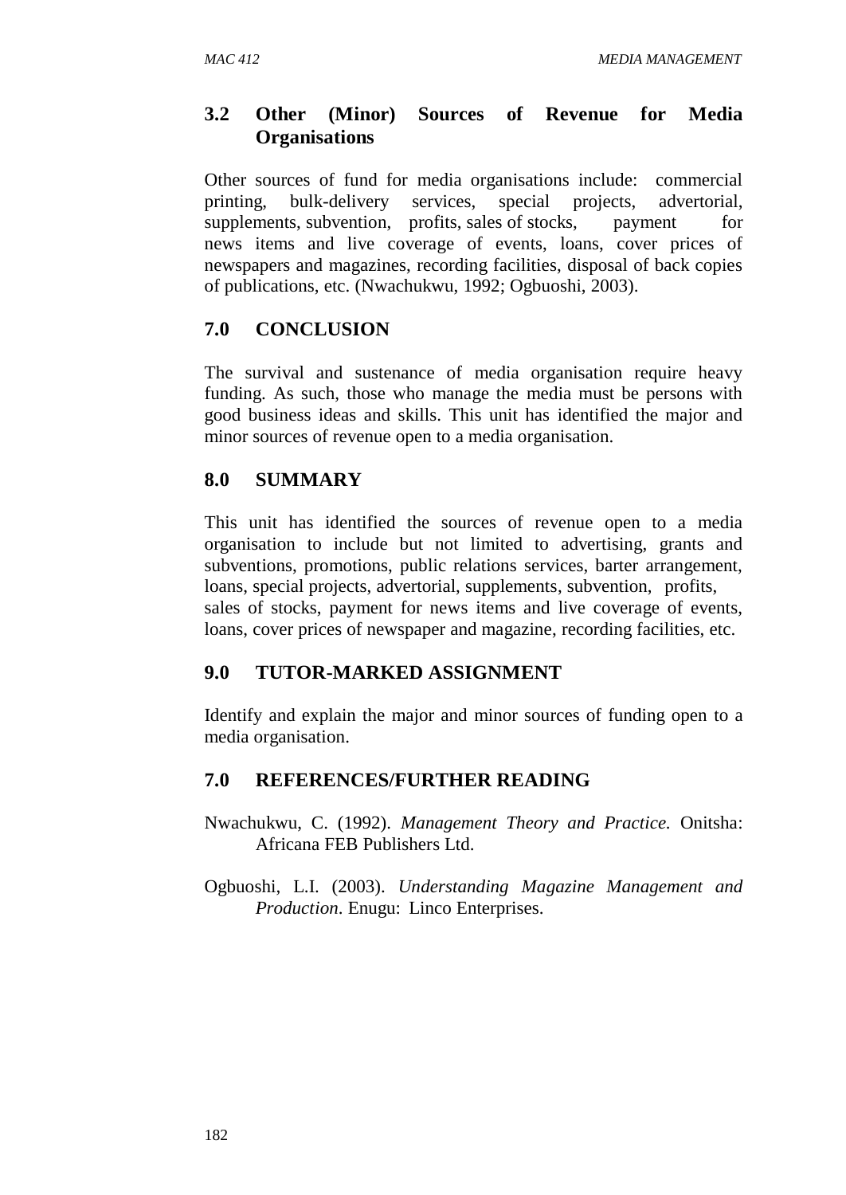## 3.2 Other (Minor) Sources of Revenue for Media Organisations

Other sources of fund for media organisations include: commercial printing, bulk-delivery services, special projects, advertorial, supplements, subvention, profits, sales of stocks, payment for news items and live coverage of events, loans, cover prices of newspapers and magazines, recording facilities, disposal of back copies of publications, etc. (Nwachukwu, 1992; Ogbuoshi, 2003).

## 7.0 CONCLUSION

The survival and sustenance of media organisation require heavy funding. As such, those who manage the media must be persons with good business ideas and skills. This unit has identified the major and minor sources of revenue open to a media organisation.

## 8.0 SUMMARY

This unit has identified the sources of revenue open to a media organisation to include but not limited to advertising, grants and subventions, promotions, public relations services, barter arrangement, loans, special projects, advertorial, supplements, subvention, profits, sales of stocks, payment for news items and live coverage of events, loans, cover prices of newspaper and magazine, recording facilities, etc.

## 9.0 TUTOR-MARKED ASSIGNMENT

Identify and explain the major and minor sources of funding open to a media organisation.

## 7.0 REFERENCES/FURTHER READING

Nwachukwu, C. (1992). *Management Theory and Practice.* Onitsha: Africana FEB Publishers Ltd.

Ogbuoshi, L.I. (2003). *Understanding Magazine Management and Production*. Enugu: Linco Enterprises.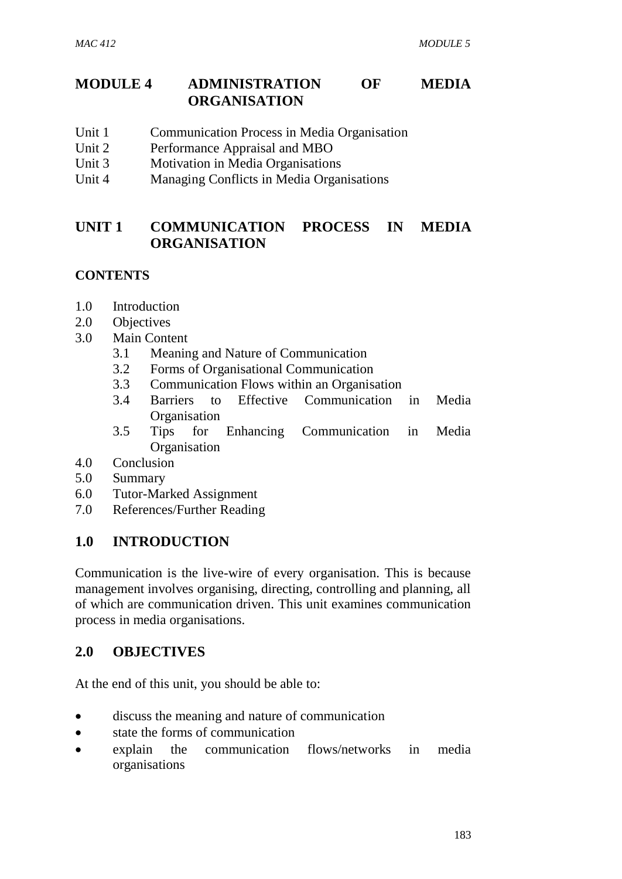# MODULE 4 ADMINISTRATION OF MEDIA ORGANISATION

Unit 1 Communication Process in Media Organisation
Unit 2 Performance Appraisal and MBO
Unit 3 Motivation in Media Organisations
Unit 4 Managing Conflicts in Media Organisations

## UNIT 1 COMMUNICATION PROCESS IN MEDIA ORGANISATION

**CONTENTS**

1.0 Introduction
2.0 Objectives
3.0 Main Content
  3.1 Meaning and Nature of Communication
  3.2 Forms of Organisational Communication
  3.3 Communication Flows within an Organisation
  3.4 Barriers to Effective Communication in Media Organisation
  3.5 Tips for Enhancing Communication in Media Organisation
4.0 Conclusion
5.0 Summary
6.0 Tutor-Marked Assignment
7.0 References/Further Reading

## 1.0 INTRODUCTION

Communication is the live-wire of every organisation. This is because management involves organising, directing, controlling and planning, all of which are communication driven. This unit examines communication process in media organisations.

## 2.0 OBJECTIVES

At the end of this unit, you should be able to:

- discuss the meaning and nature of communication
- state the forms of communication
- explain the communication flows/networks in media organisations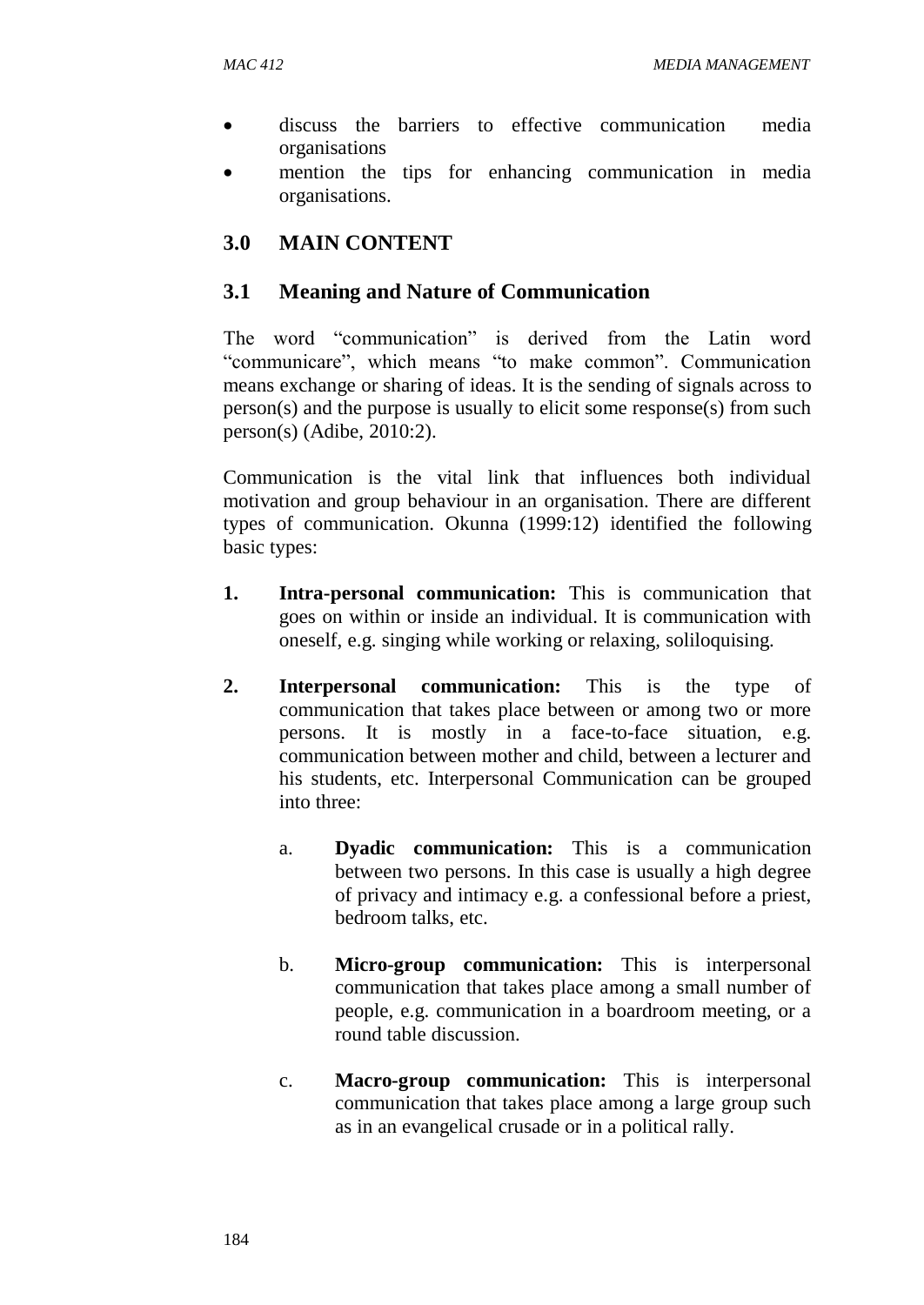- discuss the barriers to effective communication media organisations
- mention the tips for enhancing communication in media organisations.

## 3.0 MAIN CONTENT

### 3.1 Meaning and Nature of Communication

The word "communication" is derived from the Latin word "communicare", which means "to make common". Communication means exchange or sharing of ideas. It is the sending of signals across to person(s) and the purpose is usually to elicit some response(s) from such person(s) (Adibe, 2010:2).

Communication is the vital link that influences both individual motivation and group behaviour in an organisation. There are different types of communication. Okunna (1999:12) identified the following basic types:

1. **Intra-personal communication:** This is communication that goes on within or inside an individual. It is communication with oneself, e.g. singing while working or relaxing, soliloquising.

2. **Interpersonal communication:** This is the type of communication that takes place between or among two or more persons. It is mostly in a face-to-face situation, e.g. communication between mother and child, between a lecturer and his students, etc. Interpersonal Communication can be grouped into three:

    a. **Dyadic communication:** This is a communication between two persons. In this case is usually a high degree of privacy and intimacy e.g. a confessional before a priest, bedroom talks, etc.

    b. **Micro-group communication:** This is interpersonal communication that takes place among a small number of people, e.g. communication in a boardroom meeting, or a round table discussion.

    c. **Macro-group communication:** This is interpersonal communication that takes place among a large group such as in an evangelical crusade or in a political rally.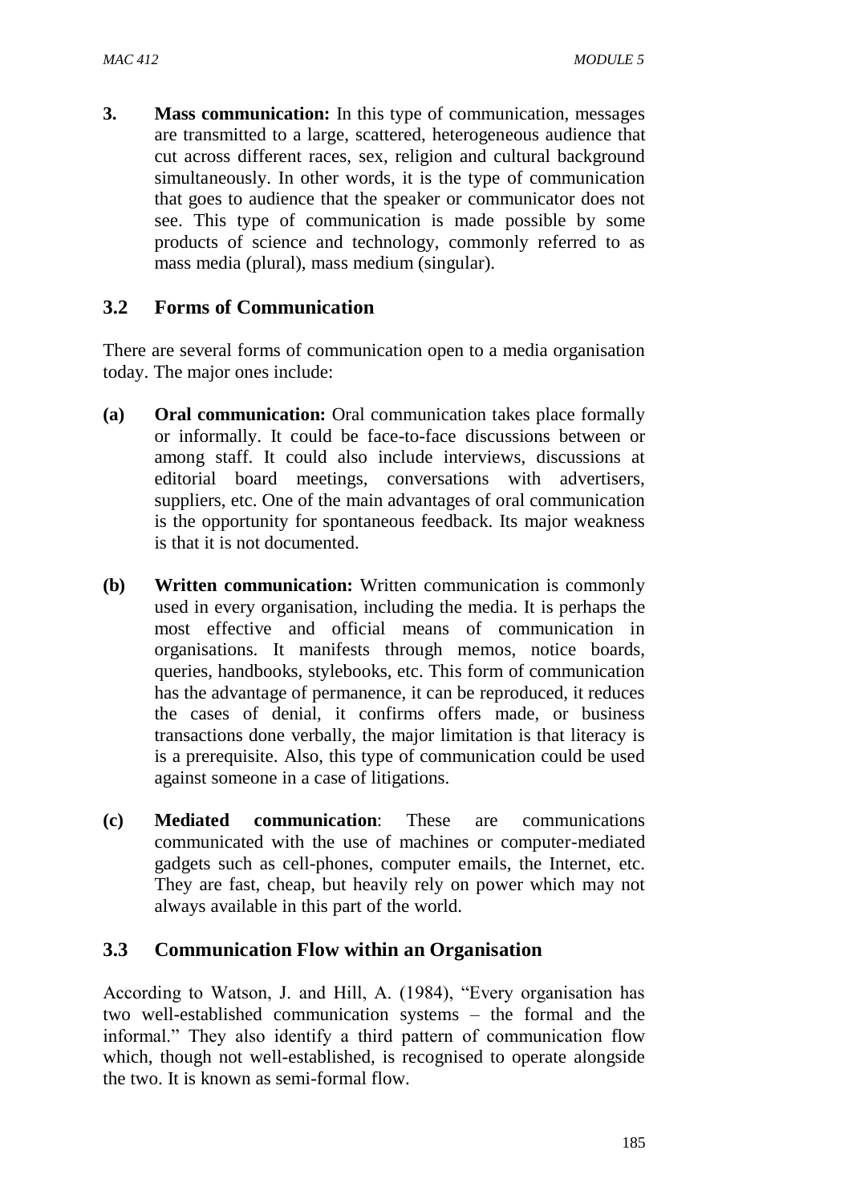3. **Mass communication:** In this type of communication, messages are transmitted to a large, scattered, heterogeneous audience that cut across different races, sex, religion and cultural background simultaneously. In other words, it is the type of communication that goes to audience that the speaker or communicator does not see. This type of communication is made possible by some products of science and technology, commonly referred to as mass media (plural), mass medium (singular).

## 3.2 Forms of Communication

There are several forms of communication open to a media organisation today. The major ones include:

**(a) Oral communication:** Oral communication takes place formally or informally. It could be face-to-face discussions between or among staff. It could also include interviews, discussions at editorial board meetings, conversations with advertisers, suppliers, etc. One of the main advantages of oral communication is the opportunity for spontaneous feedback. Its major weakness is that it is not documented.

**(b) Written communication:** Written communication is commonly used in every organisation, including the media. It is perhaps the most effective and official means of communication in organisations. It manifests through memos, notice boards, queries, handbooks, stylebooks, etc. This form of communication has the advantage of permanence, it can be reproduced, it reduces the cases of denial, it confirms offers made, or business transactions done verbally, the major limitation is that literacy is is a prerequisite. Also, this type of communication could be used against someone in a case of litigations.

**(c) Mediated communication**: These are communications communicated with the use of machines or computer-mediated gadgets such as cell-phones, computer emails, the Internet, etc. They are fast, cheap, but heavily rely on power which may not always available in this part of the world.

## 3.3 Communication Flow within an Organisation

According to Watson, J. and Hill, A. (1984), "Every organisation has two well-established communication systems – the formal and the informal." They also identify a third pattern of communication flow which, though not well-established, is recognised to operate alongside the two. It is known as semi-formal flow.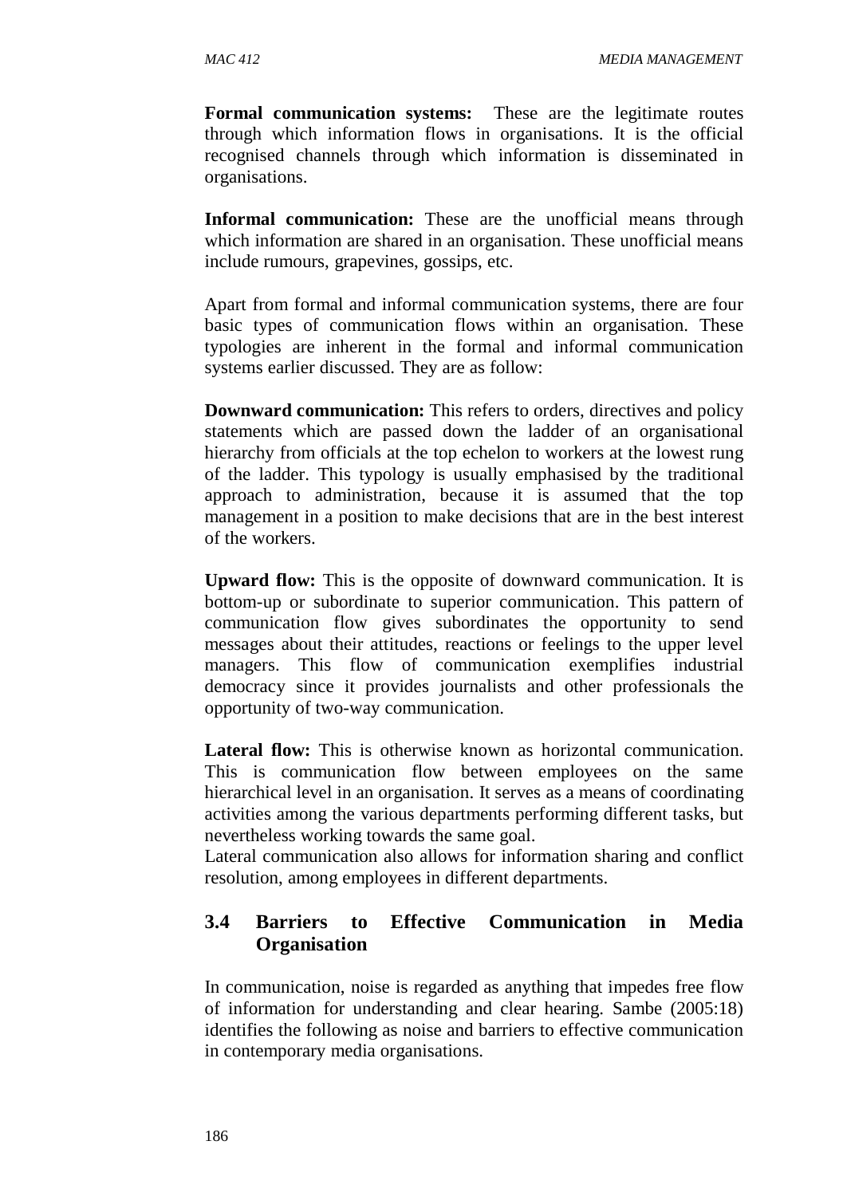**Formal communication systems:** These are the legitimate routes through which information flows in organisations. It is the official recognised channels through which information is disseminated in organisations.

**Informal communication:** These are the unofficial means through which information are shared in an organisation. These unofficial means include rumours, grapevines, gossips, etc.

Apart from formal and informal communication systems, there are four basic types of communication flows within an organisation. These typologies are inherent in the formal and informal communication systems earlier discussed. They are as follow:

**Downward communication:** This refers to orders, directives and policy statements which are passed down the ladder of an organisational hierarchy from officials at the top echelon to workers at the lowest rung of the ladder. This typology is usually emphasised by the traditional approach to administration, because it is assumed that the top management in a position to make decisions that are in the best interest of the workers.

**Upward flow:** This is the opposite of downward communication. It is bottom-up or subordinate to superior communication. This pattern of communication flow gives subordinates the opportunity to send messages about their attitudes, reactions or feelings to the upper level managers. This flow of communication exemplifies industrial democracy since it provides journalists and other professionals the opportunity of two-way communication.

**Lateral flow:** This is otherwise known as horizontal communication. This is communication flow between employees on the same hierarchical level in an organisation. It serves as a means of coordinating activities among the various departments performing different tasks, but nevertheless working towards the same goal.
Lateral communication also allows for information sharing and conflict resolution, among employees in different departments.

## 3.4 Barriers to Effective Communication in Media Organisation

In communication, noise is regarded as anything that impedes free flow of information for understanding and clear hearing. Sambe (2005:18) identifies the following as noise and barriers to effective communication in contemporary media organisations.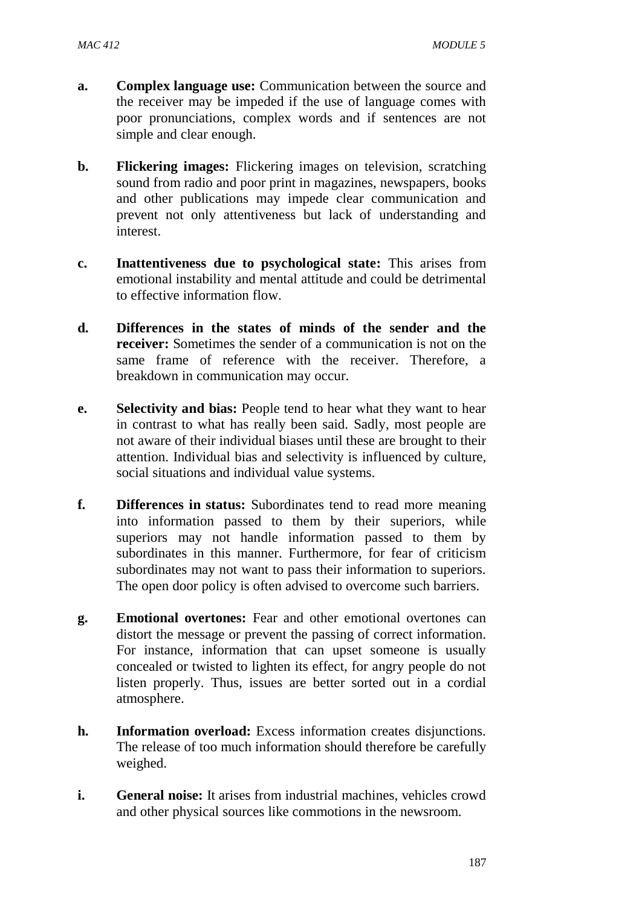a. **Complex language use:** Communication between the source and the receiver may be impeded if the use of language comes with poor pronunciations, complex words and if sentences are not simple and clear enough.

b. **Flickering images:** Flickering images on television, scratching sound from radio and poor print in magazines, newspapers, books and other publications may impede clear communication and prevent not only attentiveness but lack of understanding and interest.

c. **Inattentiveness due to psychological state:** This arises from emotional instability and mental attitude and could be detrimental to effective information flow.

d. **Differences in the states of minds of the sender and the receiver:** Sometimes the sender of a communication is not on the same frame of reference with the receiver. Therefore, a breakdown in communication may occur.

e. **Selectivity and bias:** People tend to hear what they want to hear in contrast to what has really been said. Sadly, most people are not aware of their individual biases until these are brought to their attention. Individual bias and selectivity is influenced by culture, social situations and individual value systems.

f. **Differences in status:** Subordinates tend to read more meaning into information passed to them by their superiors, while superiors may not handle information passed to them by subordinates in this manner. Furthermore, for fear of criticism subordinates may not want to pass their information to superiors. The open door policy is often advised to overcome such barriers.

g. **Emotional overtones:** Fear and other emotional overtones can distort the message or prevent the passing of correct information. For instance, information that can upset someone is usually concealed or twisted to lighten its effect, for angry people do not listen properly. Thus, issues are better sorted out in a cordial atmosphere.

h. **Information overload:** Excess information creates disjunctions. The release of too much information should therefore be carefully weighed.

i. **General noise:** It arises from industrial machines, vehicles crowd and other physical sources like commotions in the newsroom.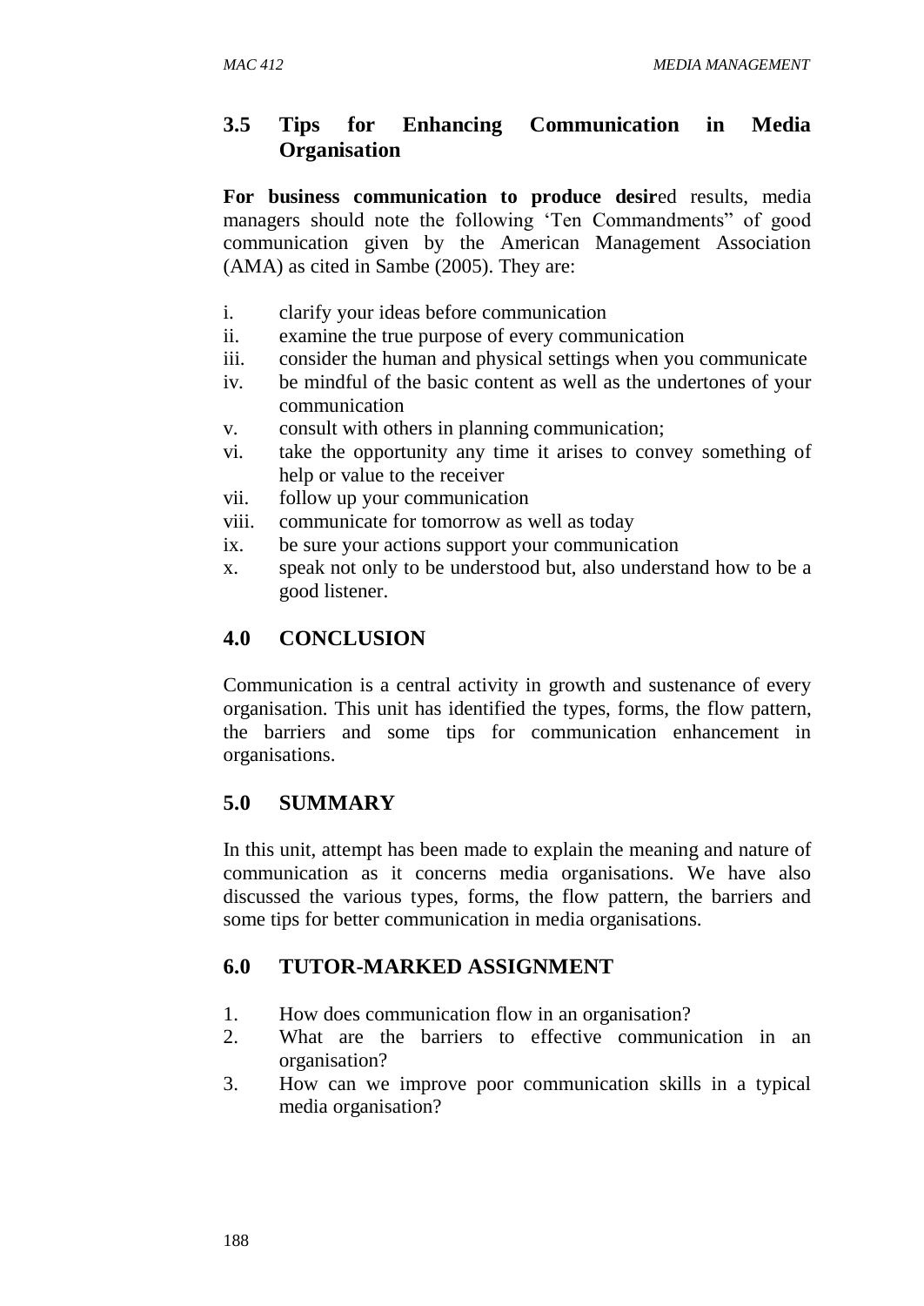## 3.5 Tips for Enhancing Communication in Media Organisation

**For business communication to produce desir**ed results, media managers should note the following 'Ten Commandments" of good communication given by the American Management Association (AMA) as cited in Sambe (2005). They are:

i. clarify your ideas before communication
ii. examine the true purpose of every communication
iii. consider the human and physical settings when you communicate
iv. be mindful of the basic content as well as the undertones of your communication
v. consult with others in planning communication;
vi. take the opportunity any time it arises to convey something of help or value to the receiver
vii. follow up your communication
viii. communicate for tomorrow as well as today
ix. be sure your actions support your communication
x. speak not only to be understood but, also understand how to be a good listener.

## 4.0 CONCLUSION

Communication is a central activity in growth and sustenance of every organisation. This unit has identified the types, forms, the flow pattern, the barriers and some tips for communication enhancement in organisations.

## 5.0 SUMMARY

In this unit, attempt has been made to explain the meaning and nature of communication as it concerns media organisations. We have also discussed the various types, forms, the flow pattern, the barriers and some tips for better communication in media organisations.

## 6.0 TUTOR-MARKED ASSIGNMENT

1. How does communication flow in an organisation?
2. What are the barriers to effective communication in an organisation?
3. How can we improve poor communication skills in a typical media organisation?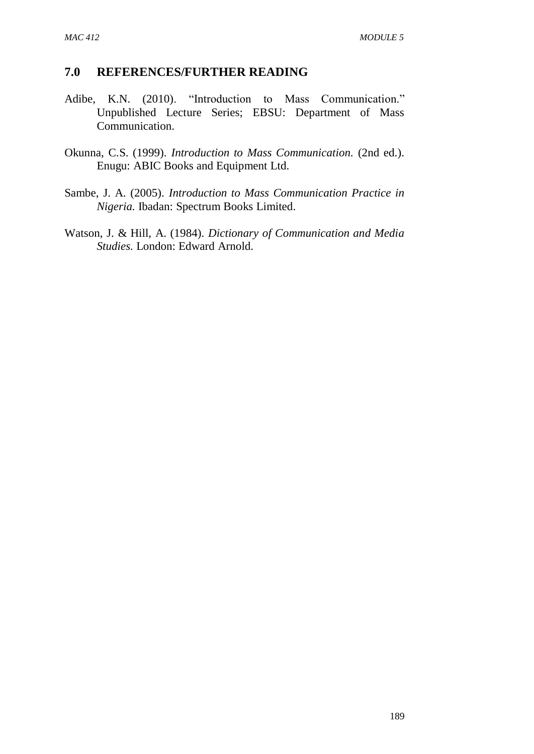## 7.0 REFERENCES/FURTHER READING

Adibe, K.N. (2010). "Introduction to Mass Communication." Unpublished Lecture Series; EBSU: Department of Mass Communication.

Okunna, C.S. (1999). *Introduction to Mass Communication.* (2nd ed.). Enugu: ABIC Books and Equipment Ltd.

Sambe, J. A. (2005). *Introduction to Mass Communication Practice in Nigeria.* Ibadan: Spectrum Books Limited.

Watson, J. & Hill, A. (1984). *Dictionary of Communication and Media Studies.* London: Edward Arnold.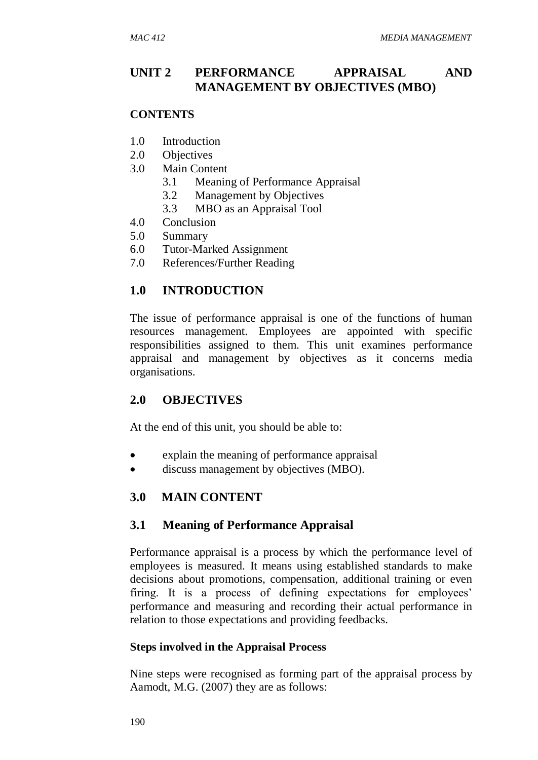## UNIT 2 PERFORMANCE APPRAISAL AND MANAGEMENT BY OBJECTIVES (MBO)

**CONTENTS**

- 1.0 Introduction
- 2.0 Objectives
- 3.0 Main Content
    - 3.1 Meaning of Performance Appraisal
    - 3.2 Management by Objectives
    - 3.3 MBO as an Appraisal Tool
- 4.0 Conclusion
- 5.0 Summary
- 6.0 Tutor-Marked Assignment
- 7.0 References/Further Reading

## 1.0 INTRODUCTION

The issue of performance appraisal is one of the functions of human resources management. Employees are appointed with specific responsibilities assigned to them. This unit examines performance appraisal and management by objectives as it concerns media organisations.

## 2.0 OBJECTIVES

At the end of this unit, you should be able to:

- explain the meaning of performance appraisal
- discuss management by objectives (MBO).

## 3.0 MAIN CONTENT

### 3.1 Meaning of Performance Appraisal

Performance appraisal is a process by which the performance level of employees is measured. It means using established standards to make decisions about promotions, compensation, additional training or even firing. It is a process of defining expectations for employees' performance and measuring and recording their actual performance in relation to those expectations and providing feedbacks.

**Steps involved in the Appraisal Process**

Nine steps were recognised as forming part of the appraisal process by Aamodt, M.G. (2007) they are as follows: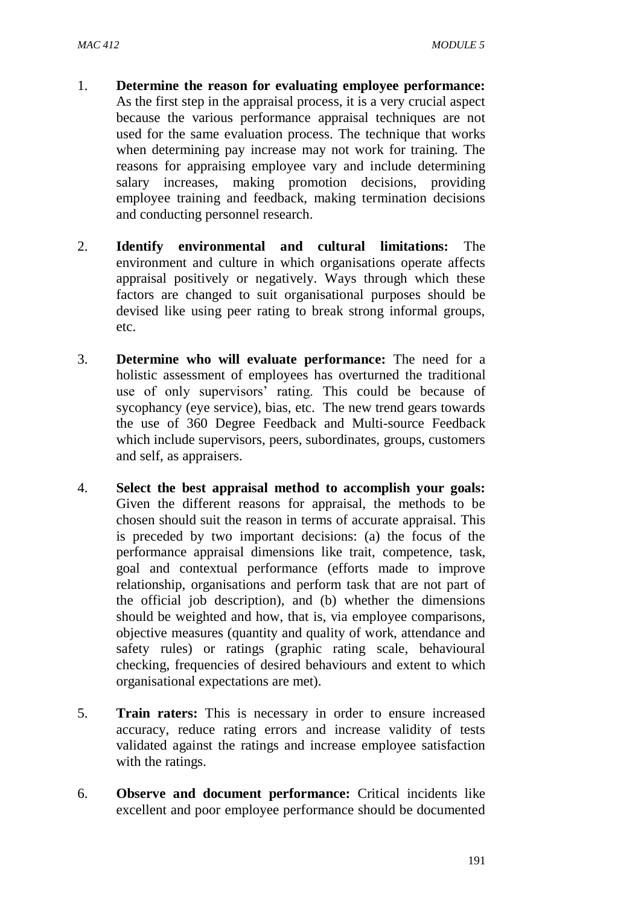1. **Determine the reason for evaluating employee performance:** As the first step in the appraisal process, it is a very crucial aspect because the various performance appraisal techniques are not used for the same evaluation process. The technique that works when determining pay increase may not work for training. The reasons for appraising employee vary and include determining salary increases, making promotion decisions, providing employee training and feedback, making termination decisions and conducting personnel research.

2. **Identify environmental and cultural limitations:** The environment and culture in which organisations operate affects appraisal positively or negatively. Ways through which these factors are changed to suit organisational purposes should be devised like using peer rating to break strong informal groups, etc.

3. **Determine who will evaluate performance:** The need for a holistic assessment of employees has overturned the traditional use of only supervisors' rating. This could be because of sycophancy (eye service), bias, etc. The new trend gears towards the use of 360 Degree Feedback and Multi-source Feedback which include supervisors, peers, subordinates, groups, customers and self, as appraisers.

4. **Select the best appraisal method to accomplish your goals:** Given the different reasons for appraisal, the methods to be chosen should suit the reason in terms of accurate appraisal. This is preceded by two important decisions: (a) the focus of the performance appraisal dimensions like trait, competence, task, goal and contextual performance (efforts made to improve relationship, organisations and perform task that are not part of the official job description), and (b) whether the dimensions should be weighted and how, that is, via employee comparisons, objective measures (quantity and quality of work, attendance and safety rules) or ratings (graphic rating scale, behavioural checking, frequencies of desired behaviours and extent to which organisational expectations are met).

5. **Train raters:** This is necessary in order to ensure increased accuracy, reduce rating errors and increase validity of tests validated against the ratings and increase employee satisfaction with the ratings.

6. **Observe and document performance:** Critical incidents like excellent and poor employee performance should be documented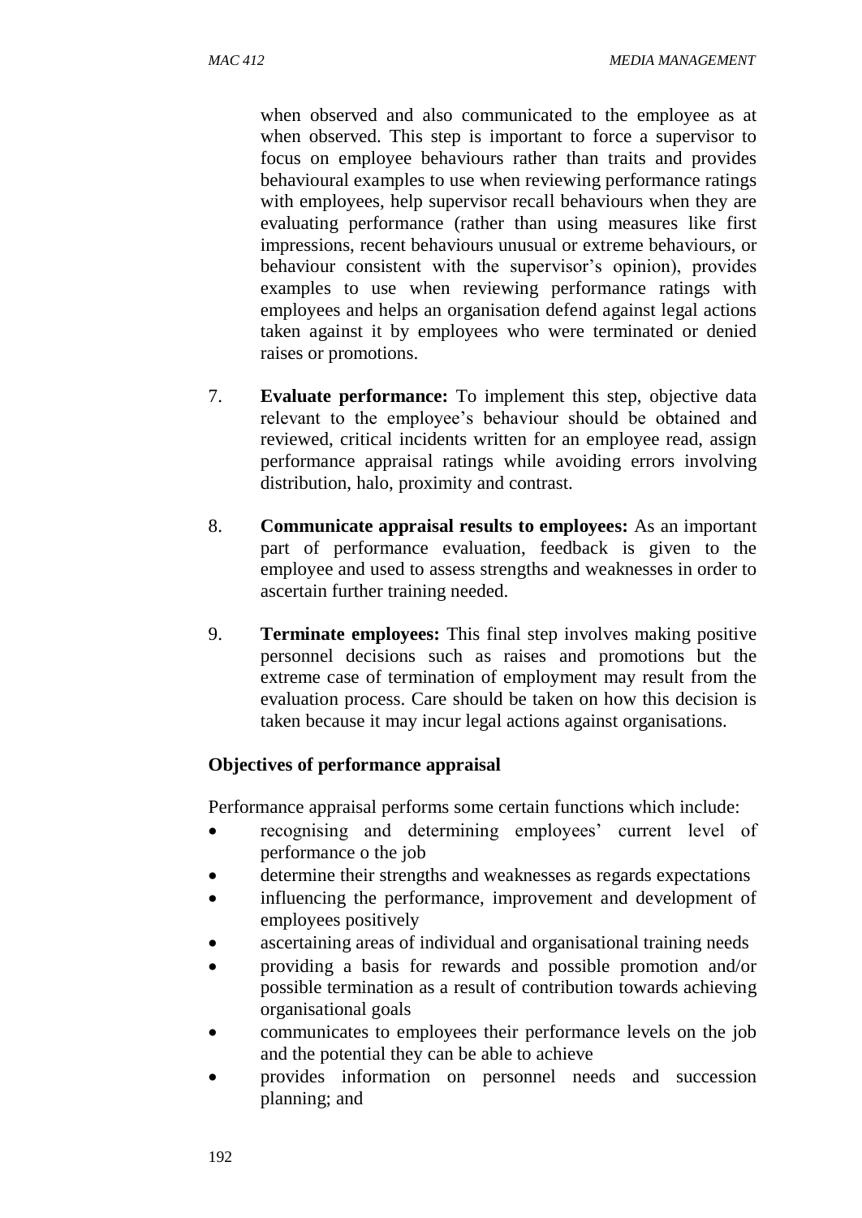when observed and also communicated to the employee as at when observed. This step is important to force a supervisor to focus on employee behaviours rather than traits and provides behavioural examples to use when reviewing performance ratings with employees, help supervisor recall behaviours when they are evaluating performance (rather than using measures like first impressions, recent behaviours unusual or extreme behaviours, or behaviour consistent with the supervisor's opinion), provides examples to use when reviewing performance ratings with employees and helps an organisation defend against legal actions taken against it by employees who were terminated or denied raises or promotions.

7. **Evaluate performance:** To implement this step, objective data relevant to the employee's behaviour should be obtained and reviewed, critical incidents written for an employee read, assign performance appraisal ratings while avoiding errors involving distribution, halo, proximity and contrast.

8. **Communicate appraisal results to employees:** As an important part of performance evaluation, feedback is given to the employee and used to assess strengths and weaknesses in order to ascertain further training needed.

9. **Terminate employees:** This final step involves making positive personnel decisions such as raises and promotions but the extreme case of termination of employment may result from the evaluation process. Care should be taken on how this decision is taken because it may incur legal actions against organisations.

**Objectives of performance appraisal**

Performance appraisal performs some certain functions which include:

- recognising and determining employees' current level of performance o the job
- determine their strengths and weaknesses as regards expectations
- influencing the performance, improvement and development of employees positively
- ascertaining areas of individual and organisational training needs
- providing a basis for rewards and possible promotion and/or possible termination as a result of contribution towards achieving organisational goals
- communicates to employees their performance levels on the job and the potential they can be able to achieve
- provides information on personnel needs and succession planning; and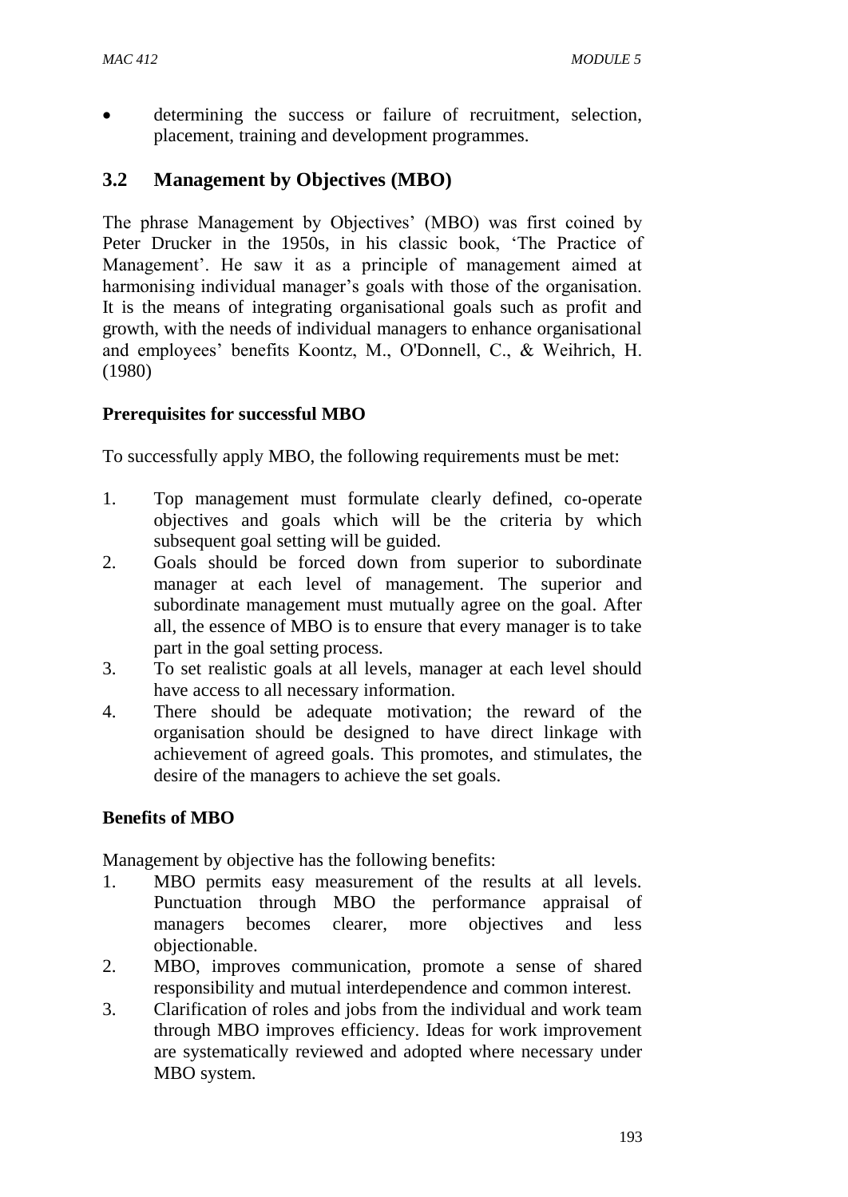- determining the success or failure of recruitment, selection, placement, training and development programmes.

## 3.2 Management by Objectives (MBO)

The phrase Management by Objectives' (MBO) was first coined by Peter Drucker in the 1950s, in his classic book, 'The Practice of Management'. He saw it as a principle of management aimed at harmonising individual manager's goals with those of the organisation. It is the means of integrating organisational goals such as profit and growth, with the needs of individual managers to enhance organisational and employees' benefits Koontz, M., O'Donnell, C., & Weihrich, H. (1980)

**Prerequisites for successful MBO**

To successfully apply MBO, the following requirements must be met:

1. Top management must formulate clearly defined, co-operate objectives and goals which will be the criteria by which subsequent goal setting will be guided.
2. Goals should be forced down from superior to subordinate manager at each level of management. The superior and subordinate management must mutually agree on the goal. After all, the essence of MBO is to ensure that every manager is to take part in the goal setting process.
3. To set realistic goals at all levels, manager at each level should have access to all necessary information.
4. There should be adequate motivation; the reward of the organisation should be designed to have direct linkage with achievement of agreed goals. This promotes, and stimulates, the desire of the managers to achieve the set goals.

**Benefits of MBO**

Management by objective has the following benefits:

1. MBO permits easy measurement of the results at all levels. Punctuation through MBO the performance appraisal of managers becomes clearer, more objectives and less objectionable.
2. MBO, improves communication, promote a sense of shared responsibility and mutual interdependence and common interest.
3. Clarification of roles and jobs from the individual and work team through MBO improves efficiency. Ideas for work improvement are systematically reviewed and adopted where necessary under MBO system.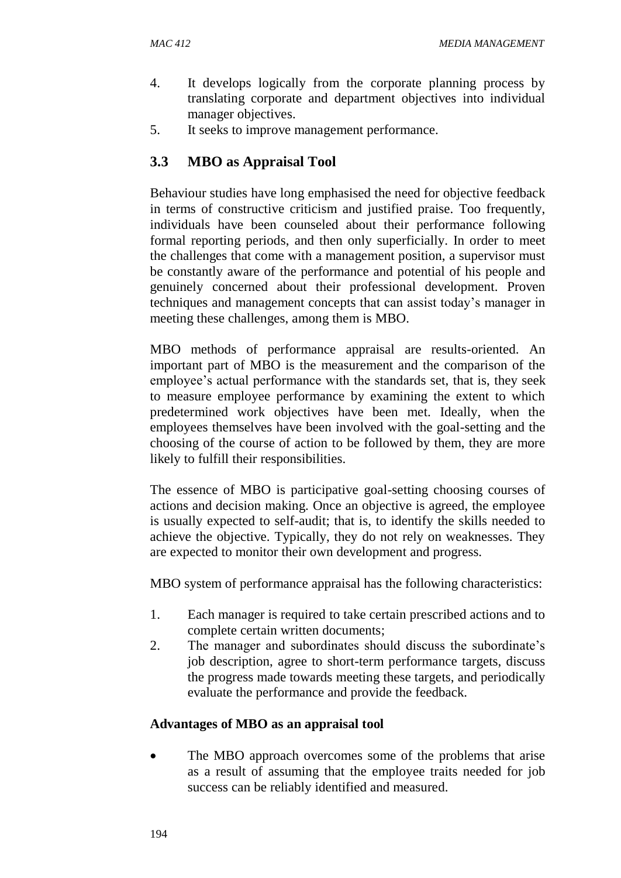4. It develops logically from the corporate planning process by translating corporate and department objectives into individual manager objectives.
5. It seeks to improve management performance.

## 3.3 MBO as Appraisal Tool

Behaviour studies have long emphasised the need for objective feedback in terms of constructive criticism and justified praise. Too frequently, individuals have been counseled about their performance following formal reporting periods, and then only superficially. In order to meet the challenges that come with a management position, a supervisor must be constantly aware of the performance and potential of his people and genuinely concerned about their professional development. Proven techniques and management concepts that can assist today's manager in meeting these challenges, among them is MBO.

MBO methods of performance appraisal are results-oriented. An important part of MBO is the measurement and the comparison of the employee's actual performance with the standards set, that is, they seek to measure employee performance by examining the extent to which predetermined work objectives have been met. Ideally, when the employees themselves have been involved with the goal-setting and the choosing of the course of action to be followed by them, they are more likely to fulfill their responsibilities.

The essence of MBO is participative goal-setting choosing courses of actions and decision making. Once an objective is agreed, the employee is usually expected to self-audit; that is, to identify the skills needed to achieve the objective. Typically, they do not rely on weaknesses. They are expected to monitor their own development and progress.

MBO system of performance appraisal has the following characteristics:

1. Each manager is required to take certain prescribed actions and to complete certain written documents;
2. The manager and subordinates should discuss the subordinate's job description, agree to short-term performance targets, discuss the progress made towards meeting these targets, and periodically evaluate the performance and provide the feedback.

**Advantages of MBO as an appraisal tool**

- The MBO approach overcomes some of the problems that arise as a result of assuming that the employee traits needed for job success can be reliably identified and measured.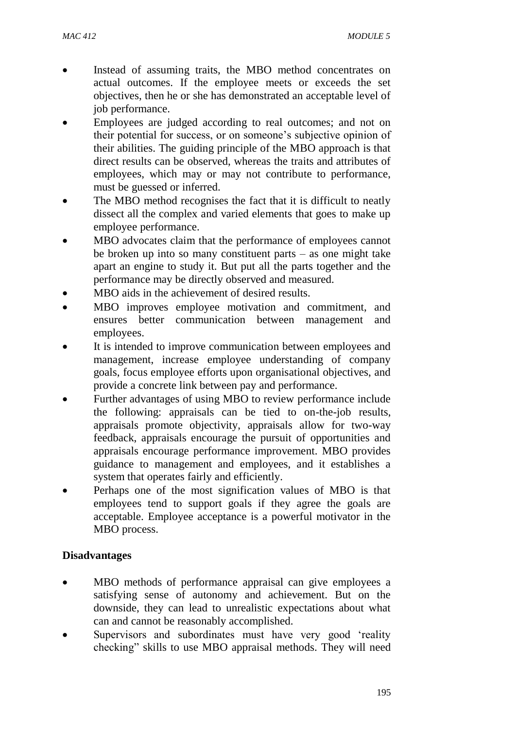- Instead of assuming traits, the MBO method concentrates on actual outcomes. If the employee meets or exceeds the set objectives, then he or she has demonstrated an acceptable level of job performance.
- Employees are judged according to real outcomes; and not on their potential for success, or on someone's subjective opinion of their abilities. The guiding principle of the MBO approach is that direct results can be observed, whereas the traits and attributes of employees, which may or may not contribute to performance, must be guessed or inferred.
- The MBO method recognises the fact that it is difficult to neatly dissect all the complex and varied elements that goes to make up employee performance.
- MBO advocates claim that the performance of employees cannot be broken up into so many constituent parts – as one might take apart an engine to study it. But put all the parts together and the performance may be directly observed and measured.
- MBO aids in the achievement of desired results.
- MBO improves employee motivation and commitment, and ensures better communication between management and employees.
- It is intended to improve communication between employees and management, increase employee understanding of company goals, focus employee efforts upon organisational objectives, and provide a concrete link between pay and performance.
- Further advantages of using MBO to review performance include the following: appraisals can be tied to on-the-job results, appraisals promote objectivity, appraisals allow for two-way feedback, appraisals encourage the pursuit of opportunities and appraisals encourage performance improvement. MBO provides guidance to management and employees, and it establishes a system that operates fairly and efficiently.
- Perhaps one of the most signification values of MBO is that employees tend to support goals if they agree the goals are acceptable. Employee acceptance is a powerful motivator in the MBO process.

**Disadvantages**

- MBO methods of performance appraisal can give employees a satisfying sense of autonomy and achievement. But on the downside, they can lead to unrealistic expectations about what can and cannot be reasonably accomplished.
- Supervisors and subordinates must have very good 'reality checking" skills to use MBO appraisal methods. They will need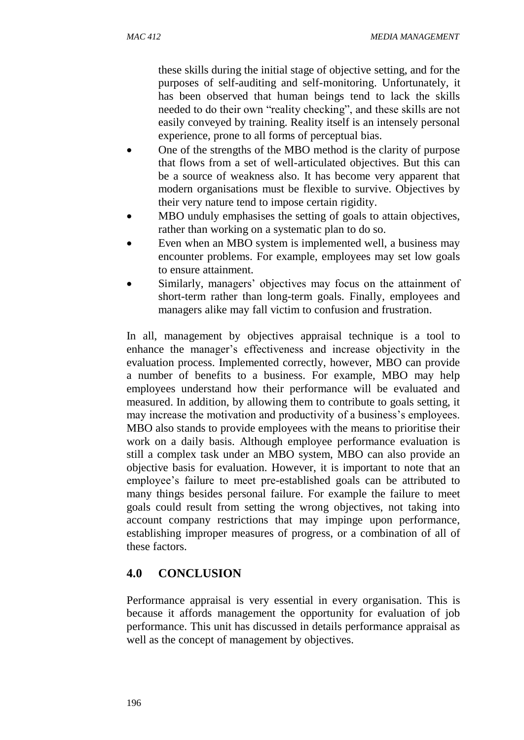these skills during the initial stage of objective setting, and for the purposes of self-auditing and self-monitoring. Unfortunately, it has been observed that human beings tend to lack the skills needed to do their own "reality checking", and these skills are not easily conveyed by training. Reality itself is an intensely personal experience, prone to all forms of perceptual bias.

- One of the strengths of the MBO method is the clarity of purpose that flows from a set of well-articulated objectives. But this can be a source of weakness also. It has become very apparent that modern organisations must be flexible to survive. Objectives by their very nature tend to impose certain rigidity.
- MBO unduly emphasises the setting of goals to attain objectives, rather than working on a systematic plan to do so.
- Even when an MBO system is implemented well, a business may encounter problems. For example, employees may set low goals to ensure attainment.
- Similarly, managers' objectives may focus on the attainment of short-term rather than long-term goals. Finally, employees and managers alike may fall victim to confusion and frustration.

In all, management by objectives appraisal technique is a tool to enhance the manager's effectiveness and increase objectivity in the evaluation process. Implemented correctly, however, MBO can provide a number of benefits to a business. For example, MBO may help employees understand how their performance will be evaluated and measured. In addition, by allowing them to contribute to goals setting, it may increase the motivation and productivity of a business's employees. MBO also stands to provide employees with the means to prioritise their work on a daily basis. Although employee performance evaluation is still a complex task under an MBO system, MBO can also provide an objective basis for evaluation. However, it is important to note that an employee's failure to meet pre-established goals can be attributed to many things besides personal failure. For example the failure to meet goals could result from setting the wrong objectives, not taking into account company restrictions that may impinge upon performance, establishing improper measures of progress, or a combination of all of these factors.

## 4.0 CONCLUSION

Performance appraisal is very essential in every organisation. This is because it affords management the opportunity for evaluation of job performance. This unit has discussed in details performance appraisal as well as the concept of management by objectives.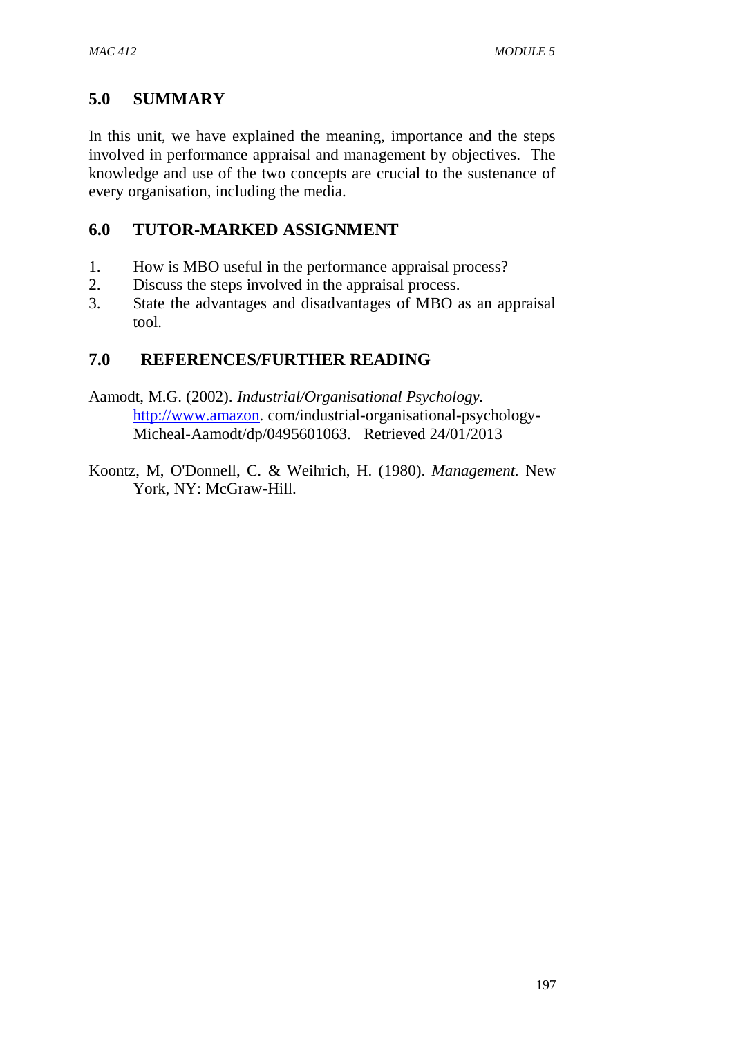## 5.0 SUMMARY

In this unit, we have explained the meaning, importance and the steps involved in performance appraisal and management by objectives. The knowledge and use of the two concepts are crucial to the sustenance of every organisation, including the media.

## 6.0 TUTOR-MARKED ASSIGNMENT

1. How is MBO useful in the performance appraisal process?
2. Discuss the steps involved in the appraisal process.
3. State the advantages and disadvantages of MBO as an appraisal tool.

## 7.0 REFERENCES/FURTHER READING

Aamodt, M.G. (2002). *Industrial/Organisational Psychology.* http://www.amazon. com/industrial-organisational-psychology-Micheal-Aamodt/dp/0495601063. Retrieved 24/01/2013

Koontz, M, O'Donnell, C. & Weihrich, H. (1980). *Management.* New York, NY: McGraw-Hill.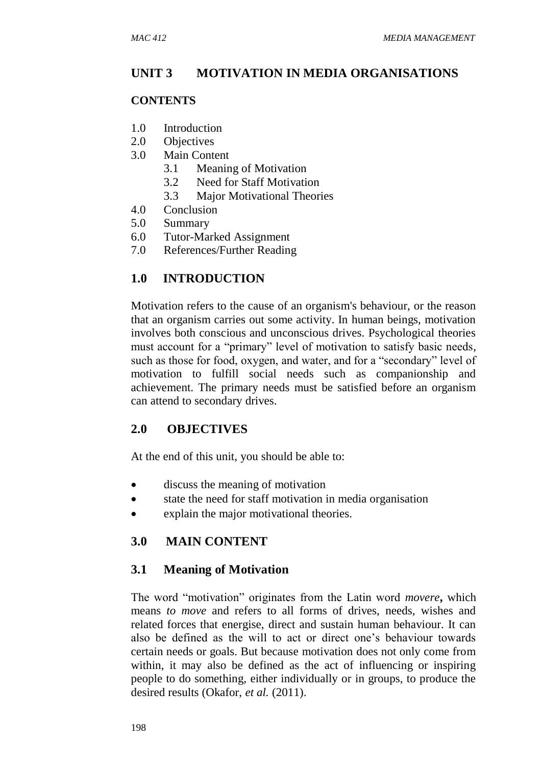## UNIT 3 MOTIVATION IN MEDIA ORGANISATIONS

**CONTENTS**

1.0 Introduction
2.0 Objectives
3.0 Main Content
 3.1 Meaning of Motivation
 3.2 Need for Staff Motivation
 3.3 Major Motivational Theories
4.0 Conclusion
5.0 Summary
6.0 Tutor-Marked Assignment
7.0 References/Further Reading

## 1.0 INTRODUCTION

Motivation refers to the cause of an organism's behaviour, or the reason that an organism carries out some activity. In human beings, motivation involves both conscious and unconscious drives. Psychological theories must account for a "primary" level of motivation to satisfy basic needs, such as those for food, oxygen, and water, and for a "secondary" level of motivation to fulfill social needs such as companionship and achievement. The primary needs must be satisfied before an organism can attend to secondary drives.

## 2.0 OBJECTIVES

At the end of this unit, you should be able to:

- discuss the meaning of motivation
- state the need for staff motivation in media organisation
- explain the major motivational theories.

## 3.0 MAIN CONTENT

### 3.1 Meaning of Motivation

The word "motivation" originates from the Latin word *movere***,** which means *to move* and refers to all forms of drives, needs, wishes and related forces that energise, direct and sustain human behaviour. It can also be defined as the will to act or direct one's behaviour towards certain needs or goals. But because motivation does not only come from within, it may also be defined as the act of influencing or inspiring people to do something, either individually or in groups, to produce the desired results (Okafor, *et al.* (2011).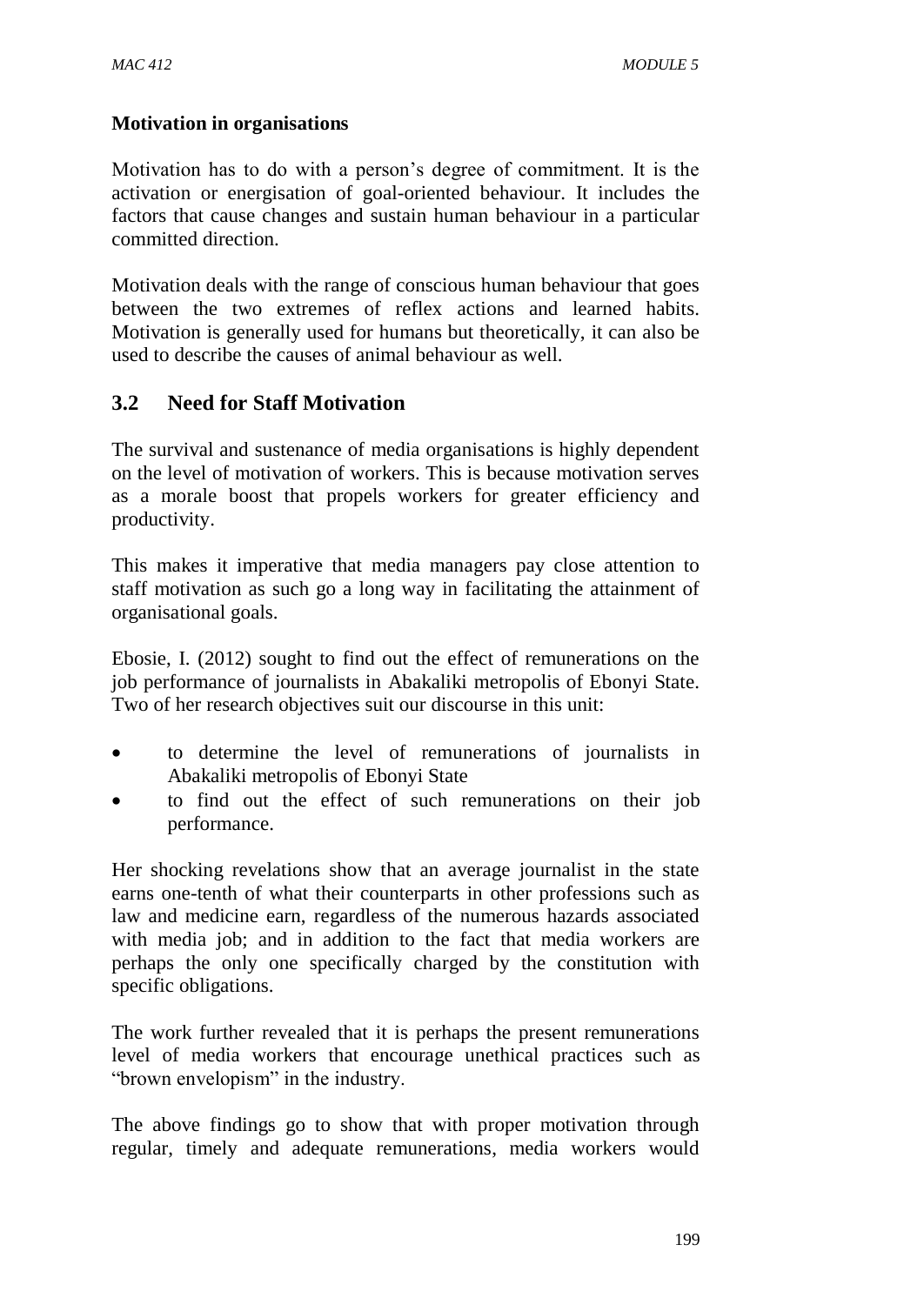**Motivation in organisations**

Motivation has to do with a person's degree of commitment. It is the activation or energisation of goal-oriented behaviour. It includes the factors that cause changes and sustain human behaviour in a particular committed direction.

Motivation deals with the range of conscious human behaviour that goes between the two extremes of reflex actions and learned habits. Motivation is generally used for humans but theoretically, it can also be used to describe the causes of animal behaviour as well.

## 3.2 Need for Staff Motivation

The survival and sustenance of media organisations is highly dependent on the level of motivation of workers. This is because motivation serves as a morale boost that propels workers for greater efficiency and productivity.

This makes it imperative that media managers pay close attention to staff motivation as such go a long way in facilitating the attainment of organisational goals.

Ebosie, I. (2012) sought to find out the effect of remunerations on the job performance of journalists in Abakaliki metropolis of Ebonyi State. Two of her research objectives suit our discourse in this unit:

- to determine the level of remunerations of journalists in Abakaliki metropolis of Ebonyi State
- to find out the effect of such remunerations on their job performance.

Her shocking revelations show that an average journalist in the state earns one-tenth of what their counterparts in other professions such as law and medicine earn, regardless of the numerous hazards associated with media job; and in addition to the fact that media workers are perhaps the only one specifically charged by the constitution with specific obligations.

The work further revealed that it is perhaps the present remunerations level of media workers that encourage unethical practices such as "brown envelopism" in the industry.

The above findings go to show that with proper motivation through regular, timely and adequate remunerations, media workers would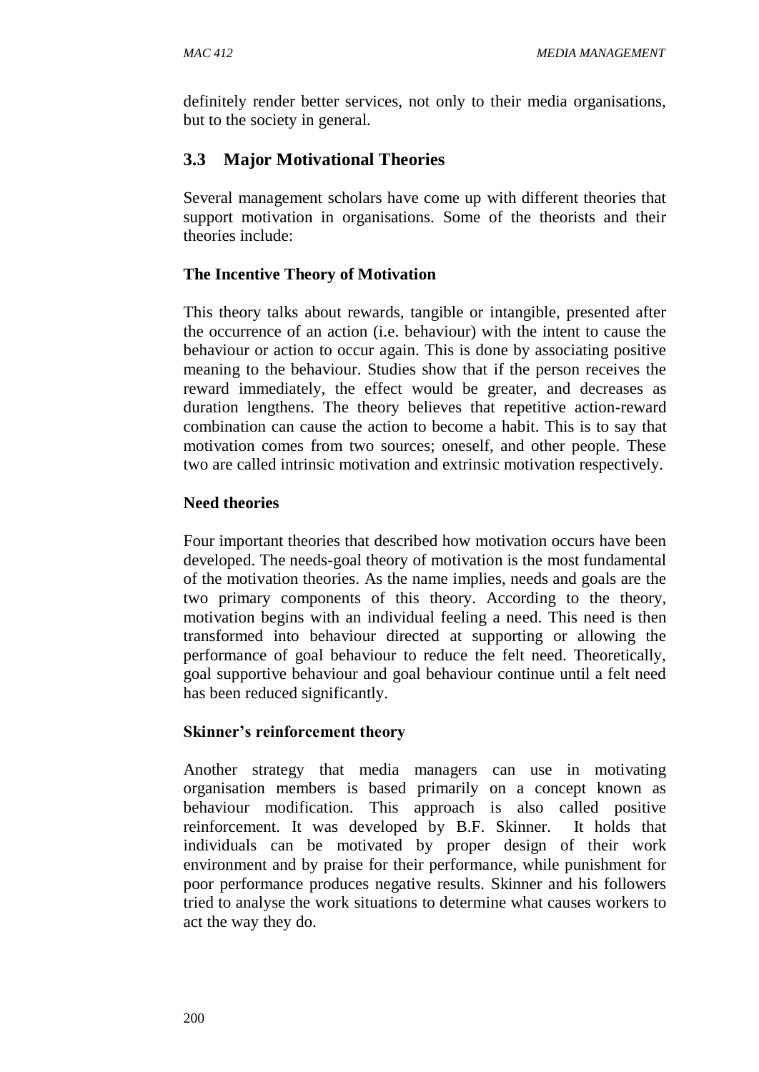definitely render better services, not only to their media organisations, but to the society in general.

## 3.3 Major Motivational Theories

Several management scholars have come up with different theories that support motivation in organisations. Some of the theorists and their theories include:

### The Incentive Theory of Motivation

This theory talks about rewards, tangible or intangible, presented after the occurrence of an action (i.e. behaviour) with the intent to cause the behaviour or action to occur again. This is done by associating positive meaning to the behaviour. Studies show that if the person receives the reward immediately, the effect would be greater, and decreases as duration lengthens. The theory believes that repetitive action-reward combination can cause the action to become a habit. This is to say that motivation comes from two sources; oneself, and other people. These two are called intrinsic motivation and extrinsic motivation respectively.

### Need theories

Four important theories that described how motivation occurs have been developed. The needs-goal theory of motivation is the most fundamental of the motivation theories. As the name implies, needs and goals are the two primary components of this theory. According to the theory, motivation begins with an individual feeling a need. This need is then transformed into behaviour directed at supporting or allowing the performance of goal behaviour to reduce the felt need. Theoretically, goal supportive behaviour and goal behaviour continue until a felt need has been reduced significantly.

### Skinner's reinforcement theory

Another strategy that media managers can use in motivating organisation members is based primarily on a concept known as behaviour modification. This approach is also called positive reinforcement. It was developed by B.F. Skinner. It holds that individuals can be motivated by proper design of their work environment and by praise for their performance, while punishment for poor performance produces negative results. Skinner and his followers tried to analyse the work situations to determine what causes workers to act the way they do.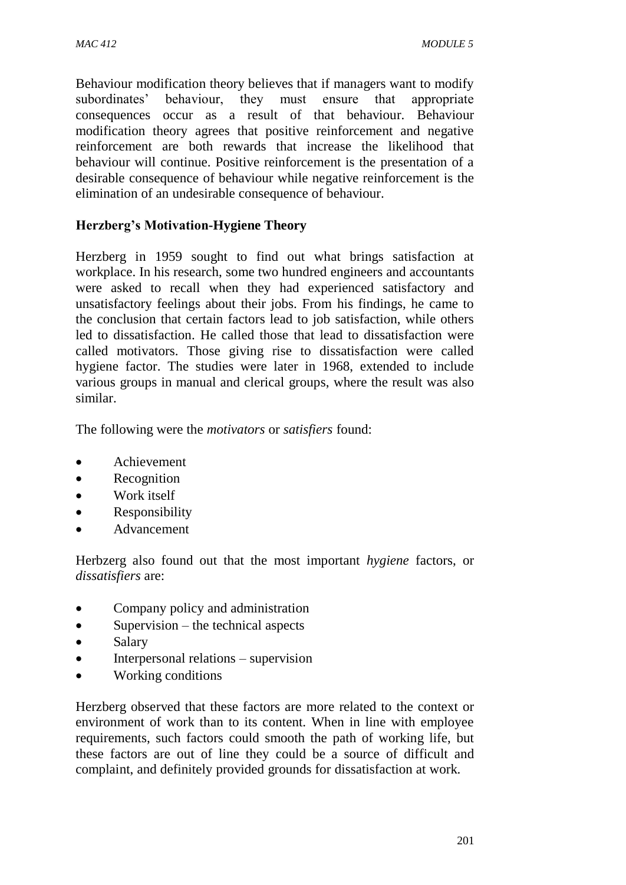Behaviour modification theory believes that if managers want to modify subordinates' behaviour, they must ensure that appropriate consequences occur as a result of that behaviour. Behaviour modification theory agrees that positive reinforcement and negative reinforcement are both rewards that increase the likelihood that behaviour will continue. Positive reinforcement is the presentation of a desirable consequence of behaviour while negative reinforcement is the elimination of an undesirable consequence of behaviour.

**Herzberg's Motivation-Hygiene Theory**

Herzberg in 1959 sought to find out what brings satisfaction at workplace. In his research, some two hundred engineers and accountants were asked to recall when they had experienced satisfactory and unsatisfactory feelings about their jobs. From his findings, he came to the conclusion that certain factors lead to job satisfaction, while others led to dissatisfaction. He called those that lead to dissatisfaction were called motivators. Those giving rise to dissatisfaction were called hygiene factor. The studies were later in 1968, extended to include various groups in manual and clerical groups, where the result was also similar.

The following were the *motivators* or *satisfiers* found:

- Achievement
- Recognition
- Work itself
- Responsibility
- Advancement

Herbzerg also found out that the most important *hygiene* factors, or *dissatisfiers* are:

- Company policy and administration
- Supervision – the technical aspects
- Salary
- Interpersonal relations – supervision
- Working conditions

Herzberg observed that these factors are more related to the context or environment of work than to its content. When in line with employee requirements, such factors could smooth the path of working life, but these factors are out of line they could be a source of difficult and complaint, and definitely provided grounds for dissatisfaction at work.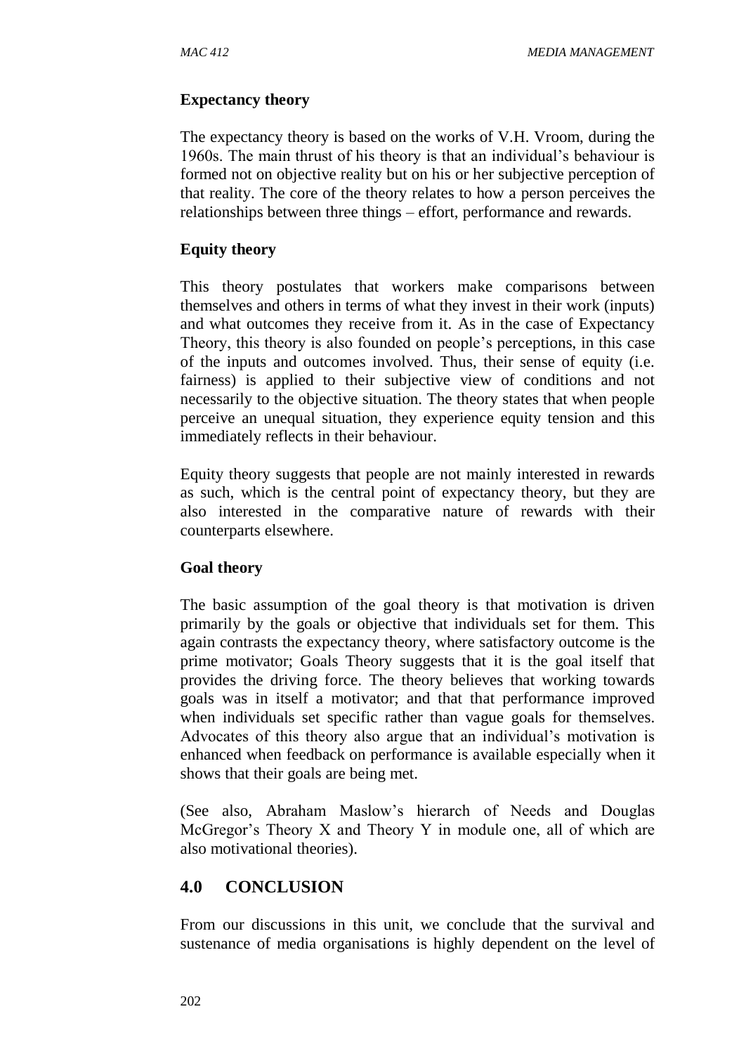**Expectancy theory**

The expectancy theory is based on the works of V.H. Vroom, during the 1960s. The main thrust of his theory is that an individual's behaviour is formed not on objective reality but on his or her subjective perception of that reality. The core of the theory relates to how a person perceives the relationships between three things – effort, performance and rewards.

**Equity theory**

This theory postulates that workers make comparisons between themselves and others in terms of what they invest in their work (inputs) and what outcomes they receive from it. As in the case of Expectancy Theory, this theory is also founded on people's perceptions, in this case of the inputs and outcomes involved. Thus, their sense of equity (i.e. fairness) is applied to their subjective view of conditions and not necessarily to the objective situation. The theory states that when people perceive an unequal situation, they experience equity tension and this immediately reflects in their behaviour.

Equity theory suggests that people are not mainly interested in rewards as such, which is the central point of expectancy theory, but they are also interested in the comparative nature of rewards with their counterparts elsewhere.

**Goal theory**

The basic assumption of the goal theory is that motivation is driven primarily by the goals or objective that individuals set for them. This again contrasts the expectancy theory, where satisfactory outcome is the prime motivator; Goals Theory suggests that it is the goal itself that provides the driving force. The theory believes that working towards goals was in itself a motivator; and that that performance improved when individuals set specific rather than vague goals for themselves. Advocates of this theory also argue that an individual's motivation is enhanced when feedback on performance is available especially when it shows that their goals are being met.

(See also, Abraham Maslow's hierarch of Needs and Douglas McGregor's Theory X and Theory Y in module one, all of which are also motivational theories).

## 4.0 CONCLUSION

From our discussions in this unit, we conclude that the survival and sustenance of media organisations is highly dependent on the level of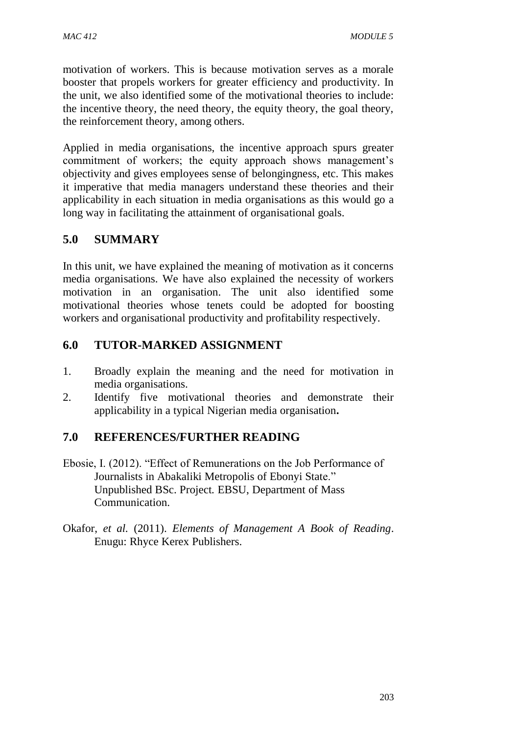motivation of workers. This is because motivation serves as a morale booster that propels workers for greater efficiency and productivity. In the unit, we also identified some of the motivational theories to include: the incentive theory, the need theory, the equity theory, the goal theory, the reinforcement theory, among others.

Applied in media organisations, the incentive approach spurs greater commitment of workers; the equity approach shows management's objectivity and gives employees sense of belongingness, etc. This makes it imperative that media managers understand these theories and their applicability in each situation in media organisations as this would go a long way in facilitating the attainment of organisational goals.

## 5.0 SUMMARY

In this unit, we have explained the meaning of motivation as it concerns media organisations. We have also explained the necessity of workers motivation in an organisation. The unit also identified some motivational theories whose tenets could be adopted for boosting workers and organisational productivity and profitability respectively.

## 6.0 TUTOR-MARKED ASSIGNMENT

1. Broadly explain the meaning and the need for motivation in media organisations.
2. Identify five motivational theories and demonstrate their applicability in a typical Nigerian media organisation**.**

## 7.0 REFERENCES/FURTHER READING

Ebosie, I. (2012). "Effect of Remunerations on the Job Performance of Journalists in Abakaliki Metropolis of Ebonyi State." Unpublished BSc. Project. EBSU, Department of Mass Communication.

Okafor, *et al.* (2011). *Elements of Management A Book of Reading*. Enugu: Rhyce Kerex Publishers.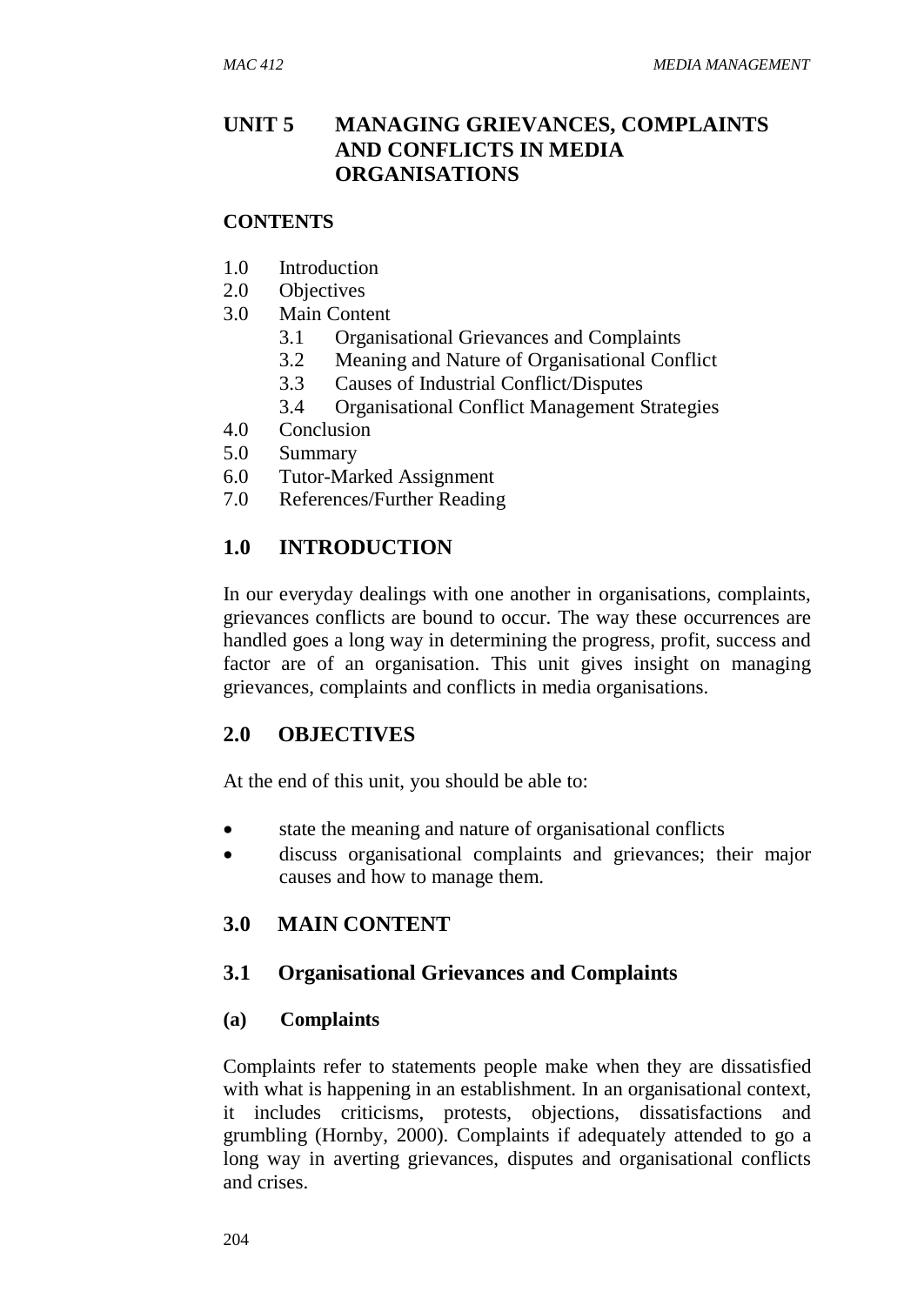# UNIT 5 MANAGING GRIEVANCES, COMPLAINTS AND CONFLICTS IN MEDIA ORGANISATIONS

**CONTENTS**

1.0 Introduction
2.0 Objectives
3.0 Main Content
 3.1 Organisational Grievances and Complaints
 3.2 Meaning and Nature of Organisational Conflict
 3.3 Causes of Industrial Conflict/Disputes
 3.4 Organisational Conflict Management Strategies
4.0 Conclusion
5.0 Summary
6.0 Tutor-Marked Assignment
7.0 References/Further Reading

## 1.0 INTRODUCTION

In our everyday dealings with one another in organisations, complaints, grievances conflicts are bound to occur. The way these occurrences are handled goes a long way in determining the progress, profit, success and factor are of an organisation. This unit gives insight on managing grievances, complaints and conflicts in media organisations.

## 2.0 OBJECTIVES

At the end of this unit, you should be able to:

- state the meaning and nature of organisational conflicts
- discuss organisational complaints and grievances; their major causes and how to manage them.

## 3.0 MAIN CONTENT

### 3.1 Organisational Grievances and Complaints

#### (a) Complaints

Complaints refer to statements people make when they are dissatisfied with what is happening in an establishment. In an organisational context, it includes criticisms, protests, objections, dissatisfactions and grumbling (Hornby, 2000). Complaints if adequately attended to go a long way in averting grievances, disputes and organisational conflicts and crises.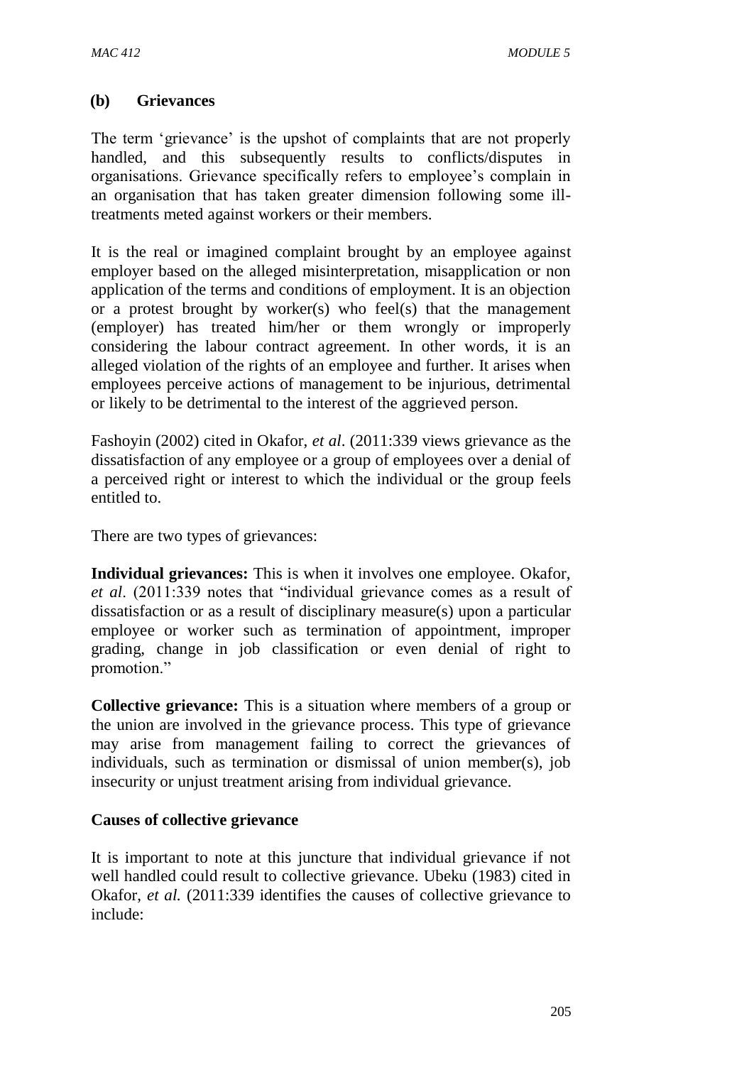### (b) Grievances

The term 'grievance' is the upshot of complaints that are not properly handled, and this subsequently results to conflicts/disputes in organisations. Grievance specifically refers to employee's complain in an organisation that has taken greater dimension following some ill-treatments meted against workers or their members.

It is the real or imagined complaint brought by an employee against employer based on the alleged misinterpretation, misapplication or non application of the terms and conditions of employment. It is an objection or a protest brought by worker(s) who feel(s) that the management (employer) has treated him/her or them wrongly or improperly considering the labour contract agreement. In other words, it is an alleged violation of the rights of an employee and further. It arises when employees perceive actions of management to be injurious, detrimental or likely to be detrimental to the interest of the aggrieved person.

Fashoyin (2002) cited in Okafor, *et al*. (2011:339 views grievance as the dissatisfaction of any employee or a group of employees over a denial of a perceived right or interest to which the individual or the group feels entitled to.

There are two types of grievances:

**Individual grievances:** This is when it involves one employee. Okafor, *et al*. (2011:339 notes that "individual grievance comes as a result of dissatisfaction or as a result of disciplinary measure(s) upon a particular employee or worker such as termination of appointment, improper grading, change in job classification or even denial of right to promotion."

**Collective grievance:** This is a situation where members of a group or the union are involved in the grievance process. This type of grievance may arise from management failing to correct the grievances of individuals, such as termination or dismissal of union member(s), job insecurity or unjust treatment arising from individual grievance.

**Causes of collective grievance**

It is important to note at this juncture that individual grievance if not well handled could result to collective grievance. Ubeku (1983) cited in Okafor, *et al.* (2011:339 identifies the causes of collective grievance to include: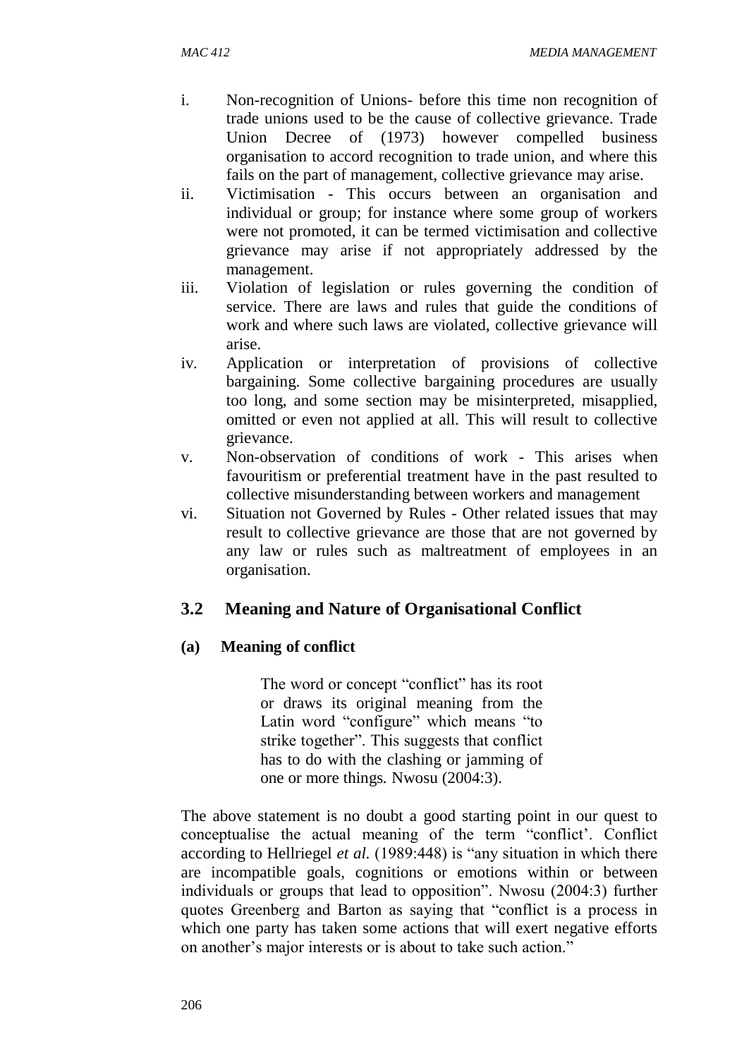i. Non-recognition of Unions- before this time non recognition of trade unions used to be the cause of collective grievance. Trade Union Decree of (1973) however compelled business organisation to accord recognition to trade union, and where this fails on the part of management, collective grievance may arise.
ii. Victimisation - This occurs between an organisation and individual or group; for instance where some group of workers were not promoted, it can be termed victimisation and collective grievance may arise if not appropriately addressed by the management.
iii. Violation of legislation or rules governing the condition of service. There are laws and rules that guide the conditions of work and where such laws are violated, collective grievance will arise.
iv. Application or interpretation of provisions of collective bargaining. Some collective bargaining procedures are usually too long, and some section may be misinterpreted, misapplied, omitted or even not applied at all. This will result to collective grievance.
v. Non-observation of conditions of work - This arises when favouritism or preferential treatment have in the past resulted to collective misunderstanding between workers and management
vi. Situation not Governed by Rules - Other related issues that may result to collective grievance are those that are not governed by any law or rules such as maltreatment of employees in an organisation.

## 3.2 Meaning and Nature of Organisational Conflict

### (a) Meaning of conflict

> The word or concept "conflict" has its root or draws its original meaning from the Latin word "configure" which means "to strike together". This suggests that conflict has to do with the clashing or jamming of one or more things. Nwosu (2004:3).

The above statement is no doubt a good starting point in our quest to conceptualise the actual meaning of the term "conflict'. Conflict according to Hellriegel *et al.* (1989:448) is "any situation in which there are incompatible goals, cognitions or emotions within or between individuals or groups that lead to opposition". Nwosu (2004:3) further quotes Greenberg and Barton as saying that "conflict is a process in which one party has taken some actions that will exert negative efforts on another's major interests or is about to take such action."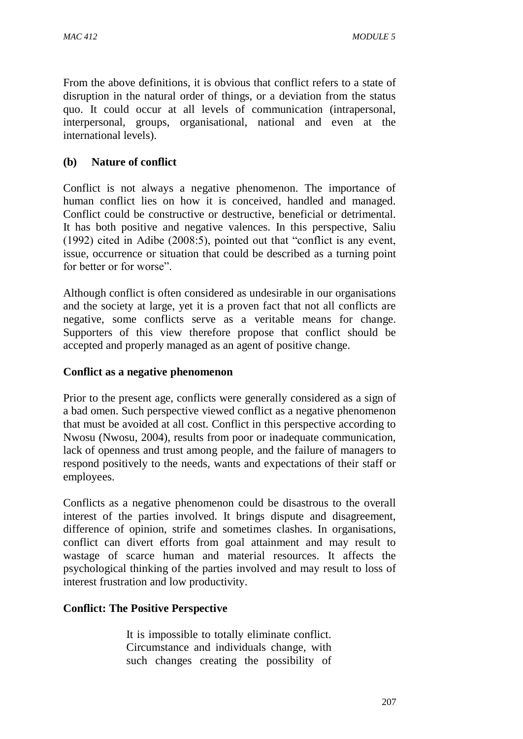From the above definitions, it is obvious that conflict refers to a state of disruption in the natural order of things, or a deviation from the status quo. It could occur at all levels of communication (intrapersonal, interpersonal, groups, organisational, national and even at the international levels).

### (b) Nature of conflict

Conflict is not always a negative phenomenon. The importance of human conflict lies on how it is conceived, handled and managed. Conflict could be constructive or destructive, beneficial or detrimental. It has both positive and negative valences. In this perspective, Saliu (1992) cited in Adibe (2008:5), pointed out that "conflict is any event, issue, occurrence or situation that could be described as a turning point for better or for worse".

Although conflict is often considered as undesirable in our organisations and the society at large, yet it is a proven fact that not all conflicts are negative, some conflicts serve as a veritable means for change. Supporters of this view therefore propose that conflict should be accepted and properly managed as an agent of positive change.

**Conflict as a negative phenomenon**

Prior to the present age, conflicts were generally considered as a sign of a bad omen. Such perspective viewed conflict as a negative phenomenon that must be avoided at all cost. Conflict in this perspective according to Nwosu (Nwosu, 2004), results from poor or inadequate communication, lack of openness and trust among people, and the failure of managers to respond positively to the needs, wants and expectations of their staff or employees.

Conflicts as a negative phenomenon could be disastrous to the overall interest of the parties involved. It brings dispute and disagreement, difference of opinion, strife and sometimes clashes. In organisations, conflict can divert efforts from goal attainment and may result to wastage of scarce human and material resources. It affects the psychological thinking of the parties involved and may result to loss of interest frustration and low productivity.

**Conflict: The Positive Perspective**

> It is impossible to totally eliminate conflict. Circumstance and individuals change, with such changes creating the possibility of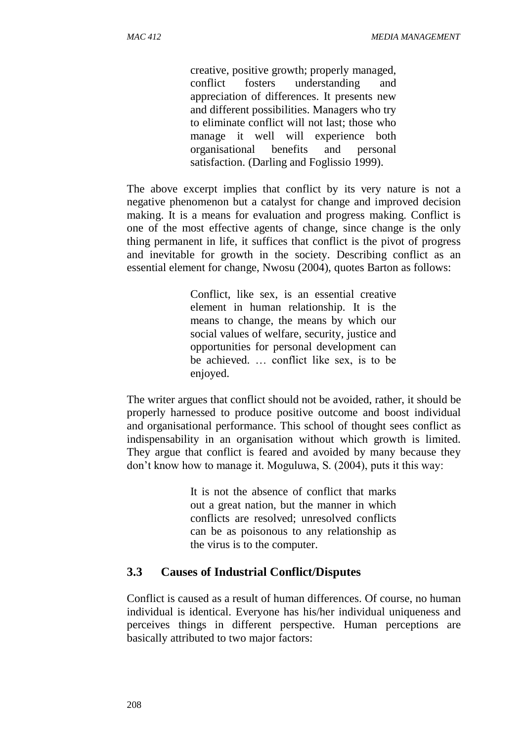> creative, positive growth; properly managed, conflict fosters understanding and appreciation of differences. It presents new and different possibilities. Managers who try to eliminate conflict will not last; those who manage it well will experience both organisational benefits and personal satisfaction. (Darling and Foglissio 1999).

The above excerpt implies that conflict by its very nature is not a negative phenomenon but a catalyst for change and improved decision making. It is a means for evaluation and progress making. Conflict is one of the most effective agents of change, since change is the only thing permanent in life, it suffices that conflict is the pivot of progress and inevitable for growth in the society. Describing conflict as an essential element for change, Nwosu (2004), quotes Barton as follows:

> Conflict, like sex, is an essential creative element in human relationship. It is the means to change, the means by which our social values of welfare, security, justice and opportunities for personal development can be achieved. … conflict like sex, is to be enjoyed.

The writer argues that conflict should not be avoided, rather, it should be properly harnessed to produce positive outcome and boost individual and organisational performance. This school of thought sees conflict as indispensability in an organisation without which growth is limited. They argue that conflict is feared and avoided by many because they don't know how to manage it. Moguluwa, S. (2004), puts it this way:

> It is not the absence of conflict that marks out a great nation, but the manner in which conflicts are resolved; unresolved conflicts can be as poisonous to any relationship as the virus is to the computer.

## 3.3 Causes of Industrial Conflict/Disputes

Conflict is caused as a result of human differences. Of course, no human individual is identical. Everyone has his/her individual uniqueness and perceives things in different perspective. Human perceptions are basically attributed to two major factors: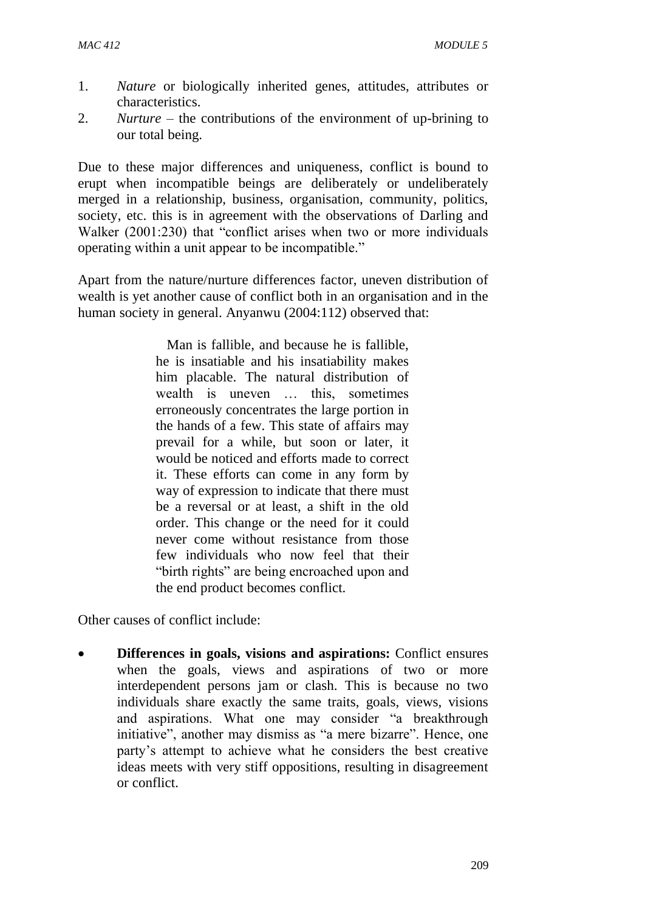1. *Nature* or biologically inherited genes, attitudes, attributes or characteristics.
2. *Nurture* – the contributions of the environment of up-brining to our total being.

Due to these major differences and uniqueness, conflict is bound to erupt when incompatible beings are deliberately or undeliberately merged in a relationship, business, organisation, community, politics, society, etc. this is in agreement with the observations of Darling and Walker (2001:230) that "conflict arises when two or more individuals operating within a unit appear to be incompatible."

Apart from the nature/nurture differences factor, uneven distribution of wealth is yet another cause of conflict both in an organisation and in the human society in general. Anyanwu (2004:112) observed that:

> Man is fallible, and because he is fallible, he is insatiable and his insatiability makes him placable. The natural distribution of wealth is uneven … this, sometimes erroneously concentrates the large portion in the hands of a few. This state of affairs may prevail for a while, but soon or later, it would be noticed and efforts made to correct it. These efforts can come in any form by way of expression to indicate that there must be a reversal or at least, a shift in the old order. This change or the need for it could never come without resistance from those few individuals who now feel that their "birth rights" are being encroached upon and the end product becomes conflict.

Other causes of conflict include:

- **Differences in goals, visions and aspirations:** Conflict ensures when the goals, views and aspirations of two or more interdependent persons jam or clash. This is because no two individuals share exactly the same traits, goals, views, visions and aspirations. What one may consider "a breakthrough initiative", another may dismiss as "a mere bizarre". Hence, one party's attempt to achieve what he considers the best creative ideas meets with very stiff oppositions, resulting in disagreement or conflict.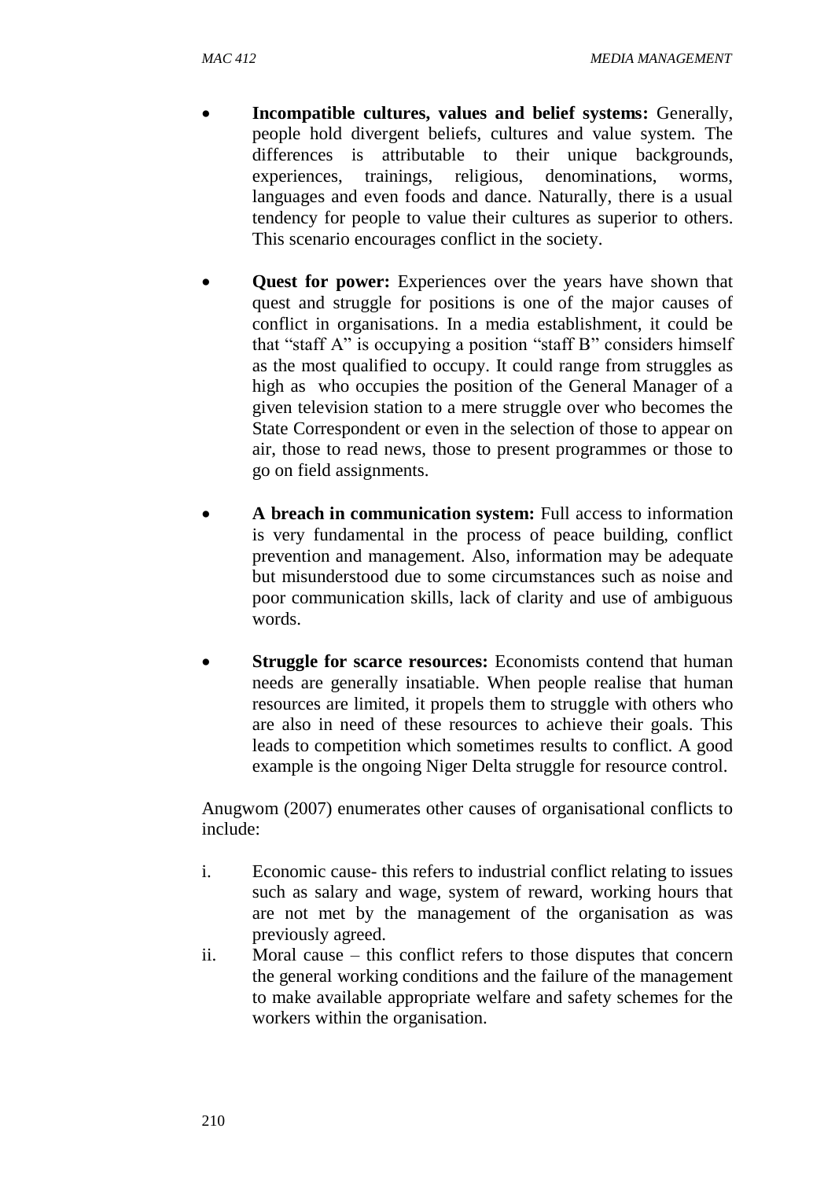- **Incompatible cultures, values and belief systems:** Generally, people hold divergent beliefs, cultures and value system. The differences is attributable to their unique backgrounds, experiences, trainings, religious, denominations, worms, languages and even foods and dance. Naturally, there is a usual tendency for people to value their cultures as superior to others. This scenario encourages conflict in the society.

- **Quest for power:** Experiences over the years have shown that quest and struggle for positions is one of the major causes of conflict in organisations. In a media establishment, it could be that "staff A" is occupying a position "staff B" considers himself as the most qualified to occupy. It could range from struggles as high as who occupies the position of the General Manager of a given television station to a mere struggle over who becomes the State Correspondent or even in the selection of those to appear on air, those to read news, those to present programmes or those to go on field assignments.

- **A breach in communication system:** Full access to information is very fundamental in the process of peace building, conflict prevention and management. Also, information may be adequate but misunderstood due to some circumstances such as noise and poor communication skills, lack of clarity and use of ambiguous words.

- **Struggle for scarce resources:** Economists contend that human needs are generally insatiable. When people realise that human resources are limited, it propels them to struggle with others who are also in need of these resources to achieve their goals. This leads to competition which sometimes results to conflict. A good example is the ongoing Niger Delta struggle for resource control.

Anugwom (2007) enumerates other causes of organisational conflicts to include:

i. Economic cause- this refers to industrial conflict relating to issues such as salary and wage, system of reward, working hours that are not met by the management of the organisation as was previously agreed.
ii. Moral cause – this conflict refers to those disputes that concern the general working conditions and the failure of the management to make available appropriate welfare and safety schemes for the workers within the organisation.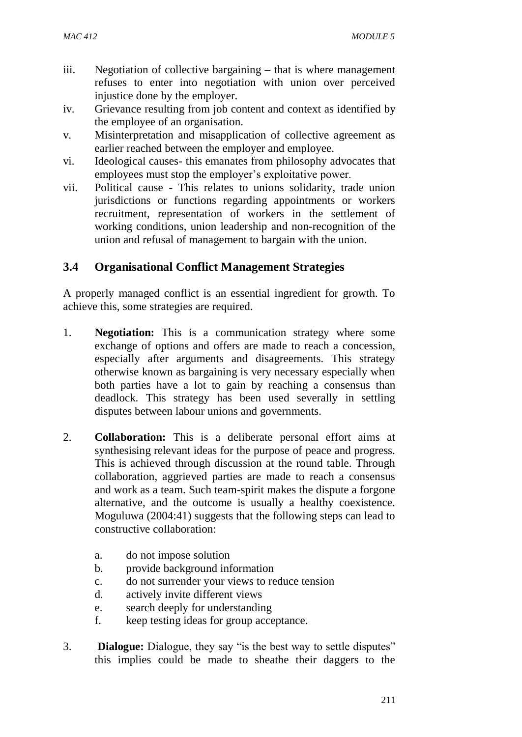iii. Negotiation of collective bargaining – that is where management refuses to enter into negotiation with union over perceived injustice done by the employer.
iv. Grievance resulting from job content and context as identified by the employee of an organisation.
v. Misinterpretation and misapplication of collective agreement as earlier reached between the employer and employee.
vi. Ideological causes- this emanates from philosophy advocates that employees must stop the employer's exploitative power.
vii. Political cause - This relates to unions solidarity, trade union jurisdictions or functions regarding appointments or workers recruitment, representation of workers in the settlement of working conditions, union leadership and non-recognition of the union and refusal of management to bargain with the union.

## 3.4 Organisational Conflict Management Strategies

A properly managed conflict is an essential ingredient for growth. To achieve this, some strategies are required.

1. **Negotiation:** This is a communication strategy where some exchange of options and offers are made to reach a concession, especially after arguments and disagreements. This strategy otherwise known as bargaining is very necessary especially when both parties have a lot to gain by reaching a consensus than deadlock. This strategy has been used severally in settling disputes between labour unions and governments.

2. **Collaboration:** This is a deliberate personal effort aims at synthesising relevant ideas for the purpose of peace and progress. This is achieved through discussion at the round table. Through collaboration, aggrieved parties are made to reach a consensus and work as a team. Such team-spirit makes the dispute a forgone alternative, and the outcome is usually a healthy coexistence. Moguluwa (2004:41) suggests that the following steps can lead to constructive collaboration:

   a. do not impose solution
   b. provide background information
   c. do not surrender your views to reduce tension
   d. actively invite different views
   e. search deeply for understanding
   f. keep testing ideas for group acceptance.

3. **Dialogue:** Dialogue, they say "is the best way to settle disputes" this implies could be made to sheathe their daggers to the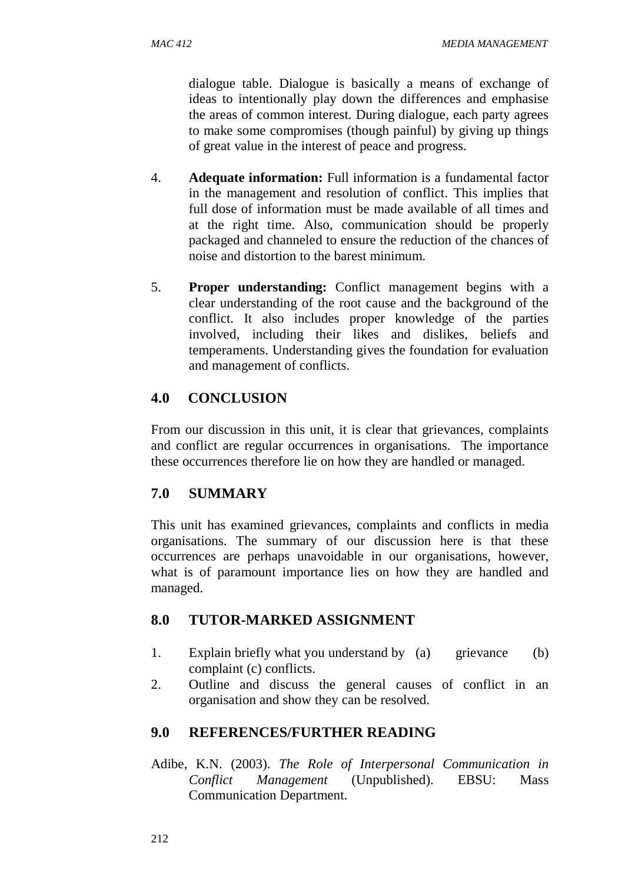dialogue table. Dialogue is basically a means of exchange of ideas to intentionally play down the differences and emphasise the areas of common interest. During dialogue, each party agrees to make some compromises (though painful) by giving up things of great value in the interest of peace and progress.

4. **Adequate information:** Full information is a fundamental factor in the management and resolution of conflict. This implies that full dose of information must be made available of all times and at the right time. Also, communication should be properly packaged and channeled to ensure the reduction of the chances of noise and distortion to the barest minimum.

5. **Proper understanding:** Conflict management begins with a clear understanding of the root cause and the background of the conflict. It also includes proper knowledge of the parties involved, including their likes and dislikes, beliefs and temperaments. Understanding gives the foundation for evaluation and management of conflicts.

## 4.0 CONCLUSION

From our discussion in this unit, it is clear that grievances, complaints and conflict are regular occurrences in organisations. The importance these occurrences therefore lie on how they are handled or managed.

## 7.0 SUMMARY

This unit has examined grievances, complaints and conflicts in media organisations. The summary of our discussion here is that these occurrences are perhaps unavoidable in our organisations, however, what is of paramount importance lies on how they are handled and managed.

## 8.0 TUTOR-MARKED ASSIGNMENT

1. Explain briefly what you understand by (a) grievance (b) complaint (c) conflicts.
2. Outline and discuss the general causes of conflict in an organisation and show they can be resolved.

## 9.0 REFERENCES/FURTHER READING

Adibe, K.N. (2003). *The Role of Interpersonal Communication in Conflict Management* (Unpublished). EBSU: Mass Communication Department.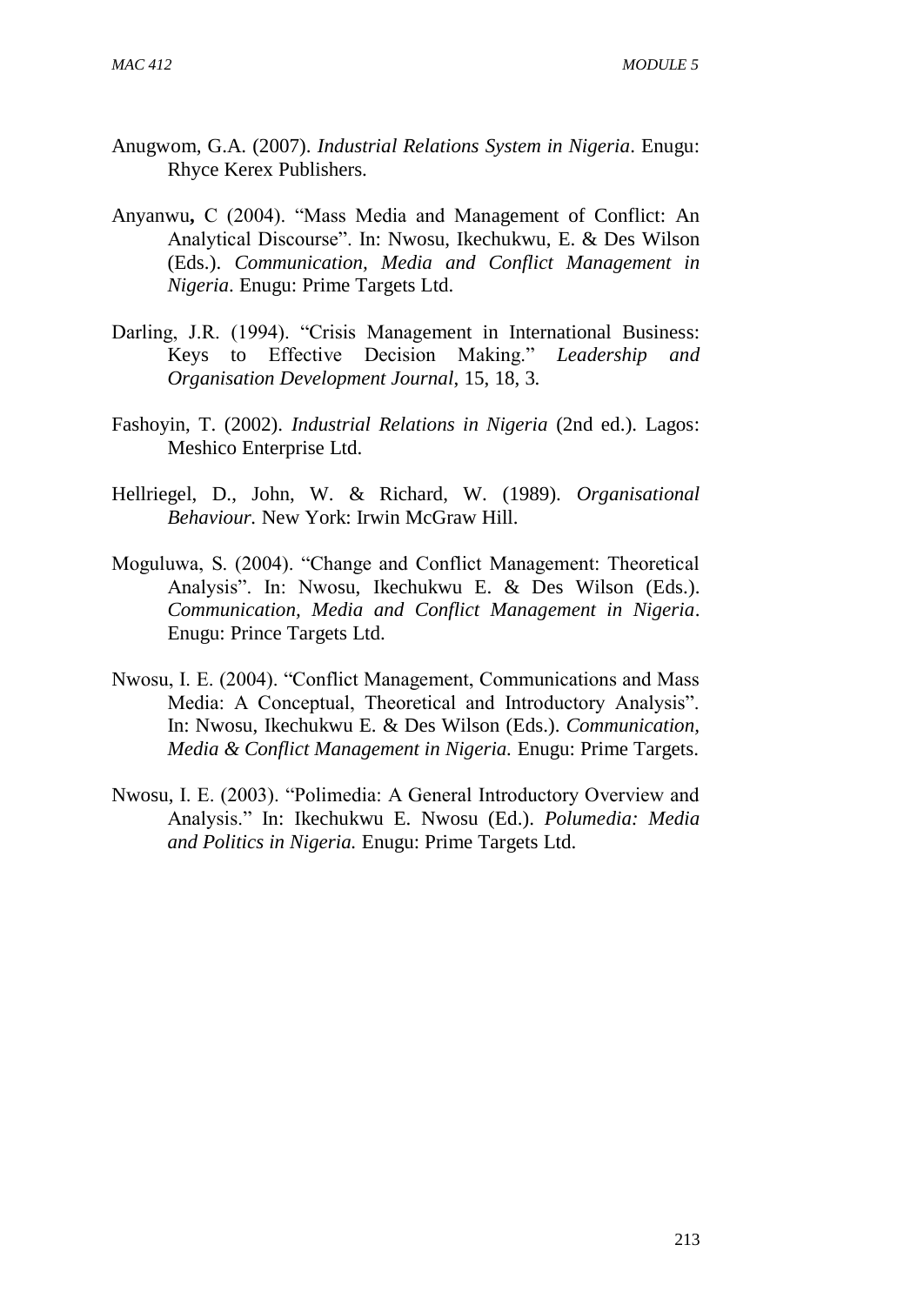Anugwom, G.A. (2007). *Industrial Relations System in Nigeria*. Enugu: Rhyce Kerex Publishers.

Anyanwu**,** C (2004). "Mass Media and Management of Conflict: An Analytical Discourse". In: Nwosu, Ikechukwu, E. & Des Wilson (Eds.). *Communication, Media and Conflict Management in Nigeria*. Enugu: Prime Targets Ltd.

Darling, J.R. (1994). "Crisis Management in International Business: Keys to Effective Decision Making." *Leadership and Organisation Development Journal*, 15, 18, 3.

Fashoyin, T. (2002). *Industrial Relations in Nigeria* (2nd ed.). Lagos: Meshico Enterprise Ltd.

Hellriegel, D., John, W. & Richard, W. (1989). *Organisational Behaviour.* New York: Irwin McGraw Hill.

Moguluwa, S. (2004). "Change and Conflict Management: Theoretical Analysis". In: Nwosu, Ikechukwu E. & Des Wilson (Eds.). *Communication, Media and Conflict Management in Nigeria*. Enugu: Prince Targets Ltd.

Nwosu, I. E. (2004). "Conflict Management, Communications and Mass Media: A Conceptual, Theoretical and Introductory Analysis". In: Nwosu, Ikechukwu E. & Des Wilson (Eds.). *Communication, Media & Conflict Management in Nigeria.* Enugu: Prime Targets.

Nwosu, I. E. (2003). "Polimedia: A General Introductory Overview and Analysis." In: Ikechukwu E. Nwosu (Ed.). *Polumedia: Media and Politics in Nigeria.* Enugu: Prime Targets Ltd.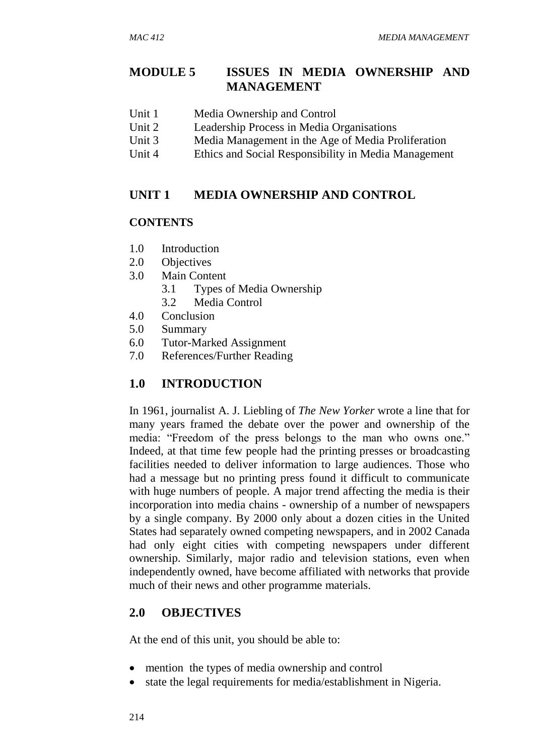# MODULE 5 ISSUES IN MEDIA OWNERSHIP AND MANAGEMENT

Unit 1 Media Ownership and Control
Unit 2 Leadership Process in Media Organisations
Unit 3 Media Management in the Age of Media Proliferation
Unit 4 Ethics and Social Responsibility in Media Management

## UNIT 1 MEDIA OWNERSHIP AND CONTROL

### CONTENTS

1.0 Introduction
2.0 Objectives
3.0 Main Content
  3.1 Types of Media Ownership
  3.2 Media Control
4.0 Conclusion
5.0 Summary
6.0 Tutor-Marked Assignment
7.0 References/Further Reading

## 1.0 INTRODUCTION

In 1961, journalist A. J. Liebling of *The New Yorker* wrote a line that for many years framed the debate over the power and ownership of the media: "Freedom of the press belongs to the man who owns one." Indeed, at that time few people had the printing presses or broadcasting facilities needed to deliver information to large audiences. Those who had a message but no printing press found it difficult to communicate with huge numbers of people. A major trend affecting the media is their incorporation into media chains - ownership of a number of newspapers by a single company. By 2000 only about a dozen cities in the United States had separately owned competing newspapers, and in 2002 Canada had only eight cities with competing newspapers under different ownership. Similarly, major radio and television stations, even when independently owned, have become affiliated with networks that provide much of their news and other programme materials.

## 2.0 OBJECTIVES

At the end of this unit, you should be able to:

- mention the types of media ownership and control
- state the legal requirements for media/establishment in Nigeria.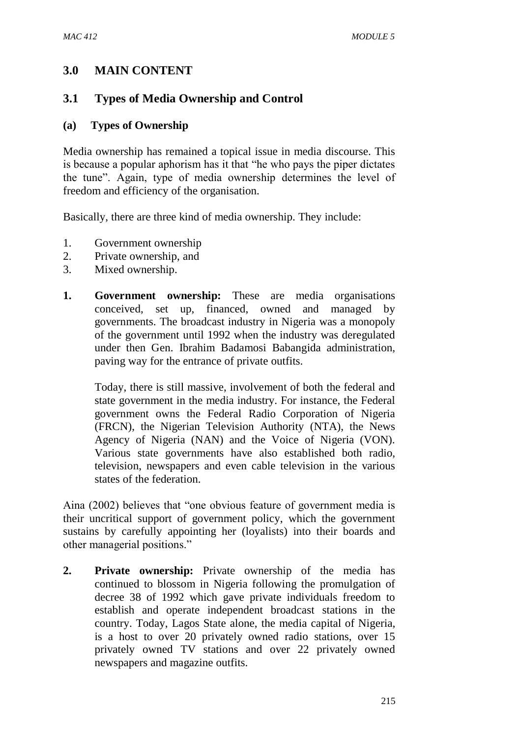## 3.0 MAIN CONTENT

### 3.1 Types of Media Ownership and Control

#### (a) Types of Ownership

Media ownership has remained a topical issue in media discourse. This is because a popular aphorism has it that "he who pays the piper dictates the tune". Again, type of media ownership determines the level of freedom and efficiency of the organisation.

Basically, there are three kind of media ownership. They include:

1. Government ownership
2. Private ownership, and
3. Mixed ownership.

1. **Government ownership:** These are media organisations conceived, set up, financed, owned and managed by governments. The broadcast industry in Nigeria was a monopoly of the government until 1992 when the industry was deregulated under then Gen. Ibrahim Badamosi Babangida administration, paving way for the entrance of private outfits.

   Today, there is still massive, involvement of both the federal and state government in the media industry. For instance, the Federal government owns the Federal Radio Corporation of Nigeria (FRCN), the Nigerian Television Authority (NTA), the News Agency of Nigeria (NAN) and the Voice of Nigeria (VON). Various state governments have also established both radio, television, newspapers and even cable television in the various states of the federation.

Aina (2002) believes that "one obvious feature of government media is their uncritical support of government policy, which the government sustains by carefully appointing her (loyalists) into their boards and other managerial positions."

2. **Private ownership:** Private ownership of the media has continued to blossom in Nigeria following the promulgation of decree 38 of 1992 which gave private individuals freedom to establish and operate independent broadcast stations in the country. Today, Lagos State alone, the media capital of Nigeria, is a host to over 20 privately owned radio stations, over 15 privately owned TV stations and over 22 privately owned newspapers and magazine outfits.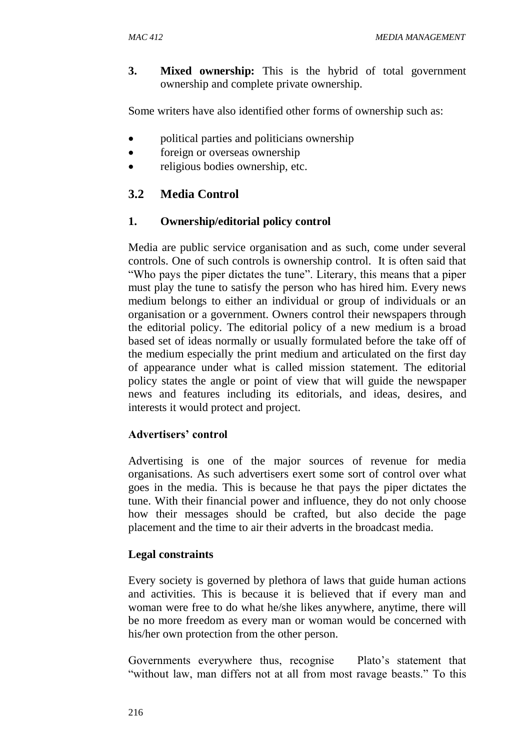3. **Mixed ownership:** This is the hybrid of total government ownership and complete private ownership.

Some writers have also identified other forms of ownership such as:

- political parties and politicians ownership
- foreign or overseas ownership
- religious bodies ownership, etc.

## 3.2 Media Control

### 1. Ownership/editorial policy control

Media are public service organisation and as such, come under several controls. One of such controls is ownership control. It is often said that "Who pays the piper dictates the tune". Literary, this means that a piper must play the tune to satisfy the person who has hired him. Every news medium belongs to either an individual or group of individuals or an organisation or a government. Owners control their newspapers through the editorial policy. The editorial policy of a new medium is a broad based set of ideas normally or usually formulated before the take off of the medium especially the print medium and articulated on the first day of appearance under what is called mission statement. The editorial policy states the angle or point of view that will guide the newspaper news and features including its editorials, and ideas, desires, and interests it would protect and project.

### Advertisers' control

Advertising is one of the major sources of revenue for media organisations. As such advertisers exert some sort of control over what goes in the media. This is because he that pays the piper dictates the tune. With their financial power and influence, they do not only choose how their messages should be crafted, but also decide the page placement and the time to air their adverts in the broadcast media.

### Legal constraints

Every society is governed by plethora of laws that guide human actions and activities. This is because it is believed that if every man and woman were free to do what he/she likes anywhere, anytime, there will be no more freedom as every man or woman would be concerned with his/her own protection from the other person.

Governments everywhere thus, recognise Plato's statement that "without law, man differs not at all from most ravage beasts." To this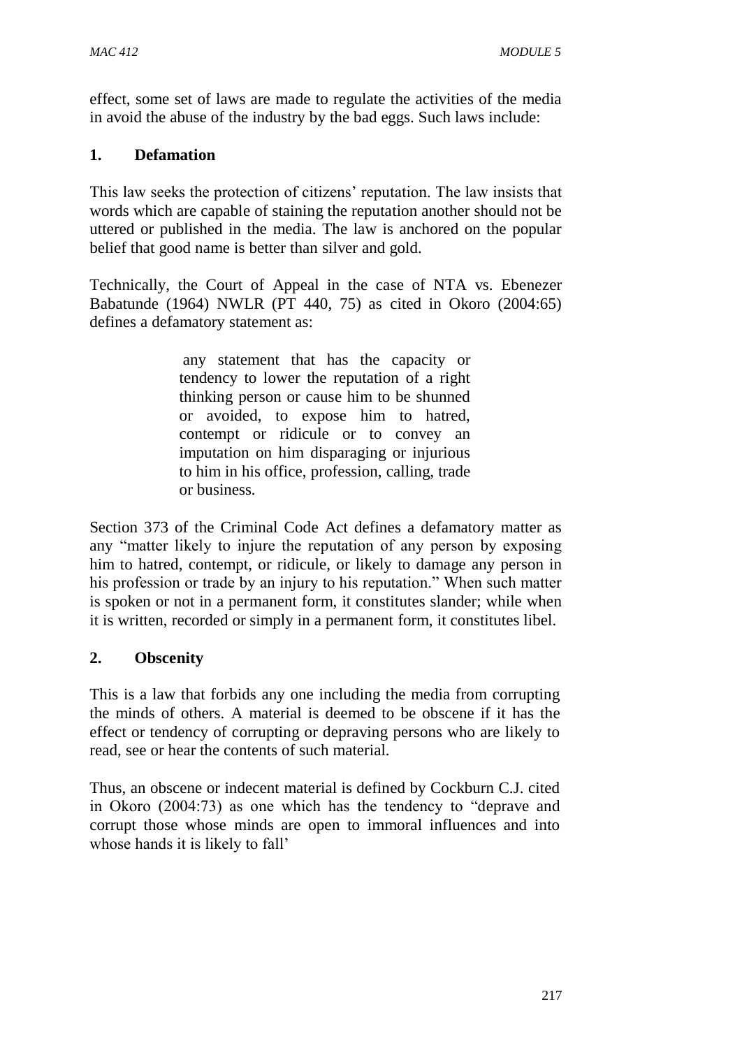effect, some set of laws are made to regulate the activities of the media in avoid the abuse of the industry by the bad eggs. Such laws include:

## 1. Defamation

This law seeks the protection of citizens' reputation. The law insists that words which are capable of staining the reputation another should not be uttered or published in the media. The law is anchored on the popular belief that good name is better than silver and gold.

Technically, the Court of Appeal in the case of NTA vs. Ebenezer Babatunde (1964) NWLR (PT 440, 75) as cited in Okoro (2004:65) defines a defamatory statement as:

> any statement that has the capacity or tendency to lower the reputation of a right thinking person or cause him to be shunned or avoided, to expose him to hatred, contempt or ridicule or to convey an imputation on him disparaging or injurious to him in his office, profession, calling, trade or business.

Section 373 of the Criminal Code Act defines a defamatory matter as any "matter likely to injure the reputation of any person by exposing him to hatred, contempt, or ridicule, or likely to damage any person in his profession or trade by an injury to his reputation." When such matter is spoken or not in a permanent form, it constitutes slander; while when it is written, recorded or simply in a permanent form, it constitutes libel.

## 2. Obscenity

This is a law that forbids any one including the media from corrupting the minds of others. A material is deemed to be obscene if it has the effect or tendency of corrupting or depraving persons who are likely to read, see or hear the contents of such material.

Thus, an obscene or indecent material is defined by Cockburn C.J. cited in Okoro (2004:73) as one which has the tendency to "deprave and corrupt those whose minds are open to immoral influences and into whose hands it is likely to fall'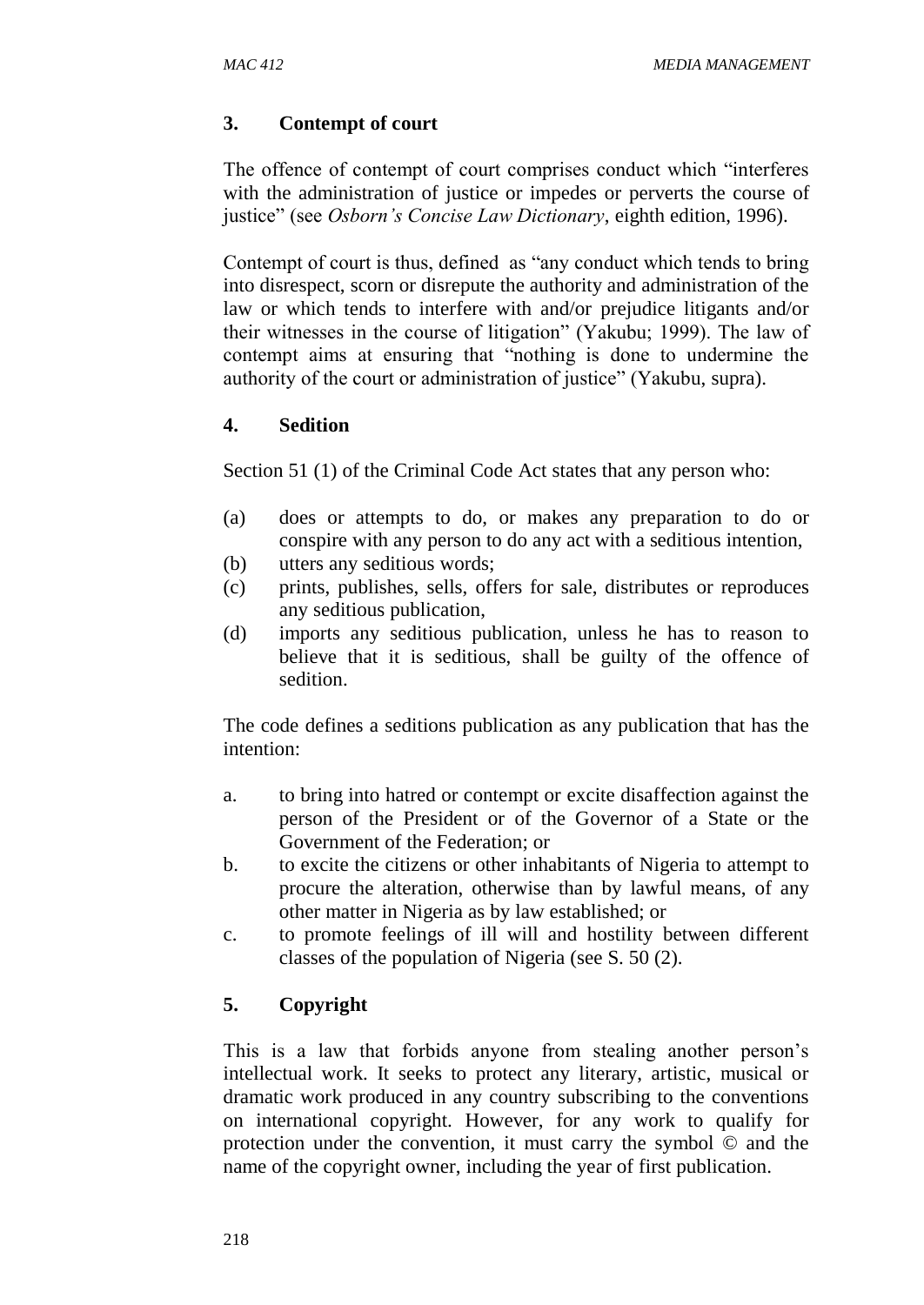### 3. Contempt of court

The offence of contempt of court comprises conduct which "interferes with the administration of justice or impedes or perverts the course of justice" (see *Osborn's Concise Law Dictionary*, eighth edition, 1996).

Contempt of court is thus, defined as "any conduct which tends to bring into disrespect, scorn or disrepute the authority and administration of the law or which tends to interfere with and/or prejudice litigants and/or their witnesses in the course of litigation" (Yakubu; 1999). The law of contempt aims at ensuring that "nothing is done to undermine the authority of the court or administration of justice" (Yakubu, supra).

### 4. Sedition

Section 51 (1) of the Criminal Code Act states that any person who:

(a) does or attempts to do, or makes any preparation to do or conspire with any person to do any act with a seditious intention,
(b) utters any seditious words;
(c) prints, publishes, sells, offers for sale, distributes or reproduces any seditious publication,
(d) imports any seditious publication, unless he has to reason to believe that it is seditious, shall be guilty of the offence of sedition.

The code defines a seditions publication as any publication that has the intention:

a. to bring into hatred or contempt or excite disaffection against the person of the President or of the Governor of a State or the Government of the Federation; or
b. to excite the citizens or other inhabitants of Nigeria to attempt to procure the alteration, otherwise than by lawful means, of any other matter in Nigeria as by law established; or
c. to promote feelings of ill will and hostility between different classes of the population of Nigeria (see S. 50 (2).

### 5. Copyright

This is a law that forbids anyone from stealing another person's intellectual work. It seeks to protect any literary, artistic, musical or dramatic work produced in any country subscribing to the conventions on international copyright. However, for any work to qualify for protection under the convention, it must carry the symbol © and the name of the copyright owner, including the year of first publication.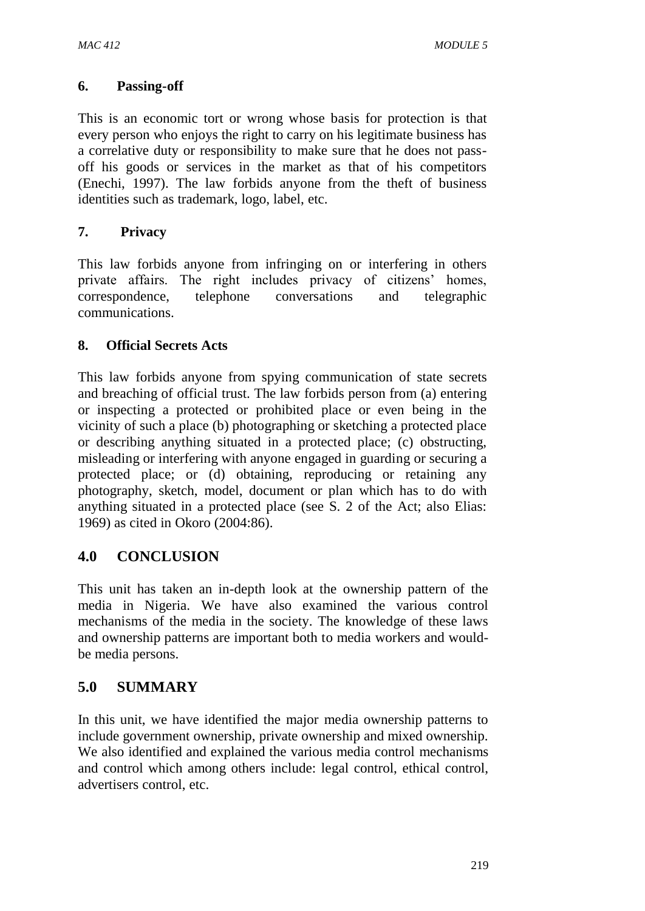### 6. Passing-off

This is an economic tort or wrong whose basis for protection is that every person who enjoys the right to carry on his legitimate business has a correlative duty or responsibility to make sure that he does not pass-off his goods or services in the market as that of his competitors (Enechi, 1997). The law forbids anyone from the theft of business identities such as trademark, logo, label, etc.

### 7. Privacy

This law forbids anyone from infringing on or interfering in others private affairs. The right includes privacy of citizens' homes, correspondence, telephone conversations and telegraphic communications.

### 8. Official Secrets Acts

This law forbids anyone from spying communication of state secrets and breaching of official trust. The law forbids person from (a) entering or inspecting a protected or prohibited place or even being in the vicinity of such a place (b) photographing or sketching a protected place or describing anything situated in a protected place; (c) obstructing, misleading or interfering with anyone engaged in guarding or securing a protected place; or (d) obtaining, reproducing or retaining any photography, sketch, model, document or plan which has to do with anything situated in a protected place (see S. 2 of the Act; also Elias: 1969) as cited in Okoro (2004:86).

## 4.0 CONCLUSION

This unit has taken an in-depth look at the ownership pattern of the media in Nigeria. We have also examined the various control mechanisms of the media in the society. The knowledge of these laws and ownership patterns are important both to media workers and would-be media persons.

## 5.0 SUMMARY

In this unit, we have identified the major media ownership patterns to include government ownership, private ownership and mixed ownership. We also identified and explained the various media control mechanisms and control which among others include: legal control, ethical control, advertisers control, etc.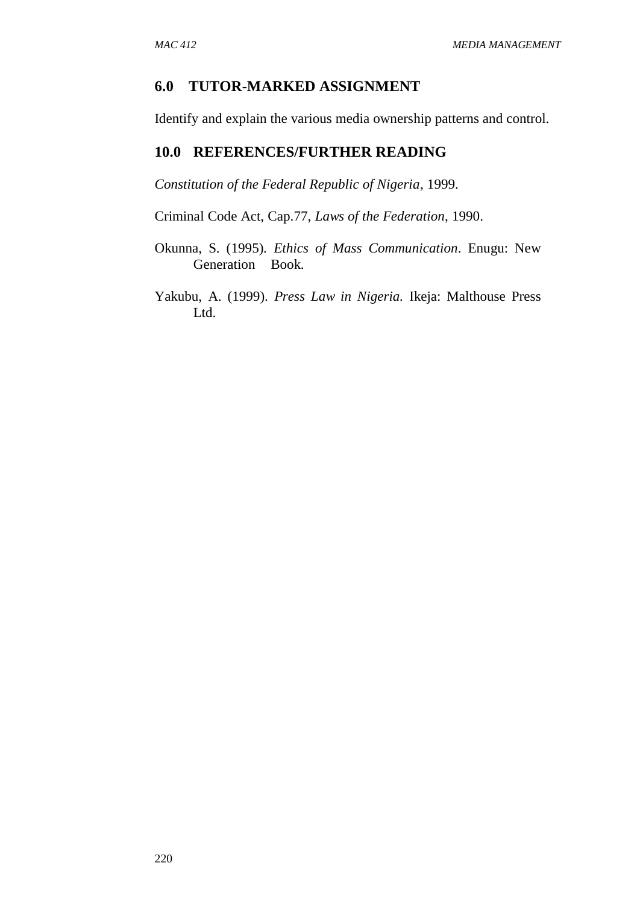## 6.0 TUTOR-MARKED ASSIGNMENT

Identify and explain the various media ownership patterns and control.

## 10.0 REFERENCES/FURTHER READING

*Constitution of the Federal Republic of Nigeria*, 1999.

Criminal Code Act, Cap.77, *Laws of the Federation*, 1990.

Okunna, S. (1995). *Ethics of Mass Communication*. Enugu: New Generation Book.

Yakubu, A. (1999). *Press Law in Nigeria.* Ikeja: Malthouse Press Ltd.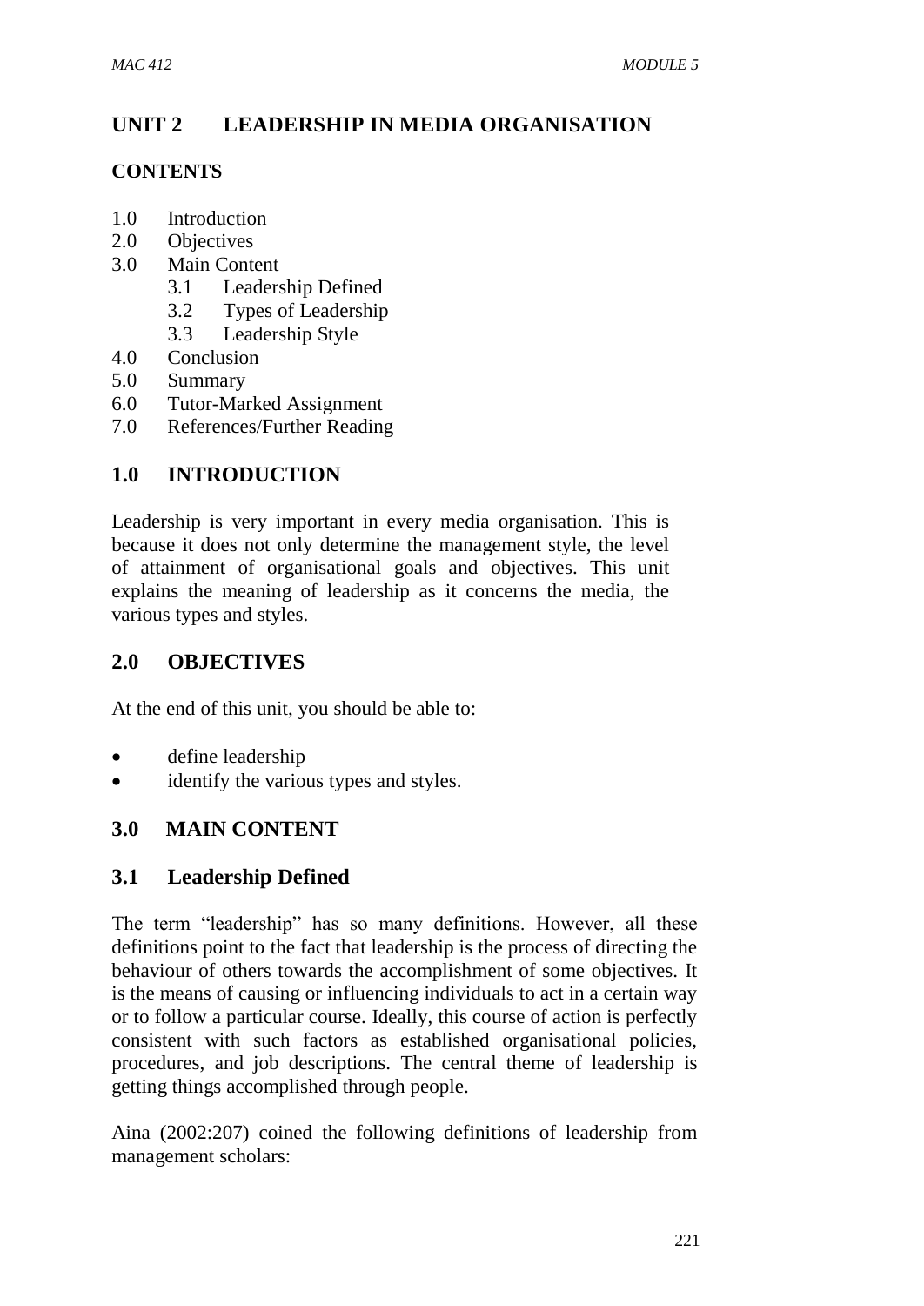## UNIT 2 LEADERSHIP IN MEDIA ORGANISATION

### CONTENTS

1.0 Introduction
2.0 Objectives
3.0 Main Content
    3.1 Leadership Defined
    3.2 Types of Leadership
    3.3 Leadership Style
4.0 Conclusion
5.0 Summary
6.0 Tutor-Marked Assignment
7.0 References/Further Reading

## 1.0 INTRODUCTION

Leadership is very important in every media organisation. This is because it does not only determine the management style, the level of attainment of organisational goals and objectives. This unit explains the meaning of leadership as it concerns the media, the various types and styles.

## 2.0 OBJECTIVES

At the end of this unit, you should be able to:

- define leadership
- identify the various types and styles.

## 3.0 MAIN CONTENT

### 3.1 Leadership Defined

The term "leadership" has so many definitions. However, all these definitions point to the fact that leadership is the process of directing the behaviour of others towards the accomplishment of some objectives. It is the means of causing or influencing individuals to act in a certain way or to follow a particular course. Ideally, this course of action is perfectly consistent with such factors as established organisational policies, procedures, and job descriptions. The central theme of leadership is getting things accomplished through people.

Aina (2002:207) coined the following definitions of leadership from management scholars: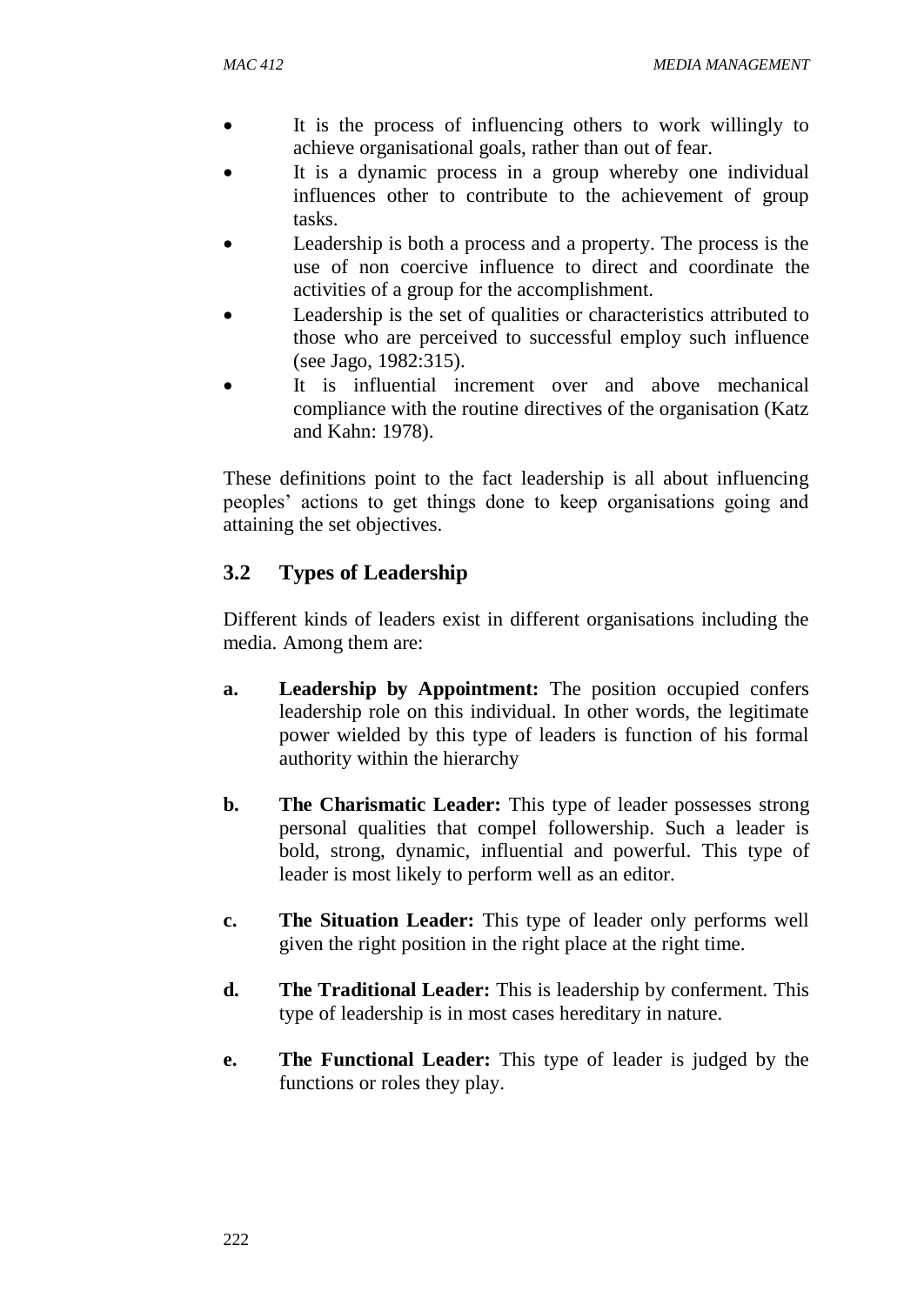- It is the process of influencing others to work willingly to achieve organisational goals, rather than out of fear.
- It is a dynamic process in a group whereby one individual influences other to contribute to the achievement of group tasks.
- Leadership is both a process and a property. The process is the use of non coercive influence to direct and coordinate the activities of a group for the accomplishment.
- Leadership is the set of qualities or characteristics attributed to those who are perceived to successful employ such influence (see Jago, 1982:315).
- It is influential increment over and above mechanical compliance with the routine directives of the organisation (Katz and Kahn: 1978).

These definitions point to the fact leadership is all about influencing peoples' actions to get things done to keep organisations going and attaining the set objectives.

## 3.2 Types of Leadership

Different kinds of leaders exist in different organisations including the media. Among them are:

**a. Leadership by Appointment:** The position occupied confers leadership role on this individual. In other words, the legitimate power wielded by this type of leaders is function of his formal authority within the hierarchy

**b. The Charismatic Leader:** This type of leader possesses strong personal qualities that compel followership. Such a leader is bold, strong, dynamic, influential and powerful. This type of leader is most likely to perform well as an editor.

**c. The Situation Leader:** This type of leader only performs well given the right position in the right place at the right time.

**d. The Traditional Leader:** This is leadership by conferment. This type of leadership is in most cases hereditary in nature.

**e. The Functional Leader:** This type of leader is judged by the functions or roles they play.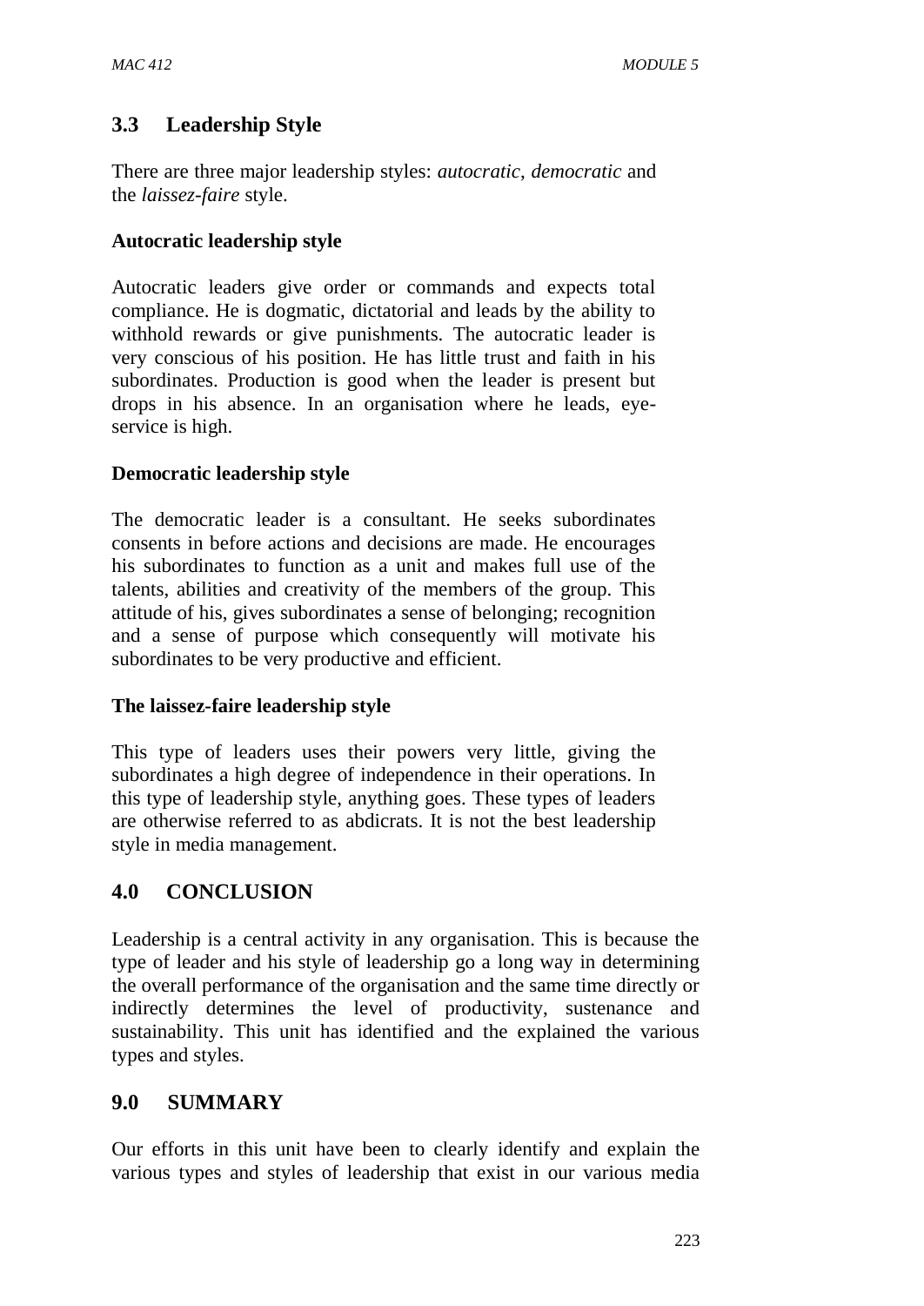## 3.3 Leadership Style

There are three major leadership styles: *autocratic*, *democratic* and the *laissez-faire* style.

**Autocratic leadership style**

Autocratic leaders give order or commands and expects total compliance. He is dogmatic, dictatorial and leads by the ability to withhold rewards or give punishments. The autocratic leader is very conscious of his position. He has little trust and faith in his subordinates. Production is good when the leader is present but drops in his absence. In an organisation where he leads, eye-service is high.

**Democratic leadership style**

The democratic leader is a consultant. He seeks subordinates consents in before actions and decisions are made. He encourages his subordinates to function as a unit and makes full use of the talents, abilities and creativity of the members of the group. This attitude of his, gives subordinates a sense of belonging; recognition and a sense of purpose which consequently will motivate his subordinates to be very productive and efficient.

**The laissez-faire leadership style**

This type of leaders uses their powers very little, giving the subordinates a high degree of independence in their operations. In this type of leadership style, anything goes. These types of leaders are otherwise referred to as abdicrats. It is not the best leadership style in media management.

## 4.0 CONCLUSION

Leadership is a central activity in any organisation. This is because the type of leader and his style of leadership go a long way in determining the overall performance of the organisation and the same time directly or indirectly determines the level of productivity, sustenance and sustainability. This unit has identified and the explained the various types and styles.

## 9.0 SUMMARY

Our efforts in this unit have been to clearly identify and explain the various types and styles of leadership that exist in our various media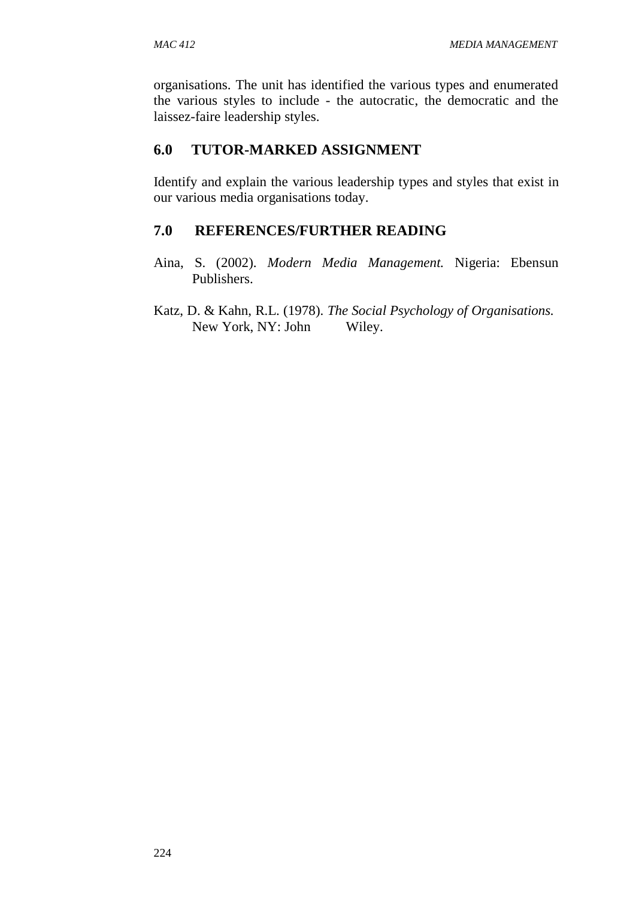organisations. The unit has identified the various types and enumerated the various styles to include - the autocratic, the democratic and the laissez-faire leadership styles.

## 6.0 TUTOR-MARKED ASSIGNMENT

Identify and explain the various leadership types and styles that exist in our various media organisations today.

## 7.0 REFERENCES/FURTHER READING

Aina, S. (2002). *Modern Media Management.* Nigeria: Ebensun Publishers.

Katz, D. & Kahn, R.L. (1978). *The Social Psychology of Organisations.* New York, NY: John Wiley.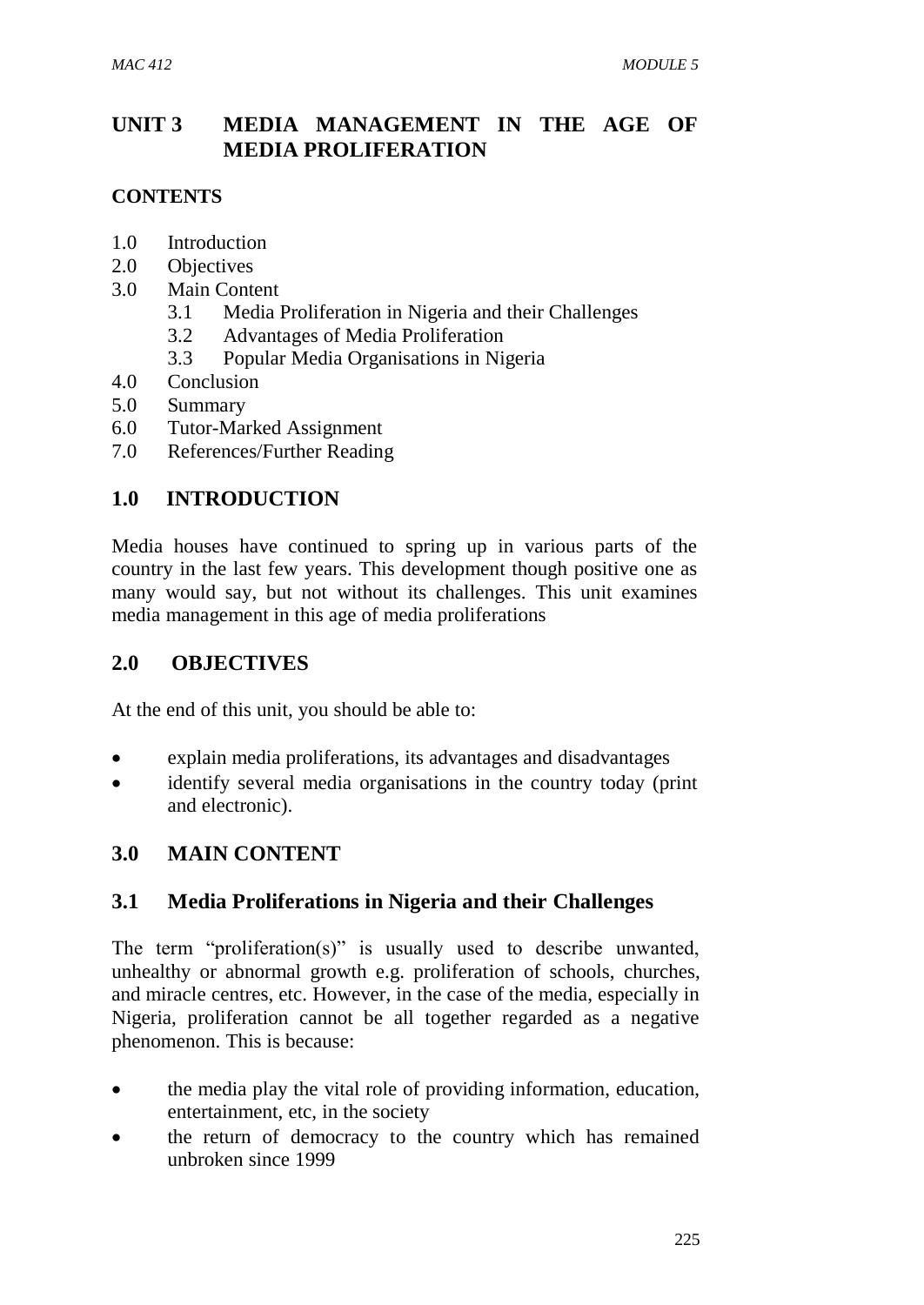# UNIT 3 MEDIA MANAGEMENT IN THE AGE OF MEDIA PROLIFERATION

## CONTENTS

- 1.0 Introduction
- 2.0 Objectives
- 3.0 Main Content
  - 3.1 Media Proliferation in Nigeria and their Challenges
  - 3.2 Advantages of Media Proliferation
  - 3.3 Popular Media Organisations in Nigeria
- 4.0 Conclusion
- 5.0 Summary
- 6.0 Tutor-Marked Assignment
- 7.0 References/Further Reading

## 1.0 INTRODUCTION

Media houses have continued to spring up in various parts of the country in the last few years. This development though positive one as many would say, but not without its challenges. This unit examines media management in this age of media proliferations

## 2.0 OBJECTIVES

At the end of this unit, you should be able to:

- explain media proliferations, its advantages and disadvantages
- identify several media organisations in the country today (print and electronic).

## 3.0 MAIN CONTENT

### 3.1 Media Proliferations in Nigeria and their Challenges

The term "proliferation(s)" is usually used to describe unwanted, unhealthy or abnormal growth e.g. proliferation of schools, churches, and miracle centres, etc. However, in the case of the media, especially in Nigeria, proliferation cannot be all together regarded as a negative phenomenon. This is because:

- the media play the vital role of providing information, education, entertainment, etc, in the society
- the return of democracy to the country which has remained unbroken since 1999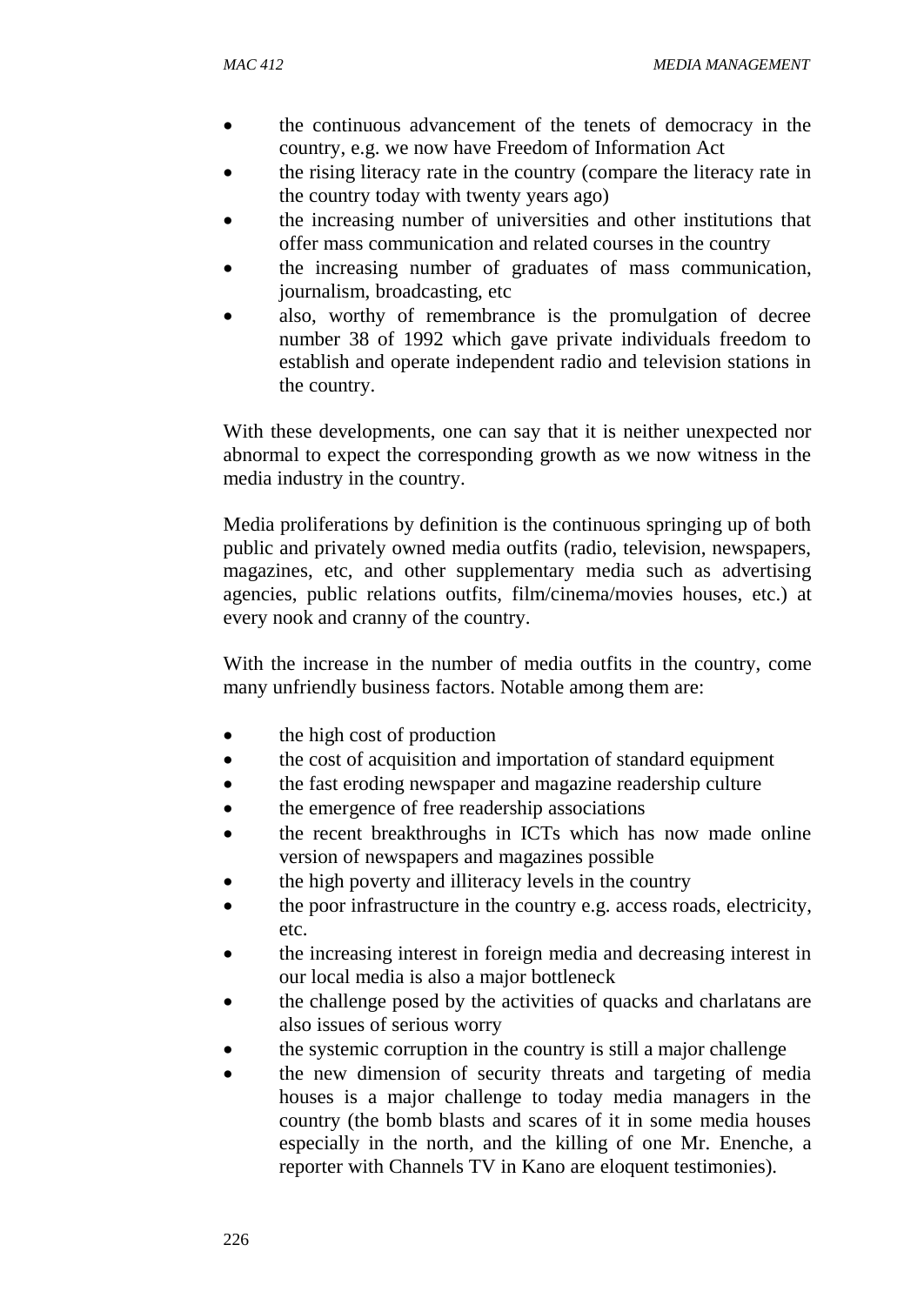- the continuous advancement of the tenets of democracy in the country, e.g. we now have Freedom of Information Act
- the rising literacy rate in the country (compare the literacy rate in the country today with twenty years ago)
- the increasing number of universities and other institutions that offer mass communication and related courses in the country
- the increasing number of graduates of mass communication, journalism, broadcasting, etc
- also, worthy of remembrance is the promulgation of decree number 38 of 1992 which gave private individuals freedom to establish and operate independent radio and television stations in the country.

With these developments, one can say that it is neither unexpected nor abnormal to expect the corresponding growth as we now witness in the media industry in the country.

Media proliferations by definition is the continuous springing up of both public and privately owned media outfits (radio, television, newspapers, magazines, etc, and other supplementary media such as advertising agencies, public relations outfits, film/cinema/movies houses, etc.) at every nook and cranny of the country.

With the increase in the number of media outfits in the country, come many unfriendly business factors. Notable among them are:

- the high cost of production
- the cost of acquisition and importation of standard equipment
- the fast eroding newspaper and magazine readership culture
- the emergence of free readership associations
- the recent breakthroughs in ICTs which has now made online version of newspapers and magazines possible
- the high poverty and illiteracy levels in the country
- the poor infrastructure in the country e.g. access roads, electricity, etc.
- the increasing interest in foreign media and decreasing interest in our local media is also a major bottleneck
- the challenge posed by the activities of quacks and charlatans are also issues of serious worry
- the systemic corruption in the country is still a major challenge
- the new dimension of security threats and targeting of media houses is a major challenge to today media managers in the country (the bomb blasts and scares of it in some media houses especially in the north, and the killing of one Mr. Enenche, a reporter with Channels TV in Kano are eloquent testimonies).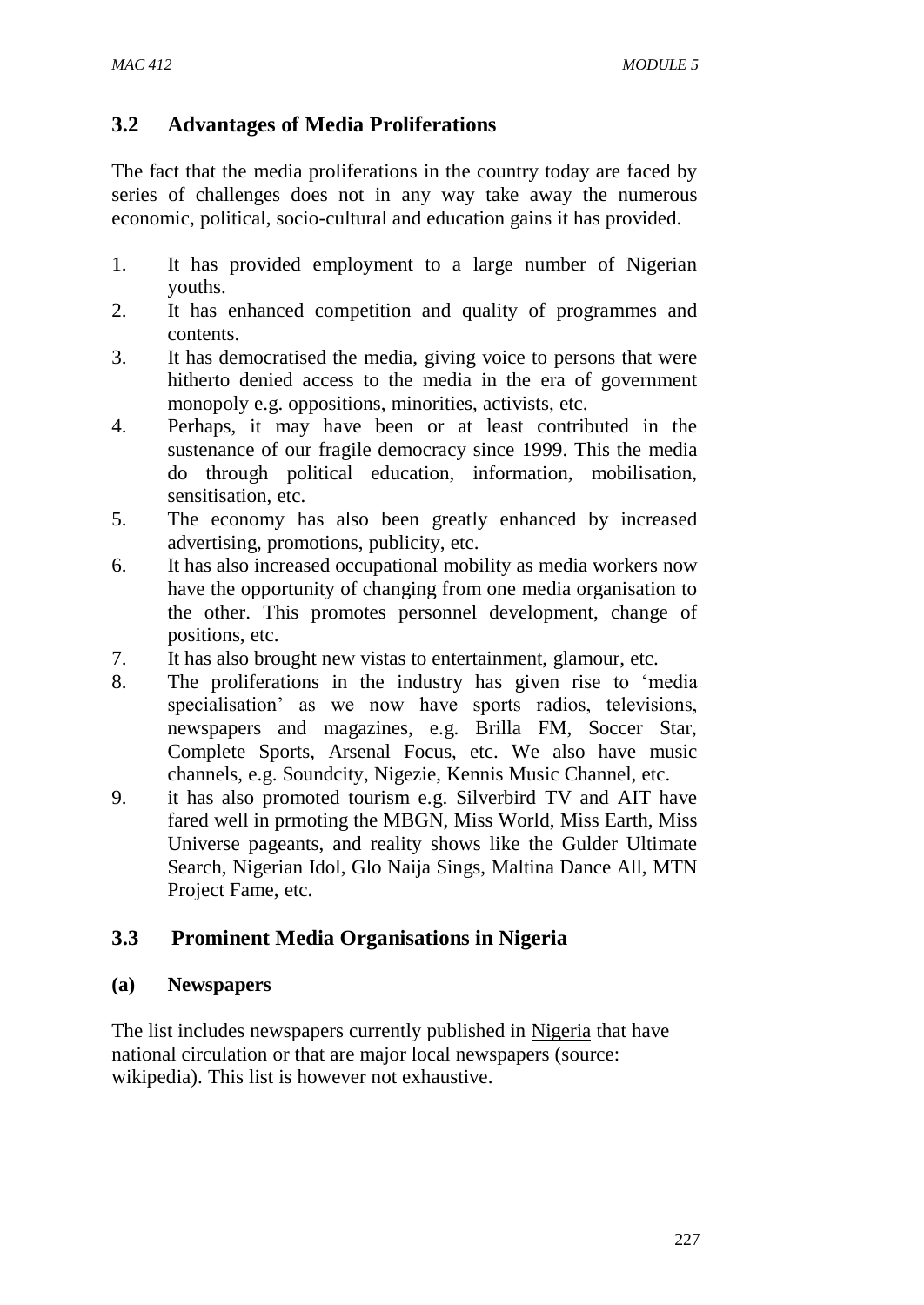## 3.2 Advantages of Media Proliferations

The fact that the media proliferations in the country today are faced by series of challenges does not in any way take away the numerous economic, political, socio-cultural and education gains it has provided.

1. It has provided employment to a large number of Nigerian youths.
2. It has enhanced competition and quality of programmes and contents.
3. It has democratised the media, giving voice to persons that were hitherto denied access to the media in the era of government monopoly e.g. oppositions, minorities, activists, etc.
4. Perhaps, it may have been or at least contributed in the sustenance of our fragile democracy since 1999. This the media do through political education, information, mobilisation, sensitisation, etc.
5. The economy has also been greatly enhanced by increased advertising, promotions, publicity, etc.
6. It has also increased occupational mobility as media workers now have the opportunity of changing from one media organisation to the other. This promotes personnel development, change of positions, etc.
7. It has also brought new vistas to entertainment, glamour, etc.
8. The proliferations in the industry has given rise to 'media specialisation' as we now have sports radios, televisions, newspapers and magazines, e.g. Brilla FM, Soccer Star, Complete Sports, Arsenal Focus, etc. We also have music channels, e.g. Soundcity, Nigezie, Kennis Music Channel, etc.
9. it has also promoted tourism e.g. Silverbird TV and AIT have fared well in prmoting the MBGN, Miss World, Miss Earth, Miss Universe pageants, and reality shows like the Gulder Ultimate Search, Nigerian Idol, Glo Naija Sings, Maltina Dance All, MTN Project Fame, etc.

## 3.3 Prominent Media Organisations in Nigeria

### (a) Newspapers

The list includes newspapers currently published in Nigeria that have national circulation or that are major local newspapers (source: wikipedia). This list is however not exhaustive.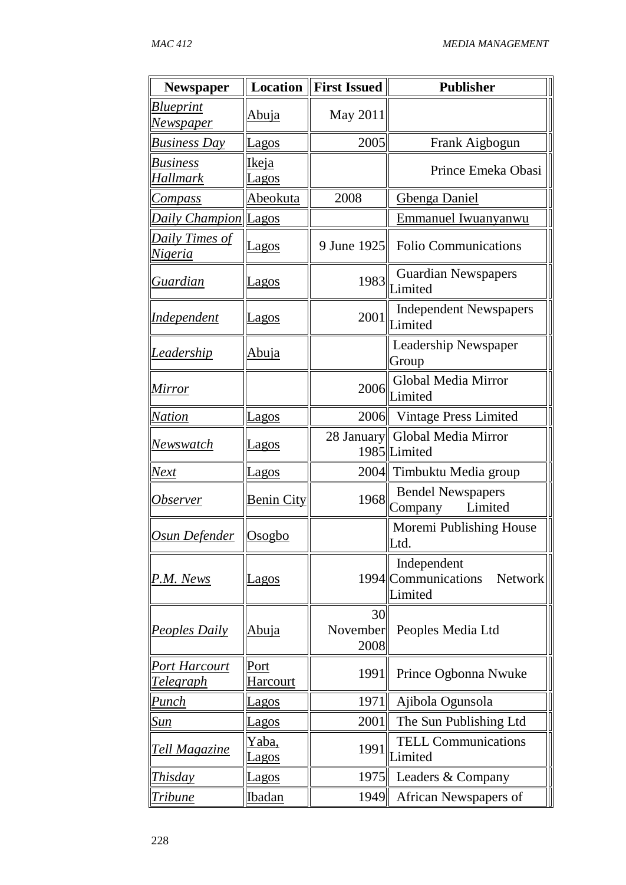| Newspaper | Location | First Issued | Publisher |
|---|---|---|---|
| *Blueprint Newspaper* | Abuja | May 2011 | |
| *Business Day* | Lagos | 2005 | Frank Aigbogun |
| *Business Hallmark* | Ikeja Lagos | | Prince Emeka Obasi |
| *Compass* | Abeokuta | 2008 | Gbenga Daniel |
| *Daily Champion* | Lagos | | Emmanuel Iwuanyanwu |
| *Daily Times of Nigeria* | Lagos | 9 June 1925 | Folio Communications |
| *Guardian* | Lagos | 1983 | Guardian Newspapers Limited |
| *Independent* | Lagos | 2001 | Independent Newspapers Limited |
| *Leadership* | Abuja | | Leadership Newspaper Group |
| *Mirror* | | 2006 | Global Media Mirror Limited |
| *Nation* | Lagos | 2006 | Vintage Press Limited |
| *Newswatch* | Lagos | 28 January 1985 | Global Media Mirror Limited |
| *Next* | Lagos | 2004 | Timbuktu Media group |
| *Observer* | Benin City | 1968 | Bendel Newspapers Company Limited |
| *Osun Defender* | Osogbo | | Moremi Publishing House Ltd. |
| *P.M. News* | Lagos | 1994 | Independent Communications Network Limited |
| *Peoples Daily* | Abuja | 30 November 2008 | Peoples Media Ltd |
| *Port Harcourt Telegraph* | Port Harcourt | 1991 | Prince Ogbonna Nwuke |
| *Punch* | Lagos | 1971 | Ajibola Ogunsola |
| *Sun* | Lagos | 2001 | The Sun Publishing Ltd |
| *Tell Magazine* | Yaba, Lagos | 1991 | TELL Communications Limited |
| *Thisday* | Lagos | 1975 | Leaders & Company |
| *Tribune* | Ibadan | 1949 | African Newspapers of |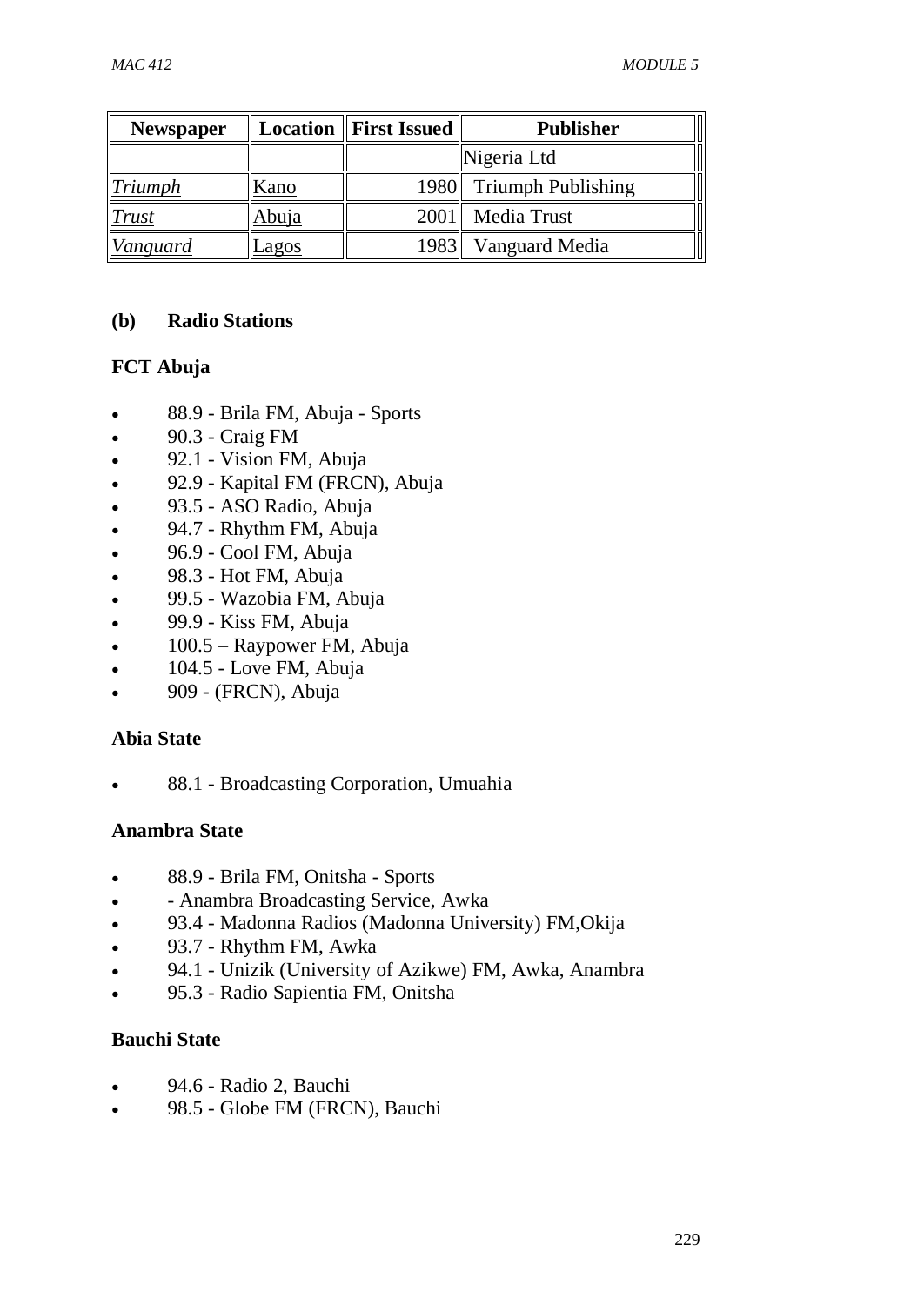| Newspaper | Location | First Issued | Publisher |
|---|---|---|---|
| | | | Nigeria Ltd |
| *Triumph* | Kano | 1980 | Triumph Publishing |
| *Trust* | Abuja | 2001 | Media Trust |
| *Vanguard* | Lagos | 1983 | Vanguard Media |

**(b) Radio Stations**

**FCT Abuja**

- 88.9 - Brila FM, Abuja - Sports
- 90.3 - Craig FM
- 92.1 - Vision FM, Abuja
- 92.9 - Kapital FM (FRCN), Abuja
- 93.5 - ASO Radio, Abuja
- 94.7 - Rhythm FM, Abuja
- 96.9 - Cool FM, Abuja
- 98.3 - Hot FM, Abuja
- 99.5 - Wazobia FM, Abuja
- 99.9 - Kiss FM, Abuja
- 100.5 – Raypower FM, Abuja
- 104.5 - Love FM, Abuja
- 909 - (FRCN), Abuja

**Abia State**

- 88.1 - Broadcasting Corporation, Umuahia

**Anambra State**

- 88.9 - Brila FM, Onitsha - Sports
- - Anambra Broadcasting Service, Awka
- 93.4 - Madonna Radios (Madonna University) FM,Okija
- 93.7 - Rhythm FM, Awka
- 94.1 - Unizik (University of Azikwe) FM, Awka, Anambra
- 95.3 - Radio Sapientia FM, Onitsha

**Bauchi State**

- 94.6 - Radio 2, Bauchi
- 98.5 - Globe FM (FRCN), Bauchi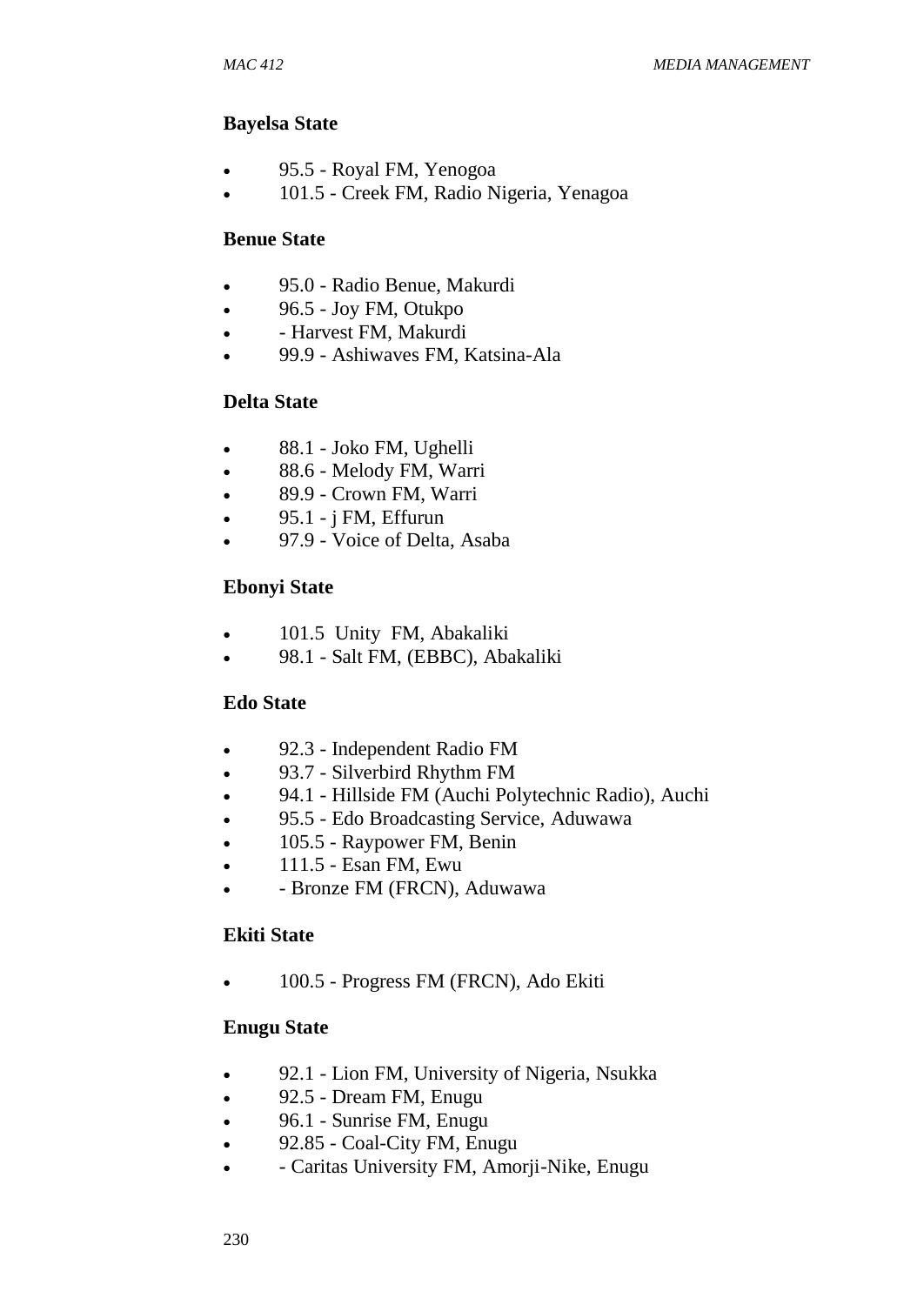**Bayelsa State**

- 95.5 - Royal FM, Yenogoa
- 101.5 - Creek FM, Radio Nigeria, Yenagoa

**Benue State**

- 95.0 - Radio Benue, Makurdi
- 96.5 - Joy FM, Otukpo
- - Harvest FM, Makurdi
- 99.9 - Ashiwaves FM, Katsina-Ala

**Delta State**

- 88.1 - Joko FM, Ughelli
- 88.6 - Melody FM, Warri
- 89.9 - Crown FM, Warri
- 95.1 - j FM, Effurun
- 97.9 - Voice of Delta, Asaba

**Ebonyi State**

- 101.5 Unity FM, Abakaliki
- 98.1 - Salt FM, (EBBC), Abakaliki

**Edo State**

- 92.3 - Independent Radio FM
- 93.7 - Silverbird Rhythm FM
- 94.1 - Hillside FM (Auchi Polytechnic Radio), Auchi
- 95.5 - Edo Broadcasting Service, Aduwawa
- 105.5 - Raypower FM, Benin
- 111.5 - Esan FM, Ewu
- - Bronze FM (FRCN), Aduwawa

**Ekiti State**

- 100.5 - Progress FM (FRCN), Ado Ekiti

**Enugu State**

- 92.1 - Lion FM, University of Nigeria, Nsukka
- 92.5 - Dream FM, Enugu
- 96.1 - Sunrise FM, Enugu
- 92.85 - Coal-City FM, Enugu
- - Caritas University FM, Amorji-Nike, Enugu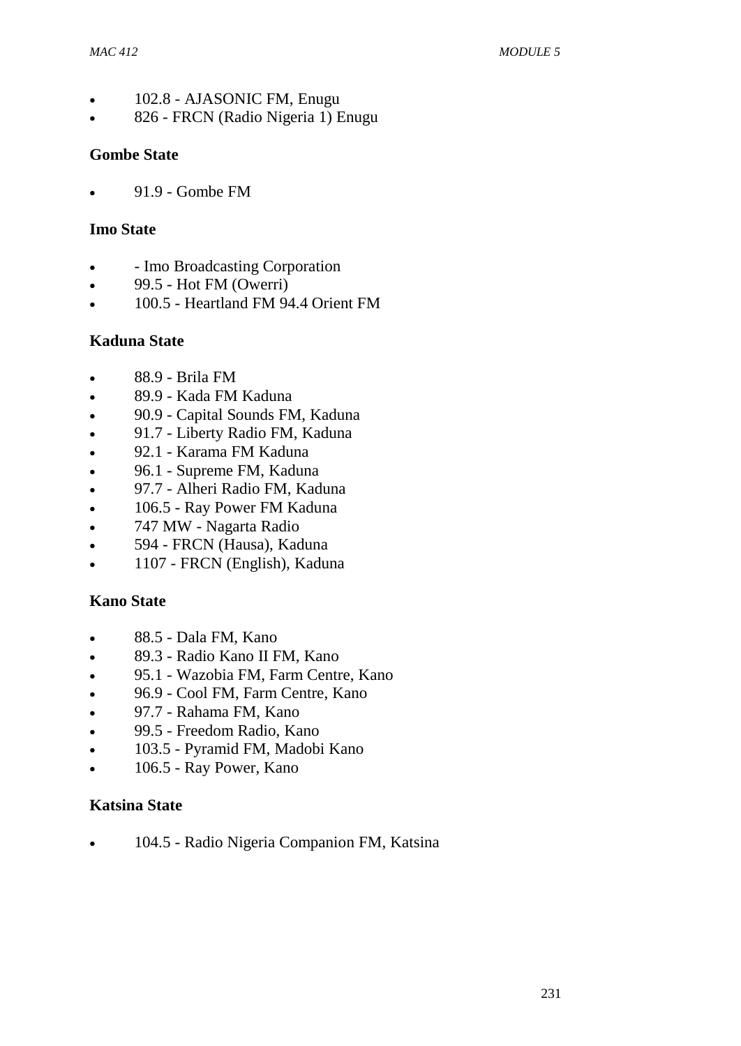- 102.8 - AJASONIC FM, Enugu
- 826 - FRCN (Radio Nigeria 1) Enugu

**Gombe State**

- 91.9 - Gombe FM

**Imo State**

- - Imo Broadcasting Corporation
- 99.5 - Hot FM (Owerri)
- 100.5 - Heartland FM 94.4 Orient FM

**Kaduna State**

- 88.9 - Brila FM
- 89.9 - Kada FM Kaduna
- 90.9 - Capital Sounds FM, Kaduna
- 91.7 - Liberty Radio FM, Kaduna
- 92.1 - Karama FM Kaduna
- 96.1 - Supreme FM, Kaduna
- 97.7 - Alheri Radio FM, Kaduna
- 106.5 - Ray Power FM Kaduna
- 747 MW - Nagarta Radio
- 594 - FRCN (Hausa), Kaduna
- 1107 - FRCN (English), Kaduna

**Kano State**

- 88.5 - Dala FM, Kano
- 89.3 - Radio Kano II FM, Kano
- 95.1 - Wazobia FM, Farm Centre, Kano
- 96.9 - Cool FM, Farm Centre, Kano
- 97.7 - Rahama FM, Kano
- 99.5 - Freedom Radio, Kano
- 103.5 - Pyramid FM, Madobi Kano
- 106.5 - Ray Power, Kano

**Katsina State**

- 104.5 - Radio Nigeria Companion FM, Katsina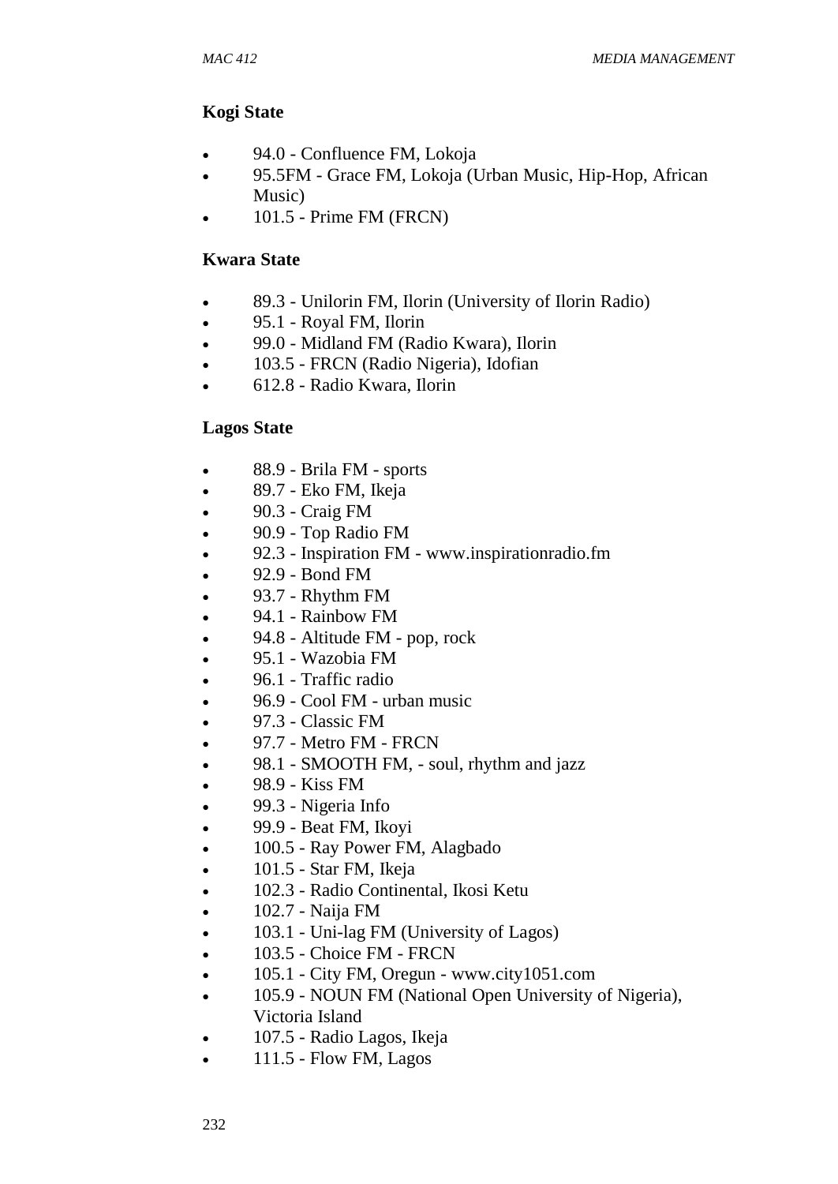**Kogi State**

- 94.0 - Confluence FM, Lokoja
- 95.5FM - Grace FM, Lokoja (Urban Music, Hip-Hop, African Music)
- 101.5 - Prime FM (FRCN)

**Kwara State**

- 89.3 - Unilorin FM, Ilorin (University of Ilorin Radio)
- 95.1 - Royal FM, Ilorin
- 99.0 - Midland FM (Radio Kwara), Ilorin
- 103.5 - FRCN (Radio Nigeria), Idofian
- 612.8 - Radio Kwara, Ilorin

**Lagos State**

- 88.9 - Brila FM - sports
- 89.7 - Eko FM, Ikeja
- 90.3 - Craig FM
- 90.9 - Top Radio FM
- 92.3 - Inspiration FM - www.inspirationradio.fm
- 92.9 - Bond FM
- 93.7 - Rhythm FM
- 94.1 - Rainbow FM
- 94.8 - Altitude FM - pop, rock
- 95.1 - Wazobia FM
- 96.1 - Traffic radio
- 96.9 - Cool FM - urban music
- 97.3 - Classic FM
- 97.7 - Metro FM - FRCN
- 98.1 - SMOOTH FM, - soul, rhythm and jazz
- 98.9 - Kiss FM
- 99.3 - Nigeria Info
- 99.9 - Beat FM, Ikoyi
- 100.5 - Ray Power FM, Alagbado
- 101.5 - Star FM, Ikeja
- 102.3 - Radio Continental, Ikosi Ketu
- 102.7 - Naija FM
- 103.1 - Uni-lag FM (University of Lagos)
- 103.5 - Choice FM - FRCN
- 105.1 - City FM, Oregun - www.city1051.com
- 105.9 - NOUN FM (National Open University of Nigeria), Victoria Island
- 107.5 - Radio Lagos, Ikeja
- 111.5 - Flow FM, Lagos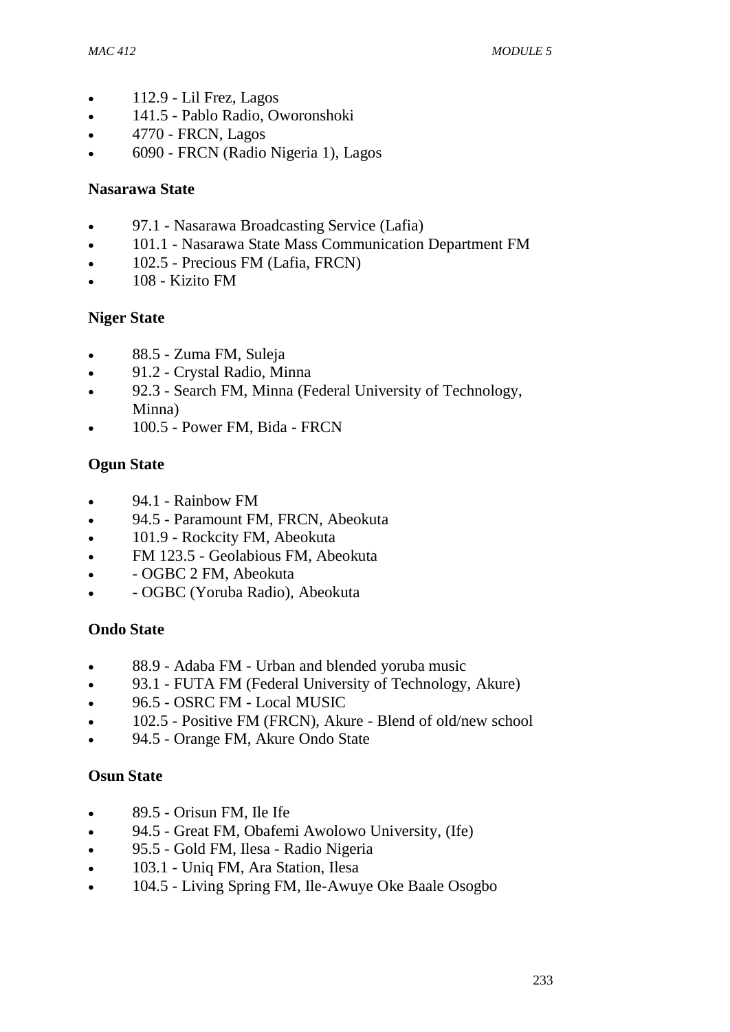- 112.9 - Lil Frez, Lagos
- 141.5 - Pablo Radio, Oworonshoki
- 4770 - FRCN, Lagos
- 6090 - FRCN (Radio Nigeria 1), Lagos

**Nasarawa State**

- 97.1 - Nasarawa Broadcasting Service (Lafia)
- 101.1 - Nasarawa State Mass Communication Department FM
- 102.5 - Precious FM (Lafia, FRCN)
- 108 - Kizito FM

**Niger State**

- 88.5 - Zuma FM, Suleja
- 91.2 - Crystal Radio, Minna
- 92.3 - Search FM, Minna (Federal University of Technology, Minna)
- 100.5 - Power FM, Bida - FRCN

**Ogun State**

- 94.1 - Rainbow FM
- 94.5 - Paramount FM, FRCN, Abeokuta
- 101.9 - Rockcity FM, Abeokuta
- FM 123.5 - Geolabious FM, Abeokuta
- - OGBC 2 FM, Abeokuta
- - OGBC (Yoruba Radio), Abeokuta

**Ondo State**

- 88.9 - Adaba FM - Urban and blended yoruba music
- 93.1 - FUTA FM (Federal University of Technology, Akure)
- 96.5 - OSRC FM - Local MUSIC
- 102.5 - Positive FM (FRCN), Akure - Blend of old/new school
- 94.5 - Orange FM, Akure Ondo State

**Osun State**

- 89.5 - Orisun FM, Ile Ife
- 94.5 - Great FM, Obafemi Awolowo University, (Ife)
- 95.5 - Gold FM, Ilesa - Radio Nigeria
- 103.1 - Uniq FM, Ara Station, Ilesa
- 104.5 - Living Spring FM, Ile-Awuye Oke Baale Osogbo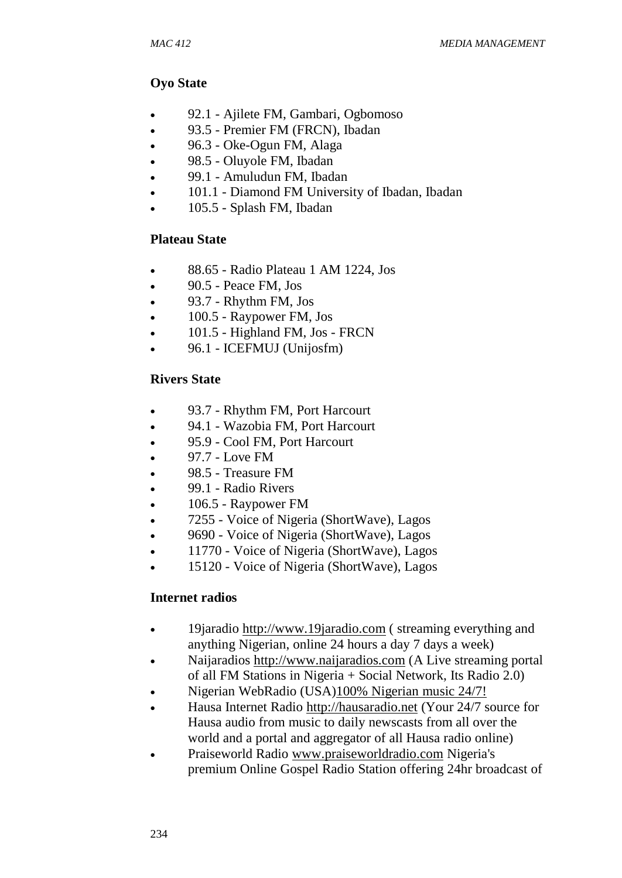**Oyo State**

- 92.1 - Ajilete FM, Gambari, Ogbomoso
- 93.5 - Premier FM (FRCN), Ibadan
- 96.3 - Oke-Ogun FM, Alaga
- 98.5 - Oluyole FM, Ibadan
- 99.1 - Amuludun FM, Ibadan
- 101.1 - Diamond FM University of Ibadan, Ibadan
- 105.5 - Splash FM, Ibadan

**Plateau State**

- 88.65 - Radio Plateau 1 AM 1224, Jos
- 90.5 - Peace FM, Jos
- 93.7 - Rhythm FM, Jos
- 100.5 - Raypower FM, Jos
- 101.5 - Highland FM, Jos - FRCN
- 96.1 - ICEFMUJ (Unijosfm)

**Rivers State**

- 93.7 - Rhythm FM, Port Harcourt
- 94.1 - Wazobia FM, Port Harcourt
- 95.9 - Cool FM, Port Harcourt
- 97.7 - Love FM
- 98.5 - Treasure FM
- 99.1 - Radio Rivers
- 106.5 - Raypower FM
- 7255 - Voice of Nigeria (ShortWave), Lagos
- 9690 - Voice of Nigeria (ShortWave), Lagos
- 11770 - Voice of Nigeria (ShortWave), Lagos
- 15120 - Voice of Nigeria (ShortWave), Lagos

**Internet radios**

- 19jaradio http://www.19jaradio.com ( streaming everything and anything Nigerian, online 24 hours a day 7 days a week)
- Naijaradios http://www.naijaradios.com (A Live streaming portal of all FM Stations in Nigeria + Social Network, Its Radio 2.0)
- Nigerian WebRadio (USA)100% Nigerian music 24/7!
- Hausa Internet Radio http://hausaradio.net (Your 24/7 source for Hausa audio from music to daily newscasts from all over the world and a portal and aggregator of all Hausa radio online)
- Praiseworld Radio www.praiseworldradio.com Nigeria's premium Online Gospel Radio Station offering 24hr broadcast of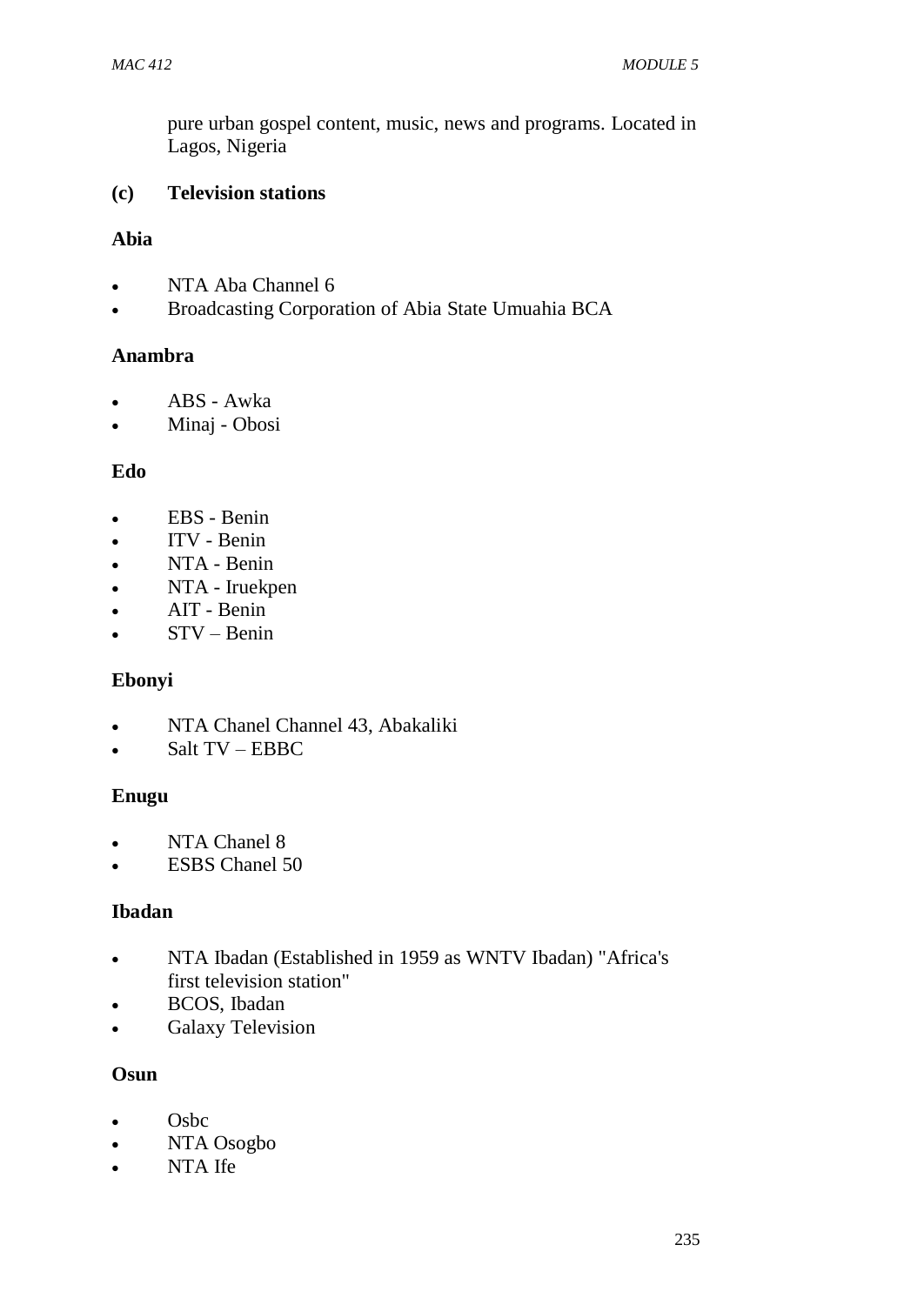pure urban gospel content, music, news and programs. Located in Lagos, Nigeria

**(c) Television stations**

**Abia**

- NTA Aba Channel 6
- Broadcasting Corporation of Abia State Umuahia BCA

**Anambra**

- ABS - Awka
- Minaj - Obosi

**Edo**

- EBS - Benin
- ITV - Benin
- NTA - Benin
- NTA - Iruekpen
- AIT - Benin
- STV – Benin

**Ebonyi**

- NTA Chanel Channel 43, Abakaliki
- Salt TV – EBBC

**Enugu**

- NTA Chanel 8
- ESBS Chanel 50

**Ibadan**

- NTA Ibadan (Established in 1959 as WNTV Ibadan) "Africa's first television station"
- BCOS, Ibadan
- Galaxy Television

**Osun**

- Osbc
- NTA Osogbo
- NTA Ife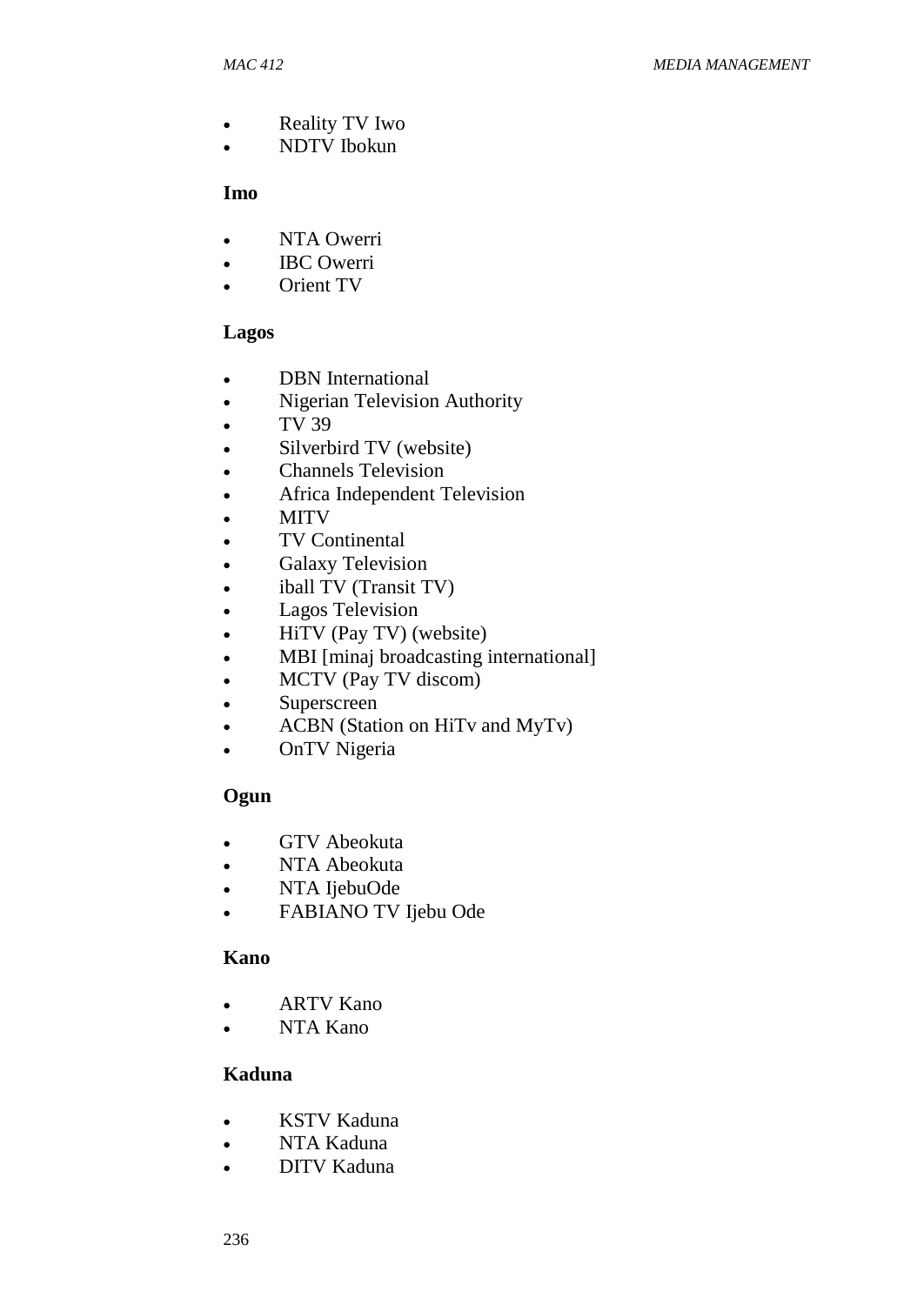- Reality TV Iwo
- NDTV Ibokun

**Imo**

- NTA Owerri
- IBC Owerri
- Orient TV

**Lagos**

- DBN International
- Nigerian Television Authority
- TV 39
- Silverbird TV (website)
- Channels Television
- Africa Independent Television
- MITV
- TV Continental
- Galaxy Television
- iball TV (Transit TV)
- Lagos Television
- HiTV (Pay TV) (website)
- MBI [minaj broadcasting international]
- MCTV (Pay TV discom)
- Superscreen
- ACBN (Station on HiTv and MyTv)
- OnTV Nigeria

**Ogun**

- GTV Abeokuta
- NTA Abeokuta
- NTA IjebuOde
- FABIANO TV Ijebu Ode

**Kano**

- ARTV Kano
- NTA Kano

**Kaduna**

- KSTV Kaduna
- NTA Kaduna
- DITV Kaduna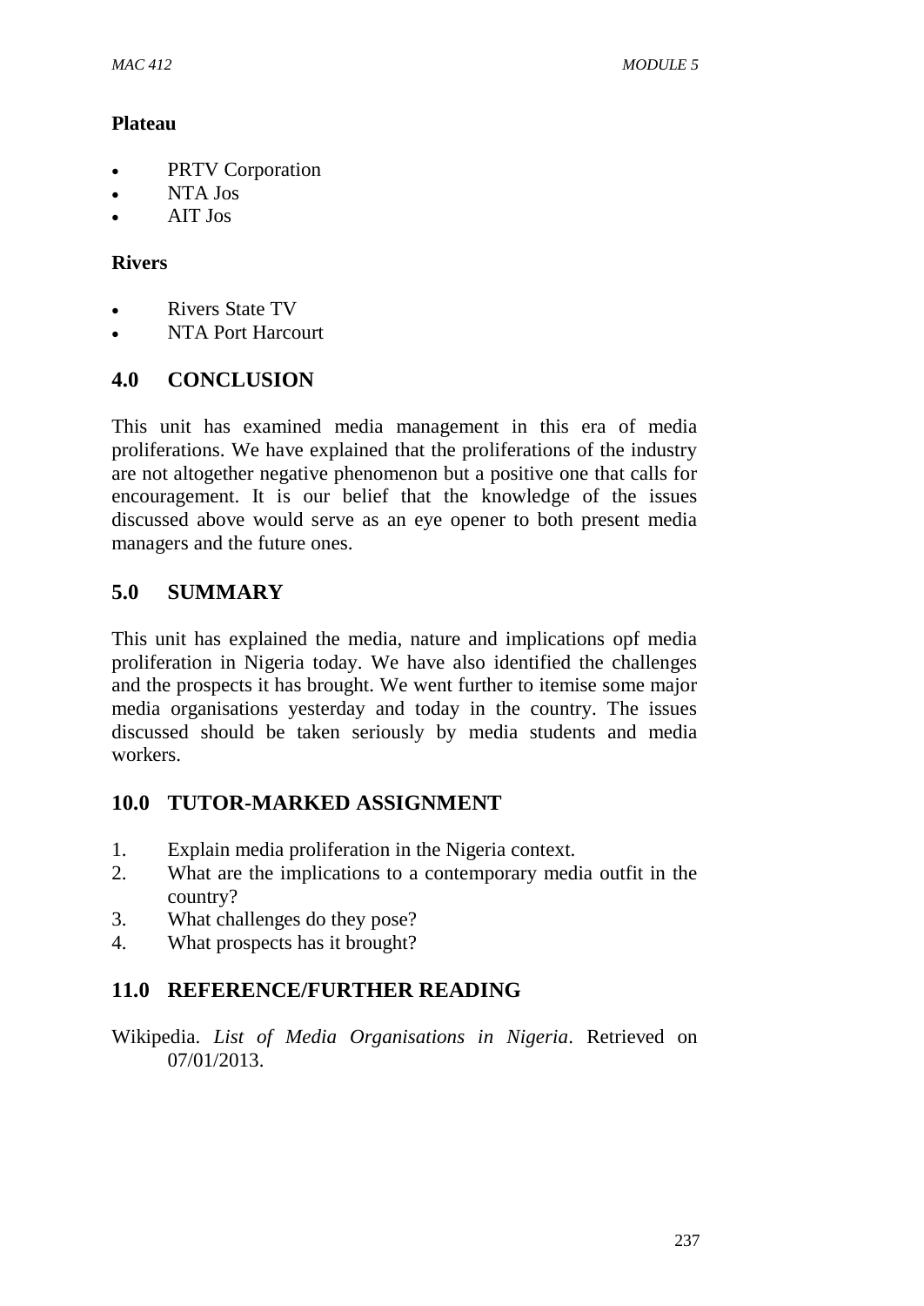**Plateau**

- PRTV Corporation
- NTA Jos
- AIT Jos

**Rivers**

- Rivers State TV
- NTA Port Harcourt

## 4.0 CONCLUSION

This unit has examined media management in this era of media proliferations. We have explained that the proliferations of the industry are not altogether negative phenomenon but a positive one that calls for encouragement. It is our belief that the knowledge of the issues discussed above would serve as an eye opener to both present media managers and the future ones.

## 5.0 SUMMARY

This unit has explained the media, nature and implications opf media proliferation in Nigeria today. We have also identified the challenges and the prospects it has brought. We went further to itemise some major media organisations yesterday and today in the country. The issues discussed should be taken seriously by media students and media workers.

## 10.0 TUTOR-MARKED ASSIGNMENT

1. Explain media proliferation in the Nigeria context.
2. What are the implications to a contemporary media outfit in the country?
3. What challenges do they pose?
4. What prospects has it brought?

## 11.0 REFERENCE/FURTHER READING

Wikipedia. *List of Media Organisations in Nigeria*. Retrieved on 07/01/2013.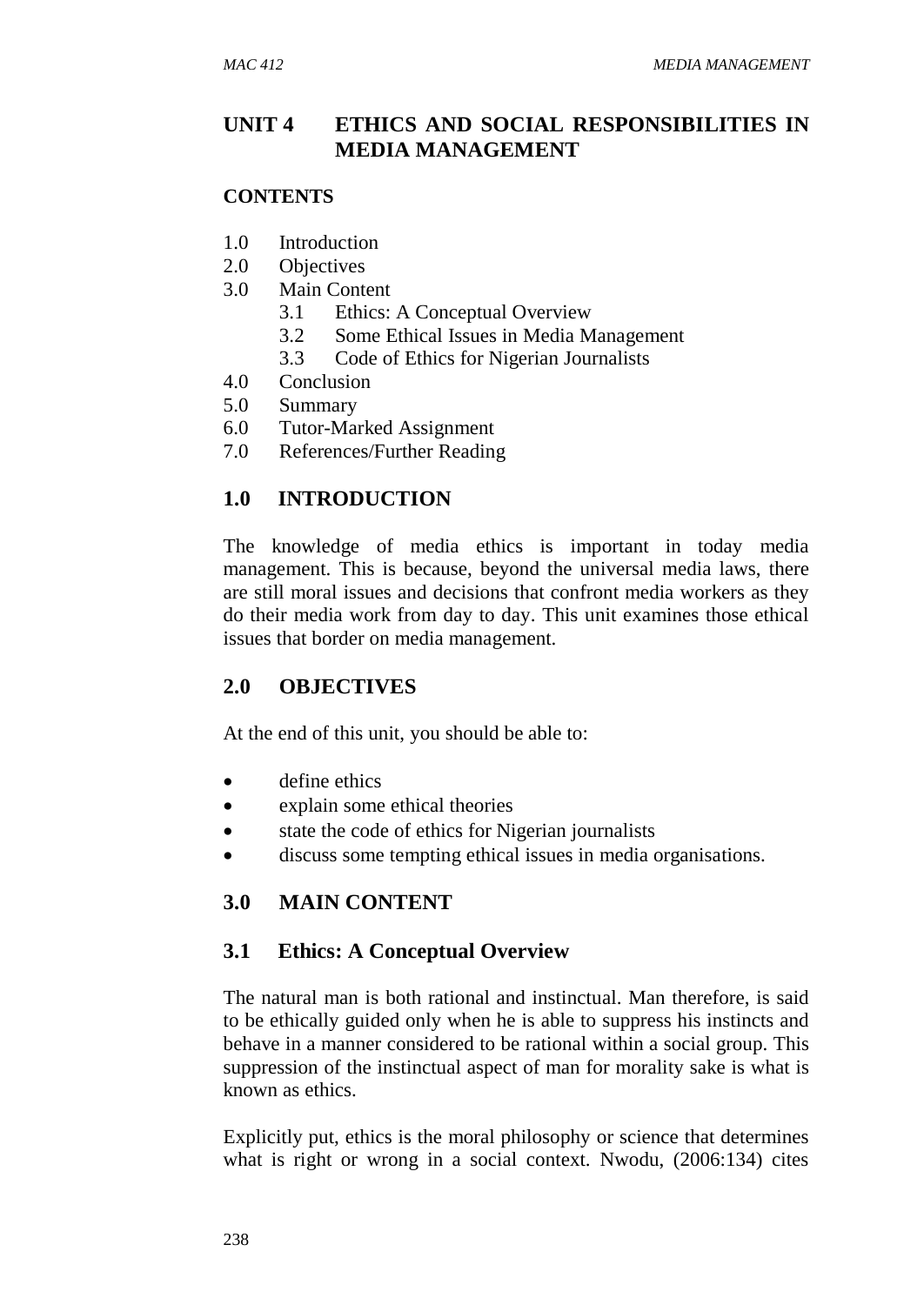## UNIT 4 ETHICS AND SOCIAL RESPONSIBILITIES IN MEDIA MANAGEMENT

### CONTENTS

1.0 Introduction
2.0 Objectives
3.0 Main Content
    3.1 Ethics: A Conceptual Overview
    3.2 Some Ethical Issues in Media Management
    3.3 Code of Ethics for Nigerian Journalists
4.0 Conclusion
5.0 Summary
6.0 Tutor-Marked Assignment
7.0 References/Further Reading

## 1.0 INTRODUCTION

The knowledge of media ethics is important in today media management. This is because, beyond the universal media laws, there are still moral issues and decisions that confront media workers as they do their media work from day to day. This unit examines those ethical issues that border on media management.

## 2.0 OBJECTIVES

At the end of this unit, you should be able to:

- define ethics
- explain some ethical theories
- state the code of ethics for Nigerian journalists
- discuss some tempting ethical issues in media organisations.

## 3.0 MAIN CONTENT

### 3.1 Ethics: A Conceptual Overview

The natural man is both rational and instinctual. Man therefore, is said to be ethically guided only when he is able to suppress his instincts and behave in a manner considered to be rational within a social group. This suppression of the instinctual aspect of man for morality sake is what is known as ethics.

Explicitly put, ethics is the moral philosophy or science that determines what is right or wrong in a social context. Nwodu, (2006:134) cites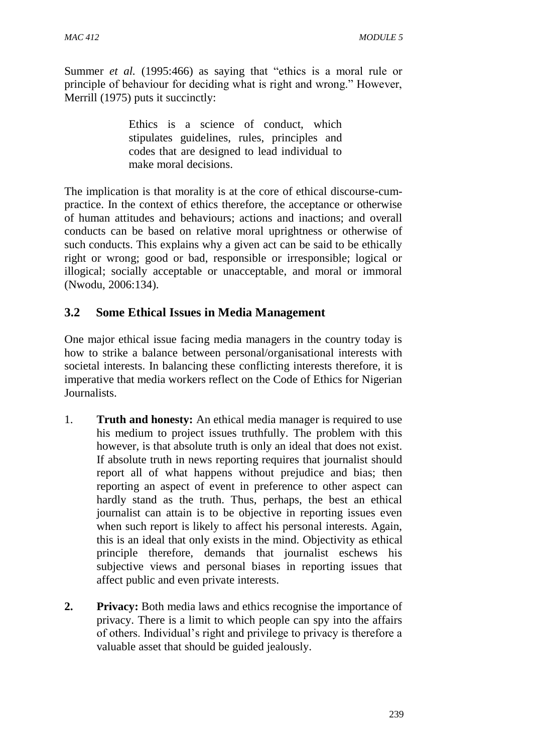Summer *et al.* (1995:466) as saying that "ethics is a moral rule or principle of behaviour for deciding what is right and wrong." However, Merrill (1975) puts it succinctly:

> Ethics is a science of conduct, which stipulates guidelines, rules, principles and codes that are designed to lead individual to make moral decisions.

The implication is that morality is at the core of ethical discourse-cum-practice. In the context of ethics therefore, the acceptance or otherwise of human attitudes and behaviours; actions and inactions; and overall conducts can be based on relative moral uprightness or otherwise of such conducts. This explains why a given act can be said to be ethically right or wrong; good or bad, responsible or irresponsible; logical or illogical; socially acceptable or unacceptable, and moral or immoral (Nwodu, 2006:134).

## 3.2 Some Ethical Issues in Media Management

One major ethical issue facing media managers in the country today is how to strike a balance between personal/organisational interests with societal interests. In balancing these conflicting interests therefore, it is imperative that media workers reflect on the Code of Ethics for Nigerian Journalists.

1. **Truth and honesty:** An ethical media manager is required to use his medium to project issues truthfully. The problem with this however, is that absolute truth is only an ideal that does not exist. If absolute truth in news reporting requires that journalist should report all of what happens without prejudice and bias; then reporting an aspect of event in preference to other aspect can hardly stand as the truth. Thus, perhaps, the best an ethical journalist can attain is to be objective in reporting issues even when such report is likely to affect his personal interests. Again, this is an ideal that only exists in the mind. Objectivity as ethical principle therefore, demands that journalist eschews his subjective views and personal biases in reporting issues that affect public and even private interests.

2. **Privacy:** Both media laws and ethics recognise the importance of privacy. There is a limit to which people can spy into the affairs of others. Individual's right and privilege to privacy is therefore a valuable asset that should be guided jealously.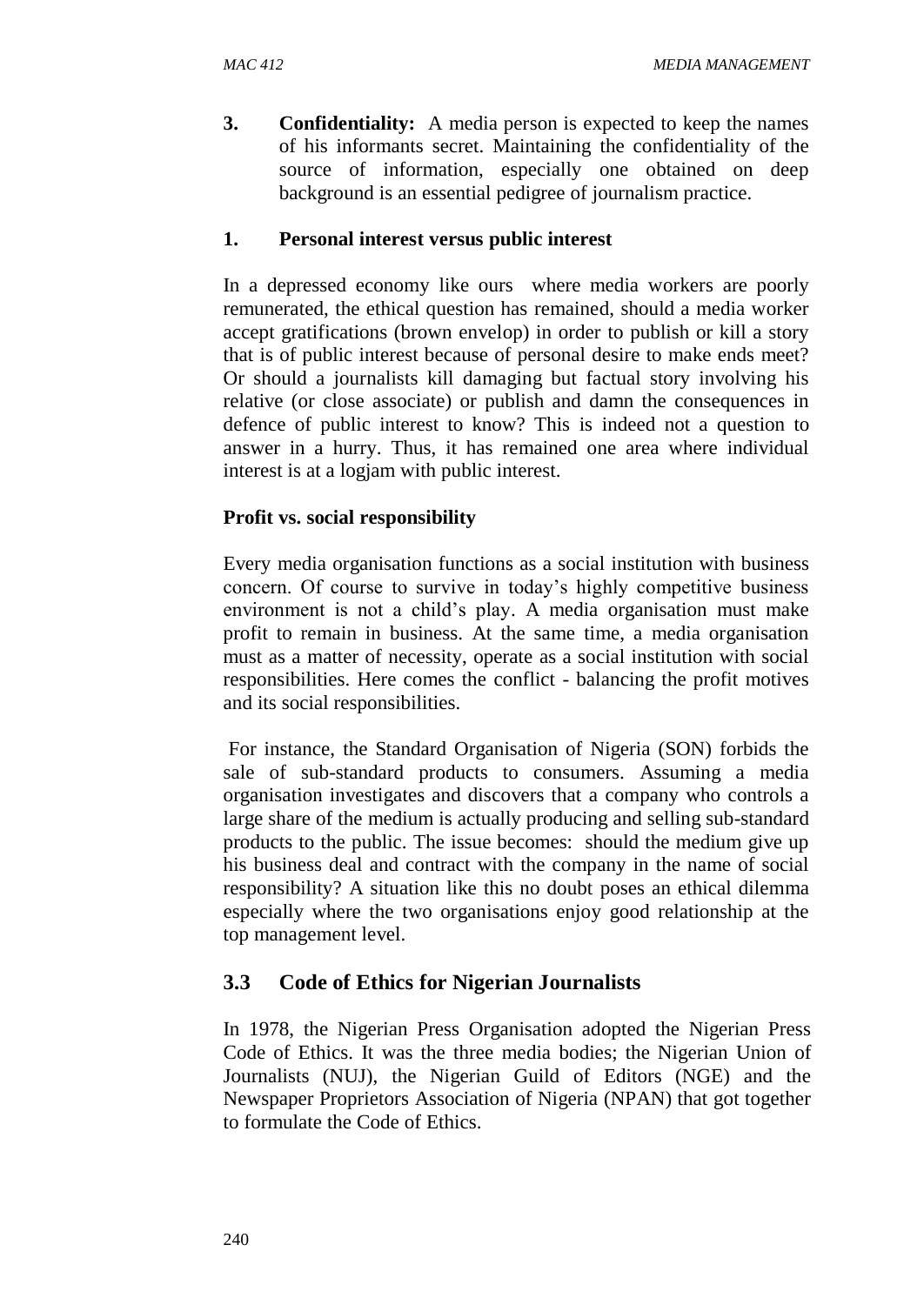3. **Confidentiality:** A media person is expected to keep the names of his informants secret. Maintaining the confidentiality of the source of information, especially one obtained on deep background is an essential pedigree of journalism practice.

1. **Personal interest versus public interest**

In a depressed economy like ours where media workers are poorly remunerated, the ethical question has remained, should a media worker accept gratifications (brown envelop) in order to publish or kill a story that is of public interest because of personal desire to make ends meet? Or should a journalists kill damaging but factual story involving his relative (or close associate) or publish and damn the consequences in defence of public interest to know? This is indeed not a question to answer in a hurry. Thus, it has remained one area where individual interest is at a logjam with public interest.

**Profit vs. social responsibility**

Every media organisation functions as a social institution with business concern. Of course to survive in today's highly competitive business environment is not a child's play. A media organisation must make profit to remain in business. At the same time, a media organisation must as a matter of necessity, operate as a social institution with social responsibilities. Here comes the conflict - balancing the profit motives and its social responsibilities.

For instance, the Standard Organisation of Nigeria (SON) forbids the sale of sub-standard products to consumers. Assuming a media organisation investigates and discovers that a company who controls a large share of the medium is actually producing and selling sub-standard products to the public. The issue becomes: should the medium give up his business deal and contract with the company in the name of social responsibility? A situation like this no doubt poses an ethical dilemma especially where the two organisations enjoy good relationship at the top management level.

## 3.3 Code of Ethics for Nigerian Journalists

In 1978, the Nigerian Press Organisation adopted the Nigerian Press Code of Ethics. It was the three media bodies; the Nigerian Union of Journalists (NUJ), the Nigerian Guild of Editors (NGE) and the Newspaper Proprietors Association of Nigeria (NPAN) that got together to formulate the Code of Ethics.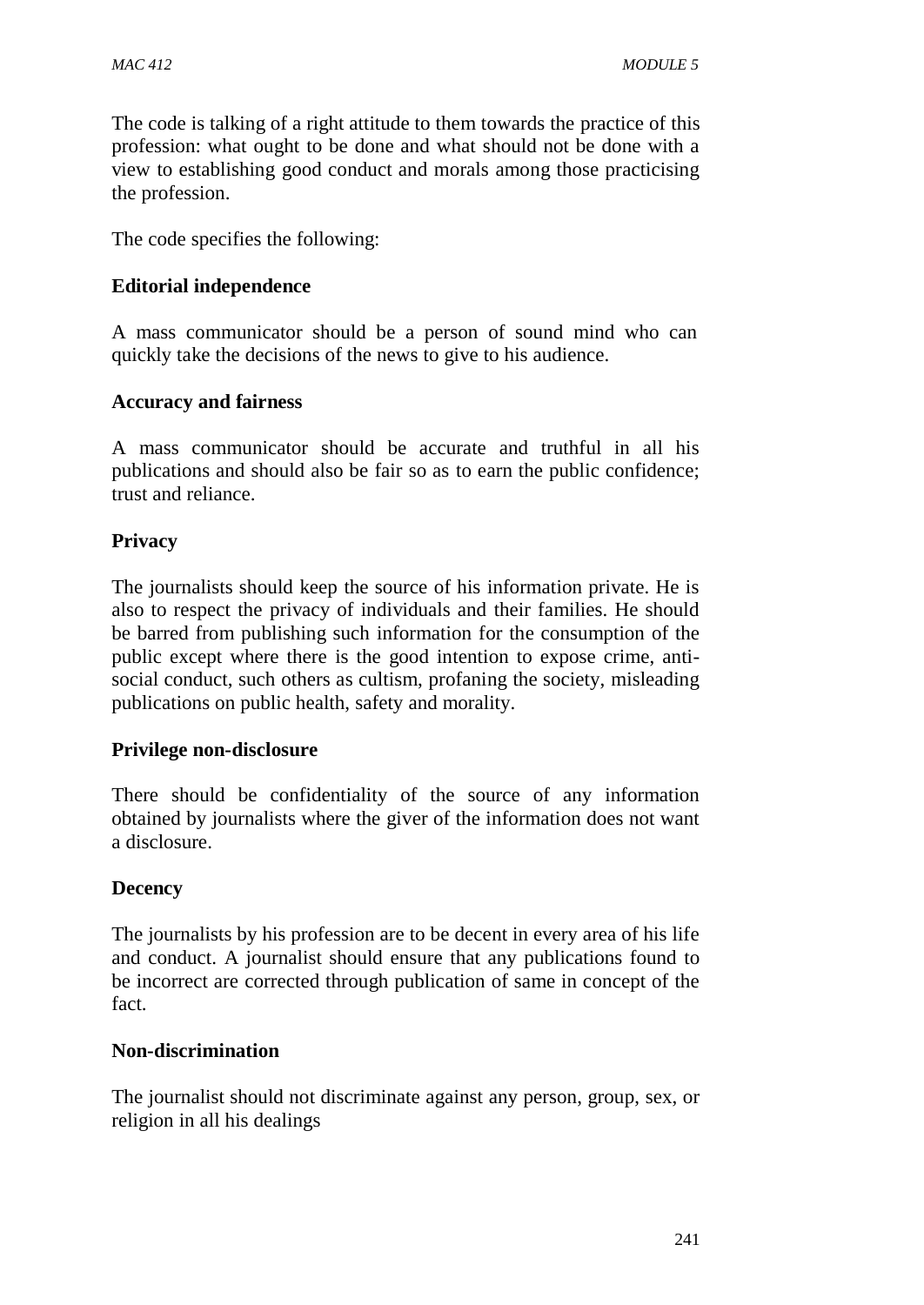The code is talking of a right attitude to them towards the practice of this profession: what ought to be done and what should not be done with a view to establishing good conduct and morals among those practicising the profession.

The code specifies the following:

**Editorial independence**

A mass communicator should be a person of sound mind who can quickly take the decisions of the news to give to his audience.

**Accuracy and fairness**

A mass communicator should be accurate and truthful in all his publications and should also be fair so as to earn the public confidence; trust and reliance.

**Privacy**

The journalists should keep the source of his information private. He is also to respect the privacy of individuals and their families. He should be barred from publishing such information for the consumption of the public except where there is the good intention to expose crime, anti-social conduct, such others as cultism, profaning the society, misleading publications on public health, safety and morality.

**Privilege non-disclosure**

There should be confidentiality of the source of any information obtained by journalists where the giver of the information does not want a disclosure.

**Decency**

The journalists by his profession are to be decent in every area of his life and conduct. A journalist should ensure that any publications found to be incorrect are corrected through publication of same in concept of the fact.

**Non-discrimination**

The journalist should not discriminate against any person, group, sex, or religion in all his dealings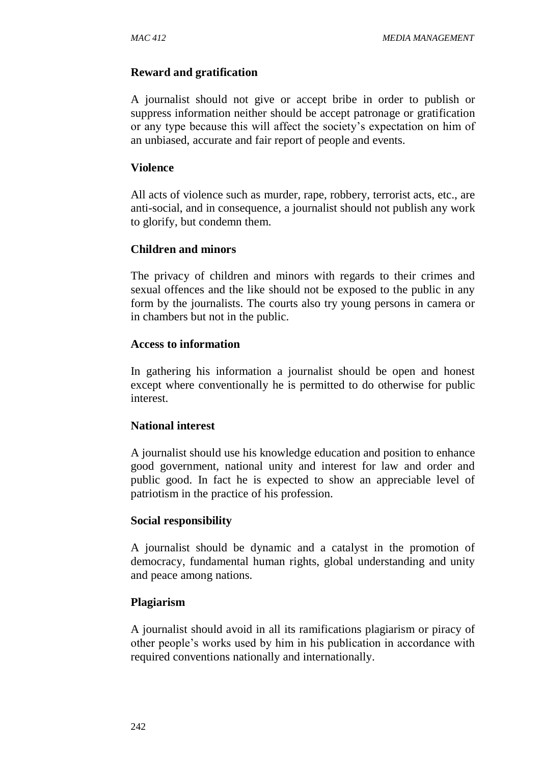**Reward and gratification**

A journalist should not give or accept bribe in order to publish or suppress information neither should be accept patronage or gratification or any type because this will affect the society's expectation on him of an unbiased, accurate and fair report of people and events.

**Violence**

All acts of violence such as murder, rape, robbery, terrorist acts, etc., are anti-social, and in consequence, a journalist should not publish any work to glorify, but condemn them.

**Children and minors**

The privacy of children and minors with regards to their crimes and sexual offences and the like should not be exposed to the public in any form by the journalists. The courts also try young persons in camera or in chambers but not in the public.

**Access to information**

In gathering his information a journalist should be open and honest except where conventionally he is permitted to do otherwise for public interest.

**National interest**

A journalist should use his knowledge education and position to enhance good government, national unity and interest for law and order and public good. In fact he is expected to show an appreciable level of patriotism in the practice of his profession.

**Social responsibility**

A journalist should be dynamic and a catalyst in the promotion of democracy, fundamental human rights, global understanding and unity and peace among nations.

**Plagiarism**

A journalist should avoid in all its ramifications plagiarism or piracy of other people's works used by him in his publication in accordance with required conventions nationally and internationally.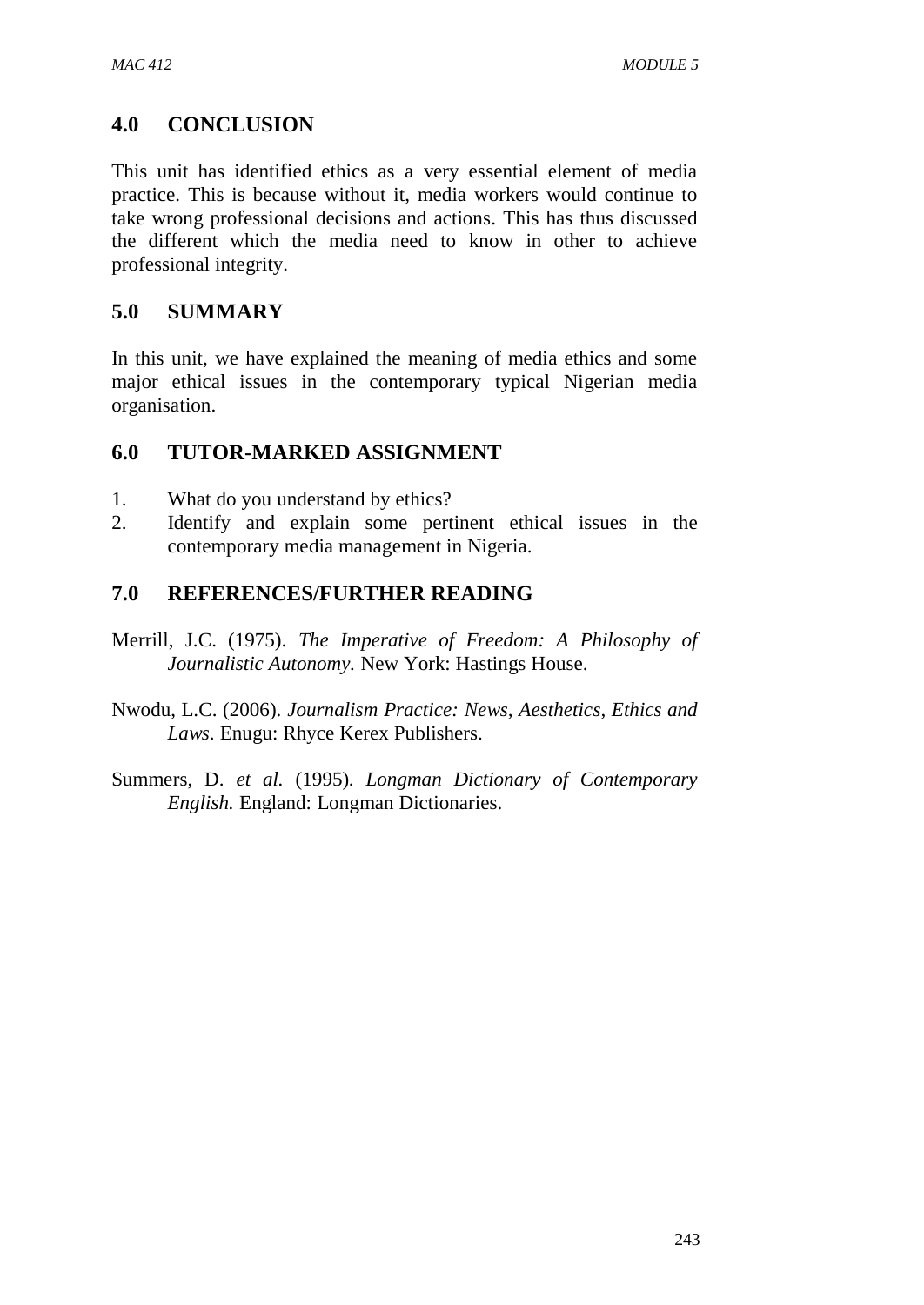## 4.0 CONCLUSION

This unit has identified ethics as a very essential element of media practice. This is because without it, media workers would continue to take wrong professional decisions and actions. This has thus discussed the different which the media need to know in other to achieve professional integrity.

## 5.0 SUMMARY

In this unit, we have explained the meaning of media ethics and some major ethical issues in the contemporary typical Nigerian media organisation.

## 6.0 TUTOR-MARKED ASSIGNMENT

1. What do you understand by ethics?
2. Identify and explain some pertinent ethical issues in the contemporary media management in Nigeria.

## 7.0 REFERENCES/FURTHER READING

Merrill, J.C. (1975). *The Imperative of Freedom: A Philosophy of Journalistic Autonomy.* New York: Hastings House.

Nwodu, L.C. (2006). *Journalism Practice: News, Aesthetics, Ethics and Laws*. Enugu: Rhyce Kerex Publishers.

Summers, D. *et al.* (1995). *Longman Dictionary of Contemporary English.* England: Longman Dictionaries.